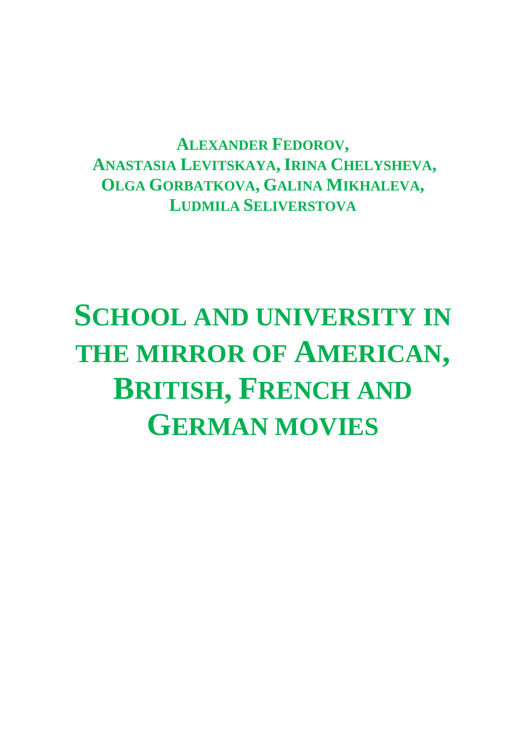**ALEXANDER FEDOROV,**
**ANASTASIA LEVITSKAYA, IRINA CHELYSHEVA,**
**OLGA GORBATKOVA, GALINA MIKHALEVA,**
**LUDMILA SELIVERSTOVA**

# SCHOOL AND UNIVERSITY IN THE MIRROR OF AMERICAN, BRITISH, FRENCH AND GERMAN MOVIES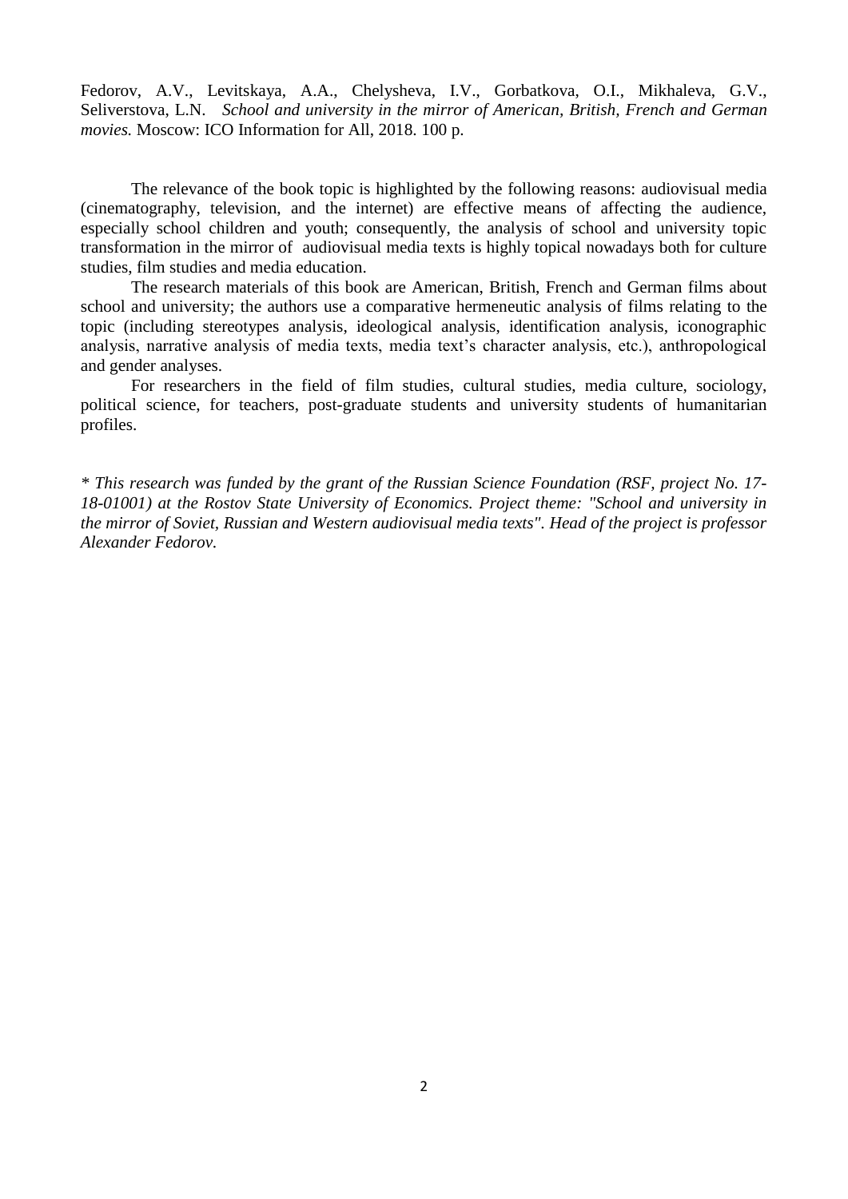Fedorov, A.V., Levitskaya, A.A., Chelysheva, I.V., Gorbatkova, O.I., Mikhaleva, G.V., Seliverstova, L.N. *School and university in the mirror of American, British, French and German movies.* Moscow: ICO Information for All, 2018. 100 p.

The relevance of the book topic is highlighted by the following reasons: audiovisual media (cinematography, television, and the internet) are effective means of affecting the audience, especially school children and youth; consequently, the analysis of school and university topic transformation in the mirror of audiovisual media texts is highly topical nowadays both for culture studies, film studies and media education.

The research materials of this book are American, British, French and German films about school and university; the authors use a comparative hermeneutic analysis of films relating to the topic (including stereotypes analysis, ideological analysis, identification analysis, iconographic analysis, narrative analysis of media texts, media text's character analysis, etc.), anthropological and gender analyses.

For researchers in the field of film studies, cultural studies, media culture, sociology, political science, for teachers, post-graduate students and university students of humanitarian profiles.

*\* This research was funded by the grant of the Russian Science Foundation (RSF, project No. 17-18-01001) at the Rostov State University of Economics. Project theme: "School and university in the mirror of Soviet, Russian and Western audiovisual media texts". Head of the project is professor Alexander Fedorov.*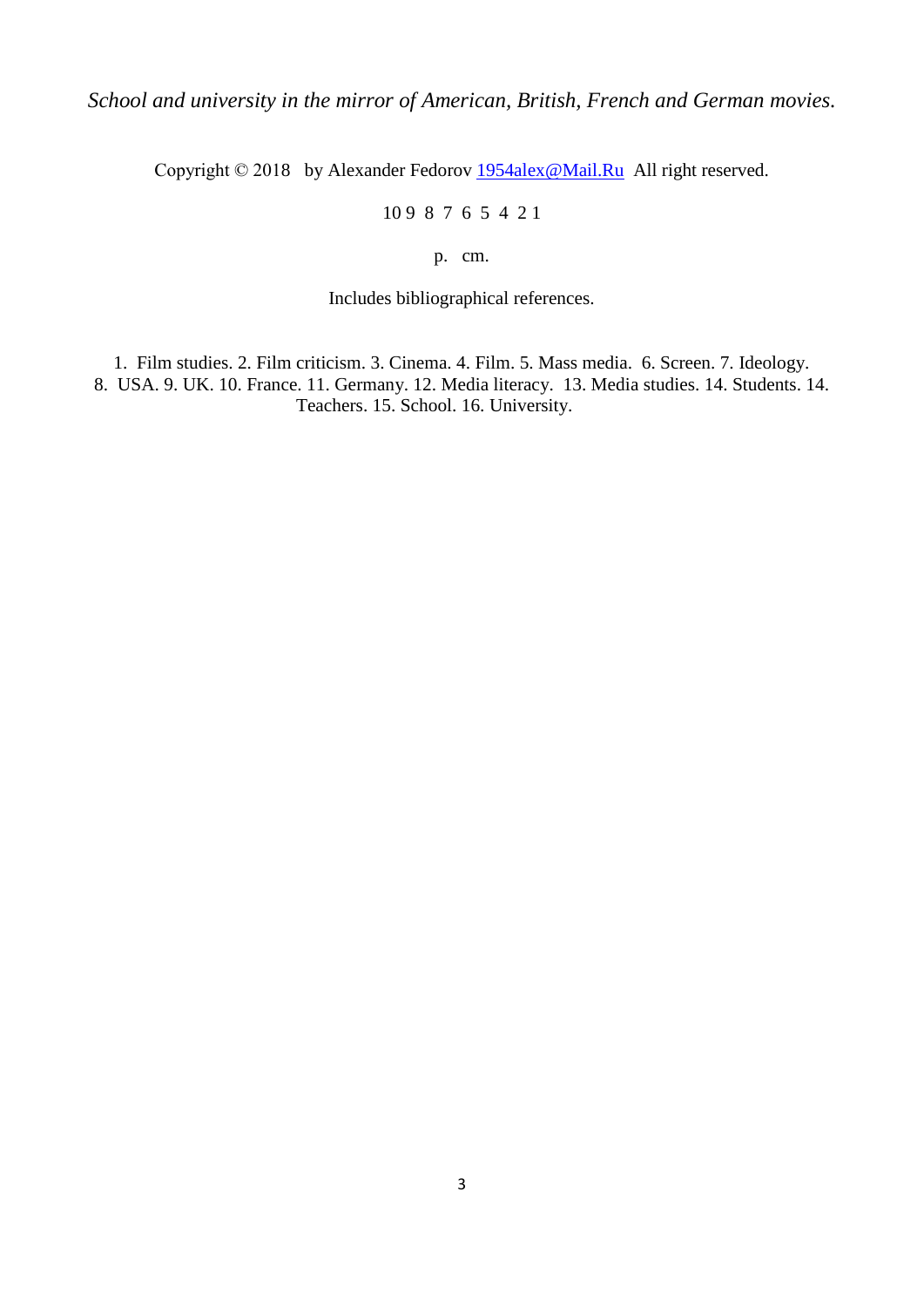*School and university in the mirror of American, British, French and German movies.*

Copyright © 2018 by Alexander Fedorov [1954alex@Mail.Ru](mailto:1954alex@Mail.Ru) All right reserved.

10 9 8 7 6 5 4 2 1

p. cm.

Includes bibliographical references.

1. Film studies. 2. Film criticism. 3. Cinema. 4. Film. 5. Mass media. 6. Screen. 7. Ideology. 8. USA. 9. UK. 10. France. 11. Germany. 12. Media literacy. 13. Media studies. 14. Students. 14. Teachers. 15. School. 16. University.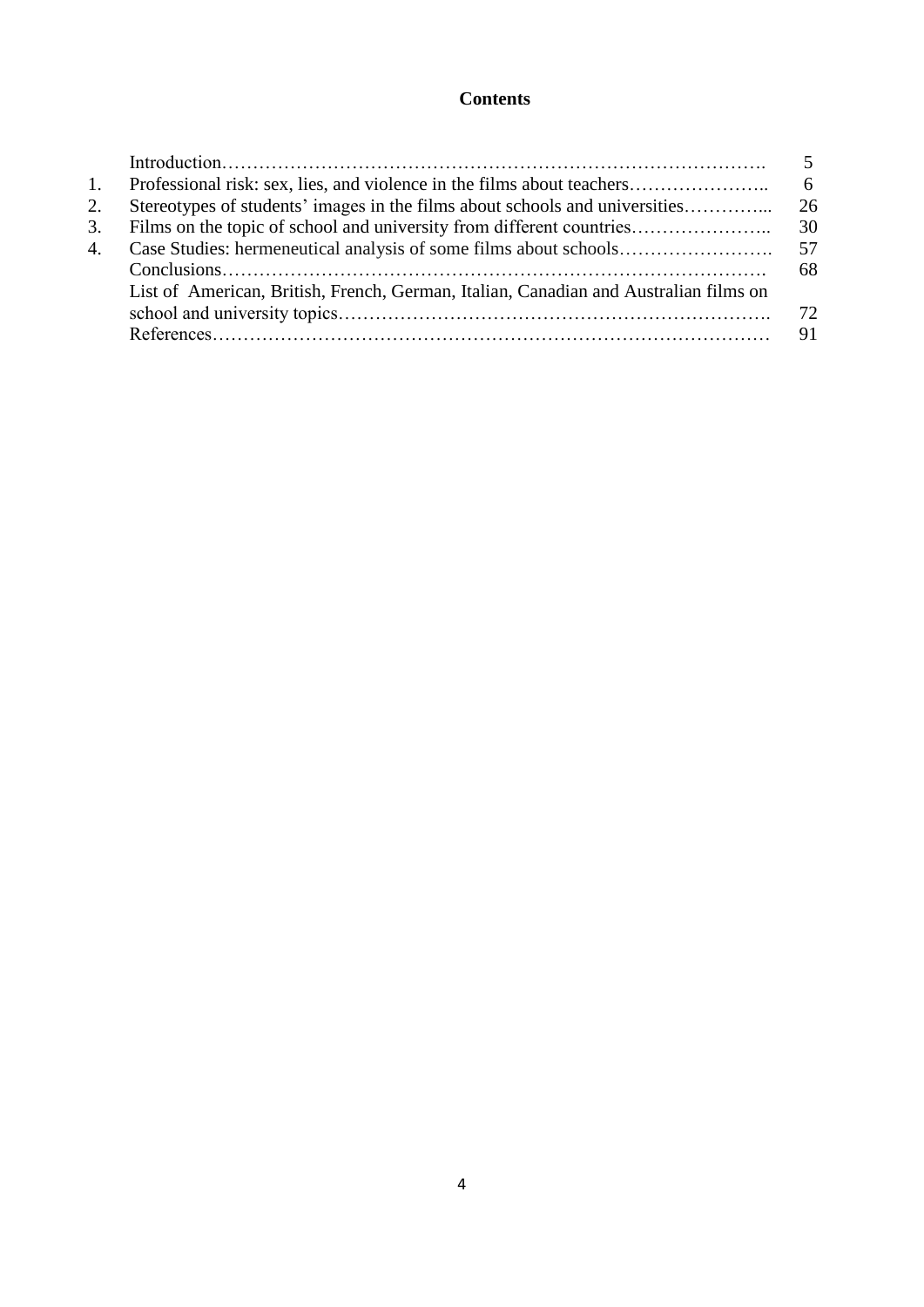**Contents**

| | | |
|---|---|---|
| | Introduction………………………………………………………………………. | 5 |
| 1. | Professional risk: sex, lies, and violence in the films about teachers………………….. | 6 |
| 2. | Stereotypes of students' images in the films about schools and universities…………... | 26 |
| 3. | Films on the topic of school and university from different countries………………….. | 30 |
| 4. | Case Studies: hermeneutical analysis of some films about schools……………………. | 57 |
| | Conclusions………………………………………………………………………. | 68 |
| | List of American, British, French, German, Italian, Canadian and Australian films on school and university topics………………………………………………………. | 72 |
| | References……………………………………………………………………… | 91 |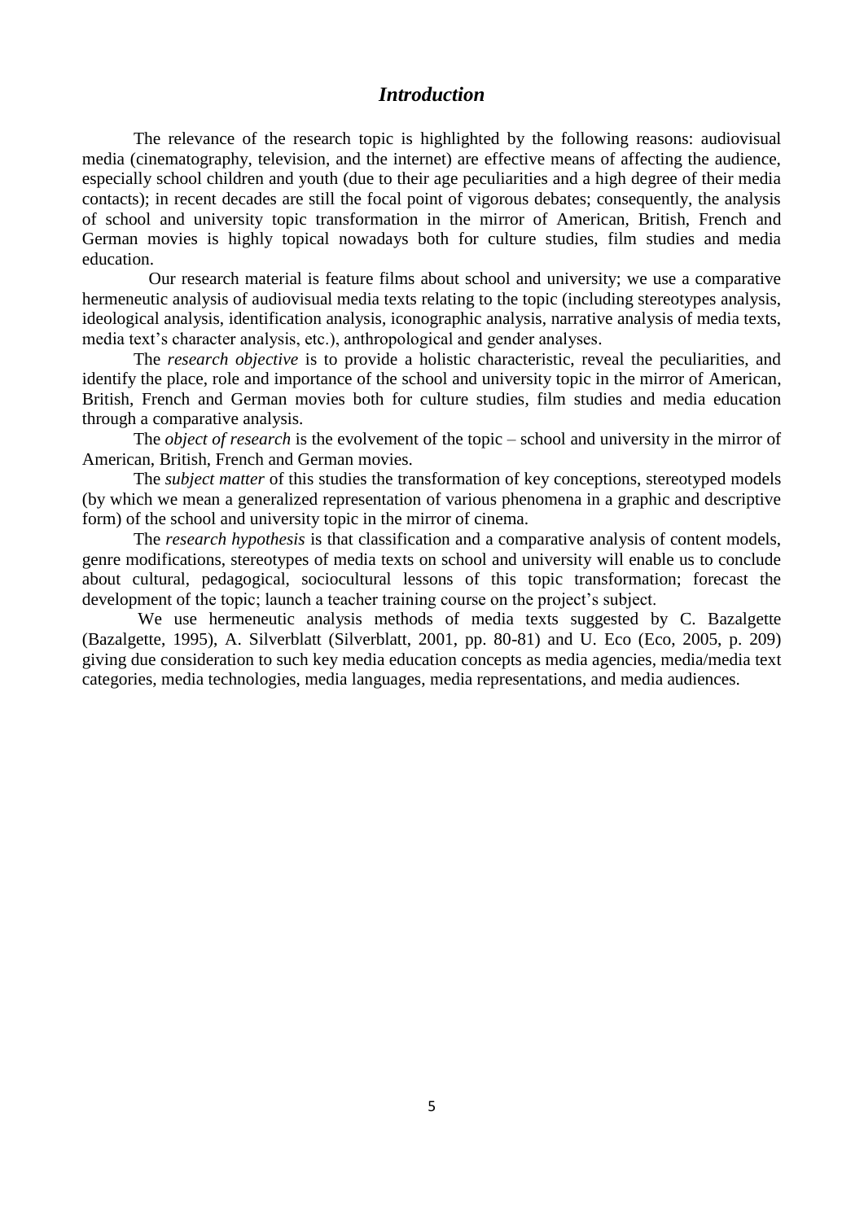## *Introduction*

The relevance of the research topic is highlighted by the following reasons: audiovisual media (cinematography, television, and the internet) are effective means of affecting the audience, especially school children and youth (due to their age peculiarities and a high degree of their media contacts); in recent decades are still the focal point of vigorous debates; consequently, the analysis of school and university topic transformation in the mirror of American, British, French and German movies is highly topical nowadays both for culture studies, film studies and media education.

Our research material is feature films about school and university; we use a comparative hermeneutic analysis of audiovisual media texts relating to the topic (including stereotypes analysis, ideological analysis, identification analysis, iconographic analysis, narrative analysis of media texts, media text's character analysis, etc.), anthropological and gender analyses.

The *research objective* is to provide a holistic characteristic, reveal the peculiarities, and identify the place, role and importance of the school and university topic in the mirror of American, British, French and German movies both for culture studies, film studies and media education through a comparative analysis.

The *object of research* is the evolvement of the topic – school and university in the mirror of American, British, French and German movies.

The *subject matter* of this studies the transformation of key conceptions, stereotyped models (by which we mean a generalized representation of various phenomena in a graphic and descriptive form) of the school and university topic in the mirror of cinema.

The *research hypothesis* is that classification and a comparative analysis of content models, genre modifications, stereotypes of media texts on school and university will enable us to conclude about cultural, pedagogical, sociocultural lessons of this topic transformation; forecast the development of the topic; launch a teacher training course on the project's subject.

We use hermeneutic analysis methods of media texts suggested by C. Bazalgette (Bazalgette, 1995), A. Silverblatt (Silverblatt, 2001, pp. 80-81) and U. Eco (Eco, 2005, p. 209) giving due consideration to such key media education concepts as media agencies, media/media text categories, media technologies, media languages, media representations, and media audiences.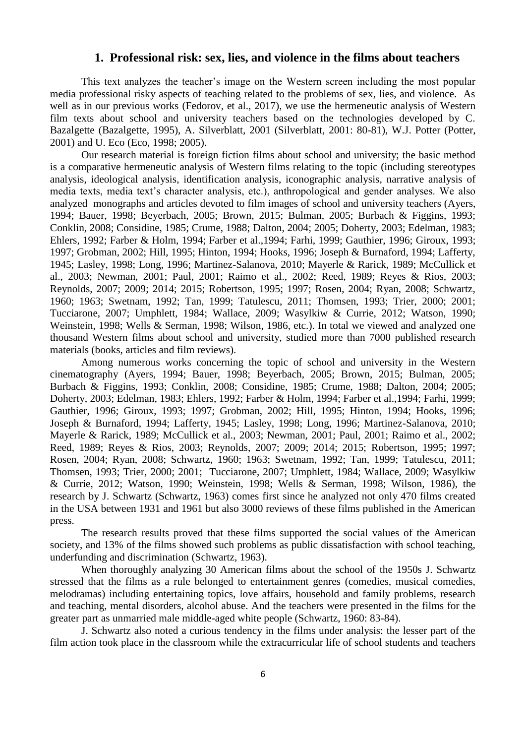## 1. Professional risk: sex, lies, and violence in the films about teachers

This text analyzes the teacher's image on the Western screen including the most popular media professional risky aspects of teaching related to the problems of sex, lies, and violence. As well as in our previous works (Fedorov, et al., 2017), we use the hermeneutic analysis of Western film texts about school and university teachers based on the technologies developed by C. Bazalgette (Bazalgette, 1995), A. Silverblatt, 2001 (Silverblatt, 2001: 80-81), W.J. Potter (Potter, 2001) and U. Eco (Eco, 1998; 2005).

Our research material is foreign fiction films about school and university; the basic method is a comparative hermeneutic analysis of Western films relating to the topic (including stereotypes analysis, ideological analysis, identification analysis, iconographic analysis, narrative analysis of media texts, media text's character analysis, etc.), anthropological and gender analyses. We also analyzed monographs and articles devoted to film images of school and university teachers (Ayers, 1994; Bauer, 1998; Beyerbach, 2005; Brown, 2015; Bulman, 2005; Burbach & Figgins, 1993; Conklin, 2008; Considine, 1985; Crume, 1988; Dalton, 2004; 2005; Doherty, 2003; Edelman, 1983; Ehlers, 1992; Farber & Holm, 1994; Farber et al.,1994; Farhi, 1999; Gauthier, 1996; Giroux, 1993; 1997; Grobman, 2002; Hill, 1995; Hinton, 1994; Hooks, 1996; Joseph & Burnaford, 1994; Lafferty, 1945; Lasley, 1998; Long, 1996; Martinez-Salanova, 2010; Mayerle & Rarick, 1989; McCullick et al., 2003; Newman, 2001; Paul, 2001; Raimo et al., 2002; Reed, 1989; Reyes & Rios, 2003; Reynolds, 2007; 2009; 2014; 2015; Robertson, 1995; 1997; Rosen, 2004; Ryan, 2008; Schwartz, 1960; 1963; Swetnam, 1992; Tan, 1999; Tatulescu, 2011; Thomsen, 1993; Trier, 2000; 2001; Tucciarone, 2007; Umphlett, 1984; Wallace, 2009; Wasylkiw & Currie, 2012; Watson, 1990; Weinstein, 1998; Wells & Serman, 1998; Wilson, 1986, etc.). In total we viewed and analyzed one thousand Western films about school and university, studied more than 7000 published research materials (books, articles and film reviews).

Among numerous works concerning the topic of school and university in the Western cinematography (Ayers, 1994; Bauer, 1998; Beyerbach, 2005; Brown, 2015; Bulman, 2005; Burbach & Figgins, 1993; Conklin, 2008; Considine, 1985; Crume, 1988; Dalton, 2004; 2005; Doherty, 2003; Edelman, 1983; Ehlers, 1992; Farber & Holm, 1994; Farber et al.,1994; Farhi, 1999; Gauthier, 1996; Giroux, 1993; 1997; Grobman, 2002; Hill, 1995; Hinton, 1994; Hooks, 1996; Joseph & Burnaford, 1994; Lafferty, 1945; Lasley, 1998; Long, 1996; Martinez-Salanova, 2010; Mayerle & Rarick, 1989; McCullick et al., 2003; Newman, 2001; Paul, 2001; Raimo et al., 2002; Reed, 1989; Reyes & Rios, 2003; Reynolds, 2007; 2009; 2014; 2015; Robertson, 1995; 1997; Rosen, 2004; Ryan, 2008; Schwartz, 1960; 1963; Swetnam, 1992; Tan, 1999; Tatulescu, 2011; Thomsen, 1993; Trier, 2000; 2001; Tucciarone, 2007; Umphlett, 1984; Wallace, 2009; Wasylkiw & Currie, 2012; Watson, 1990; Weinstein, 1998; Wells & Serman, 1998; Wilson, 1986), the research by J. Schwartz (Schwartz, 1963) comes first since he analyzed not only 470 films created in the USA between 1931 and 1961 but also 3000 reviews of these films published in the American press.

The research results proved that these films supported the social values of the American society, and 13% of the films showed such problems as public dissatisfaction with school teaching, underfunding and discrimination (Schwartz, 1963).

When thoroughly analyzing 30 American films about the school of the 1950s J. Schwartz stressed that the films as a rule belonged to entertainment genres (comedies, musical comedies, melodramas) including entertaining topics, love affairs, household and family problems, research and teaching, mental disorders, alcohol abuse. And the teachers were presented in the films for the greater part as unmarried male middle-aged white people (Schwartz, 1960: 83-84).

J. Schwartz also noted a curious tendency in the films under analysis: the lesser part of the film action took place in the classroom while the extracurricular life of school students and teachers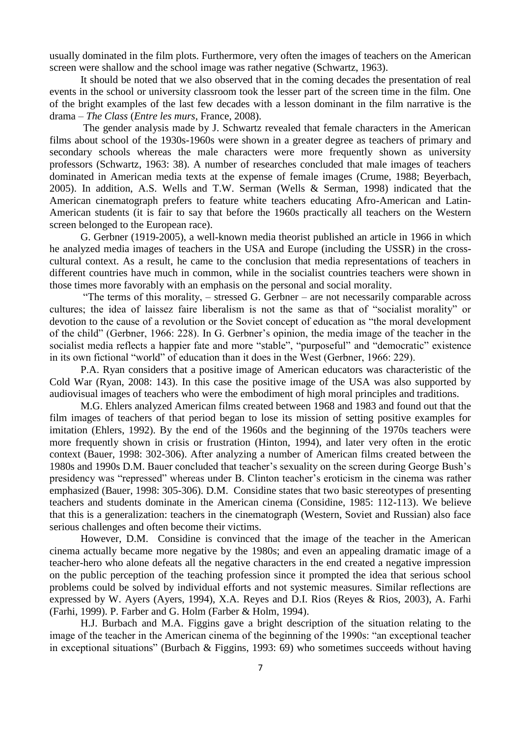usually dominated in the film plots. Furthermore, very often the images of teachers on the American screen were shallow and the school image was rather negative (Schwartz, 1963).

It should be noted that we also observed that in the coming decades the presentation of real events in the school or university classroom took the lesser part of the screen time in the film. One of the bright examples of the last few decades with a lesson dominant in the film narrative is the drama – *The Class* (*Entre les murs*, France, 2008).

The gender analysis made by J. Schwartz revealed that female characters in the American films about school of the 1930s-1960s were shown in a greater degree as teachers of primary and secondary schools whereas the male characters were more frequently shown as university professors (Schwartz, 1963: 38). A number of researches concluded that male images of teachers dominated in American media texts at the expense of female images (Crume, 1988; Beyerbach, 2005). In addition, A.S. Wells and T.W. Serman (Wells & Serman, 1998) indicated that the American cinematograph prefers to feature white teachers educating Afro-American and Latin-American students (it is fair to say that before the 1960s practically all teachers on the Western screen belonged to the European race).

G. Gerbner (1919-2005), a well-known media theorist published an article in 1966 in which he analyzed media images of teachers in the USA and Europe (including the USSR) in the cross-cultural context. As a result, he came to the conclusion that media representations of teachers in different countries have much in common, while in the socialist countries teachers were shown in those times more favorably with an emphasis on the personal and social morality.

"The terms of this morality, – stressed G. Gerbner – are not necessarily comparable across cultures; the idea of laissez faire liberalism is not the same as that of "socialist morality" or devotion to the cause of a revolution or the Soviet concept of education as "the moral development of the child" (Gerbner, 1966: 228). In G. Gerbner's opinion, the media image of the teacher in the socialist media reflects a happier fate and more "stable", "purposeful" and "democratic" existence in its own fictional "world" of education than it does in the West (Gerbner, 1966: 229).

P.A. Ryan considers that a positive image of American educators was characteristic of the Cold War (Ryan, 2008: 143). In this case the positive image of the USA was also supported by audiovisual images of teachers who were the embodiment of high moral principles and traditions.

M.G. Ehlers analyzed American films created between 1968 and 1983 and found out that the film images of teachers of that period began to lose its mission of setting positive examples for imitation (Ehlers, 1992). By the end of the 1960s and the beginning of the 1970s teachers were more frequently shown in crisis or frustration (Hinton, 1994), and later very often in the erotic context (Bauer, 1998: 302-306). After analyzing a number of American films created between the 1980s and 1990s D.M. Bauer concluded that teacher's sexuality on the screen during George Bush's presidency was "repressed" whereas under B. Clinton teacher's eroticism in the cinema was rather emphasized (Bauer, 1998: 305-306). D.M. Considine states that two basic stereotypes of presenting teachers and students dominate in the American cinema (Considine, 1985: 112-113). We believe that this is a generalization: teachers in the cinematograph (Western, Soviet and Russian) also face serious challenges and often become their victims.

However, D.M. Considine is convinced that the image of the teacher in the American cinema actually became more negative by the 1980s; and even an appealing dramatic image of a teacher-hero who alone defeats all the negative characters in the end created a negative impression on the public perception of the teaching profession since it prompted the idea that serious school problems could be solved by individual efforts and not systemic measures. Similar reflections are expressed by W. Ayers (Ayers, 1994), X.A. Reyes and D.I. Rios (Reyes & Rios, 2003), A. Farhi (Farhi, 1999). P. Farber and G. Holm (Farber & Holm, 1994).

H.J. Burbach and M.A. Figgins gave a bright description of the situation relating to the image of the teacher in the American cinema of the beginning of the 1990s: "an exceptional teacher in exceptional situations" (Burbach & Figgins, 1993: 69) who sometimes succeeds without having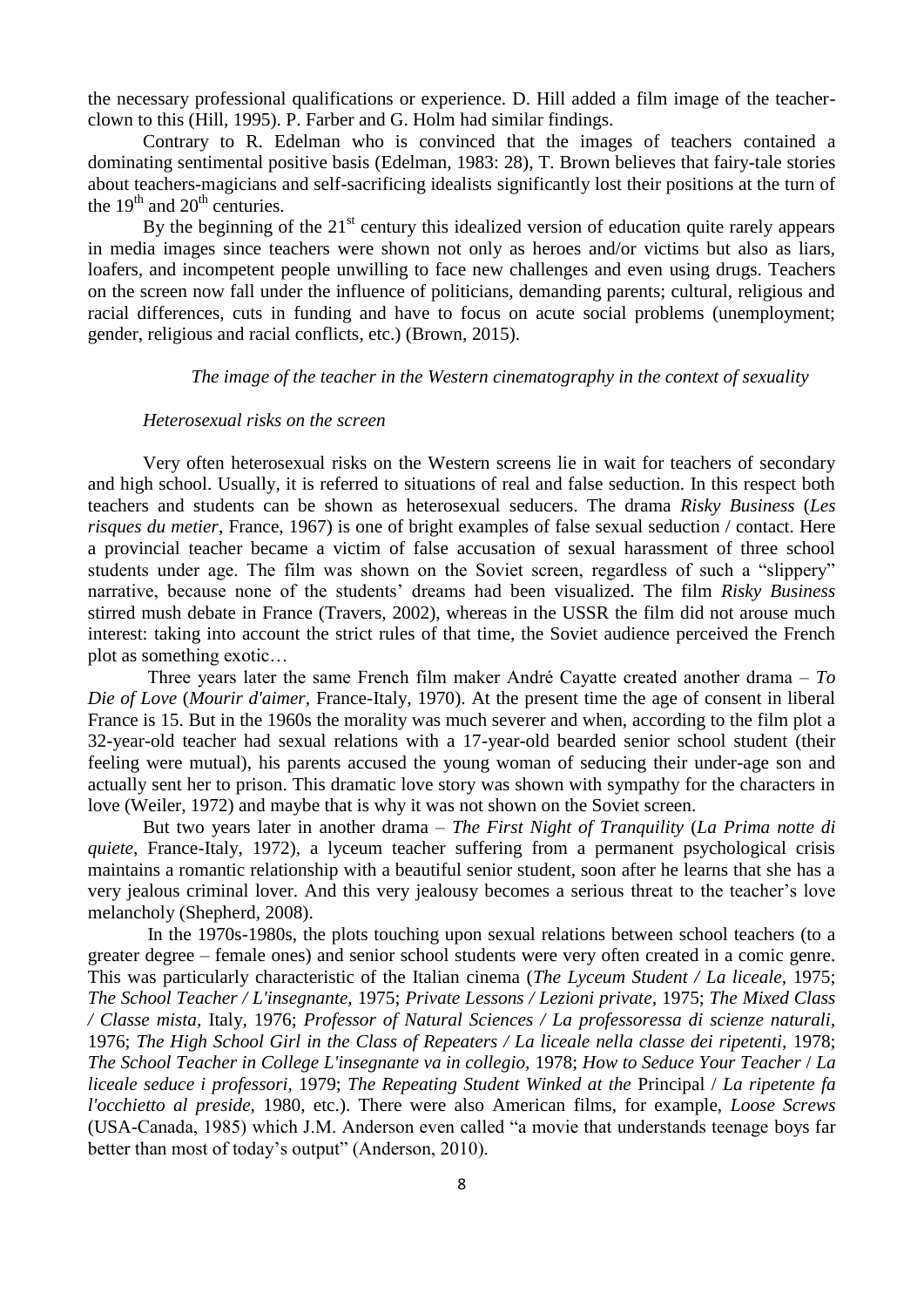the necessary professional qualifications or experience. D. Hill added a film image of the teacher-clown to this (Hill, 1995). P. Farber and G. Holm had similar findings.

Contrary to R. Edelman who is convinced that the images of teachers contained a dominating sentimental positive basis (Edelman, 1983: 28), T. Brown believes that fairy-tale stories about teachers-magicians and self-sacrificing idealists significantly lost their positions at the turn of the 19th and 20th centuries.

By the beginning of the 21st century this idealized version of education quite rarely appears in media images since teachers were shown not only as heroes and/or victims but also as liars, loafers, and incompetent people unwilling to face new challenges and even using drugs. Teachers on the screen now fall under the influence of politicians, demanding parents; cultural, religious and racial differences, cuts in funding and have to focus on acute social problems (unemployment; gender, religious and racial conflicts, etc.) (Brown, 2015).

### *The image of the teacher in the Western cinematography in the context of sexuality*

#### *Heterosexual risks on the screen*

Very often heterosexual risks on the Western screens lie in wait for teachers of secondary and high school. Usually, it is referred to situations of real and false seduction. In this respect both teachers and students can be shown as heterosexual seducers. The drama *Risky Business* (*Les risques du metier*, France, 1967) is one of bright examples of false sexual seduction / contact. Here a provincial teacher became a victim of false accusation of sexual harassment of three school students under age. The film was shown on the Soviet screen, regardless of such a "slippery" narrative, because none of the students' dreams had been visualized. The film *Risky Business* stirred mush debate in France (Travers, 2002), whereas in the USSR the film did not arouse much interest: taking into account the strict rules of that time, the Soviet audience perceived the French plot as something exotic…

Three years later the same French film maker André Cayatte created another drama – *To Die of Love* (*Mourir d'aimer*, France-Italy, 1970). At the present time the age of consent in liberal France is 15. But in the 1960s the morality was much severer and when, according to the film plot a 32-year-old teacher had sexual relations with a 17-year-old bearded senior school student (their feeling were mutual), his parents accused the young woman of seducing their under-age son and actually sent her to prison. This dramatic love story was shown with sympathy for the characters in love (Weiler, 1972) and maybe that is why it was not shown on the Soviet screen.

But two years later in another drama – *The First Night of Tranquility* (*La Prima notte di quiete*, France-Italy, 1972), a lyceum teacher suffering from a permanent psychological crisis maintains a romantic relationship with a beautiful senior student, soon after he learns that she has a very jealous criminal lover. And this very jealousy becomes a serious threat to the teacher's love melancholy (Shepherd, 2008).

In the 1970s-1980s, the plots touching upon sexual relations between school teachers (to a greater degree – female ones) and senior school students were very often created in a comic genre. This was particularly characteristic of the Italian cinema (*The Lyceum Student / La liceale,* 1975; *The School Teacher / L'insegnante,* 1975; *Private Lessons / Lezioni private,* 1975; *The Mixed Class / Classe mista,* Italy, 1976; *Professor of Natural Sciences / La professoressa di scienze naturali,* 1976; *The High School Girl in the Class of Repeaters / La liceale nella classe dei ripetenti*, 1978; *The School Teacher in College L'insegnante va in collegio,* 1978; *How to Seduce Your Teacher* / *La liceale seduce i professori,* 1979; *The Repeating Student Winked at the* Principal / *La ripetente fa l'occhietto al preside*, 1980, etc.). There were also American films, for example, *Loose Screws* (USA-Canada, 1985) which J.M. Anderson even called "a movie that understands teenage boys far better than most of today's output" (Anderson, 2010).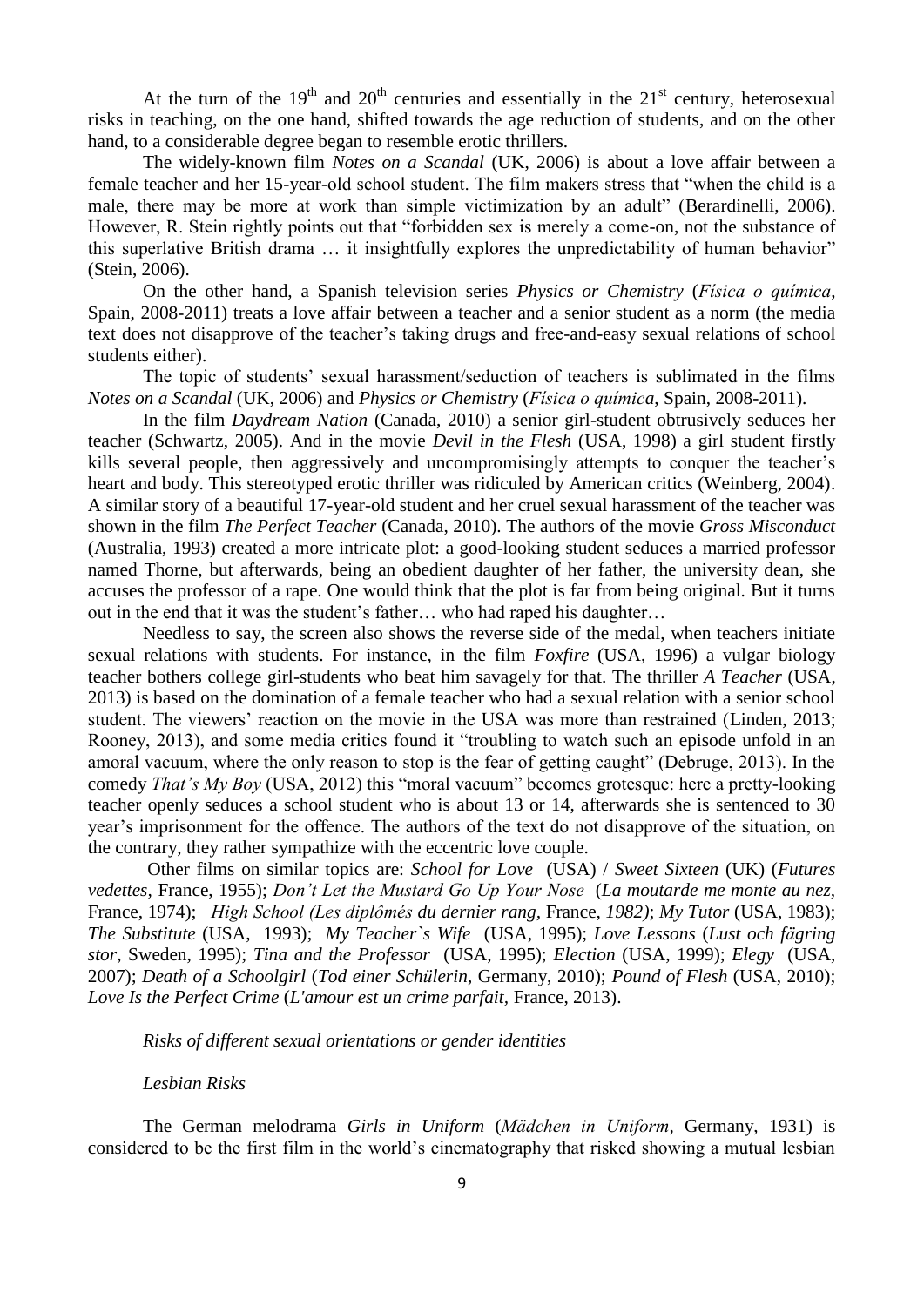At the turn of the 19th and 20th centuries and essentially in the 21st century, heterosexual risks in teaching, on the one hand, shifted towards the age reduction of students, and on the other hand, to a considerable degree began to resemble erotic thrillers.

The widely-known film *Notes on a Scandal* (UK, 2006) is about a love affair between a female teacher and her 15-year-old school student. The film makers stress that "when the child is a male, there may be more at work than simple victimization by an adult" (Berardinelli, 2006). However, R. Stein rightly points out that "forbidden sex is merely a come-on, not the substance of this superlative British drama … it insightfully explores the unpredictability of human behavior" (Stein, 2006).

On the other hand, a Spanish television series *Physics or Chemistry* (*Física o química*, Spain, 2008-2011) treats a love affair between a teacher and a senior student as a norm (the media text does not disapprove of the teacher's taking drugs and free-and-easy sexual relations of school students either).

The topic of students' sexual harassment/seduction of teachers is sublimated in the films *Notes on a Scandal* (UK, 2006) and *Physics or Chemistry* (*Física o química*, Spain, 2008-2011).

In the film *Daydream Nation* (Canada, 2010) a senior girl-student obtrusively seduces her teacher (Schwartz, 2005). And in the movie *Devil in the Flesh* (USA, 1998) a girl student firstly kills several people, then aggressively and uncompromisingly attempts to conquer the teacher's heart and body. This stereotyped erotic thriller was ridiculed by American critics (Weinberg, 2004). A similar story of a beautiful 17-year-old student and her cruel sexual harassment of the teacher was shown in the film *The Perfect Teacher* (Canada, 2010). The authors of the movie *Gross Misconduct* (Australia, 1993) created a more intricate plot: a good-looking student seduces a married professor named Thorne, but afterwards, being an obedient daughter of her father, the university dean, she accuses the professor of a rape. One would think that the plot is far from being original. But it turns out in the end that it was the student's father… who had raped his daughter…

Needless to say, the screen also shows the reverse side of the medal, when teachers initiate sexual relations with students. For instance, in the film *Foxfire* (USA, 1996) a vulgar biology teacher bothers college girl-students who beat him savagely for that. The thriller *A Teacher* (USA, 2013) is based on the domination of a female teacher who had a sexual relation with a senior school student. The viewers' reaction on the movie in the USA was more than restrained (Linden, 2013; Rooney, 2013), and some media critics found it "troubling to watch such an episode unfold in an amoral vacuum, where the only reason to stop is the fear of getting caught" (Debruge, 2013). In the comedy *That's My Boy* (USA, 2012) this "moral vacuum" becomes grotesque: here a pretty-looking teacher openly seduces a school student who is about 13 or 14, afterwards she is sentenced to 30 year's imprisonment for the offence. The authors of the text do not disapprove of the situation, on the contrary, they rather sympathize with the eccentric love couple.

Other films on similar topics are: *School for Love* (USA) / *Sweet Sixteen* (UK) (*Futures vedettes*, France, 1955); *Don't Let the Mustard Go Up Your Nose* (*La moutarde me monte au nez*, France, 1974); *High School (Les diplômés du dernier rang*, France, *1982)*; *My Tutor* (USA, 1983); *The Substitute* (USA, 1993); *My Teacher`s Wife* (USA, 1995); *Love Lessons* (*Lust och fägring stor*, Sweden, 1995); *Tina and the Professor* (USA, 1995); *Election* (USA, 1999); *Elegy* (USA, 2007); *Death of a Schoolgirl* (*Tod einer Schülerin*, Germany, 2010); *Pound of Flesh* (USA, 2010); *Love Is the Perfect Crime* (*L'amour est un crime parfait*, France, 2013).

*Risks of different sexual orientations or gender identities*

*Lesbian Risks*

The German melodrama *Girls in Uniform* (*Mädchen in Uniform*, Germany, 1931) is considered to be the first film in the world's cinematography that risked showing a mutual lesbian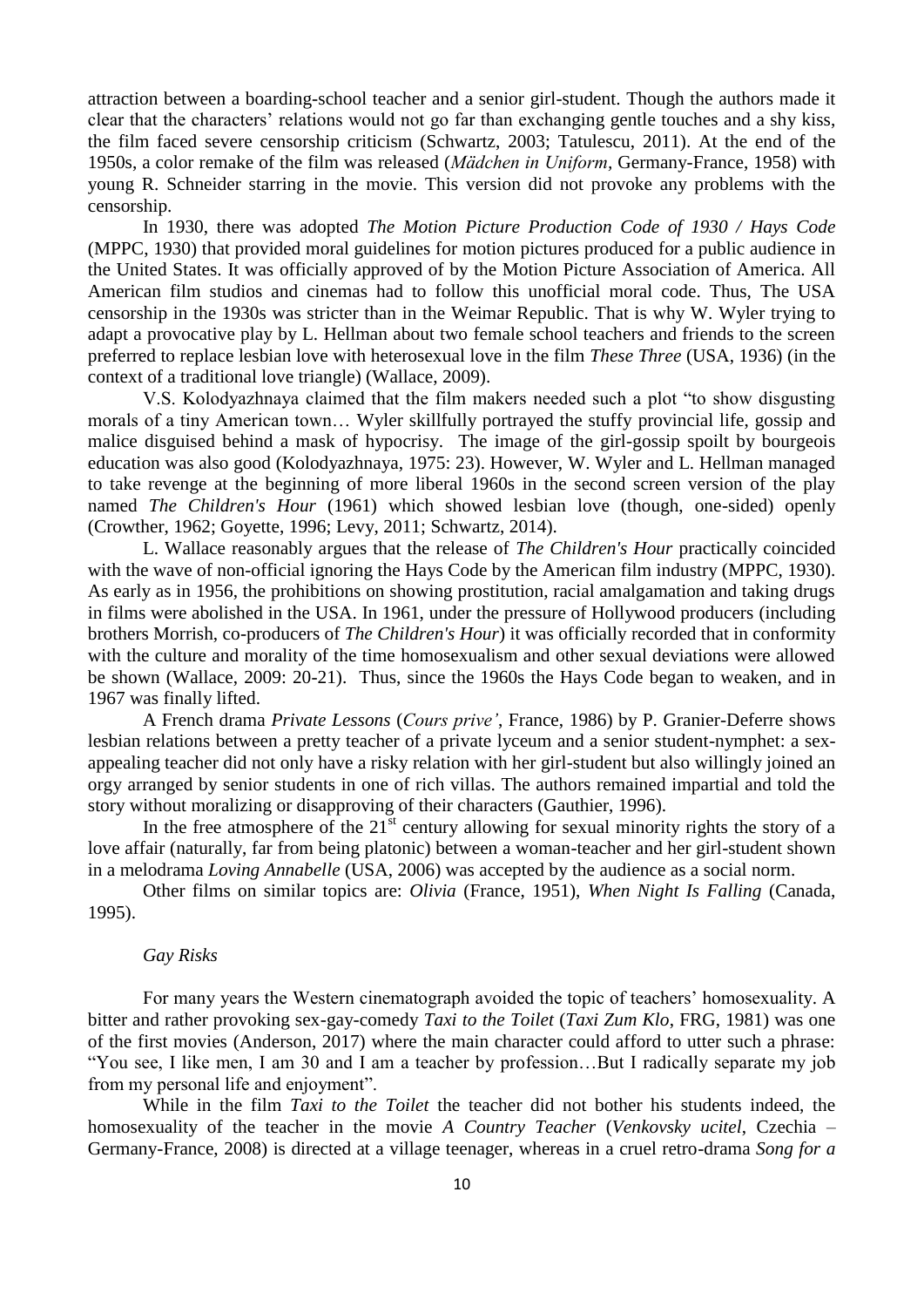attraction between a boarding-school teacher and a senior girl-student. Though the authors made it clear that the characters' relations would not go far than exchanging gentle touches and a shy kiss, the film faced severe censorship criticism (Schwartz, 2003; Tatulescu, 2011). At the end of the 1950s, a color remake of the film was released (*Mädchen in Uniform*, Germany-France, 1958) with young R. Schneider starring in the movie. This version did not provoke any problems with the censorship.

In 1930, there was adopted *The Motion Picture Production Code of 1930 / Hays Code* (MPPC, 1930) that provided moral guidelines for motion pictures produced for a public audience in the United States. It was officially approved of by the Motion Picture Association of America. All American film studios and cinemas had to follow this unofficial moral code. Thus, The USA censorship in the 1930s was stricter than in the Weimar Republic. That is why W. Wyler trying to adapt a provocative play by L. Hellman about two female school teachers and friends to the screen preferred to replace lesbian love with heterosexual love in the film *These Three* (USA, 1936) (in the context of a traditional love triangle) (Wallace, 2009).

V.S. Kolodyazhnaya claimed that the film makers needed such a plot "to show disgusting morals of a tiny American town… Wyler skillfully portrayed the stuffy provincial life, gossip and malice disguised behind a mask of hypocrisy. The image of the girl-gossip spoilt by bourgeois education was also good (Kolodyazhnaya, 1975: 23). However, W. Wyler and L. Hellman managed to take revenge at the beginning of more liberal 1960s in the second screen version of the play named *The Children's Hour* (1961) which showed lesbian love (though, one-sided) openly (Crowther, 1962; Goyette, 1996; Levy, 2011; Schwartz, 2014).

L. Wallace reasonably argues that the release of *The Children's Hour* practically coincided with the wave of non-official ignoring the Hays Code by the American film industry (MPPC, 1930). As early as in 1956, the prohibitions on showing prostitution, racial amalgamation and taking drugs in films were abolished in the USA. In 1961, under the pressure of Hollywood producers (including brothers Morrish, co-producers of *The Children's Hour*) it was officially recorded that in conformity with the culture and morality of the time homosexualism and other sexual deviations were allowed be shown (Wallace, 2009: 20-21). Thus, since the 1960s the Hays Code began to weaken, and in 1967 was finally lifted.

A French drama *Private Lessons* (*Cours prive'*, France, 1986) by P. Granier-Deferre shows lesbian relations between a pretty teacher of a private lyceum and a senior student-nymphet: a sex-appealing teacher did not only have a risky relation with her girl-student but also willingly joined an orgy arranged by senior students in one of rich villas. The authors remained impartial and told the story without moralizing or disapproving of their characters (Gauthier, 1996).

In the free atmosphere of the 21st century allowing for sexual minority rights the story of a love affair (naturally, far from being platonic) between a woman-teacher and her girl-student shown in a melodrama *Loving Annabelle* (USA, 2006) was accepted by the audience as a social norm.

Other films on similar topics are: *Olivia* (France, 1951), *When Night Is Falling* (Canada, 1995).

*Gay Risks*

For many years the Western cinematograph avoided the topic of teachers' homosexuality. A bitter and rather provoking sex-gay-comedy *Taxi to the Toilet* (*Taxi Zum Klo*, FRG, 1981) was one of the first movies (Anderson, 2017) where the main character could afford to utter such a phrase: "You see, I like men, I am 30 and I am a teacher by profession…But I radically separate my job from my personal life and enjoyment".

While in the film *Taxi to the Toilet* the teacher did not bother his students indeed, the homosexuality of the teacher in the movie *A Country Teacher* (*Venkovsky ucitel*, Czechia – Germany-France, 2008) is directed at a village teenager, whereas in a cruel retro-drama *Song for a*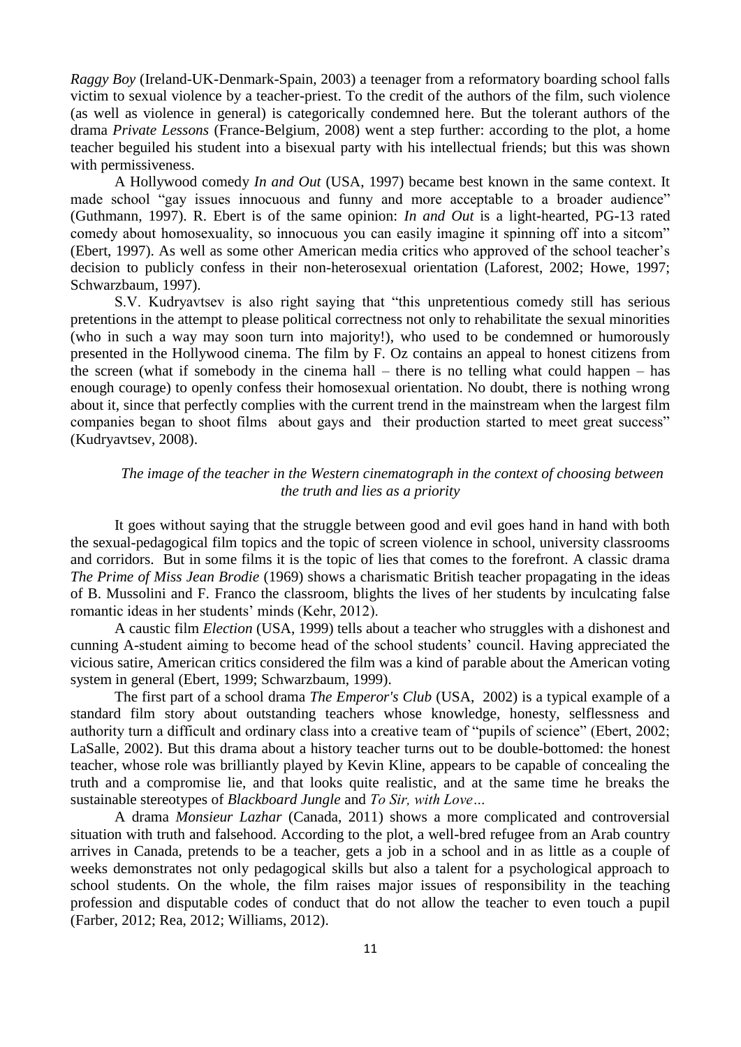*Raggy Boy* (Ireland-UK-Denmark-Spain, 2003) a teenager from a reformatory boarding school falls victim to sexual violence by a teacher-priest. To the credit of the authors of the film, such violence (as well as violence in general) is categorically condemned here. But the tolerant authors of the drama *Private Lessons* (France-Belgium, 2008) went a step further: according to the plot, a home teacher beguiled his student into a bisexual party with his intellectual friends; but this was shown with permissiveness.

A Hollywood comedy *In and Out* (USA, 1997) became best known in the same context. It made school "gay issues innocuous and funny and more acceptable to a broader audience" (Guthmann, 1997). R. Ebert is of the same opinion: *In and Out* is a light-hearted, PG-13 rated comedy about homosexuality, so innocuous you can easily imagine it spinning off into a sitcom" (Ebert, 1997). As well as some other American media critics who approved of the school teacher's decision to publicly confess in their non-heterosexual orientation (Laforest, 2002; Howe, 1997; Schwarzbaum, 1997).

S.V. Kudryavtsev is also right saying that "this unpretentious comedy still has serious pretentions in the attempt to please political correctness not only to rehabilitate the sexual minorities (who in such a way may soon turn into majority!), who used to be condemned or humorously presented in the Hollywood cinema. The film by F. Oz contains an appeal to honest citizens from the screen (what if somebody in the cinema hall – there is no telling what could happen – has enough courage) to openly confess their homosexual orientation. No doubt, there is nothing wrong about it, since that perfectly complies with the current trend in the mainstream when the largest film companies began to shoot films about gays and their production started to meet great success" (Kudryavtsev, 2008).

### *The image of the teacher in the Western cinematograph in the context of choosing between the truth and lies as a priority*

It goes without saying that the struggle between good and evil goes hand in hand with both the sexual-pedagogical film topics and the topic of screen violence in school, university classrooms and corridors. But in some films it is the topic of lies that comes to the forefront. A classic drama *The Prime of Miss Jean Brodie* (1969) shows a charismatic British teacher propagating in the ideas of B. Mussolini and F. Franco the classroom, blights the lives of her students by inculcating false romantic ideas in her students' minds (Kehr, 2012).

A caustic film *Election* (USA, 1999) tells about a teacher who struggles with a dishonest and cunning A-student aiming to become head of the school students' council. Having appreciated the vicious satire, American critics considered the film was a kind of parable about the American voting system in general (Ebert, 1999; Schwarzbaum, 1999).

The first part of a school drama *The Emperor's Club* (USA, 2002) is a typical example of a standard film story about outstanding teachers whose knowledge, honesty, selflessness and authority turn a difficult and ordinary class into a creative team of "pupils of science" (Ebert, 2002; LaSalle, 2002). But this drama about a history teacher turns out to be double-bottomed: the honest teacher, whose role was brilliantly played by Kevin Kline, appears to be capable of concealing the truth and a compromise lie, and that looks quite realistic, and at the same time he breaks the sustainable stereotypes of *Blackboard Jungle* and *To Sir, with Love…*

A drama *Monsieur Lazhar* (Canada, 2011) shows a more complicated and controversial situation with truth and falsehood. According to the plot, a well-bred refugee from an Arab country arrives in Canada, pretends to be a teacher, gets a job in a school and in as little as a couple of weeks demonstrates not only pedagogical skills but also a talent for a psychological approach to school students. On the whole, the film raises major issues of responsibility in the teaching profession and disputable codes of conduct that do not allow the teacher to even touch a pupil (Farber, 2012; Rea, 2012; Williams, 2012).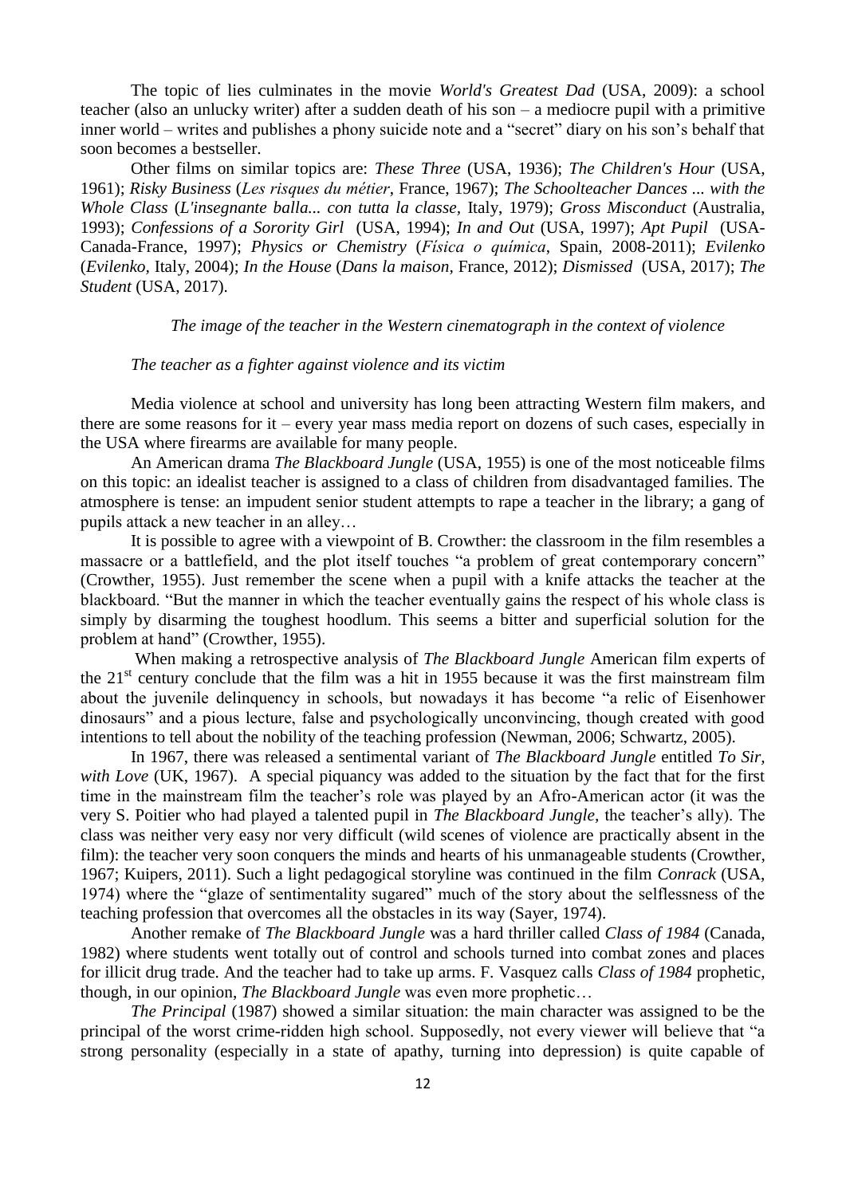The topic of lies culminates in the movie *World's Greatest Dad* (USA, 2009): a school teacher (also an unlucky writer) after a sudden death of his son – a mediocre pupil with a primitive inner world – writes and publishes a phony suicide note and a "secret" diary on his son's behalf that soon becomes a bestseller.

Other films on similar topics are: *These Three* (USA, 1936); *The Children's Hour* (USA, 1961); *Risky Business* (*Les risques du métier*, France, 1967); *The Schoolteacher Dances ... with the Whole Class* (*L'insegnante balla... con tutta la classe*, Italy, 1979); *Gross Misconduct* (Australia, 1993); *Confessions of a Sorority Girl* (USA, 1994); *In and Out* (USA, 1997); *Apt Pupil* (USA-Canada-France, 1997); *Physics or Chemistry* (*Física o química*, Spain, 2008-2011); *Evilenko* (*Evilenko*, Italy, 2004); *In the House* (*Dans la maison*, France, 2012); *Dismissed* (USA, 2017); *The Student* (USA, 2017).

### *The image of the teacher in the Western cinematograph in the context of violence*

#### *The teacher as a fighter against violence and its victim*

Media violence at school and university has long been attracting Western film makers, and there are some reasons for it – every year mass media report on dozens of such cases, especially in the USA where firearms are available for many people.

An American drama *The Blackboard Jungle* (USA, 1955) is one of the most noticeable films on this topic: an idealist teacher is assigned to a class of children from disadvantaged families. The atmosphere is tense: an impudent senior student attempts to rape a teacher in the library; a gang of pupils attack a new teacher in an alley…

It is possible to agree with a viewpoint of B. Crowther: the classroom in the film resembles a massacre or a battlefield, and the plot itself touches "a problem of great contemporary concern" (Crowther, 1955). Just remember the scene when a pupil with a knife attacks the teacher at the blackboard. "But the manner in which the teacher eventually gains the respect of his whole class is simply by disarming the toughest hoodlum. This seems a bitter and superficial solution for the problem at hand" (Crowther, 1955).

When making a retrospective analysis of *The Blackboard Jungle* American film experts of the 21st century conclude that the film was a hit in 1955 because it was the first mainstream film about the juvenile delinquency in schools, but nowadays it has become "a relic of Eisenhower dinosaurs" and a pious lecture, false and psychologically unconvincing, though created with good intentions to tell about the nobility of the teaching profession (Newman, 2006; Schwartz, 2005).

In 1967, there was released a sentimental variant of *The Blackboard Jungle* entitled *To Sir, with Love* (UK, 1967). A special piquancy was added to the situation by the fact that for the first time in the mainstream film the teacher's role was played by an Afro-American actor (it was the very S. Poitier who had played a talented pupil in *The Blackboard Jungle,* the teacher's ally). The class was neither very easy nor very difficult (wild scenes of violence are practically absent in the film): the teacher very soon conquers the minds and hearts of his unmanageable students (Crowther, 1967; Kuipers, 2011). Such a light pedagogical storyline was continued in the film *Conrack* (USA, 1974) where the "glaze of sentimentality sugared" much of the story about the selflessness of the teaching profession that overcomes all the obstacles in its way (Sayer, 1974).

Another remake of *The Blackboard Jungle* was a hard thriller called *Class of 1984* (Canada, 1982) where students went totally out of control and schools turned into combat zones and places for illicit drug trade. And the teacher had to take up arms. F. Vasquez calls *Class of 1984* prophetic, though, in our opinion, *The Blackboard Jungle* was even more prophetic…

*The Principal* (1987) showed a similar situation: the main character was assigned to be the principal of the worst crime-ridden high school. Supposedly, not every viewer will believe that "a strong personality (especially in a state of apathy, turning into depression) is quite capable of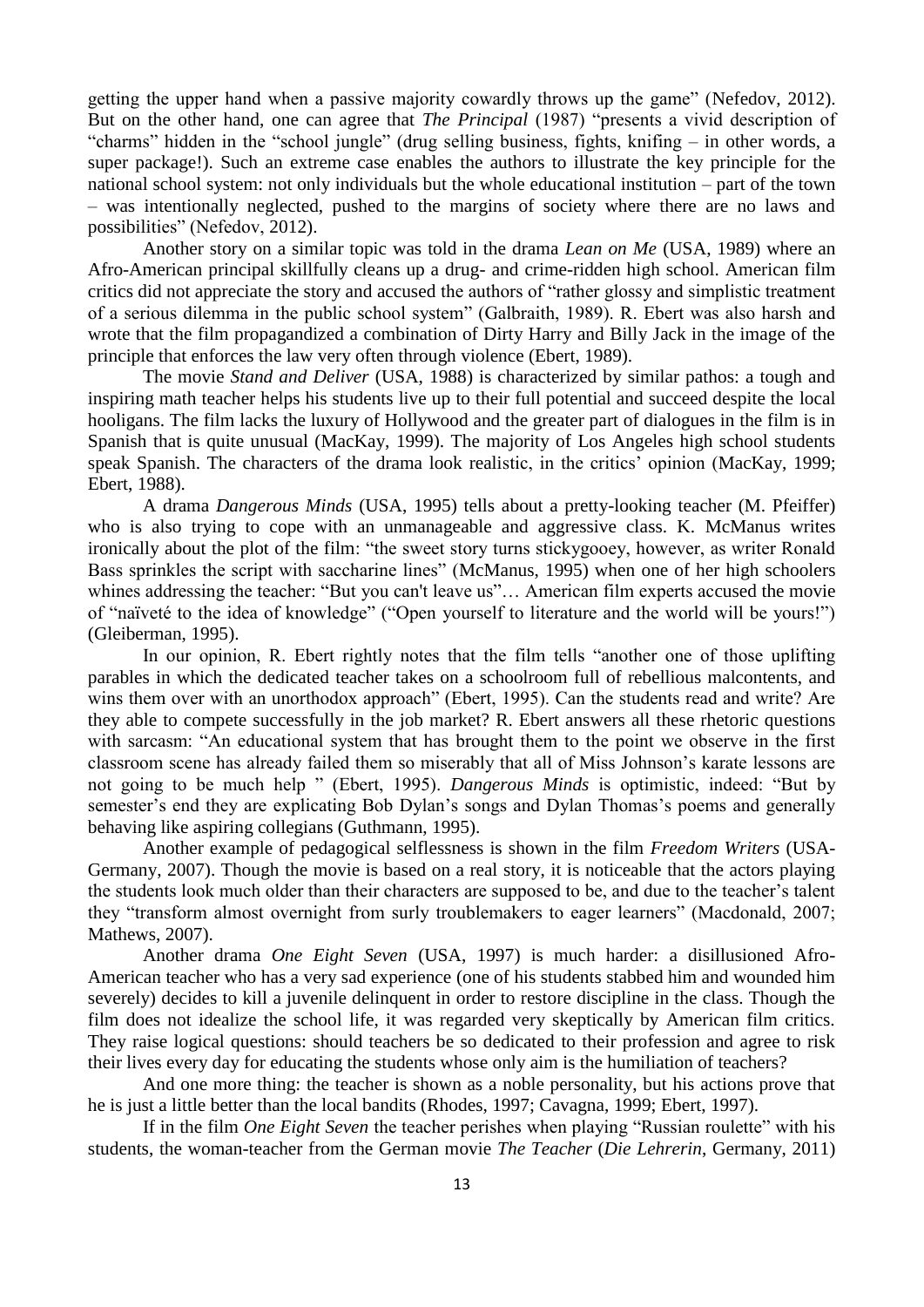getting the upper hand when a passive majority cowardly throws up the game" (Nefedov, 2012). But on the other hand, one can agree that *The Principal* (1987) "presents a vivid description of "charms" hidden in the "school jungle" (drug selling business, fights, knifing – in other words, a super package!). Such an extreme case enables the authors to illustrate the key principle for the national school system: not only individuals but the whole educational institution – part of the town – was intentionally neglected, pushed to the margins of society where there are no laws and possibilities" (Nefedov, 2012).

Another story on a similar topic was told in the drama *Lean on Me* (USA, 1989) where an Afro-American principal skillfully cleans up a drug- and crime-ridden high school. American film critics did not appreciate the story and accused the authors of "rather glossy and simplistic treatment of a serious dilemma in the public school system" (Galbraith, 1989). R. Ebert was also harsh and wrote that the film propagandized a combination of Dirty Harry and Billy Jack in the image of the principle that enforces the law very often through violence (Ebert, 1989).

The movie *Stand and Deliver* (USA, 1988) is characterized by similar pathos: a tough and inspiring math teacher helps his students live up to their full potential and succeed despite the local hooligans. The film lacks the luxury of Hollywood and the greater part of dialogues in the film is in Spanish that is quite unusual (MacKay, 1999). The majority of Los Angeles high school students speak Spanish. The characters of the drama look realistic, in the critics' opinion (MacKay, 1999; Ebert, 1988).

A drama *Dangerous Minds* (USA, 1995) tells about a pretty-looking teacher (M. Pfeiffer) who is also trying to cope with an unmanageable and aggressive class. K. McManus writes ironically about the plot of the film: "the sweet story turns stickygooey, however, as writer Ronald Bass sprinkles the script with saccharine lines" (McManus, 1995) when one of her high schoolers whines addressing the teacher: "But you can't leave us"… American film experts accused the movie of "naïveté to the idea of knowledge" ("Open yourself to literature and the world will be yours!") (Gleiberman, 1995).

In our opinion, R. Ebert rightly notes that the film tells "another one of those uplifting parables in which the dedicated teacher takes on a schoolroom full of rebellious malcontents, and wins them over with an unorthodox approach" (Ebert, 1995). Can the students read and write? Are they able to compete successfully in the job market? R. Ebert answers all these rhetoric questions with sarcasm: "An educational system that has brought them to the point we observe in the first classroom scene has already failed them so miserably that all of Miss Johnson's karate lessons are not going to be much help " (Ebert, 1995). *Dangerous Minds* is optimistic, indeed: "But by semester's end they are explicating Bob Dylan's songs and Dylan Thomas's poems and generally behaving like aspiring collegians (Guthmann, 1995).

Another example of pedagogical selflessness is shown in the film *Freedom Writers* (USA-Germany, 2007). Though the movie is based on a real story, it is noticeable that the actors playing the students look much older than their characters are supposed to be, and due to the teacher's talent they "transform almost overnight from surly troublemakers to eager learners" (Macdonald, 2007; Mathews, 2007).

Another drama *One Eight Seven* (USA, 1997) is much harder: a disillusioned Afro-American teacher who has a very sad experience (one of his students stabbed him and wounded him severely) decides to kill a juvenile delinquent in order to restore discipline in the class. Though the film does not idealize the school life, it was regarded very skeptically by American film critics. They raise logical questions: should teachers be so dedicated to their profession and agree to risk their lives every day for educating the students whose only aim is the humiliation of teachers?

And one more thing: the teacher is shown as a noble personality, but his actions prove that he is just a little better than the local bandits (Rhodes, 1997; Cavagna, 1999; Ebert, 1997).

If in the film *One Eight Seven* the teacher perishes when playing "Russian roulette" with his students, the woman-teacher from the German movie *The Teacher* (*Die Lehrerin*, Germany, 2011)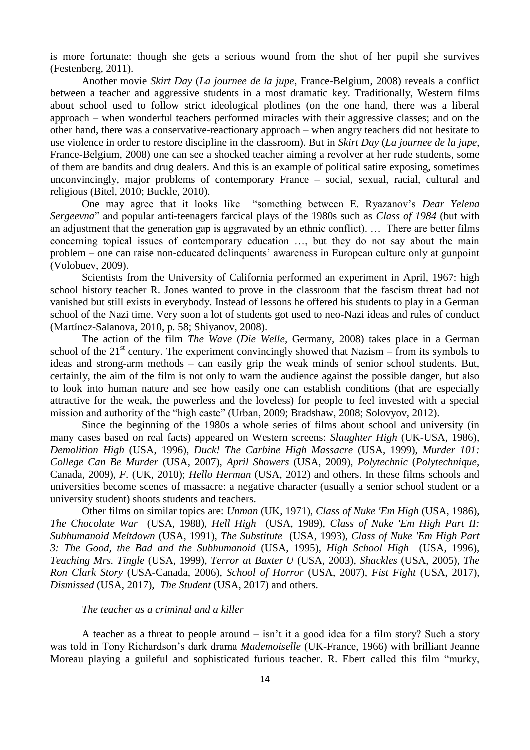is more fortunate: though she gets a serious wound from the shot of her pupil she survives (Festenberg, 2011).

Another movie *Skirt Day* (*La journee de la jupe*, France-Belgium, 2008) reveals a conflict between a teacher and aggressive students in a most dramatic key. Traditionally, Western films about school used to follow strict ideological plotlines (on the one hand, there was a liberal approach – when wonderful teachers performed miracles with their aggressive classes; and on the other hand, there was a conservative-reactionary approach – when angry teachers did not hesitate to use violence in order to restore discipline in the classroom). But in *Skirt Day* (*La journee de la jupe*, France-Belgium, 2008) one can see a shocked teacher aiming a revolver at her rude students, some of them are bandits and drug dealers. And this is an example of political satire exposing, sometimes unconvincingly, major problems of contemporary France – social, sexual, racial, cultural and religious (Bitel, 2010; Buckle, 2010).

One may agree that it looks like "something between E. Ryazanov's *Dear Yelena Sergeevna*" and popular anti-teenagers farcical plays of the 1980s such as *Class of 1984* (but with an adjustment that the generation gap is aggravated by an ethnic conflict). … There are better films concerning topical issues of contemporary education …, but they do not say about the main problem – one can raise non-educated delinquents' awareness in European culture only at gunpoint (Volobuev, 2009).

Scientists from the University of California performed an experiment in April, 1967: high school history teacher R. Jones wanted to prove in the classroom that the fascism threat had not vanished but still exists in everybody. Instead of lessons he offered his students to play in a German school of the Nazi time. Very soon a lot of students got used to neo-Nazi ideas and rules of conduct (Martínez-Salanova, 2010, p. 58; Shiyanov, 2008).

The action of the film *The Wave* (*Die Welle*, Germany, 2008) takes place in a German school of the 21st century. The experiment convincingly showed that Nazism – from its symbols to ideas and strong-arm methods – can easily grip the weak minds of senior school students. But, certainly, the aim of the film is not only to warn the audience against the possible danger, but also to look into human nature and see how easily one can establish conditions (that are especially attractive for the weak, the powerless and the loveless) for people to feel invested with a special mission and authority of the "high caste" (Urban, 2009; Bradshaw, 2008; Solovyov, 2012).

Since the beginning of the 1980s a whole series of films about school and university (in many cases based on real facts) appeared on Western screens: *Slaughter High* (UK-USA, 1986), *Demolition High* (USA, 1996), *Duck! The Carbine High Massacre* (USA, 1999), *Murder 101: College Can Be Murder* (USA, 2007), *April Showers* (USA, 2009), *Polytechnic* (*Polytechnique*, Canada, 2009), *F.* (UK, 2010); *Hello Herman* (USA, 2012) and others. In these films schools and universities become scenes of massacre: a negative character (usually a senior school student or a university student) shoots students and teachers.

Other films on similar topics are: *Unman* (UK, 1971), *Class of Nuke 'Em High* (USA, 1986), *The Chocolate War* (USA, 1988), *Hell High* (USA, 1989), *Class of Nuke 'Em High Part II: Subhumanoid Meltdown* (USA, 1991), *The Substitute* (USA, 1993), *Class of Nuke 'Em High Part 3: The Good, the Bad and the Subhumanoid* (USA, 1995), *High School High* (USA, 1996), *Teaching Mrs. Tingle* (USA, 1999), *Terror at Baxter U* (USA, 2003), *Shackles* (USA, 2005), *The Ron Clark Story* (USA-Canada, 2006), *School of Horror* (USA, 2007), *Fist Fight* (USA, 2017), *Dismissed* (USA, 2017), *The Student* (USA, 2017) and others.

*The teacher as a criminal and a killer*

A teacher as a threat to people around – isn't it a good idea for a film story? Such a story was told in Tony Richardson's dark drama *Mademoiselle* (UK-France, 1966) with brilliant Jeanne Moreau playing a guileful and sophisticated furious teacher. R. Ebert called this film "murky,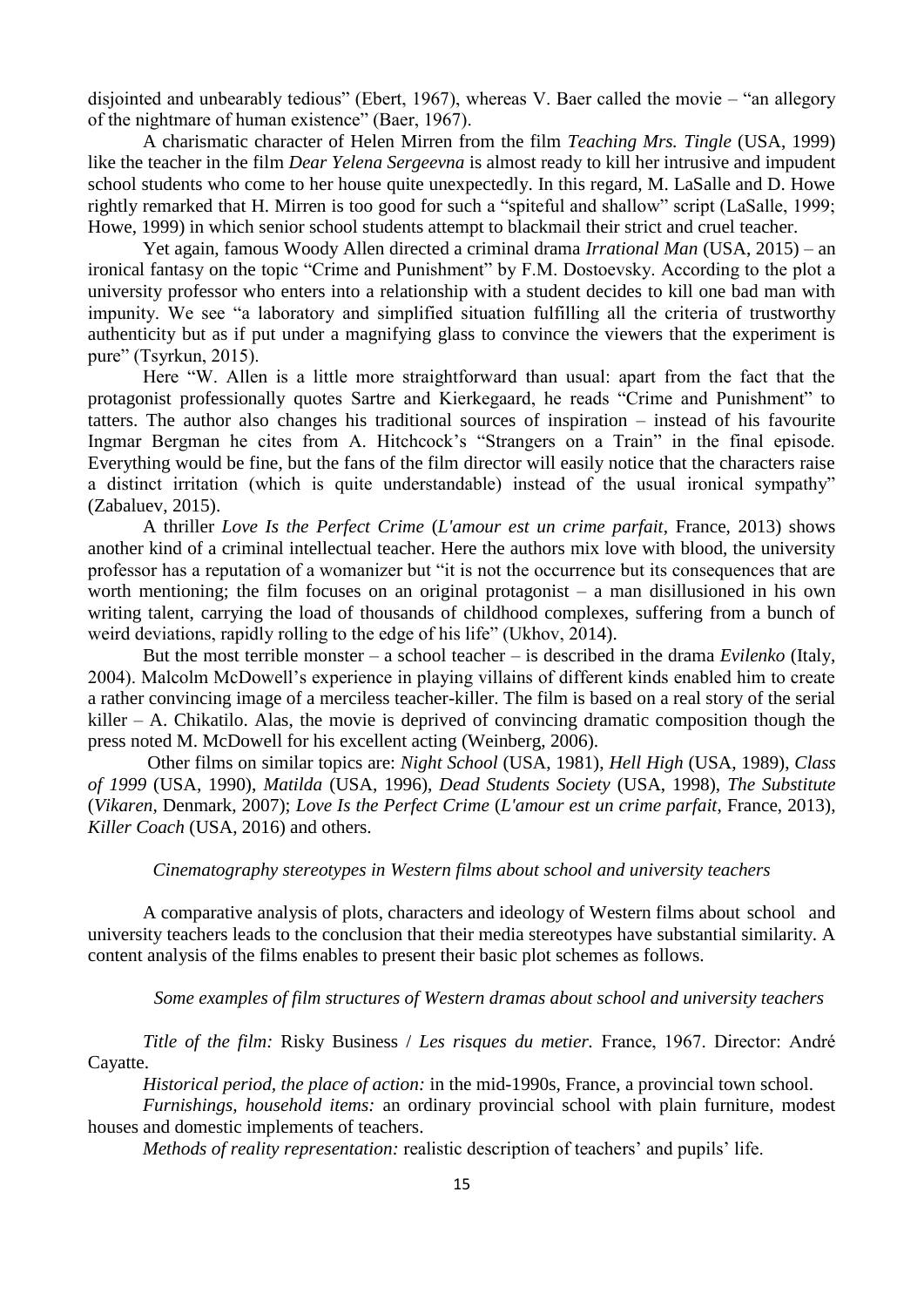disjointed and unbearably tedious" (Ebert, 1967), whereas V. Baer called the movie – "an allegory of the nightmare of human existence" (Baer, 1967).

A charismatic character of Helen Mirren from the film *Teaching Mrs. Tingle* (USA, 1999) like the teacher in the film *Dear Yelena Sergeevna* is almost ready to kill her intrusive and impudent school students who come to her house quite unexpectedly. In this regard, M. LaSalle and D. Howe rightly remarked that H. Mirren is too good for such a "spiteful and shallow" script (LaSalle, 1999; Howe, 1999) in which senior school students attempt to blackmail their strict and cruel teacher.

Yet again, famous Woody Allen directed a criminal drama *Irrational Man* (USA, 2015) – an ironical fantasy on the topic "Crime and Punishment" by F.M. Dostoevsky. According to the plot a university professor who enters into a relationship with a student decides to kill one bad man with impunity. We see "a laboratory and simplified situation fulfilling all the criteria of trustworthy authenticity but as if put under a magnifying glass to convince the viewers that the experiment is pure" (Tsyrkun, 2015).

Here "W. Allen is a little more straightforward than usual: apart from the fact that the protagonist professionally quotes Sartre and Kierkegaard, he reads "Crime and Punishment" to tatters. The author also changes his traditional sources of inspiration – instead of his favourite Ingmar Bergman he cites from A. Hitchcock's "Strangers on a Train" in the final episode. Everything would be fine, but the fans of the film director will easily notice that the characters raise a distinct irritation (which is quite understandable) instead of the usual ironical sympathy" (Zabaluev, 2015).

A thriller *Love Is the Perfect Crime* (*L'amour est un crime parfait*, France, 2013) shows another kind of a criminal intellectual teacher. Here the authors mix love with blood, the university professor has a reputation of a womanizer but "it is not the occurrence but its consequences that are worth mentioning; the film focuses on an original protagonist – a man disillusioned in his own writing talent, carrying the load of thousands of childhood complexes, suffering from a bunch of weird deviations, rapidly rolling to the edge of his life" (Ukhov, 2014).

But the most terrible monster – a school teacher – is described in the drama *Evilenko* (Italy, 2004). Malcolm McDowell's experience in playing villains of different kinds enabled him to create a rather convincing image of a merciless teacher-killer. The film is based on a real story of the serial killer – A. Chikatilo. Alas, the movie is deprived of convincing dramatic composition though the press noted M. McDowell for his excellent acting (Weinberg, 2006).

Other films on similar topics are: *Night School* (USA, 1981), *Hell High* (USA, 1989), *Class of 1999* (USA, 1990), *Matilda* (USA, 1996), *Dead Students Society* (USA, 1998), *The Substitute* (*Vikaren*, Denmark, 2007); *Love Is the Perfect Crime* (*L'amour est un crime parfait*, France, 2013), *Killer Coach* (USA, 2016) and others.

### *Cinematography stereotypes in Western films about school and university teachers*

A comparative analysis of plots, characters and ideology of Western films about school and university teachers leads to the conclusion that their media stereotypes have substantial similarity. A content analysis of the films enables to present their basic plot schemes as follows.

#### *Some examples of film structures of Western dramas about school and university teachers*

*Title of the film:* Risky Business / *Les risques du metier*. France, 1967. Director: André Cayatte.

*Historical period, the place of action:* in the mid-1990s, France, a provincial town school.

*Furnishings, household items:* an ordinary provincial school with plain furniture, modest houses and domestic implements of teachers.

*Methods of reality representation:* realistic description of teachers' and pupils' life.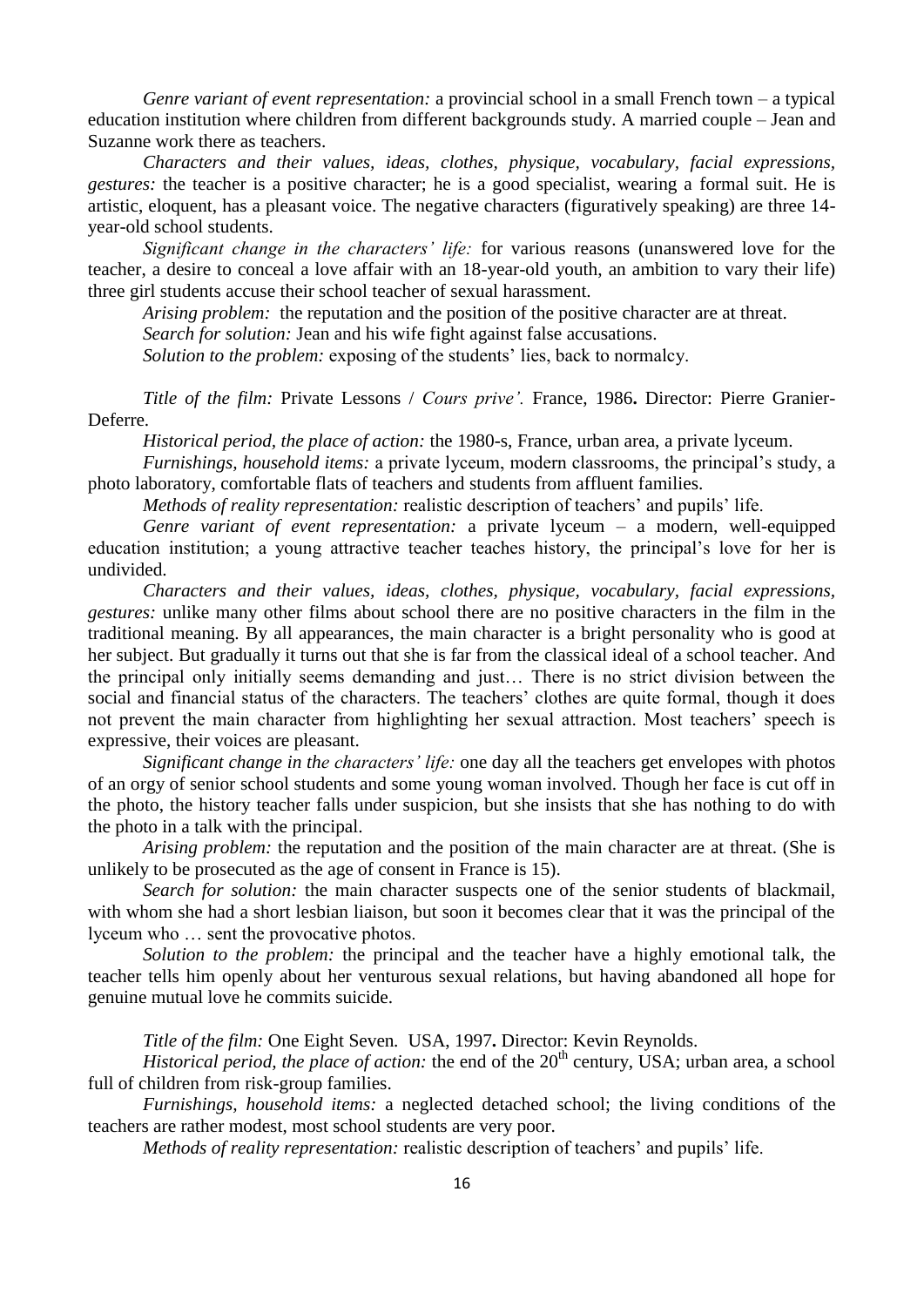*Genre variant of event representation:* a provincial school in a small French town – a typical education institution where children from different backgrounds study. A married couple – Jean and Suzanne work there as teachers.

*Characters and their values, ideas, clothes, physique, vocabulary, facial expressions, gestures:* the teacher is a positive character; he is a good specialist, wearing a formal suit. He is artistic, eloquent, has a pleasant voice. The negative characters (figuratively speaking) are three 14-year-old school students.

*Significant change in the characters' life:* for various reasons (unanswered love for the teacher, a desire to conceal a love affair with an 18-year-old youth, an ambition to vary their life) three girl students accuse their school teacher of sexual harassment.

*Arising problem:* the reputation and the position of the positive character are at threat.

*Search for solution:* Jean and his wife fight against false accusations.

*Solution to the problem:* exposing of the students' lies, back to normalcy.

*Title of the film:* Private Lessons / *Cours prive'.* France, 1986**.** Director: Pierre Granier-Deferre.

*Historical period, the place of action:* the 1980-s, France, urban area, a private lyceum.

*Furnishings, household items:* a private lyceum, modern classrooms, the principal's study, a photo laboratory, comfortable flats of teachers and students from affluent families.

*Methods of reality representation:* realistic description of teachers' and pupils' life.

*Genre variant of event representation:* a private lyceum – a modern, well-equipped education institution; a young attractive teacher teaches history, the principal's love for her is undivided.

*Characters and their values, ideas, clothes, physique, vocabulary, facial expressions, gestures:* unlike many other films about school there are no positive characters in the film in the traditional meaning. By all appearances, the main character is a bright personality who is good at her subject. But gradually it turns out that she is far from the classical ideal of a school teacher. And the principal only initially seems demanding and just… There is no strict division between the social and financial status of the characters. The teachers' clothes are quite formal, though it does not prevent the main character from highlighting her sexual attraction. Most teachers' speech is expressive, their voices are pleasant.

*Significant change in the characters' life:* one day all the teachers get envelopes with photos of an orgy of senior school students and some young woman involved. Though her face is cut off in the photo, the history teacher falls under suspicion, but she insists that she has nothing to do with the photo in a talk with the principal.

*Arising problem:* the reputation and the position of the main character are at threat. (She is unlikely to be prosecuted as the age of consent in France is 15).

*Search for solution:* the main character suspects one of the senior students of blackmail, with whom she had a short lesbian liaison, but soon it becomes clear that it was the principal of the lyceum who … sent the provocative photos.

*Solution to the problem:* the principal and the teacher have a highly emotional talk, the teacher tells him openly about her venturous sexual relations, but having abandoned all hope for genuine mutual love he commits suicide.

*Title of the film:* One Eight Seven*.* USA, 1997**.** Director: Kevin Reynolds.

*Historical period, the place of action:* the end of the 20th century, USA; urban area, a school full of children from risk-group families.

*Furnishings, household items:* a neglected detached school; the living conditions of the teachers are rather modest, most school students are very poor.

*Methods of reality representation:* realistic description of teachers' and pupils' life.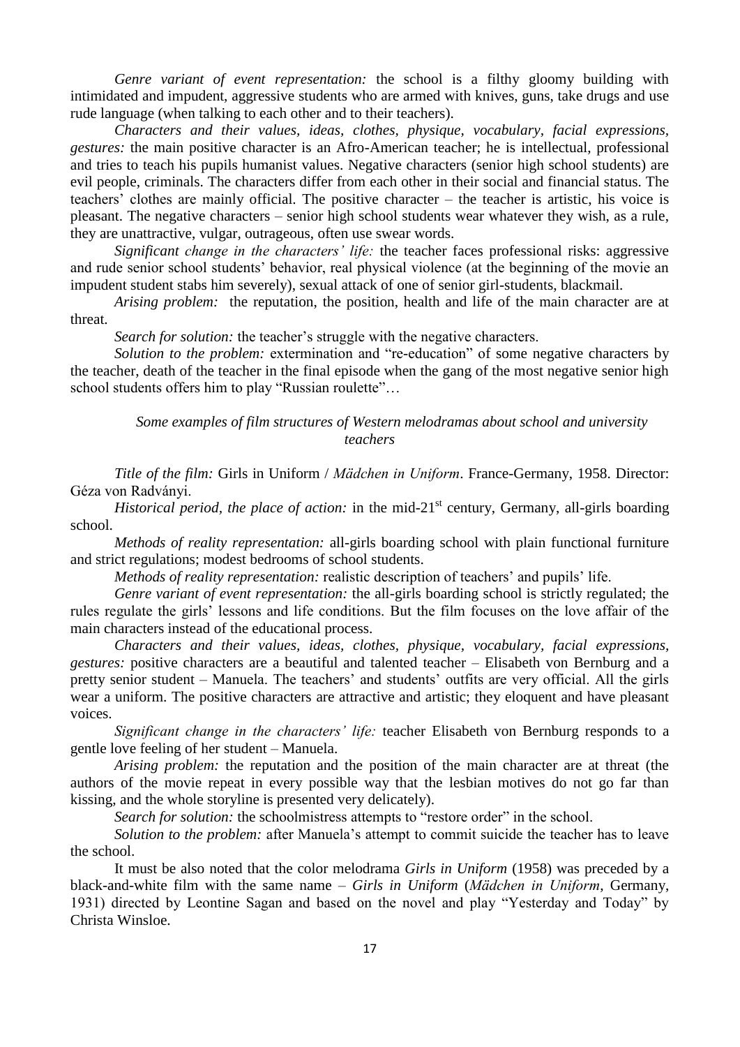*Genre variant of event representation:* the school is a filthy gloomy building with intimidated and impudent, aggressive students who are armed with knives, guns, take drugs and use rude language (when talking to each other and to their teachers).

*Characters and their values, ideas, clothes, physique, vocabulary, facial expressions, gestures:* the main positive character is an Afro-American teacher; he is intellectual, professional and tries to teach his pupils humanist values. Negative characters (senior high school students) are evil people, criminals. The characters differ from each other in their social and financial status. The teachers' clothes are mainly official. The positive character – the teacher is artistic, his voice is pleasant. The negative characters – senior high school students wear whatever they wish, as a rule, they are unattractive, vulgar, outrageous, often use swear words.

*Significant change in the characters' life:* the teacher faces professional risks: aggressive and rude senior school students' behavior, real physical violence (at the beginning of the movie an impudent student stabs him severely), sexual attack of one of senior girl-students, blackmail.

*Arising problem:* the reputation, the position, health and life of the main character are at threat.

*Search for solution:* the teacher's struggle with the negative characters.

*Solution to the problem:* extermination and "re-education" of some negative characters by the teacher, death of the teacher in the final episode when the gang of the most negative senior high school students offers him to play "Russian roulette"…

### *Some examples of film structures of Western melodramas about school and university teachers*

*Title of the film:* Girls in Uniform / *Mädchen in Uniform*. France-Germany, 1958. Director: Géza von Radványi.

*Historical period, the place of action:* in the mid-21st century, Germany, all-girls boarding school.

*Methods of reality representation:* all-girls boarding school with plain functional furniture and strict regulations; modest bedrooms of school students.

*Methods of reality representation:* realistic description of teachers' and pupils' life.

*Genre variant of event representation:* the all-girls boarding school is strictly regulated; the rules regulate the girls' lessons and life conditions. But the film focuses on the love affair of the main characters instead of the educational process.

*Characters and their values, ideas, clothes, physique, vocabulary, facial expressions, gestures:* positive characters are a beautiful and talented teacher – Elisabeth von Bernburg and a pretty senior student – Manuela. The teachers' and students' outfits are very official. All the girls wear a uniform. The positive characters are attractive and artistic; they eloquent and have pleasant voices.

*Significant change in the characters' life:* teacher Elisabeth von Bernburg responds to a gentle love feeling of her student – Manuela.

*Arising problem:* the reputation and the position of the main character are at threat (the authors of the movie repeat in every possible way that the lesbian motives do not go far than kissing, and the whole storyline is presented very delicately).

*Search for solution:* the schoolmistress attempts to "restore order" in the school.

*Solution to the problem:* after Manuela's attempt to commit suicide the teacher has to leave the school.

It must be also noted that the color melodrama *Girls in Uniform* (1958) was preceded by a black-and-white film with the same name – *Girls in Uniform* (*Mädchen in Uniform*, Germany, 1931) directed by Leontine Sagan and based on the novel and play "Yesterday and Today" by Christa Winsloe.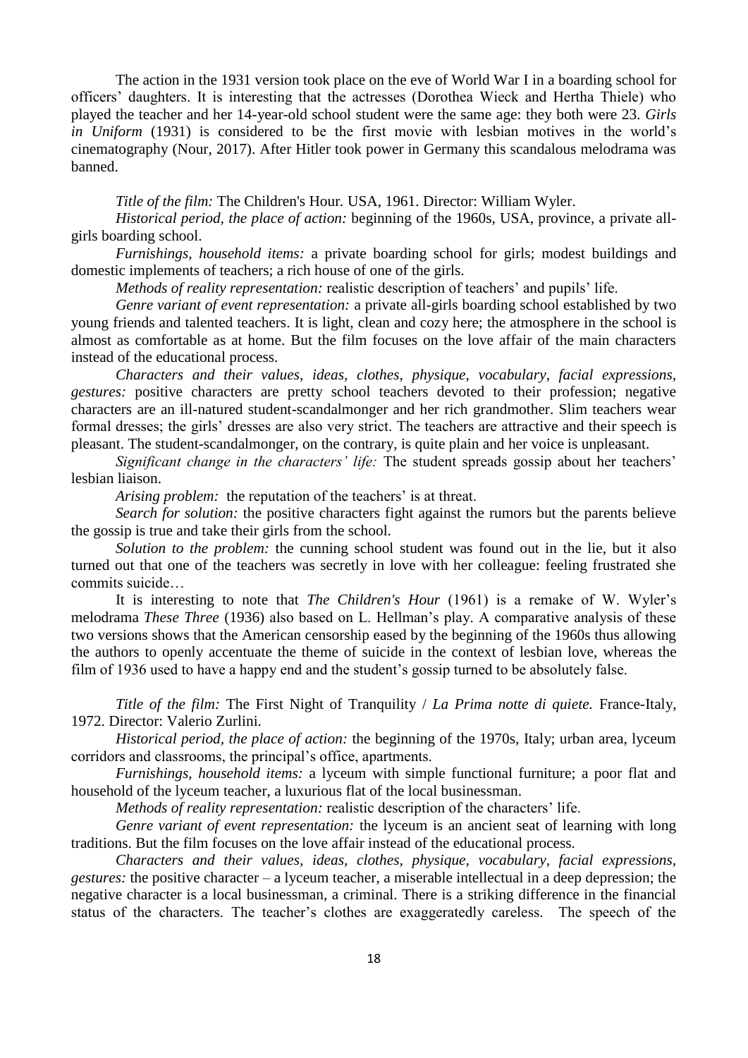The action in the 1931 version took place on the eve of World War I in a boarding school for officers' daughters. It is interesting that the actresses (Dorothea Wieck and Hertha Thiele) who played the teacher and her 14-year-old school student were the same age: they both were 23. *Girls in Uniform* (1931) is considered to be the first movie with lesbian motives in the world's cinematography (Nour, 2017). After Hitler took power in Germany this scandalous melodrama was banned.

*Title of the film:* The Children's Hour. USA, 1961. Director: William Wyler.

*Historical period, the place of action:* beginning of the 1960s, USA, province, a private all-girls boarding school.

*Furnishings, household items:* a private boarding school for girls; modest buildings and domestic implements of teachers; a rich house of one of the girls.

*Methods of reality representation:* realistic description of teachers' and pupils' life.

*Genre variant of event representation:* a private all-girls boarding school established by two young friends and talented teachers. It is light, clean and cozy here; the atmosphere in the school is almost as comfortable as at home. But the film focuses on the love affair of the main characters instead of the educational process.

*Characters and their values, ideas, clothes, physique, vocabulary, facial expressions, gestures:* positive characters are pretty school teachers devoted to their profession; negative characters are an ill-natured student-scandalmonger and her rich grandmother. Slim teachers wear formal dresses; the girls' dresses are also very strict. The teachers are attractive and their speech is pleasant. The student-scandalmonger, on the contrary, is quite plain and her voice is unpleasant.

*Significant change in the characters' life:* The student spreads gossip about her teachers' lesbian liaison.

*Arising problem:* the reputation of the teachers' is at threat.

*Search for solution:* the positive characters fight against the rumors but the parents believe the gossip is true and take their girls from the school.

*Solution to the problem:* the cunning school student was found out in the lie, but it also turned out that one of the teachers was secretly in love with her colleague: feeling frustrated she commits suicide…

It is interesting to note that *The Children's Hour* (1961) is a remake of W. Wyler's melodrama *These Three* (1936) also based on L. Hellman's play. A comparative analysis of these two versions shows that the American censorship eased by the beginning of the 1960s thus allowing the authors to openly accentuate the theme of suicide in the context of lesbian love, whereas the film of 1936 used to have a happy end and the student's gossip turned to be absolutely false.

*Title of the film:* The First Night of Tranquility / *La Prima notte di quiete.* France-Italy, 1972. Director: Valerio Zurlini.

*Historical period, the place of action:* the beginning of the 1970s, Italy; urban area, lyceum corridors and classrooms, the principal's office, apartments.

*Furnishings, household items:* a lyceum with simple functional furniture; a poor flat and household of the lyceum teacher, a luxurious flat of the local businessman.

*Methods of reality representation:* realistic description of the characters' life.

*Genre variant of event representation:* the lyceum is an ancient seat of learning with long traditions. But the film focuses on the love affair instead of the educational process.

*Characters and their values, ideas, clothes, physique, vocabulary, facial expressions, gestures:* the positive character – a lyceum teacher, a miserable intellectual in a deep depression; the negative character is a local businessman, a criminal. There is a striking difference in the financial status of the characters. The teacher's clothes are exaggeratedly careless. The speech of the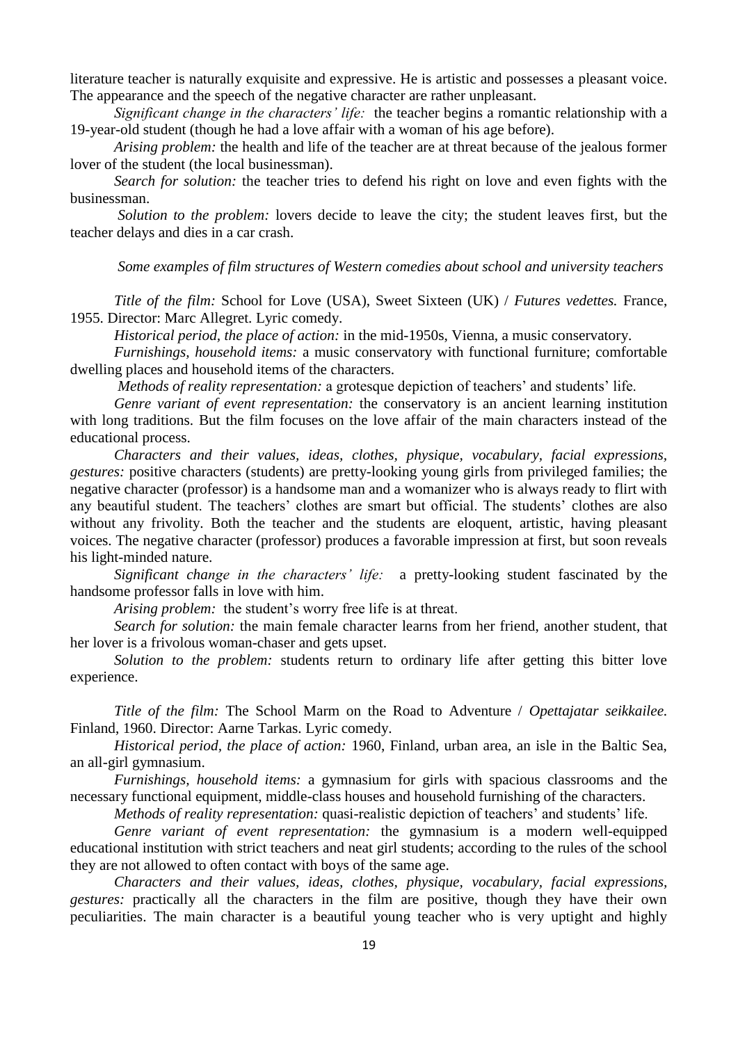literature teacher is naturally exquisite and expressive. He is artistic and possesses a pleasant voice. The appearance and the speech of the negative character are rather unpleasant.

*Significant change in the characters' life:* the teacher begins a romantic relationship with a 19-year-old student (though he had a love affair with a woman of his age before).

*Arising problem:* the health and life of the teacher are at threat because of the jealous former lover of the student (the local businessman).

*Search for solution:* the teacher tries to defend his right on love and even fights with the businessman.

*Solution to the problem:* lovers decide to leave the city; the student leaves first, but the teacher delays and dies in a car crash.

*Some examples of film structures of Western comedies about school and university teachers*

*Title of the film:* School for Love (USA), Sweet Sixteen (UK) / *Futures vedettes.* France, 1955. Director: Marc Allegret. Lyric comedy.

*Historical period, the place of action:* in the mid-1950s, Vienna, a music conservatory.

*Furnishings, household items:* a music conservatory with functional furniture; comfortable dwelling places and household items of the characters.

*Methods of reality representation:* a grotesque depiction of teachers' and students' life.

*Genre variant of event representation:* the conservatory is an ancient learning institution with long traditions. But the film focuses on the love affair of the main characters instead of the educational process.

*Characters and their values, ideas, clothes, physique, vocabulary, facial expressions, gestures:* positive characters (students) are pretty-looking young girls from privileged families; the negative character (professor) is a handsome man and a womanizer who is always ready to flirt with any beautiful student. The teachers' clothes are smart but official. The students' clothes are also without any frivolity. Both the teacher and the students are eloquent, artistic, having pleasant voices. The negative character (professor) produces a favorable impression at first, but soon reveals his light-minded nature.

*Significant change in the characters' life:* a pretty-looking student fascinated by the handsome professor falls in love with him.

*Arising problem:* the student's worry free life is at threat.

*Search for solution:* the main female character learns from her friend, another student, that her lover is a frivolous woman-chaser and gets upset.

*Solution to the problem:* students return to ordinary life after getting this bitter love experience.

*Title of the film:* The School Marm on the Road to Adventure / *Opettajatar seikkailee.* Finland, 1960. Director: Aarne Tarkas. Lyric comedy.

*Historical period, the place of action:* 1960, Finland, urban area, an isle in the Baltic Sea, an all-girl gymnasium.

*Furnishings, household items:* a gymnasium for girls with spacious classrooms and the necessary functional equipment, middle-class houses and household furnishing of the characters.

*Methods of reality representation:* quasi-realistic depiction of teachers' and students' life.

*Genre variant of event representation:* the gymnasium is a modern well-equipped educational institution with strict teachers and neat girl students; according to the rules of the school they are not allowed to often contact with boys of the same age.

*Characters and their values, ideas, clothes, physique, vocabulary, facial expressions, gestures:* practically all the characters in the film are positive, though they have their own peculiarities. The main character is a beautiful young teacher who is very uptight and highly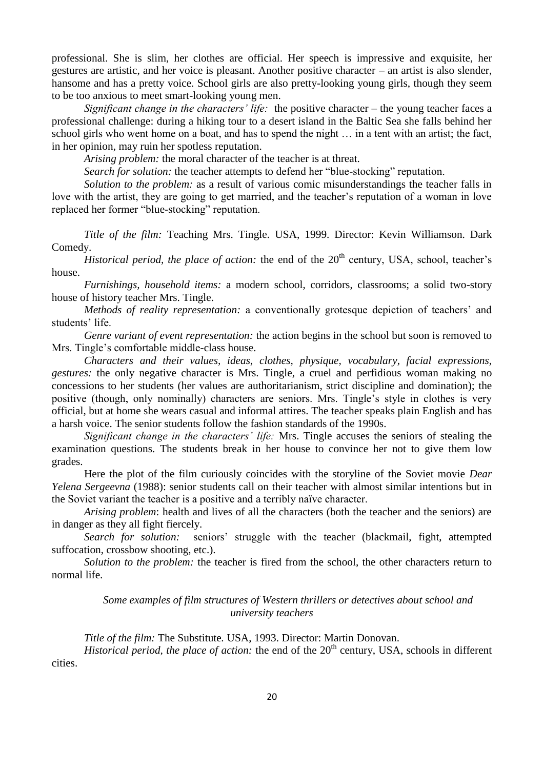professional. She is slim, her clothes are official. Her speech is impressive and exquisite, her gestures are artistic, and her voice is pleasant. Another positive character – an artist is also slender, hansome and has a pretty voice. School girls are also pretty-looking young girls, though they seem to be too anxious to meet smart-looking young men.

*Significant change in the characters' life:* the positive character – the young teacher faces a professional challenge: during a hiking tour to a desert island in the Baltic Sea she falls behind her school girls who went home on a boat, and has to spend the night … in a tent with an artist; the fact, in her opinion, may ruin her spotless reputation.

*Arising problem:* the moral character of the teacher is at threat.

*Search for solution:* the teacher attempts to defend her "blue-stocking" reputation.

*Solution to the problem:* as a result of various comic misunderstandings the teacher falls in love with the artist, they are going to get married, and the teacher's reputation of a woman in love replaced her former "blue-stocking" reputation.

*Title of the film:* Teaching Mrs. Tingle. USA, 1999. Director: Kevin Williamson. Dark Comedy.

*Historical period, the place of action:* the end of the 20th century, USA, school, teacher's house.

*Furnishings, household items:* a modern school, corridors, classrooms; a solid two-story house of history teacher Mrs. Tingle.

*Methods of reality representation:* a conventionally grotesque depiction of teachers' and students' life.

*Genre variant of event representation:* the action begins in the school but soon is removed to Mrs. Tingle's comfortable middle-class house.

*Characters and their values, ideas, clothes, physique, vocabulary, facial expressions, gestures:* the only negative character is Mrs. Tingle, a cruel and perfidious woman making no concessions to her students (her values are authoritarianism, strict discipline and domination); the positive (though, only nominally) characters are seniors. Mrs. Tingle's style in clothes is very official, but at home she wears casual and informal attires. The teacher speaks plain English and has a harsh voice. The senior students follow the fashion standards of the 1990s.

*Significant change in the characters' life:* Mrs. Tingle accuses the seniors of stealing the examination questions. The students break in her house to convince her not to give them low grades.

Here the plot of the film curiously coincides with the storyline of the Soviet movie *Dear Yelena Sergeevna* (1988): senior students call on their teacher with almost similar intentions but in the Soviet variant the teacher is a positive and a terribly naïve character.

*Arising problem*: health and lives of all the characters (both the teacher and the seniors) are in danger as they all fight fiercely.

*Search for solution:* seniors' struggle with the teacher (blackmail, fight, attempted suffocation, crossbow shooting, etc.).

*Solution to the problem:* the teacher is fired from the school, the other characters return to normal life.

*Some examples of film structures of Western thrillers or detectives about school and university teachers*

*Title of the film:* The Substitute. USA, 1993. Director: Martin Donovan.

*Historical period, the place of action:* the end of the 20th century, USA, schools in different cities.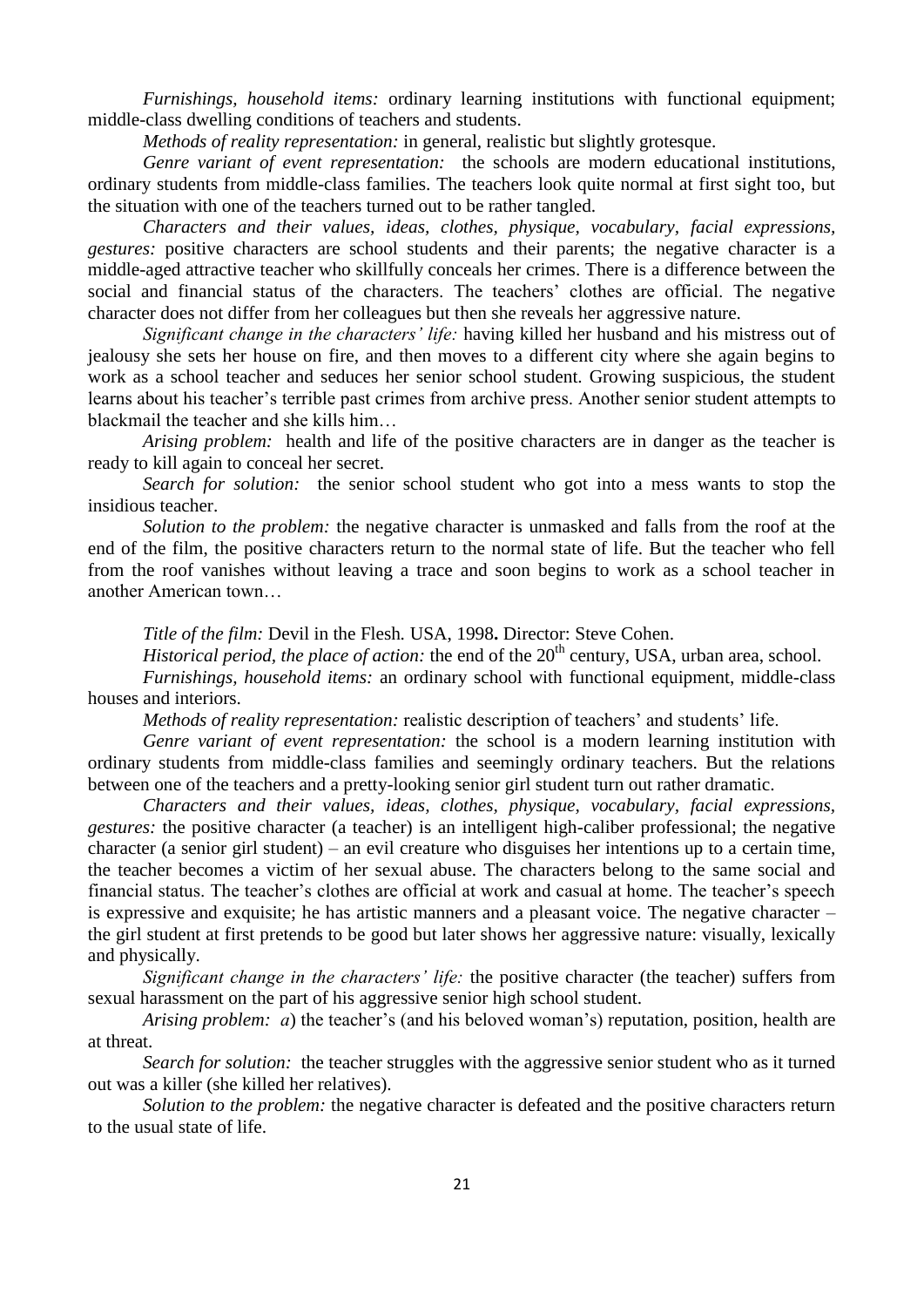*Furnishings, household items:* ordinary learning institutions with functional equipment; middle-class dwelling conditions of teachers and students.

*Methods of reality representation:* in general, realistic but slightly grotesque.

*Genre variant of event representation:* the schools are modern educational institutions, ordinary students from middle-class families. The teachers look quite normal at first sight too, but the situation with one of the teachers turned out to be rather tangled.

*Characters and their values, ideas, clothes, physique, vocabulary, facial expressions, gestures:* positive characters are school students and their parents; the negative character is a middle-aged attractive teacher who skillfully conceals her crimes. There is a difference between the social and financial status of the characters. The teachers' clothes are official. The negative character does not differ from her colleagues but then she reveals her aggressive nature.

*Significant change in the characters' life:* having killed her husband and his mistress out of jealousy she sets her house on fire, and then moves to a different city where she again begins to work as a school teacher and seduces her senior school student. Growing suspicious, the student learns about his teacher's terrible past crimes from archive press. Another senior student attempts to blackmail the teacher and she kills him…

*Arising problem:* health and life of the positive characters are in danger as the teacher is ready to kill again to conceal her secret.

*Search for solution:* the senior school student who got into a mess wants to stop the insidious teacher.

*Solution to the problem:* the negative character is unmasked and falls from the roof at the end of the film, the positive characters return to the normal state of life. But the teacher who fell from the roof vanishes without leaving a trace and soon begins to work as a school teacher in another American town…

*Title of the film:* Devil in the Flesh. USA, 1998**.** Director: Steve Cohen.

*Historical period, the place of action:* the end of the 20th century, USA, urban area, school.

*Furnishings, household items:* an ordinary school with functional equipment, middle-class houses and interiors.

*Methods of reality representation:* realistic description of teachers' and students' life.

*Genre variant of event representation:* the school is a modern learning institution with ordinary students from middle-class families and seemingly ordinary teachers. But the relations between one of the teachers and a pretty-looking senior girl student turn out rather dramatic.

*Characters and their values, ideas, clothes, physique, vocabulary, facial expressions, gestures:* the positive character (a teacher) is an intelligent high-caliber professional; the negative character (a senior girl student) – an evil creature who disguises her intentions up to a certain time, the teacher becomes a victim of her sexual abuse. The characters belong to the same social and financial status. The teacher's clothes are official at work and casual at home. The teacher's speech is expressive and exquisite; he has artistic manners and a pleasant voice. The negative character – the girl student at first pretends to be good but later shows her aggressive nature: visually, lexically and physically.

*Significant change in the characters' life:* the positive character (the teacher) suffers from sexual harassment on the part of his aggressive senior high school student.

*Arising problem: a*) the teacher's (and his beloved woman's) reputation, position, health are at threat.

*Search for solution:* the teacher struggles with the aggressive senior student who as it turned out was a killer (she killed her relatives).

*Solution to the problem:* the negative character is defeated and the positive characters return to the usual state of life.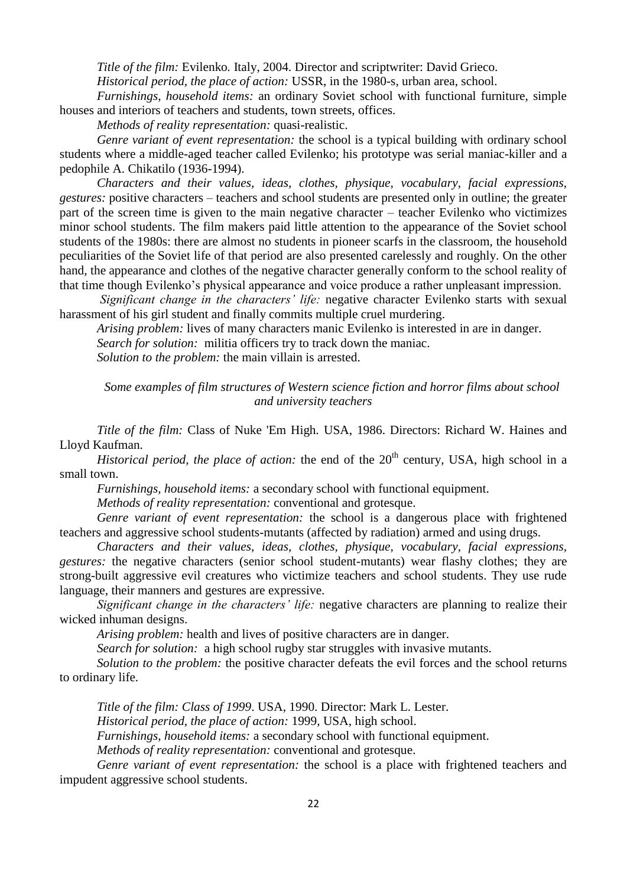*Title of the film:* Evilenko. Italy, 2004. Director and scriptwriter: David Grieco.

*Historical period, the place of action:* USSR, in the 1980-s, urban area, school.

*Furnishings, household items:* an ordinary Soviet school with functional furniture, simple houses and interiors of teachers and students, town streets, offices.

*Methods of reality representation:* quasi-realistic.

*Genre variant of event representation:* the school is a typical building with ordinary school students where a middle-aged teacher called Evilenko; his prototype was serial maniac-killer and a pedophile A. Chikatilo (1936-1994).

*Characters and their values, ideas, clothes, physique, vocabulary, facial expressions, gestures:* positive characters – teachers and school students are presented only in outline; the greater part of the screen time is given to the main negative character – teacher Evilenko who victimizes minor school students. The film makers paid little attention to the appearance of the Soviet school students of the 1980s: there are almost no students in pioneer scarfs in the classroom, the household peculiarities of the Soviet life of that period are also presented carelessly and roughly. On the other hand, the appearance and clothes of the negative character generally conform to the school reality of that time though Evilenko's physical appearance and voice produce a rather unpleasant impression.

*Significant change in the characters' life:* negative character Evilenko starts with sexual harassment of his girl student and finally commits multiple cruel murdering.

*Arising problem:* lives of many characters manic Evilenko is interested in are in danger.

*Search for solution:* militia officers try to track down the maniac.

*Solution to the problem:* the main villain is arrested.

### *Some examples of film structures of Western science fiction and horror films about school and university teachers*

*Title of the film:* Class of Nuke 'Em High. USA, 1986. Directors: Richard W. Haines and Lloyd Kaufman.

*Historical period, the place of action:* the end of the 20th century, USA, high school in a small town.

*Furnishings, household items:* a secondary school with functional equipment.

*Methods of reality representation:* conventional and grotesque.

*Genre variant of event representation:* the school is a dangerous place with frightened teachers and aggressive school students-mutants (affected by radiation) armed and using drugs.

*Characters and their values, ideas, clothes, physique, vocabulary, facial expressions, gestures:* the negative characters (senior school student-mutants) wear flashy clothes; they are strong-built aggressive evil creatures who victimize teachers and school students. They use rude language, their manners and gestures are expressive.

*Significant change in the characters' life:* negative characters are planning to realize their wicked inhuman designs.

*Arising problem:* health and lives of positive characters are in danger.

*Search for solution:* a high school rugby star struggles with invasive mutants.

*Solution to the problem:* the positive character defeats the evil forces and the school returns to ordinary life.

*Title of the film: Class of 1999*. USA, 1990. Director: Mark L. Lester.

*Historical period, the place of action:* 1999, USA, high school.

*Furnishings, household items:* a secondary school with functional equipment.

*Methods of reality representation:* conventional and grotesque.

*Genre variant of event representation:* the school is a place with frightened teachers and impudent aggressive school students.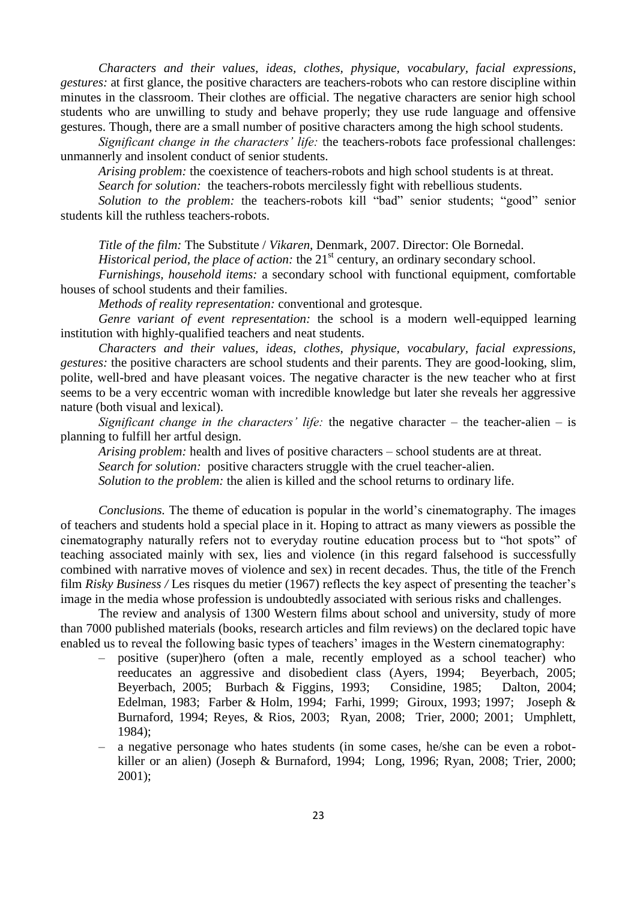*Characters and their values, ideas, clothes, physique, vocabulary, facial expressions, gestures:* at first glance, the positive characters are teachers-robots who can restore discipline within minutes in the classroom. Their clothes are official. The negative characters are senior high school students who are unwilling to study and behave properly; they use rude language and offensive gestures. Though, there are a small number of positive characters among the high school students.

*Significant change in the characters' life:* the teachers-robots face professional challenges: unmannerly and insolent conduct of senior students.

*Arising problem:* the coexistence of teachers-robots and high school students is at threat.

*Search for solution:* the teachers-robots mercilessly fight with rebellious students.

*Solution to the problem:* the teachers-robots kill "bad" senior students; "good" senior students kill the ruthless teachers-robots.

*Title of the film:* The Substitute / *Vikaren,* Denmark, 2007. Director: Ole Bornedal.

*Historical period, the place of action:* the 21st century, an ordinary secondary school.

*Furnishings, household items:* a secondary school with functional equipment, comfortable houses of school students and their families.

*Methods of reality representation:* conventional and grotesque.

*Genre variant of event representation:* the school is a modern well-equipped learning institution with highly-qualified teachers and neat students.

*Characters and their values, ideas, clothes, physique, vocabulary, facial expressions, gestures:* the positive characters are school students and their parents. They are good-looking, slim, polite, well-bred and have pleasant voices. The negative character is the new teacher who at first seems to be a very eccentric woman with incredible knowledge but later she reveals her aggressive nature (both visual and lexical).

*Significant change in the characters' life:* the negative character – the teacher-alien – is planning to fulfill her artful design.

*Arising problem:* health and lives of positive characters – school students are at threat.

*Search for solution:* positive characters struggle with the cruel teacher-alien.

*Solution to the problem:* the alien is killed and the school returns to ordinary life.

*Conclusions.* The theme of education is popular in the world's cinematography. The images of teachers and students hold a special place in it. Hoping to attract as many viewers as possible the cinematography naturally refers not to everyday routine education process but to "hot spots" of teaching associated mainly with sex, lies and violence (in this regard falsehood is successfully combined with narrative moves of violence and sex) in recent decades. Thus, the title of the French film *Risky Business /* Les risques du metier (1967) reflects the key aspect of presenting the teacher's image in the media whose profession is undoubtedly associated with serious risks and challenges.

The review and analysis of 1300 Western films about school and university, study of more than 7000 published materials (books, research articles and film reviews) on the declared topic have enabled us to reveal the following basic types of teachers' images in the Western cinematography:

- positive (super)hero (often a male, recently employed as a school teacher) who reeducates an aggressive and disobedient class (Ayers, 1994; Beyerbach, 2005; Beyerbach, 2005; Burbach & Figgins, 1993; Considine, 1985; Dalton, 2004; Edelman, 1983; Farber & Holm, 1994; Farhi, 1999; Giroux, 1993; 1997; Joseph & Burnaford, 1994; Reyes, & Rios, 2003; Ryan, 2008; Trier, 2000; 2001; Umphlett, 1984);
- a negative personage who hates students (in some cases, he/she can be even a robot-killer or an alien) (Joseph & Burnaford, 1994; Long, 1996; Ryan, 2008; Trier, 2000; 2001);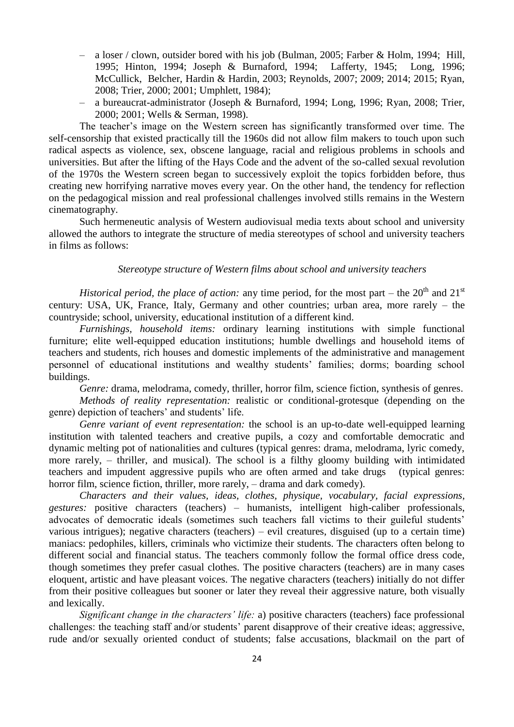- a loser / clown, outsider bored with his job (Bulman, 2005; Farber & Holm, 1994; Hill, 1995; Hinton, 1994; Joseph & Burnaford, 1994; Lafferty, 1945; Long, 1996; McCullick, Belcher, Hardin & Hardin, 2003; Reynolds, 2007; 2009; 2014; 2015; Ryan, 2008; Trier, 2000; 2001; Umphlett, 1984);
- a bureaucrat-administrator (Joseph & Burnaford, 1994; Long, 1996; Ryan, 2008; Trier, 2000; 2001; Wells & Serman, 1998).

The teacher's image on the Western screen has significantly transformed over time. The self-censorship that existed practically till the 1960s did not allow film makers to touch upon such radical aspects as violence, sex, obscene language, racial and religious problems in schools and universities. But after the lifting of the Hays Code and the advent of the so-called sexual revolution of the 1970s the Western screen began to successively exploit the topics forbidden before, thus creating new horrifying narrative moves every year. On the other hand, the tendency for reflection on the pedagogical mission and real professional challenges involved stills remains in the Western cinematography.

Such hermeneutic analysis of Western audiovisual media texts about school and university allowed the authors to integrate the structure of media stereotypes of school and university teachers in films as follows:

*Stereotype structure of Western films about school and university teachers*

*Historical period, the place of action:* any time period, for the most part – the 20th and 21st century: USA, UK, France, Italy, Germany and other countries; urban area, more rarely – the countryside; school, university, educational institution of a different kind.

*Furnishings, household items:* ordinary learning institutions with simple functional furniture; elite well-equipped education institutions; humble dwellings and household items of teachers and students, rich houses and domestic implements of the administrative and management personnel of educational institutions and wealthy students' families; dorms; boarding school buildings.

*Genre:* drama, melodrama, comedy, thriller, horror film, science fiction, synthesis of genres.

*Methods of reality representation:* realistic or conditional-grotesque (depending on the genre) depiction of teachers' and students' life.

*Genre variant of event representation:* the school is an up-to-date well-equipped learning institution with talented teachers and creative pupils, a cozy and comfortable democratic and dynamic melting pot of nationalities and cultures (typical genres: drama, melodrama, lyric comedy, more rarely, – thriller, and musical). The school is a filthy gloomy building with intimidated teachers and impudent aggressive pupils who are often armed and take drugs (typical genres: horror film, science fiction, thriller, more rarely, – drama and dark comedy).

*Characters and their values, ideas, clothes, physique, vocabulary, facial expressions, gestures:* positive characters (teachers) – humanists, intelligent high-caliber professionals, advocates of democratic ideals (sometimes such teachers fall victims to their guileful students' various intrigues); negative characters (teachers) – evil creatures, disguised (up to a certain time) maniacs: pedophiles, killers, criminals who victimize their students. The characters often belong to different social and financial status. The teachers commonly follow the formal office dress code, though sometimes they prefer casual clothes. The positive characters (teachers) are in many cases eloquent, artistic and have pleasant voices. The negative characters (teachers) initially do not differ from their positive colleagues but sooner or later they reveal their aggressive nature, both visually and lexically.

*Significant change in the characters' life:* a) positive characters (teachers) face professional challenges: the teaching staff and/or students' parent disapprove of their creative ideas; aggressive, rude and/or sexually oriented conduct of students; false accusations, blackmail on the part of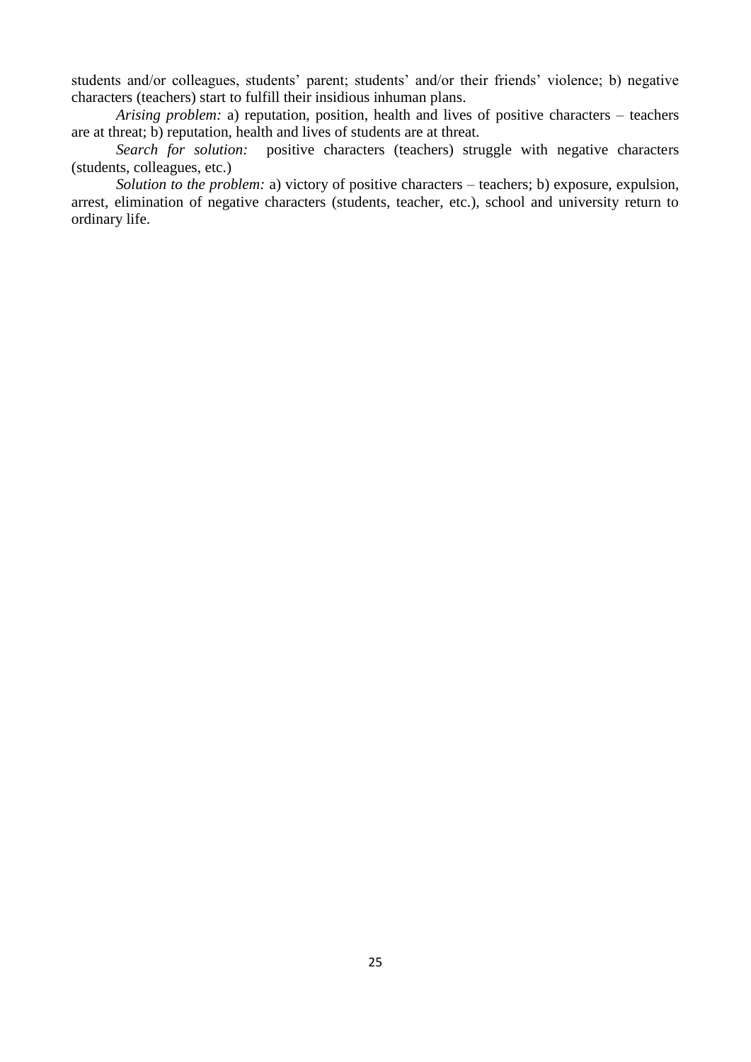students and/or colleagues, students' parent; students' and/or their friends' violence; b) negative characters (teachers) start to fulfill their insidious inhuman plans.

*Arising problem:* a) reputation, position, health and lives of positive characters – teachers are at threat; b) reputation, health and lives of students are at threat.

*Search for solution:* positive characters (teachers) struggle with negative characters (students, colleagues, etc.)

*Solution to the problem:* a) victory of positive characters – teachers; b) exposure, expulsion, arrest, elimination of negative characters (students, teacher, etc.), school and university return to ordinary life.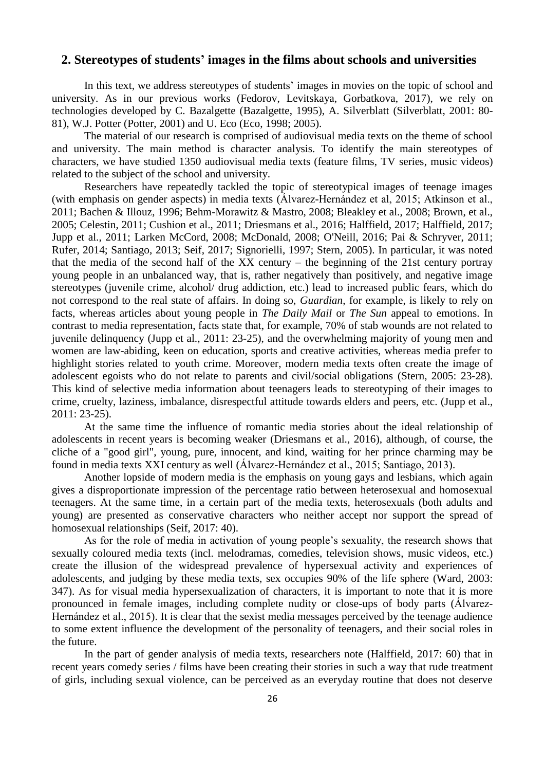## 2. Stereotypes of students' images in the films about schools and universities

In this text, we address stereotypes of students' images in movies on the topic of school and university. As in our previous works (Fedorov, Levitskaya, Gorbatkova, 2017), we rely on technologies developed by C. Bazalgette (Bazalgette, 1995), A. Silverblatt (Silverblatt, 2001: 80-81), W.J. Potter (Potter, 2001) and U. Eco (Eco, 1998; 2005).

The material of our research is comprised of audiovisual media texts on the theme of school and university. The main method is character analysis. To identify the main stereotypes of characters, we have studied 1350 audiovisual media texts (feature films, TV series, music videos) related to the subject of the school and university.

Researchers have repeatedly tackled the topic of stereotypical images of teenage images (with emphasis on gender aspects) in media texts (Álvarez-Hernández et al, 2015; Atkinson et al., 2011; Bachen & Illouz, 1996; Behm-Morawitz & Mastro, 2008; Bleakley et al., 2008; Brown, et al., 2005; Celestin, 2011; Cushion et al., 2011; Driesmans et al., 2016; Halffield, 2017; Halffield, 2017; Jupp et al., 2011; Larken McCord, 2008; McDonald, 2008; O'Neill, 2016; Pai & Schryver, 2011; Rufer, 2014; Santiago, 2013; Seif, 2017; Signorielli, 1997; Stern, 2005). In particular, it was noted that the media of the second half of the XX century – the beginning of the 21st century portray young people in an unbalanced way, that is, rather negatively than positively, and negative image stereotypes (juvenile crime, alcohol/ drug addiction, etc.) lead to increased public fears, which do not correspond to the real state of affairs. In doing so, *Guardian*, for example, is likely to rely on facts, whereas articles about young people in *The Daily Mail* or *The Sun* appeal to emotions. In contrast to media representation, facts state that, for example, 70% of stab wounds are not related to juvenile delinquency (Jupp et al., 2011: 23-25), and the overwhelming majority of young men and women are law-abiding, keen on education, sports and creative activities, whereas media prefer to highlight stories related to youth crime. Moreover, modern media texts often create the image of adolescent egoists who do not relate to parents and civil/social obligations (Stern, 2005: 23-28). This kind of selective media information about teenagers leads to stereotyping of their images to crime, cruelty, laziness, imbalance, disrespectful attitude towards elders and peers, etc. (Jupp et al., 2011: 23-25).

At the same time the influence of romantic media stories about the ideal relationship of adolescents in recent years is becoming weaker (Driesmans et al., 2016), although, of course, the cliche of a "good girl", young, pure, innocent, and kind, waiting for her prince charming may be found in media texts XXI century as well (Álvarez-Hernández et al., 2015; Santiago, 2013).

Another lopside of modern media is the emphasis on young gays and lesbians, which again gives a disproportionate impression of the percentage ratio between heterosexual and homosexual teenagers. At the same time, in a certain part of the media texts, heterosexuals (both adults and young) are presented as conservative characters who neither accept nor support the spread of homosexual relationships (Seif, 2017: 40).

As for the role of media in activation of young people's sexuality, the research shows that sexually coloured media texts (incl. melodramas, comedies, television shows, music videos, etc.) create the illusion of the widespread prevalence of hypersexual activity and experiences of adolescents, and judging by these media texts, sex occupies 90% of the life sphere (Ward, 2003: 347). As for visual media hypersexualization of characters, it is important to note that it is more pronounced in female images, including complete nudity or close-ups of body parts (Álvarez-Hernández et al., 2015). It is clear that the sexist media messages perceived by the teenage audience to some extent influence the development of the personality of teenagers, and their social roles in the future.

In the part of gender analysis of media texts, researchers note (Halffield, 2017: 60) that in recent years comedy series / films have been creating their stories in such a way that rude treatment of girls, including sexual violence, can be perceived as an everyday routine that does not deserve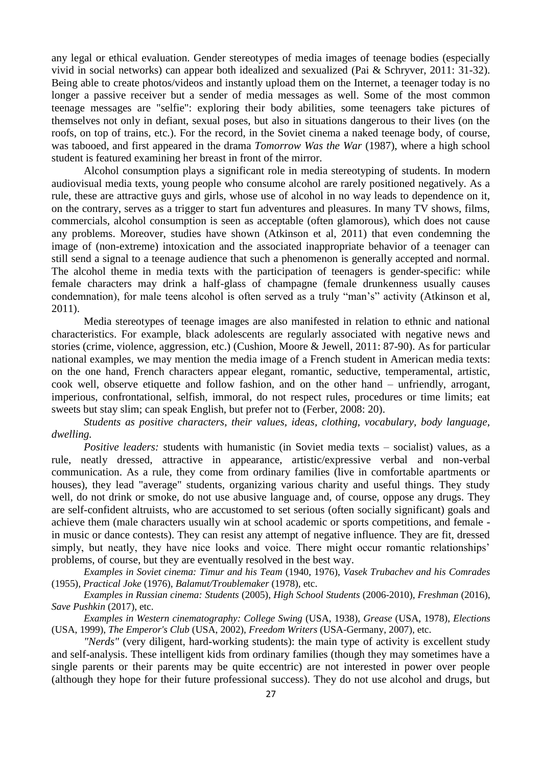any legal or ethical evaluation. Gender stereotypes of media images of teenage bodies (especially vivid in social networks) can appear both idealized and sexualized (Pai & Schryver, 2011: 31-32). Being able to create photos/videos and instantly upload them on the Internet, a teenager today is no longer a passive receiver but a sender of media messages as well. Some of the most common teenage messages are "selfie": exploring their body abilities, some teenagers take pictures of themselves not only in defiant, sexual poses, but also in situations dangerous to their lives (on the roofs, on top of trains, etc.). For the record, in the Soviet cinema a naked teenage body, of course, was tabooed, and first appeared in the drama *Tomorrow Was the War* (1987), where a high school student is featured examining her breast in front of the mirror.

Alcohol consumption plays a significant role in media stereotyping of students. In modern audiovisual media texts, young people who consume alcohol are rarely positioned negatively. As a rule, these are attractive guys and girls, whose use of alcohol in no way leads to dependence on it, on the contrary, serves as a trigger to start fun adventures and pleasures. In many TV shows, films, commercials, alcohol consumption is seen as acceptable (often glamorous), which does not cause any problems. Moreover, studies have shown (Atkinson et al, 2011) that even condemning the image of (non-extreme) intoxication and the associated inappropriate behavior of a teenager can still send a signal to a teenage audience that such a phenomenon is generally accepted and normal. The alcohol theme in media texts with the participation of teenagers is gender-specific: while female characters may drink a half-glass of champagne (female drunkenness usually causes condemnation), for male teens alcohol is often served as a truly "man's" activity (Atkinson et al, 2011).

Media stereotypes of teenage images are also manifested in relation to ethnic and national characteristics. For example, black adolescents are regularly associated with negative news and stories (crime, violence, aggression, etc.) (Cushion, Moore & Jewell, 2011: 87-90). As for particular national examples, we may mention the media image of a French student in American media texts: on the one hand, French characters appear elegant, romantic, seductive, temperamental, artistic, cook well, observe etiquette and follow fashion, and on the other hand – unfriendly, arrogant, imperious, confrontational, selfish, immoral, do not respect rules, procedures or time limits; eat sweets but stay slim; can speak English, but prefer not to (Ferber, 2008: 20).

*Students as positive characters, their values, ideas, clothing, vocabulary, body language, dwelling.*

*Positive leaders:* students with humanistic (in Soviet media texts – socialist) values, as a rule, neatly dressed, attractive in appearance, artistic/expressive verbal and non-verbal communication. As a rule, they come from ordinary families (live in comfortable apartments or houses), they lead "average" students, organizing various charity and useful things. They study well, do not drink or smoke, do not use abusive language and, of course, oppose any drugs. They are self-confident altruists, who are accustomed to set serious (often socially significant) goals and achieve them (male characters usually win at school academic or sports competitions, and female - in music or dance contests). They can resist any attempt of negative influence. They are fit, dressed simply, but neatly, they have nice looks and voice. There might occur romantic relationships' problems, of course, but they are eventually resolved in the best way.

*Examples in Soviet cinema: Timur and his Team* (1940, 1976), *Vasek Trubachev and his Comrades* (1955), *Practical Joke* (1976), *Balamut/Troublemaker* (1978), etc.

*Examples in Russian cinema: Students* (2005), *High School Students* (2006-2010), *Freshman* (2016), *Save Pushkin* (2017), etc.

*Examples in Western cinematography: College Swing* (USA, 1938), *Grease* (USA, 1978), *Elections* (USA, 1999), *The Emperor's Club* (USA, 2002), *Freedom Writers* (USA-Germany, 2007), etc.

*"Nerds"* (very diligent, hard-working students): the main type of activity is excellent study and self-analysis. These intelligent kids from ordinary families (though they may sometimes have a single parents or their parents may be quite eccentric) are not interested in power over people (although they hope for their future professional success). They do not use alcohol and drugs, but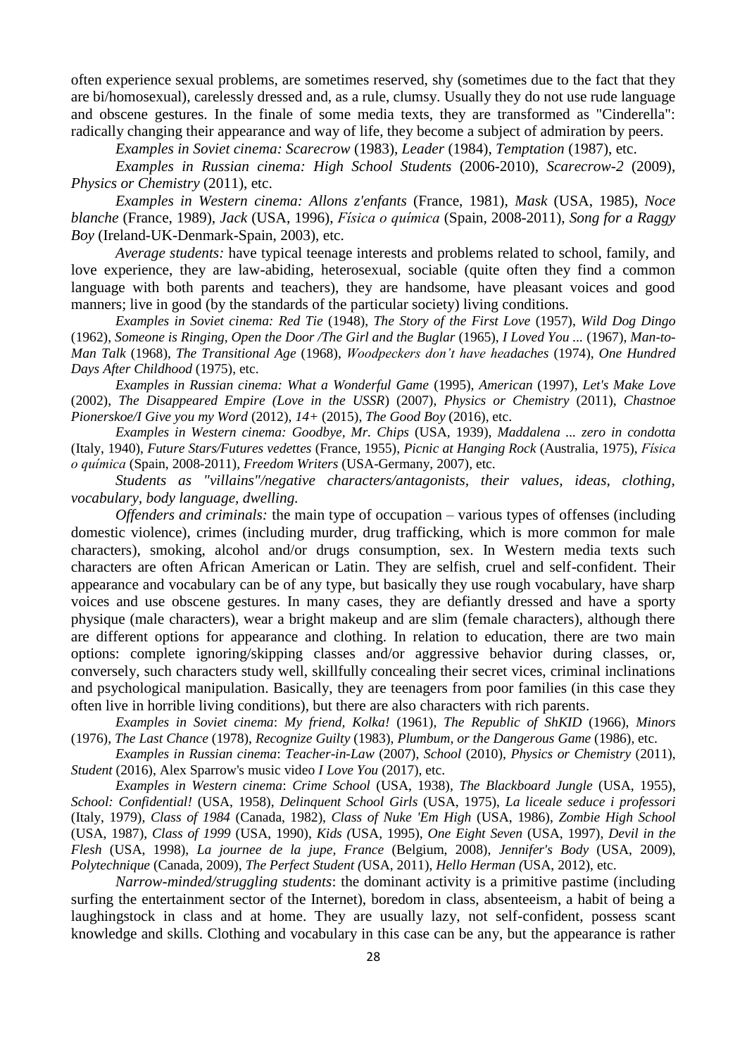often experience sexual problems, are sometimes reserved, shy (sometimes due to the fact that they are bi/homosexual), carelessly dressed and, as a rule, clumsy. Usually they do not use rude language and obscene gestures. In the finale of some media texts, they are transformed as "Cinderella": radically changing their appearance and way of life, they become a subject of admiration by peers.

*Examples in Soviet cinema: Scarecrow* (1983), *Leader* (1984), *Temptation* (1987), etc.

*Examples in Russian cinema: High School Students* (2006-2010), *Scarecrow-2* (2009), *Physics or Chemistry* (2011), etc.

*Examples in Western cinema: Allons z'enfants* (France, 1981), *Mask* (USA, 1985), *Noce blanche* (France, 1989), *Jack* (USA, 1996), *Física o química* (Spain, 2008-2011), *Song for a Raggy Boy* (Ireland-UK-Denmark-Spain, 2003), etc.

*Average students:* have typical teenage interests and problems related to school, family, and love experience, they are law-abiding, heterosexual, sociable (quite often they find a common language with both parents and teachers), they are handsome, have pleasant voices and good manners; live in good (by the standards of the particular society) living conditions.

*Examples in Soviet cinema: Red Tie* (1948), *The Story of the First Love* (1957), *Wild Dog Dingo* (1962), *Someone is Ringing, Open the Door /The Girl and the Buglar* (1965), *I Loved You ...* (1967), *Man-to-Man Talk* (1968), *The Transitional Age* (1968), *Woodpeckers don't have headaches* (1974), *One Hundred Days After Childhood* (1975), etc.

*Examples in Russian cinema: What a Wonderful Game* (1995), *American* (1997), *Let's Make Love* (2002), *The Disappeared Empire (Love in the USSR*) (2007), *Physics or Chemistry* (2011), *Chastnoe Pionerskoe/I Give you my Word* (2012), *14+* (2015), *The Good Boy* (2016), etc.

*Examples in Western cinema: Goodbye, Mr. Chips* (USA, 1939), *Maddalena ... zero in condotta* (Italy, 1940), *Future Stars/Futures vedettes* (France, 1955), *Picnic at Hanging Rock* (Australia, 1975), *Física o química* (Spain, 2008-2011), *Freedom Writers* (USA-Germany, 2007), etc.

*Students as "villains"/negative characters/antagonists, their values, ideas, clothing, vocabulary, body language, dwelling.*

*Offenders and criminals:* the main type of occupation – various types of offenses (including domestic violence), crimes (including murder, drug trafficking, which is more common for male characters), smoking, alcohol and/or drugs consumption, sex. In Western media texts such characters are often African American or Latin. They are selfish, cruel and self-confident. Their appearance and vocabulary can be of any type, but basically they use rough vocabulary, have sharp voices and use obscene gestures. In many cases, they are defiantly dressed and have a sporty physique (male characters), wear a bright makeup and are slim (female characters), although there are different options for appearance and clothing. In relation to education, there are two main options: complete ignoring/skipping classes and/or aggressive behavior during classes, or, conversely, such characters study well, skillfully concealing their secret vices, criminal inclinations and psychological manipulation. Basically, they are teenagers from poor families (in this case they often live in horrible living conditions), but there are also characters with rich parents.

*Examples in Soviet cinema*: *My friend, Kolka!* (1961), *The Republic of ShKID* (1966), *Minors* (1976), *The Last Chance* (1978), *Recognize Guilty* (1983), *Plumbum, or the Dangerous Game* (1986), etc.

*Examples in Russian cinema*: *Teacher-in-Law* (2007), *School* (2010), *Physics or Chemistry* (2011), *Student* (2016), Alex Sparrow's music video *I Love You* (2017), etc.

*Examples in Western cinema*: *Crime School* (USA, 1938), *The Blackboard Jungle* (USA, 1955), *School: Confidential!* (USA, 1958), *Delinquent School Girls* (USA, 1975), *La liceale seduce i professori* (Italy, 1979), *Class of 1984* (Canada, 1982), *Class of Nuke 'Em High* (USA, 1986), *Zombie High School* (USA, 1987), *Class of 1999* (USA, 1990), *Kids (*USA, 1995), *One Eight Seven* (USA, 1997), *Devil in the Flesh* (USA, 1998), *La journee de la jupe, France* (Belgium, 2008), *Jennifer's Body* (USA, 2009), *Polytechnique* (Canada, 2009), *The Perfect Student (*USA, 2011), *Hello Herman (*USA, 2012), etc.

*Narrow-minded/struggling students*: the dominant activity is a primitive pastime (including surfing the entertainment sector of the Internet), boredom in class, absenteeism, a habit of being a laughingstock in class and at home. They are usually lazy, not self-confident, possess scant knowledge and skills. Clothing and vocabulary in this case can be any, but the appearance is rather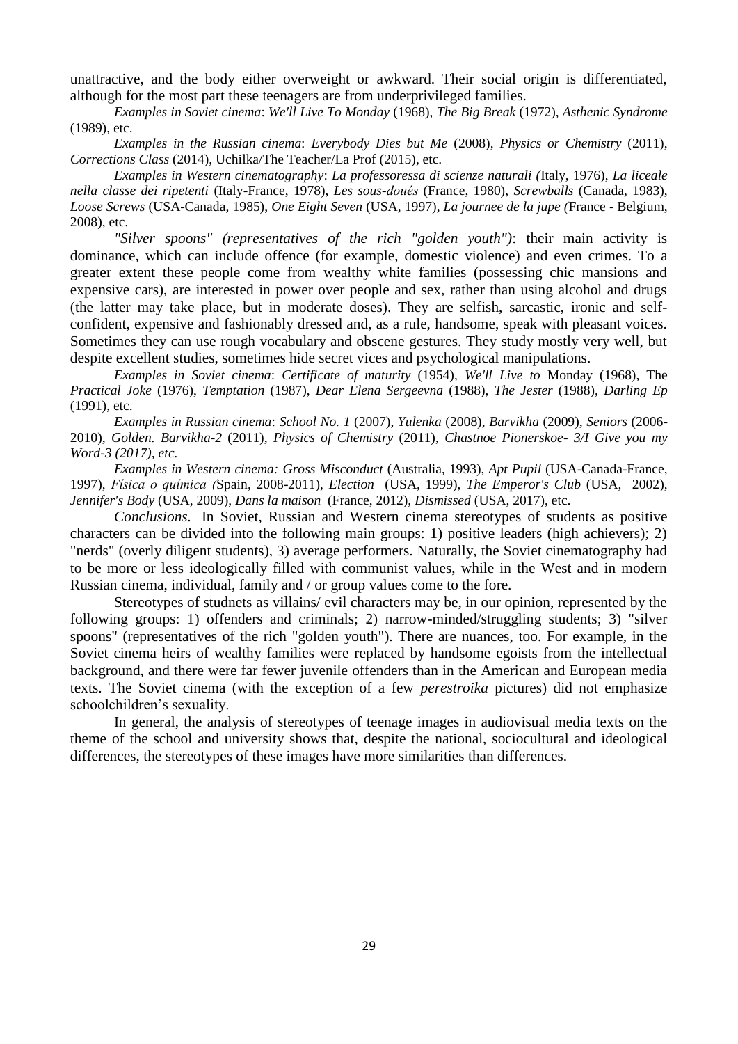unattractive, and the body either overweight or awkward. Their social origin is differentiated, although for the most part these teenagers are from underprivileged families.

*Examples in Soviet cinema*: *We'll Live To Monday* (1968), *The Big Break* (1972), *Asthenic Syndrome* (1989), etc.

*Examples in the Russian cinema*: *Everybody Dies but Me* (2008), *Physics or Chemistry* (2011), *Corrections Class* (2014), Uchilka/The Teacher/La Prof (2015), etc.

*Examples in Western cinematography*: *La professoressa di scienze naturali (*Italy, 1976), *La liceale nella classe dei ripetenti* (Italy-France, 1978), *Les sous-doués* (France, 1980), *Screwballs* (Canada, 1983), *Loose Screws* (USA-Canada, 1985), *One Eight Seven* (USA, 1997), *La journee de la jupe (*France - Belgium, 2008), etc.

*"Silver spoons" (representatives of the rich "golden youth")*: their main activity is dominance, which can include offence (for example, domestic violence) and even crimes. To a greater extent these people come from wealthy white families (possessing chic mansions and expensive cars), are interested in power over people and sex, rather than using alcohol and drugs (the latter may take place, but in moderate doses). They are selfish, sarcastic, ironic and self-confident, expensive and fashionably dressed and, as a rule, handsome, speak with pleasant voices. Sometimes they can use rough vocabulary and obscene gestures. They study mostly very well, but despite excellent studies, sometimes hide secret vices and psychological manipulations.

*Examples in Soviet cinema*: *Certificate of maturity* (1954), *We'll Live to* Monday (1968), The *Practical Joke* (1976), *Temptation* (1987), *Dear Elena Sergeevna* (1988), *The Jester* (1988), *Darling Ep* (1991), etc.

*Examples in Russian cinema*: *School No. 1* (2007), *Yulenka* (2008), *Barvikha* (2009), *Seniors* (2006-2010), *Golden. Barvikha-2* (2011), *Physics of Chemistry* (2011), *Chastnoe Pionerskoe- 3/I Give you my Word-3 (2017), etc.*

*Examples in Western cinema: Gross Misconduct* (Australia, 1993), *Apt Pupil* (USA-Canada-France, 1997), *Física o química (*Spain, 2008-2011), *Election* (USA, 1999), *The Emperor's Club* (USA, 2002), *Jennifer's Body* (USA, 2009), *Dans la maison* (France, 2012), *Dismissed* (USA, 2017), etc.

*Conclusions.* In Soviet, Russian and Western cinema stereotypes of students as positive characters can be divided into the following main groups: 1) positive leaders (high achievers); 2) "nerds" (overly diligent students), 3) average performers. Naturally, the Soviet cinematography had to be more or less ideologically filled with communist values, while in the West and in modern Russian cinema, individual, family and / or group values come to the fore.

Stereotypes of studnets as villains/ evil characters may be, in our opinion, represented by the following groups: 1) offenders and criminals; 2) narrow-minded/struggling students; 3) "silver spoons" (representatives of the rich "golden youth"). There are nuances, too. For example, in the Soviet cinema heirs of wealthy families were replaced by handsome egoists from the intellectual background, and there were far fewer juvenile offenders than in the American and European media texts. The Soviet cinema (with the exception of a few *perestroika* pictures) did not emphasize schoolchildren's sexuality.

In general, the analysis of stereotypes of teenage images in audiovisual media texts on the theme of the school and university shows that, despite the national, sociocultural and ideological differences, the stereotypes of these images have more similarities than differences.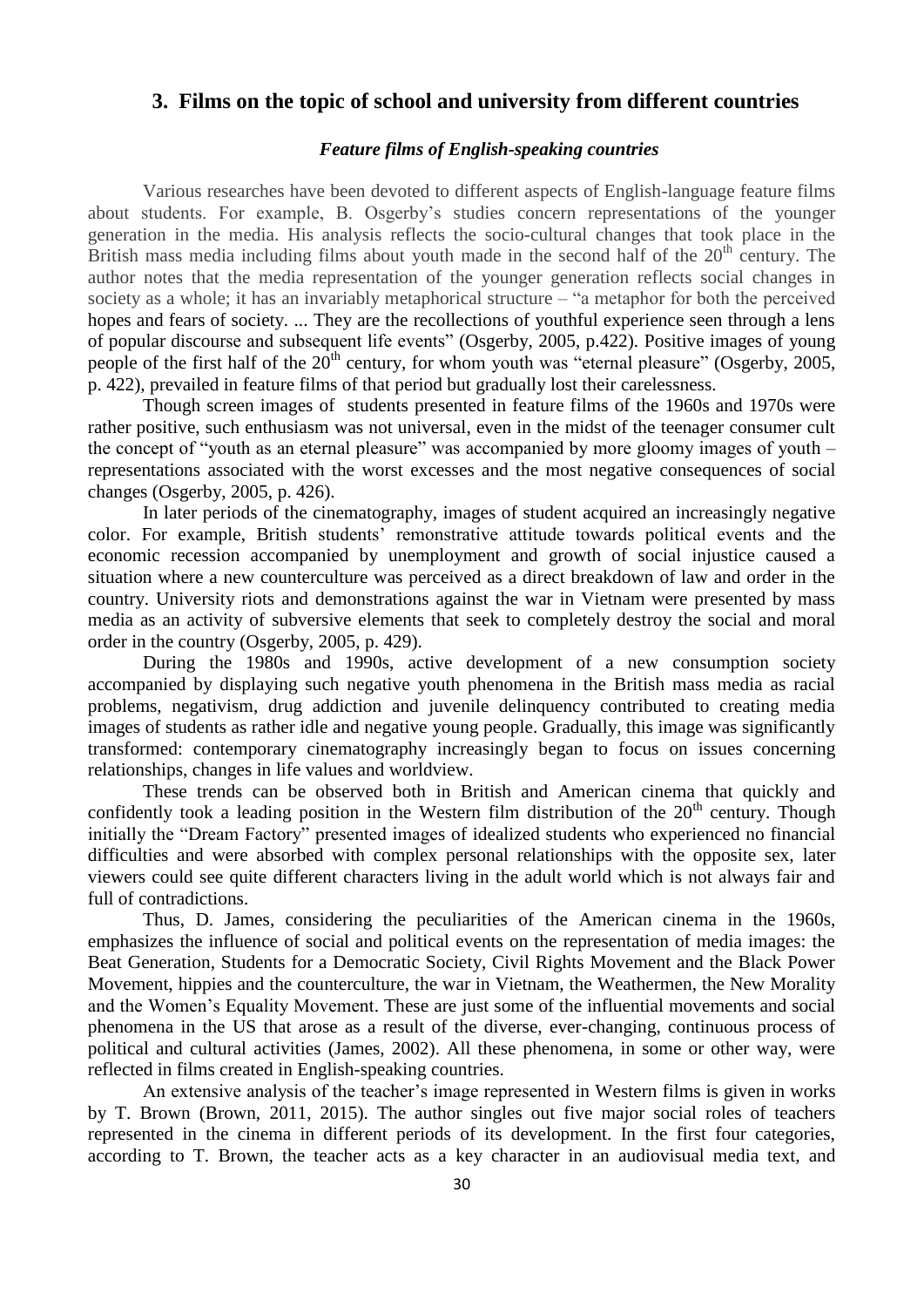## 3. Films on the topic of school and university from different countries

### *Feature films of English-speaking countries*

Various researches have been devoted to different aspects of English-language feature films about students. For example, B. Osgerby's studies concern representations of the younger generation in the media. His analysis reflects the socio-cultural changes that took place in the British mass media including films about youth made in the second half of the 20th century. The author notes that the media representation of the younger generation reflects social changes in society as a whole; it has an invariably metaphorical structure – "a metaphor for both the perceived hopes and fears of society. ... They are the recollections of youthful experience seen through a lens of popular discourse and subsequent life events" (Osgerby, 2005, p.422). Positive images of young people of the first half of the 20th century, for whom youth was "eternal pleasure" (Osgerby, 2005, p. 422), prevailed in feature films of that period but gradually lost their carelessness.

Though screen images of students presented in feature films of the 1960s and 1970s were rather positive, such enthusiasm was not universal, even in the midst of the teenager consumer cult the concept of "youth as an eternal pleasure" was accompanied by more gloomy images of youth – representations associated with the worst excesses and the most negative consequences of social changes (Osgerby, 2005, p. 426).

In later periods of the cinematography, images of student acquired an increasingly negative color. For example, British students' remonstrative attitude towards political events and the economic recession accompanied by unemployment and growth of social injustice caused a situation where a new counterculture was perceived as a direct breakdown of law and order in the country. University riots and demonstrations against the war in Vietnam were presented by mass media as an activity of subversive elements that seek to completely destroy the social and moral order in the country (Osgerby, 2005, p. 429).

During the 1980s and 1990s, active development of a new consumption society accompanied by displaying such negative youth phenomena in the British mass media as racial problems, negativism, drug addiction and juvenile delinquency contributed to creating media images of students as rather idle and negative young people. Gradually, this image was significantly transformed: contemporary cinematography increasingly began to focus on issues concerning relationships, changes in life values and worldview.

These trends can be observed both in British and American cinema that quickly and confidently took a leading position in the Western film distribution of the 20th century. Though initially the "Dream Factory" presented images of idealized students who experienced no financial difficulties and were absorbed with complex personal relationships with the opposite sex, later viewers could see quite different characters living in the adult world which is not always fair and full of contradictions.

Thus, D. James, considering the peculiarities of the American cinema in the 1960s, emphasizes the influence of social and political events on the representation of media images: the Beat Generation, Students for a Democratic Society, Civil Rights Movement and the Black Power Movement, hippies and the counterculture, the war in Vietnam, the Weathermen, the New Morality and the Women's Equality Movement. These are just some of the influential movements and social phenomena in the US that arose as a result of the diverse, ever-changing, continuous process of political and cultural activities (James, 2002). All these phenomena, in some or other way, were reflected in films created in English-speaking countries.

An extensive analysis of the teacher's image represented in Western films is given in works by T. Brown (Brown, 2011, 2015). The author singles out five major social roles of teachers represented in the cinema in different periods of its development. In the first four categories, according to T. Brown, the teacher acts as a key character in an audiovisual media text, and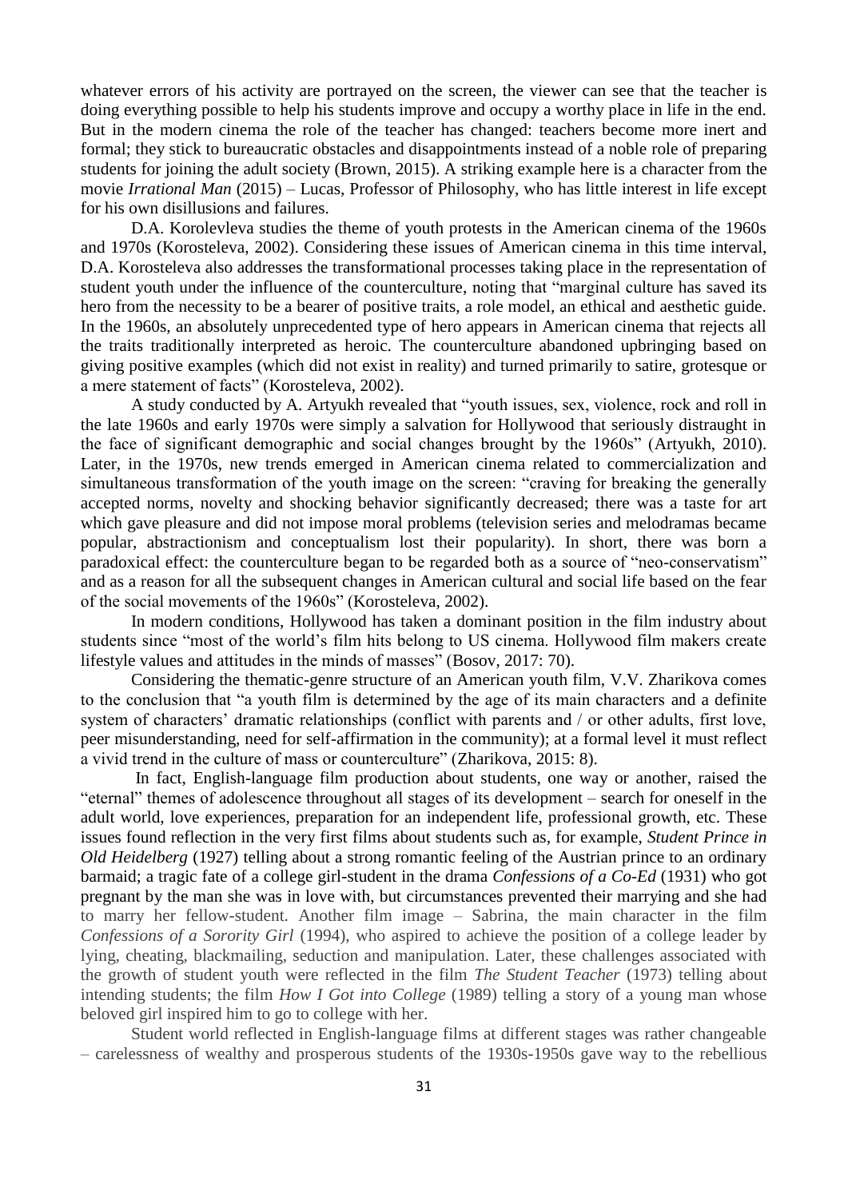whatever errors of his activity are portrayed on the screen, the viewer can see that the teacher is doing everything possible to help his students improve and occupy a worthy place in life in the end. But in the modern cinema the role of the teacher has changed: teachers become more inert and formal; they stick to bureaucratic obstacles and disappointments instead of a noble role of preparing students for joining the adult society (Brown, 2015). A striking example here is a character from the movie *Irrational Man* (2015) – Lucas, Professor of Philosophy, who has little interest in life except for his own disillusions and failures.

D.A. Korolevleva studies the theme of youth protests in the American cinema of the 1960s and 1970s (Korosteleva, 2002). Considering these issues of American cinema in this time interval, D.A. Korosteleva also addresses the transformational processes taking place in the representation of student youth under the influence of the counterculture, noting that "marginal culture has saved its hero from the necessity to be a bearer of positive traits, a role model, an ethical and aesthetic guide. In the 1960s, an absolutely unprecedented type of hero appears in American cinema that rejects all the traits traditionally interpreted as heroic. The counterculture abandoned upbringing based on giving positive examples (which did not exist in reality) and turned primarily to satire, grotesque or a mere statement of facts" (Korosteleva, 2002).

A study conducted by A. Artyukh revealed that "youth issues, sex, violence, rock and roll in the late 1960s and early 1970s were simply a salvation for Hollywood that seriously distraught in the face of significant demographic and social changes brought by the 1960s" (Artyukh, 2010). Later, in the 1970s, new trends emerged in American cinema related to commercialization and simultaneous transformation of the youth image on the screen: "craving for breaking the generally accepted norms, novelty and shocking behavior significantly decreased; there was a taste for art which gave pleasure and did not impose moral problems (television series and melodramas became popular, abstractionism and conceptualism lost their popularity). In short, there was born a paradoxical effect: the counterculture began to be regarded both as a source of "neo-conservatism" and as a reason for all the subsequent changes in American cultural and social life based on the fear of the social movements of the 1960s" (Korosteleva, 2002).

In modern conditions, Hollywood has taken a dominant position in the film industry about students since "most of the world's film hits belong to US cinema. Hollywood film makers create lifestyle values and attitudes in the minds of masses" (Bosov, 2017: 70).

Considering the thematic-genre structure of an American youth film, V.V. Zharikova comes to the conclusion that "a youth film is determined by the age of its main characters and a definite system of characters' dramatic relationships (conflict with parents and / or other adults, first love, peer misunderstanding, need for self-affirmation in the community); at a formal level it must reflect a vivid trend in the culture of mass or counterculture" (Zharikova, 2015: 8).

In fact, English-language film production about students, one way or another, raised the "eternal" themes of adolescence throughout all stages of its development – search for oneself in the adult world, love experiences, preparation for an independent life, professional growth, etc. These issues found reflection in the very first films about students such as, for example, *Student Prince in Old Heidelberg* (1927) telling about a strong romantic feeling of the Austrian prince to an ordinary barmaid; a tragic fate of a college girl-student in the drama *Confessions of a Co-Ed* (1931) who got pregnant by the man she was in love with, but circumstances prevented their marrying and she had to marry her fellow-student. Another film image – Sabrina, the main character in the film *Confessions of a Sorority Girl* (1994), who aspired to achieve the position of a college leader by lying, cheating, blackmailing, seduction and manipulation. Later, these challenges associated with the growth of student youth were reflected in the film *The Student Teacher* (1973) telling about intending students; the film *How I Got into College* (1989) telling a story of a young man whose beloved girl inspired him to go to college with her.

Student world reflected in English-language films at different stages was rather changeable – carelessness of wealthy and prosperous students of the 1930s-1950s gave way to the rebellious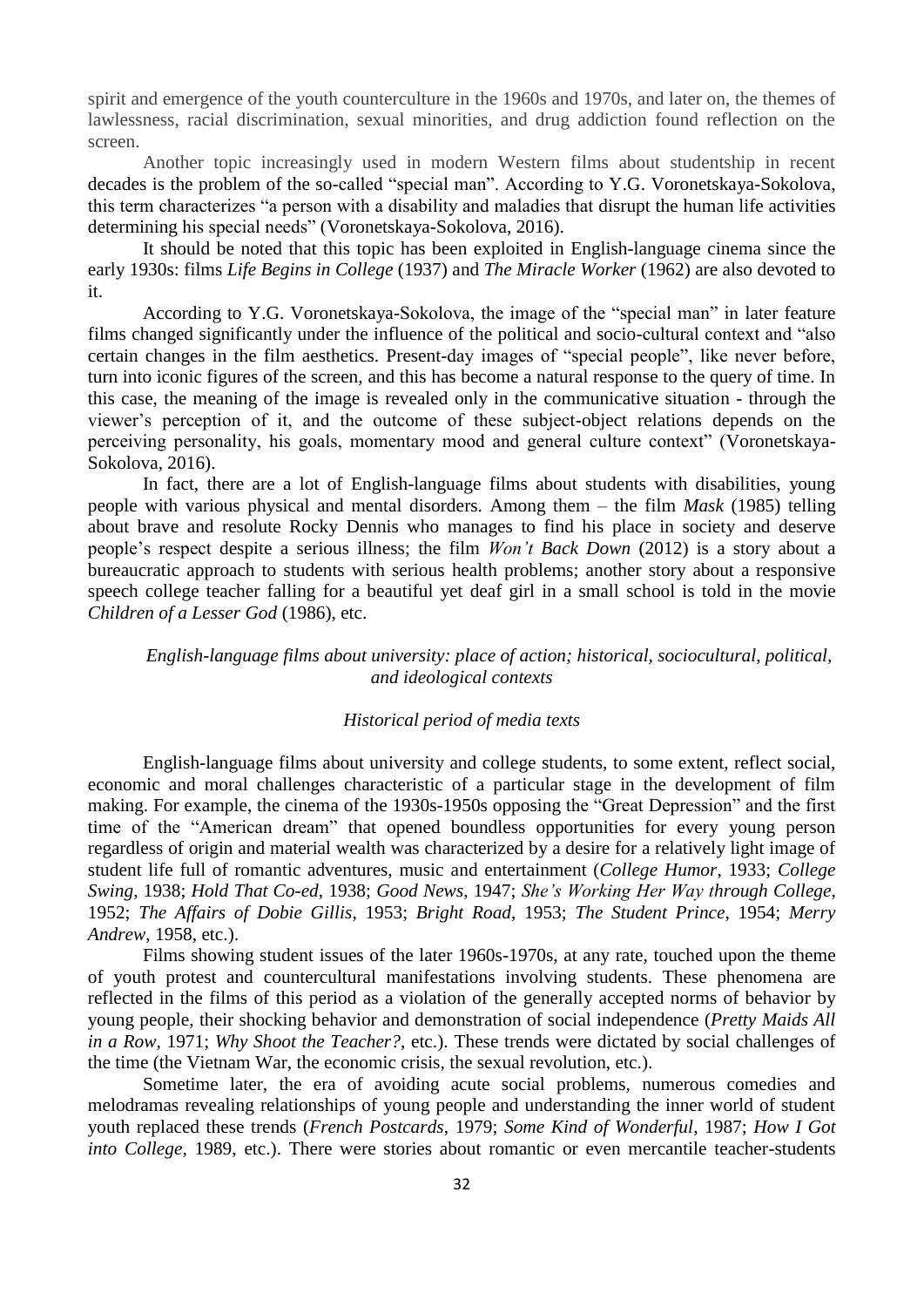spirit and emergence of the youth counterculture in the 1960s and 1970s, and later on, the themes of lawlessness, racial discrimination, sexual minorities, and drug addiction found reflection on the screen.

Another topic increasingly used in modern Western films about studentship in recent decades is the problem of the so-called "special man". According to Y.G. Voronetskaya-Sokolova, this term characterizes "a person with a disability and maladies that disrupt the human life activities determining his special needs" (Voronetskaya-Sokolova, 2016).

It should be noted that this topic has been exploited in English-language cinema since the early 1930s: films *Life Begins in College* (1937) and *The Miracle Worker* (1962) are also devoted to it.

According to Y.G. Voronetskaya-Sokolova, the image of the "special man" in later feature films changed significantly under the influence of the political and socio-cultural context and "also certain changes in the film aesthetics. Present-day images of "special people", like never before, turn into iconic figures of the screen, and this has become a natural response to the query of time. In this case, the meaning of the image is revealed only in the communicative situation - through the viewer's perception of it, and the outcome of these subject-object relations depends on the perceiving personality, his goals, momentary mood and general culture context" (Voronetskaya-Sokolova, 2016).

In fact, there are a lot of English-language films about students with disabilities, young people with various physical and mental disorders. Among them – the film *Mask* (1985) telling about brave and resolute Rocky Dennis who manages to find his place in society and deserve people's respect despite a serious illness; the film *Won't Back Down* (2012) is a story about a bureaucratic approach to students with serious health problems; another story about a responsive speech college teacher falling for a beautiful yet deaf girl in a small school is told in the movie *Children of a Lesser God* (1986), etc.

*English-language films about university: place of action; historical, sociocultural, political, and ideological contexts*

*Historical period of media texts*

English-language films about university and college students, to some extent, reflect social, economic and moral challenges characteristic of a particular stage in the development of film making. For example, the cinema of the 1930s-1950s opposing the "Great Depression" and the first time of the "American dream" that opened boundless opportunities for every young person regardless of origin and material wealth was characterized by a desire for a relatively light image of student life full of romantic adventures, music and entertainment (*College Humor*, 1933; *College Swing*, 1938; *Hold That Co-ed*, 1938; *Good News*, 1947; *She's Working Her Way through College*, 1952; *The Affairs of Dobie Gillis*, 1953; *Bright Road*, 1953; *The Student Prince*, 1954; *Merry Andrew*, 1958, etc.).

Films showing student issues of the later 1960s-1970s, at any rate, touched upon the theme of youth protest and countercultural manifestations involving students. These phenomena are reflected in the films of this period as a violation of the generally accepted norms of behavior by young people, their shocking behavior and demonstration of social independence (*Pretty Maids All in a Row*, 1971; *Why Shoot the Teacher?*, etc.). These trends were dictated by social challenges of the time (the Vietnam War, the economic crisis, the sexual revolution, etc.).

Sometime later, the era of avoiding acute social problems, numerous comedies and melodramas revealing relationships of young people and understanding the inner world of student youth replaced these trends (*French Postcards*, 1979; *Some Kind of Wonderful*, 1987; *How I Got into College*, 1989, etc.). There were stories about romantic or even mercantile teacher-students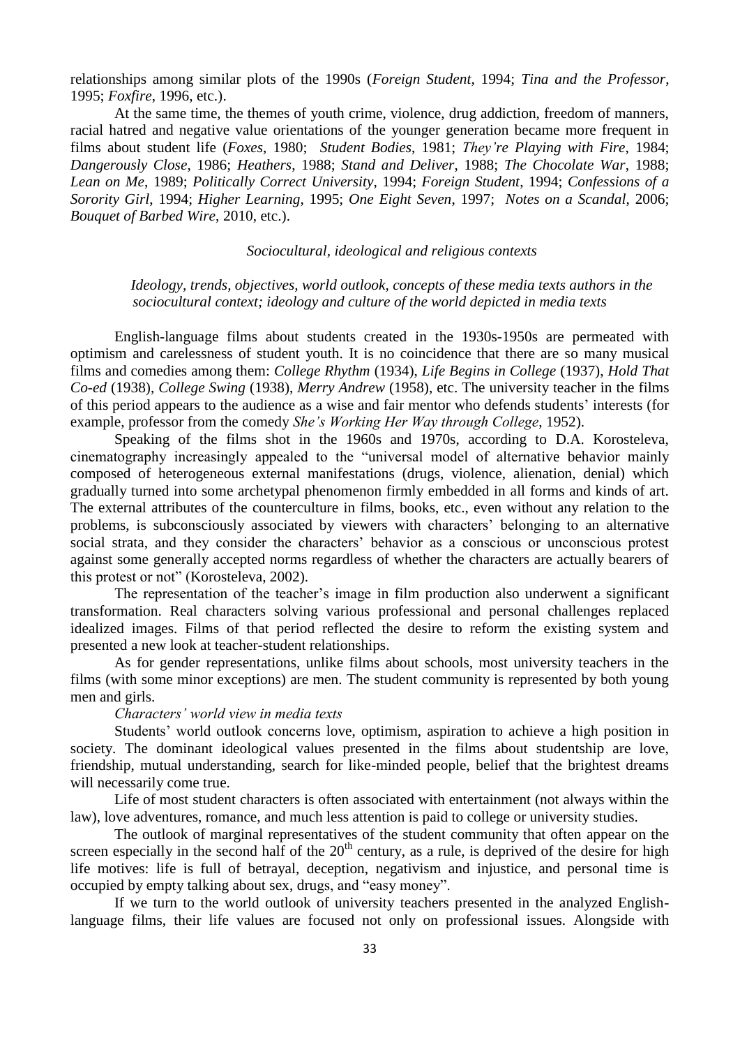relationships among similar plots of the 1990s (*Foreign Student*, 1994; *Tina and the Professor*, 1995; *Foxfire*, 1996, etc.).

At the same time, the themes of youth crime, violence, drug addiction, freedom of manners, racial hatred and negative value orientations of the younger generation became more frequent in films about student life (*Foxes*, 1980; *Student Bodies*, 1981; *They're Playing with Fire*, 1984; *Dangerously Close*, 1986; *Heathers*, 1988; *Stand and Deliver*, 1988; *The Chocolate War*, 1988; *Lean on Me*, 1989; *Politically Correct University*, 1994; *Foreign Student*, 1994; *Confessions of a Sorority Girl*, 1994; *Higher Learning*, 1995; *One Eight Seven*, 1997; *Notes on a Scandal*, 2006; *Bouquet of Barbed Wire*, 2010, etc.).

*Sociocultural, ideological and religious contexts*

*Ideology, trends, objectives, world outlook, concepts of these media texts authors in the sociocultural context; ideology and culture of the world depicted in media texts*

English-language films about students created in the 1930s-1950s are permeated with optimism and carelessness of student youth. It is no coincidence that there are so many musical films and comedies among them: *College Rhythm* (1934), *Life Begins in College* (1937), *Hold That Co-ed* (1938), *College Swing* (1938), *Merry Andrew* (1958), etc. The university teacher in the films of this period appears to the audience as a wise and fair mentor who defends students' interests (for example, professor from the comedy *She's Working Her Way through College*, 1952).

Speaking of the films shot in the 1960s and 1970s, according to D.A. Korosteleva, cinematography increasingly appealed to the "universal model of alternative behavior mainly composed of heterogeneous external manifestations (drugs, violence, alienation, denial) which gradually turned into some archetypal phenomenon firmly embedded in all forms and kinds of art. The external attributes of the counterculture in films, books, etc., even without any relation to the problems, is subconsciously associated by viewers with characters' belonging to an alternative social strata, and they consider the characters' behavior as a conscious or unconscious protest against some generally accepted norms regardless of whether the characters are actually bearers of this protest or not" (Korosteleva, 2002).

The representation of the teacher's image in film production also underwent a significant transformation. Real characters solving various professional and personal challenges replaced idealized images. Films of that period reflected the desire to reform the existing system and presented a new look at teacher-student relationships.

As for gender representations, unlike films about schools, most university teachers in the films (with some minor exceptions) are men. The student community is represented by both young men and girls.

*Characters' world view in media texts*

Students' world outlook concerns love, optimism, aspiration to achieve a high position in society. The dominant ideological values presented in the films about studentship are love, friendship, mutual understanding, search for like-minded people, belief that the brightest dreams will necessarily come true.

Life of most student characters is often associated with entertainment (not always within the law), love adventures, romance, and much less attention is paid to college or university studies.

The outlook of marginal representatives of the student community that often appear on the screen especially in the second half of the 20th century, as a rule, is deprived of the desire for high life motives: life is full of betrayal, deception, negativism and injustice, and personal time is occupied by empty talking about sex, drugs, and "easy money".

If we turn to the world outlook of university teachers presented in the analyzed English-language films, their life values are focused not only on professional issues. Alongside with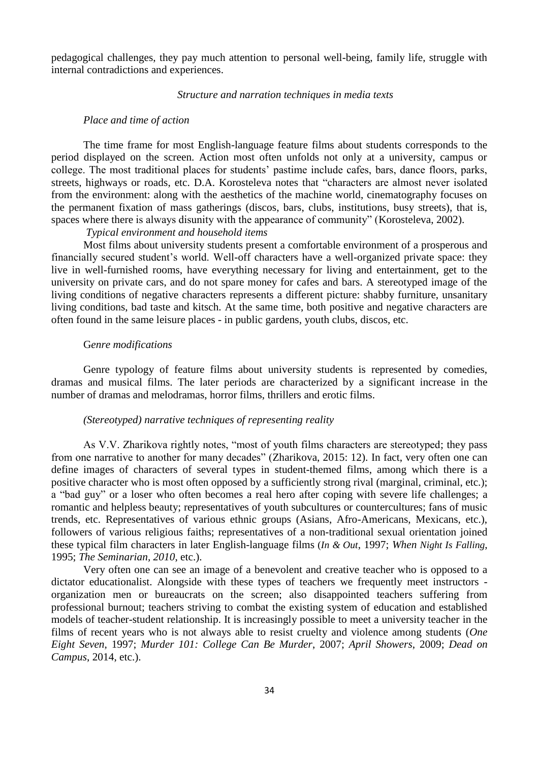pedagogical challenges, they pay much attention to personal well-being, family life, struggle with internal contradictions and experiences.

### *Structure and narration techniques in media texts*

#### *Place and time of action*

The time frame for most English-language feature films about students corresponds to the period displayed on the screen. Action most often unfolds not only at a university, campus or college. The most traditional places for students' pastime include cafes, bars, dance floors, parks, streets, highways or roads, etc. D.A. Korosteleva notes that "characters are almost never isolated from the environment: along with the aesthetics of the machine world, cinematography focuses on the permanent fixation of mass gatherings (discos, bars, clubs, institutions, busy streets), that is, spaces where there is always disunity with the appearance of community" (Korosteleva, 2002).

#### *Typical environment and household items*

Most films about university students present a comfortable environment of a prosperous and financially secured student's world. Well-off characters have a well-organized private space: they live in well-furnished rooms, have everything necessary for living and entertainment, get to the university on private cars, and do not spare money for cafes and bars. A stereotyped image of the living conditions of negative characters represents a different picture: shabby furniture, unsanitary living conditions, bad taste and kitsch. At the same time, both positive and negative characters are often found in the same leisure places - in public gardens, youth clubs, discos, etc.

#### G*enre modifications*

Genre typology of feature films about university students is represented by comedies, dramas and musical films. The later periods are characterized by a significant increase in the number of dramas and melodramas, horror films, thrillers and erotic films.

#### *(Stereotyped) narrative techniques of representing reality*

As V.V. Zharikova rightly notes, "most of youth films characters are stereotyped; they pass from one narrative to another for many decades" (Zharikova, 2015: 12). In fact, very often one can define images of characters of several types in student-themed films, among which there is a positive character who is most often opposed by a sufficiently strong rival (marginal, criminal, etc.); a "bad guy" or a loser who often becomes a real hero after coping with severe life challenges; a romantic and helpless beauty; representatives of youth subcultures or countercultures; fans of music trends, etc. Representatives of various ethnic groups (Asians, Afro-Americans, Mexicans, etc.), followers of various religious faiths; representatives of a non-traditional sexual orientation joined these typical film characters in later English-language films (*In & Out*, 1997; *When Night Is Falling*, 1995; *The Seminarian, 2010*, etc.).

Very often one can see an image of a benevolent and creative teacher who is opposed to a dictator educationalist. Alongside with these types of teachers we frequently meet instructors - organization men or bureaucrats on the screen; also disappointed teachers suffering from professional burnout; teachers striving to combat the existing system of education and established models of teacher-student relationship. It is increasingly possible to meet a university teacher in the films of recent years who is not always able to resist cruelty and violence among students (*One Eight Seven*, 1997; *Murder 101: College Can Be Murder*, 2007; *April Showers*, 2009; *Dead on Campus*, 2014, etc.).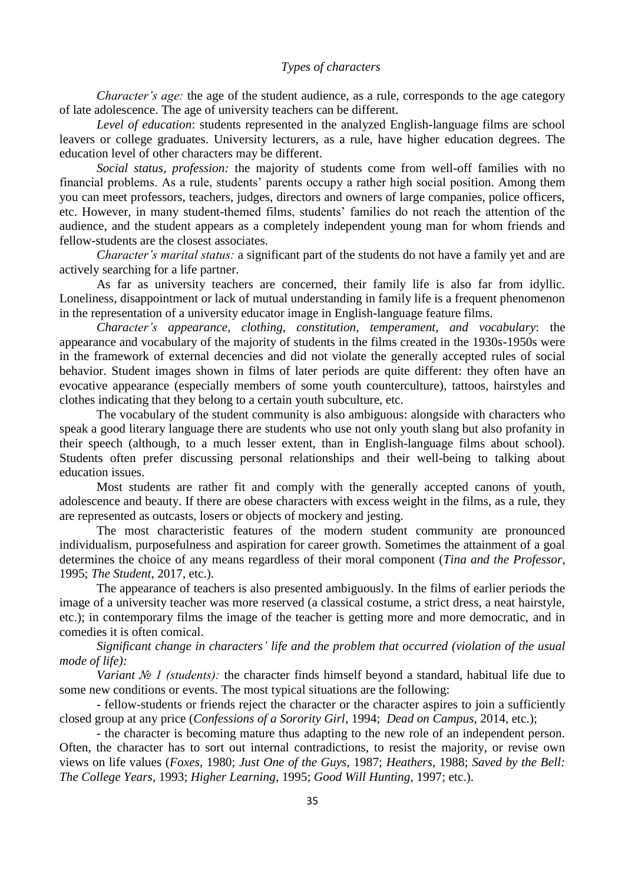*Types of characters*

*Character's age:* the age of the student audience, as a rule, corresponds to the age category of late adolescence. The age of university teachers can be different.

*Level of education*: students represented in the analyzed English-language films are school leavers or college graduates. University lecturers, as a rule, have higher education degrees. The education level of other characters may be different.

*Social status, profession:* the majority of students come from well-off families with no financial problems. As a rule, students' parents occupy a rather high social position. Among them you can meet professors, teachers, judges, directors and owners of large companies, police officers, etc. However, in many student-themed films, students' families do not reach the attention of the audience, and the student appears as a completely independent young man for whom friends and fellow-students are the closest associates.

*Character's marital status:* a significant part of the students do not have a family yet and are actively searching for a life partner.

As far as university teachers are concerned, their family life is also far from idyllic. Loneliness, disappointment or lack of mutual understanding in family life is a frequent phenomenon in the representation of a university educator image in English-language feature films.

*Character's appearance, clothing, constitution, temperament, and vocabulary*: the appearance and vocabulary of the majority of students in the films created in the 1930s-1950s were in the framework of external decencies and did not violate the generally accepted rules of social behavior. Student images shown in films of later periods are quite different: they often have an evocative appearance (especially members of some youth counterculture), tattoos, hairstyles and clothes indicating that they belong to a certain youth subculture, etc.

The vocabulary of the student community is also ambiguous: alongside with characters who speak a good literary language there are students who use not only youth slang but also profanity in their speech (although, to a much lesser extent, than in English-language films about school). Students often prefer discussing personal relationships and their well-being to talking about education issues.

Most students are rather fit and comply with the generally accepted canons of youth, adolescence and beauty. If there are obese characters with excess weight in the films, as a rule, they are represented as outcasts, losers or objects of mockery and jesting.

The most characteristic features of the modern student community are pronounced individualism, purposefulness and aspiration for career growth. Sometimes the attainment of a goal determines the choice of any means regardless of their moral component (*Tina and the Professor*, 1995; *The Student*, 2017, etc.).

The appearance of teachers is also presented ambiguously. In the films of earlier periods the image of a university teacher was more reserved (a classical costume, a strict dress, a neat hairstyle, etc.); in contemporary films the image of the teacher is getting more and more democratic, and in comedies it is often comical.

*Significant change in characters' life and the problem that occurred (violation of the usual mode of life):*

*Variant № 1 (students):* the character finds himself beyond a standard, habitual life due to some new conditions or events. The most typical situations are the following:

- fellow-students or friends reject the character or the character aspires to join a sufficiently closed group at any price (*Confessions of a Sorority Girl*, 1994; *Dead on Campus*, 2014, etc.);
- the character is becoming mature thus adapting to the new role of an independent person. Often, the character has to sort out internal contradictions, to resist the majority, or revise own views on life values (*Foxes*, 1980; *Just One of the Guys*, 1987; *Heathers*, 1988; *Saved by the Bell: The College Years*, 1993; *Higher Learning*, 1995; *Good Will Hunting*, 1997; etc.).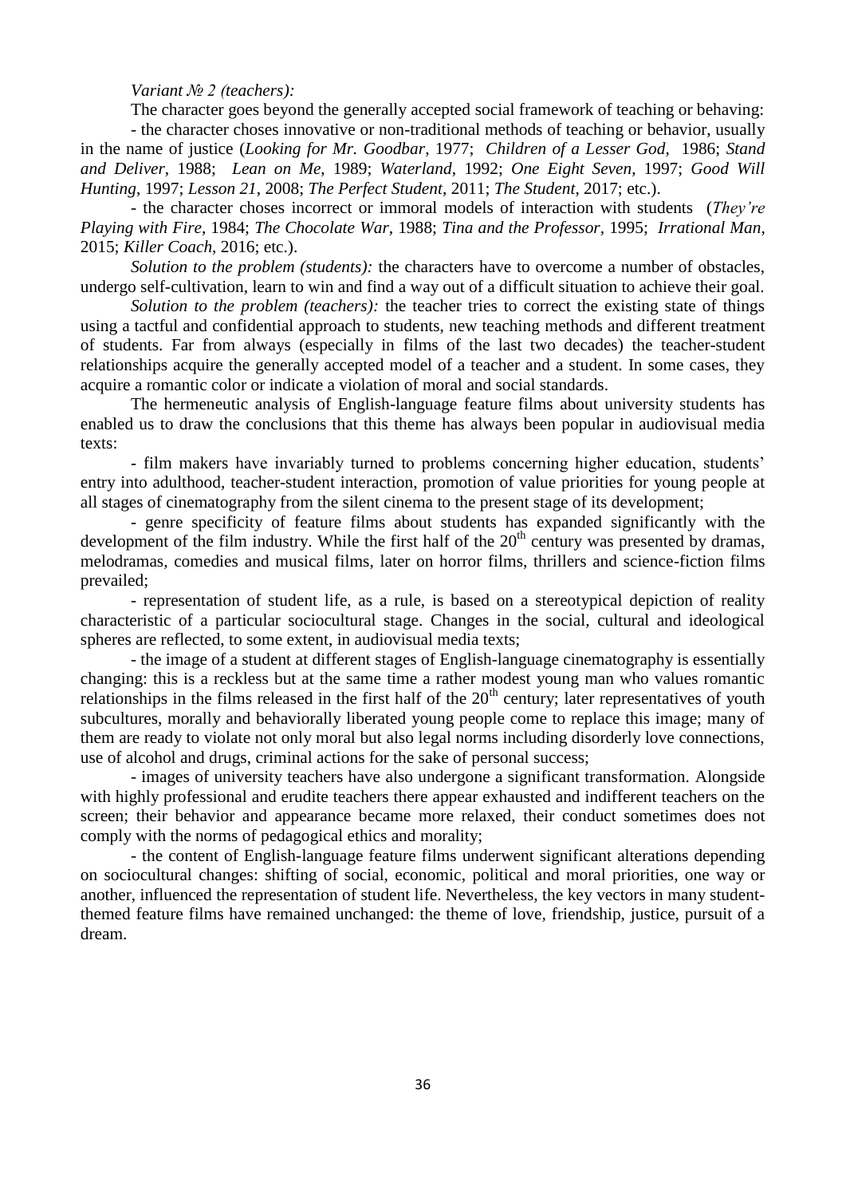*Variant № 2 (teachers):*

The character goes beyond the generally accepted social framework of teaching or behaving:

- the character choses innovative or non-traditional methods of teaching or behavior, usually in the name of justice (*Looking for Mr. Goodbar*, 1977; *Children of a Lesser God*, 1986; *Stand and Deliver*, 1988; *Lean on Me*, 1989; *Waterland*, 1992; *One Eight Seven*, 1997; *Good Will Hunting*, 1997; *Lesson 21*, 2008; *The Perfect Student*, 2011; *The Student*, 2017; etc.).
- the character choses incorrect or immoral models of interaction with students (*They're Playing with Fire*, 1984; *The Chocolate War*, 1988; *Tina and the Professor*, 1995; *Irrational Man*, 2015; *Killer Coach*, 2016; etc.).

*Solution to the problem (students):* the characters have to overcome a number of obstacles, undergo self-cultivation, learn to win and find a way out of a difficult situation to achieve their goal.

*Solution to the problem (teachers):* the teacher tries to correct the existing state of things using a tactful and confidential approach to students, new teaching methods and different treatment of students. Far from always (especially in films of the last two decades) the teacher-student relationships acquire the generally accepted model of a teacher and a student. In some cases, they acquire a romantic color or indicate a violation of moral and social standards.

The hermeneutic analysis of English-language feature films about university students has enabled us to draw the conclusions that this theme has always been popular in audiovisual media texts:

- film makers have invariably turned to problems concerning higher education, students' entry into adulthood, teacher-student interaction, promotion of value priorities for young people at all stages of cinematography from the silent cinema to the present stage of its development;
- genre specificity of feature films about students has expanded significantly with the development of the film industry. While the first half of the 20th century was presented by dramas, melodramas, comedies and musical films, later on horror films, thrillers and science-fiction films prevailed;
- representation of student life, as a rule, is based on a stereotypical depiction of reality characteristic of a particular sociocultural stage. Changes in the social, cultural and ideological spheres are reflected, to some extent, in audiovisual media texts;
- the image of a student at different stages of English-language cinematography is essentially changing: this is a reckless but at the same time a rather modest young man who values romantic relationships in the films released in the first half of the 20th century; later representatives of youth subcultures, morally and behaviorally liberated young people come to replace this image; many of them are ready to violate not only moral but also legal norms including disorderly love connections, use of alcohol and drugs, criminal actions for the sake of personal success;
- images of university teachers have also undergone a significant transformation. Alongside with highly professional and erudite teachers there appear exhausted and indifferent teachers on the screen; their behavior and appearance became more relaxed, their conduct sometimes does not comply with the norms of pedagogical ethics and morality;
- the content of English-language feature films underwent significant alterations depending on sociocultural changes: shifting of social, economic, political and moral priorities, one way or another, influenced the representation of student life. Nevertheless, the key vectors in many student-themed feature films have remained unchanged: the theme of love, friendship, justice, pursuit of a dream.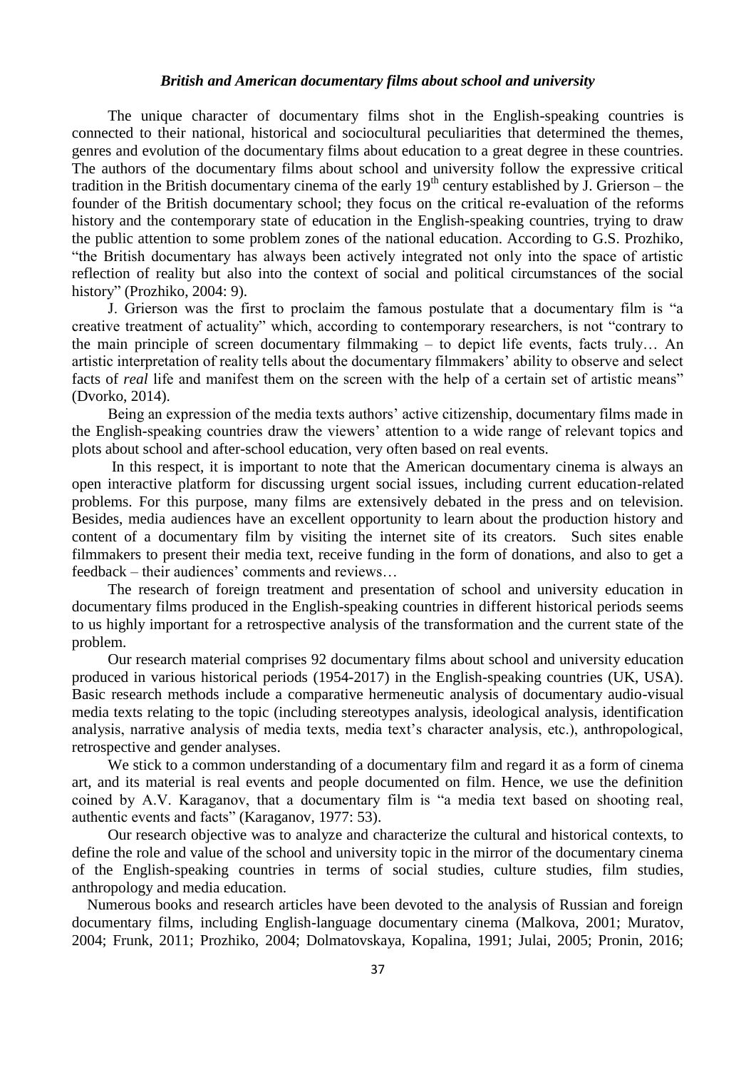### *British and American documentary films about school and university*

The unique character of documentary films shot in the English-speaking countries is connected to their national, historical and sociocultural peculiarities that determined the themes, genres and evolution of the documentary films about education to a great degree in these countries. The authors of the documentary films about school and university follow the expressive critical tradition in the British documentary cinema of the early 19th century established by J. Grierson – the founder of the British documentary school; they focus on the critical re-evaluation of the reforms history and the contemporary state of education in the English-speaking countries, trying to draw the public attention to some problem zones of the national education. According to G.S. Prozhiko, "the British documentary has always been actively integrated not only into the space of artistic reflection of reality but also into the context of social and political circumstances of the social history" (Prozhiko, 2004: 9).

J. Grierson was the first to proclaim the famous postulate that a documentary film is "a creative treatment of actuality" which, according to contemporary researchers, is not "contrary to the main principle of screen documentary filmmaking – to depict life events, facts truly… An artistic interpretation of reality tells about the documentary filmmakers' ability to observe and select facts of *real* life and manifest them on the screen with the help of a certain set of artistic means" (Dvorko, 2014).

Being an expression of the media texts authors' active citizenship, documentary films made in the English-speaking countries draw the viewers' attention to a wide range of relevant topics and plots about school and after-school education, very often based on real events.

In this respect, it is important to note that the American documentary cinema is always an open interactive platform for discussing urgent social issues, including current education-related problems. For this purpose, many films are extensively debated in the press and on television. Besides, media audiences have an excellent opportunity to learn about the production history and content of a documentary film by visiting the internet site of its creators. Such sites enable filmmakers to present their media text, receive funding in the form of donations, and also to get a feedback – their audiences' comments and reviews…

The research of foreign treatment and presentation of school and university education in documentary films produced in the English-speaking countries in different historical periods seems to us highly important for a retrospective analysis of the transformation and the current state of the problem.

Our research material comprises 92 documentary films about school and university education produced in various historical periods (1954-2017) in the English-speaking countries (UK, USA). Basic research methods include a comparative hermeneutic analysis of documentary audio-visual media texts relating to the topic (including stereotypes analysis, ideological analysis, identification analysis, narrative analysis of media texts, media text's character analysis, etc.), anthropological, retrospective and gender analyses.

We stick to a common understanding of a documentary film and regard it as a form of cinema art, and its material is real events and people documented on film. Hence, we use the definition coined by A.V. Karaganov, that a documentary film is "a media text based on shooting real, authentic events and facts" (Karaganov, 1977: 53).

Our research objective was to analyze and characterize the cultural and historical contexts, to define the role and value of the school and university topic in the mirror of the documentary cinema of the English-speaking countries in terms of social studies, culture studies, film studies, anthropology and media education.

Numerous books and research articles have been devoted to the analysis of Russian and foreign documentary films, including English-language documentary cinema (Malkova, 2001; Muratov, 2004; Frunk, 2011; Prozhiko, 2004; Dolmatovskaya, Kopalina, 1991; Julai, 2005; Pronin, 2016;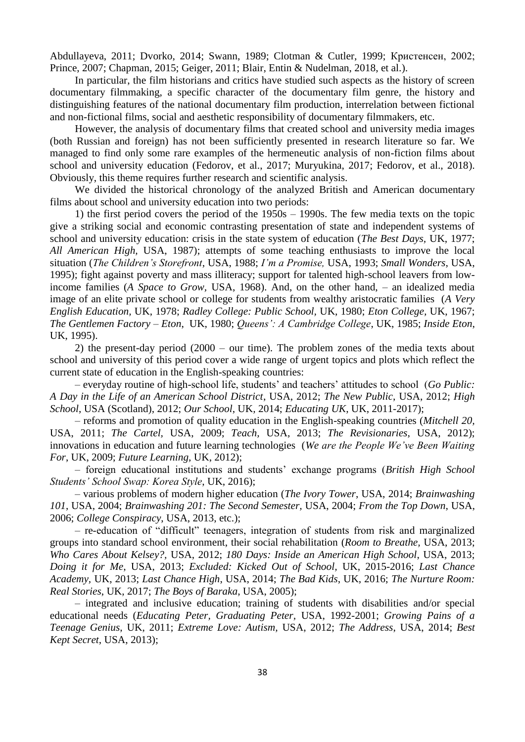Abdullayeva, 2011; Dvorko, 2014; Swann, 1989; Clotman & Cutler, 1999; Кристенсен, 2002; Prince, 2007; Chapman, 2015; Geiger, 2011; Blair, Entin & Nudelman, 2018, et al.).

In particular, the film historians and critics have studied such aspects as the history of screen documentary filmmaking, a specific character of the documentary film genre, the history and distinguishing features of the national documentary film production, interrelation between fictional and non-fictional films, social and aesthetic responsibility of documentary filmmakers, etc.

However, the analysis of documentary films that created school and university media images (both Russian and foreign) has not been sufficiently presented in research literature so far. We managed to find only some rare examples of the hermeneutic analysis of non-fiction films about school and university education (Fedorov, et al., 2017; Muryukina, 2017; Fedorov, et al., 2018). Obviously, this theme requires further research and scientific analysis.

We divided the historical chronology of the analyzed British and American documentary films about school and university education into two periods:

1) the first period covers the period of the 1950s – 1990s. The few media texts on the topic give a striking social and economic contrasting presentation of state and independent systems of school and university education: crisis in the state system of education (*The Best Days*, UK, 1977; *All American High*, USA, 1987); attempts of some teaching enthusiasts to improve the local situation (*The Children's Storefront*, USA, 1988; *I'm a Promise,* USA, 1993; *Small Wonders*, USA, 1995); fight against poverty and mass illiteracy; support for talented high-school leavers from low-income families (*A Space to Grow*, USA, 1968). And, on the other hand, – an idealized media image of an elite private school or college for students from wealthy aristocratic families (*A Very English Education,* UK, 1978; *Radley College: Public School,* UK, 1980; *Eton College,* UK, 1967; *The Gentlemen Factory – Eton*, UK, 1980; *Queens': A Cambridge College*, UK, 1985; *Inside Eton*, UK, 1995).

2) the present-day period (2000 – our time). The problem zones of the media texts about school and university of this period cover a wide range of urgent topics and plots which reflect the current state of education in the English-speaking countries:

– everyday routine of high-school life, students' and teachers' attitudes to school (*Go Public: A Day in the Life of an American School District*, USA, 2012; *The New Public*, USA, 2012; *High School*, USA (Scotland), 2012; *Our School*, UK, 2014; *Educating UK*, UK, 2011-2017);

– reforms and promotion of quality education in the English-speaking countries (*Mitchell 20,* USA, 2011; *The Cartel,* USA, 2009; *Teach,* USA, 2013; *The Revisionaries*, USA, 2012); innovations in education and future learning technologies (*We are the People We've Been Waiting For*, UK, 2009; *Future Learning,* UK, 2012);

– foreign educational institutions and students' exchange programs (*British High School Students' School Swap: Korea Style*, UK, 2016);

– various problems of modern higher education (*The Ivory Tower*, USA, 2014; *Brainwashing 101*, USA, 2004; *Brainwashing 201: The Second Semester,* USA, 2004; *From the Top Down*, USA, 2006; *College Conspiracy*, USA, 2013, etc.);

– re-education of "difficult" teenagers, integration of students from risk and marginalized groups into standard school environment, their social rehabilitation (*Room to Breathe*, USA, 2013; *Who Cares About Kelsey?*, USA, 2012; *180 Days: Inside an American High School*, USA, 2013; *Doing it for Me*, USA, 2013; *Excluded: Kicked Out of School,* UK, 2015-2016; *Last Chance Academy,* UK, 2013; *Last Chance High*, USA, 2014; *The Bad Kids*, UK, 2016; *The Nurture Room: Real Stories*, UK, 2017; *The Boys of Baraka*, USA, 2005);

– integrated and inclusive education; training of students with disabilities and/or special educational needs (*Educating Peter, Graduating Peter,* USA, 1992-2001; *Growing Pains of a Teenage Genius*, UK, 2011; *Extreme Love: Autism*, USA, 2012; *The Address*, USA, 2014; *Best Kept Secret*, USA, 2013);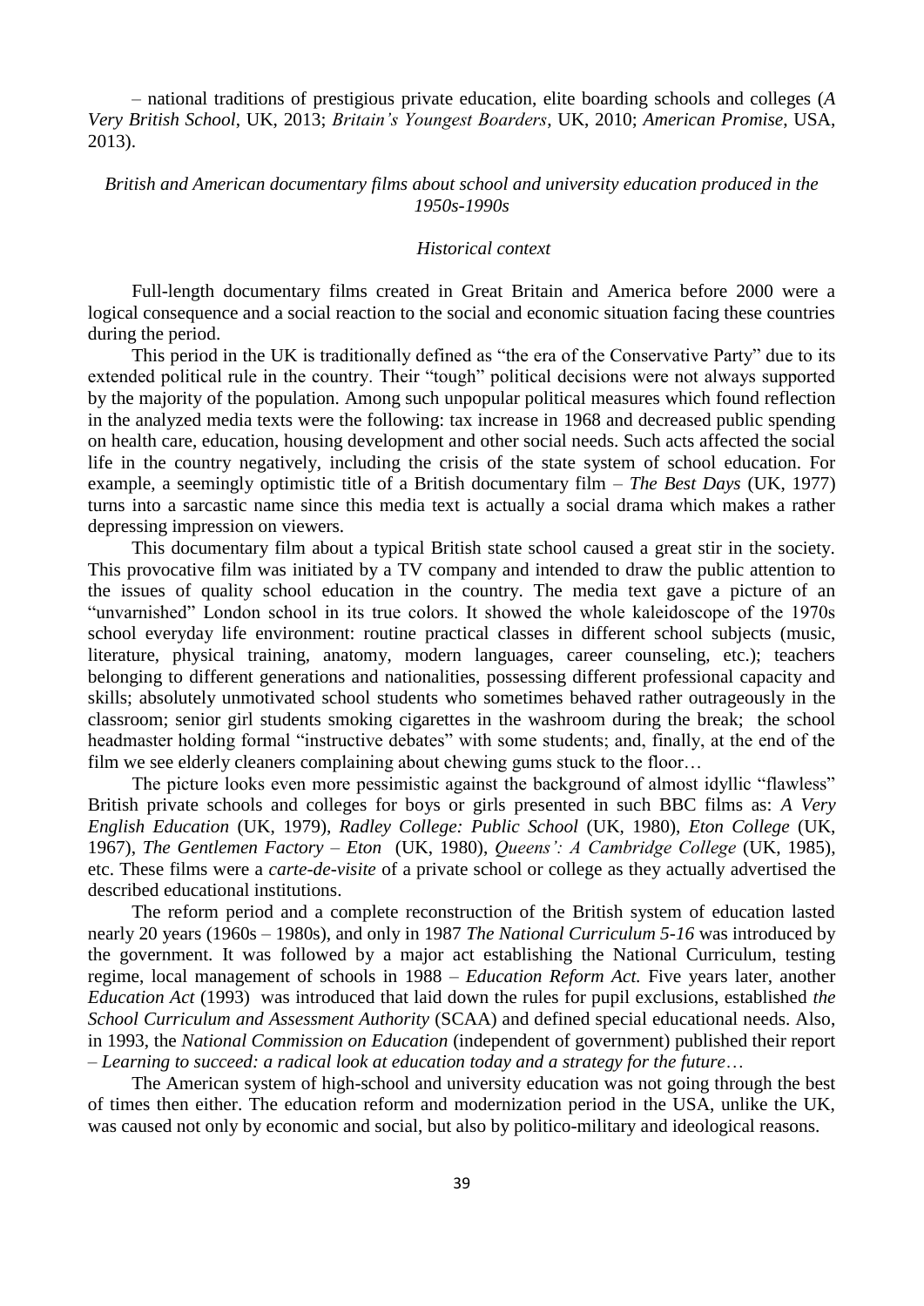– national traditions of prestigious private education, elite boarding schools and colleges (*A Very British School*, UK, 2013; *Britain's Youngest Boarders*, UK, 2010; *American Promise*, USA, 2013).

### *British and American documentary films about school and university education produced in the 1950s-1990s*

#### *Historical context*

Full-length documentary films created in Great Britain and America before 2000 were a logical consequence and a social reaction to the social and economic situation facing these countries during the period.

This period in the UK is traditionally defined as "the era of the Conservative Party" due to its extended political rule in the country. Their "tough" political decisions were not always supported by the majority of the population. Among such unpopular political measures which found reflection in the analyzed media texts were the following: tax increase in 1968 and decreased public spending on health care, education, housing development and other social needs. Such acts affected the social life in the country negatively, including the crisis of the state system of school education. For example, a seemingly optimistic title of a British documentary film – *The Best Days* (UK, 1977) turns into a sarcastic name since this media text is actually a social drama which makes a rather depressing impression on viewers.

This documentary film about a typical British state school caused a great stir in the society. This provocative film was initiated by a TV company and intended to draw the public attention to the issues of quality school education in the country. The media text gave a picture of an "unvarnished" London school in its true colors. It showed the whole kaleidoscope of the 1970s school everyday life environment: routine practical classes in different school subjects (music, literature, physical training, anatomy, modern languages, career counseling, etc.); teachers belonging to different generations and nationalities, possessing different professional capacity and skills; absolutely unmotivated school students who sometimes behaved rather outrageously in the classroom; senior girl students smoking cigarettes in the washroom during the break; the school headmaster holding formal "instructive debates" with some students; and, finally, at the end of the film we see elderly cleaners complaining about chewing gums stuck to the floor…

The picture looks even more pessimistic against the background of almost idyllic "flawless" British private schools and colleges for boys or girls presented in such BBC films as: *A Very English Education* (UK, 1979), *Radley College: Public School* (UK, 1980), *Eton College* (UK, 1967), *The Gentlemen Factory – Eton* (UK, 1980), *Queens': A Cambridge College* (UK, 1985), etc. These films were a *carte-de-visite* of a private school or college as they actually advertised the described educational institutions.

The reform period and a complete reconstruction of the British system of education lasted nearly 20 years (1960s – 1980s), and only in 1987 *The National Curriculum 5-16* was introduced by the government. It was followed by a major act establishing the National Curriculum, testing regime, local management of schools in 1988 – *Education Reform Act.* Five years later, another *Education Act* (1993) was introduced that laid down the rules for pupil exclusions, established *the School Curriculum and Assessment Authority* (SCAA) and defined special educational needs. Also, in 1993, the *National Commission on Education* (independent of government) published their report – *Learning to succeed: a radical look at education today and a strategy for the future*…

The American system of high-school and university education was not going through the best of times then either. The education reform and modernization period in the USA, unlike the UK, was caused not only by economic and social, but also by politico-military and ideological reasons.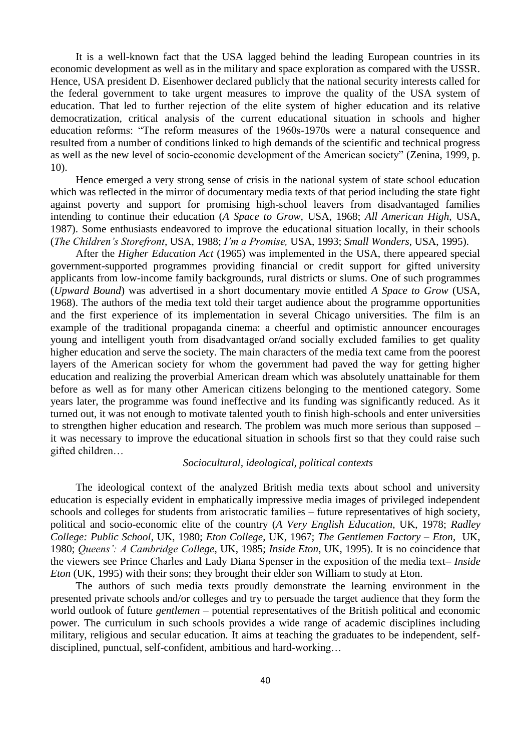It is a well-known fact that the USA lagged behind the leading European countries in its economic development as well as in the military and space exploration as compared with the USSR. Hence, USA president D. Eisenhower declared publicly that the national security interests called for the federal government to take urgent measures to improve the quality of the USA system of education. That led to further rejection of the elite system of higher education and its relative democratization, critical analysis of the current educational situation in schools and higher education reforms: "The reform measures of the 1960s-1970s were a natural consequence and resulted from a number of conditions linked to high demands of the scientific and technical progress as well as the new level of socio-economic development of the American society" (Zenina, 1999, p. 10).

Hence emerged a very strong sense of crisis in the national system of state school education which was reflected in the mirror of documentary media texts of that period including the state fight against poverty and support for promising high-school leavers from disadvantaged families intending to continue their education (*A Space to Grow,* USA, 1968; *All American High,* USA, 1987). Some enthusiasts endeavored to improve the educational situation locally, in their schools (*The Children's Storefront*, USA, 1988; *I'm a Promise,* USA, 1993; *Small Wonders*, USA, 1995).

After the *Higher Education Act* (1965) was implemented in the USA, there appeared special government-supported programmes providing financial or credit support for gifted university applicants from low-income family backgrounds, rural districts or slums. One of such programmes (*Upward Bound*) was advertised in a short documentary movie entitled *A Space to Grow* (USA, 1968). The authors of the media text told their target audience about the programme opportunities and the first experience of its implementation in several Chicago universities. The film is an example of the traditional propaganda cinema: a cheerful and optimistic announcer encourages young and intelligent youth from disadvantaged or/and socially excluded families to get quality higher education and serve the society. The main characters of the media text came from the poorest layers of the American society for whom the government had paved the way for getting higher education and realizing the proverbial American dream which was absolutely unattainable for them before as well as for many other American citizens belonging to the mentioned category. Some years later, the programme was found ineffective and its funding was significantly reduced. As it turned out, it was not enough to motivate talented youth to finish high-schools and enter universities to strengthen higher education and research. The problem was much more serious than supposed – it was necessary to improve the educational situation in schools first so that they could raise such gifted children…

*Sociocultural, ideological, political contexts*

The ideological context of the analyzed British media texts about school and university education is especially evident in emphatically impressive media images of privileged independent schools and colleges for students from aristocratic families – future representatives of high society, political and socio-economic elite of the country (*A Very English Education*, UK, 1978; *Radley College: Public School*, UK, 1980; *Eton College*, UK, 1967; *The Gentlemen Factory – Eton*, UK, 1980; *Queens': A Cambridge College,* UK, 1985; *Inside Eton*, UK, 1995). It is no coincidence that the viewers see Prince Charles and Lady Diana Spenser in the exposition of the media text– *Inside Eton* (UK, 1995) with their sons; they brought their elder son William to study at Eton.

The authors of such media texts proudly demonstrate the learning environment in the presented private schools and/or colleges and try to persuade the target audience that they form the world outlook of future *gentlemen* – potential representatives of the British political and economic power. The curriculum in such schools provides a wide range of academic disciplines including military, religious and secular education. It aims at teaching the graduates to be independent, self-disciplined, punctual, self-confident, ambitious and hard-working…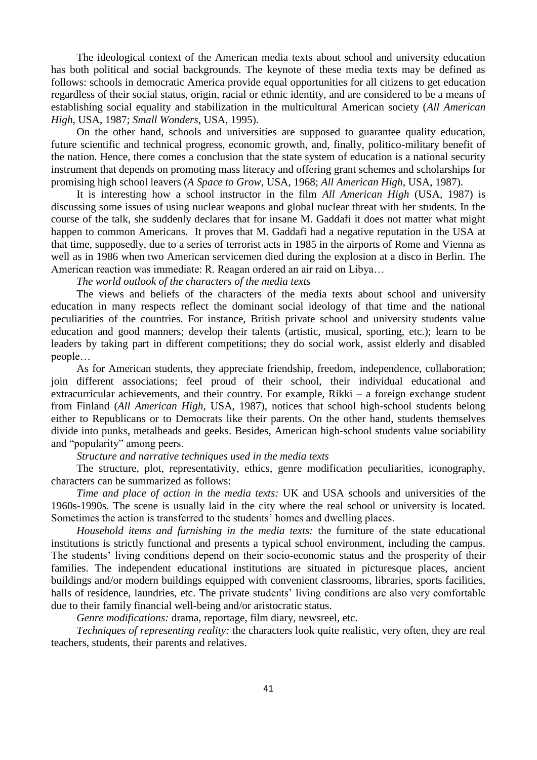The ideological context of the American media texts about school and university education has both political and social backgrounds. The keynote of these media texts may be defined as follows: schools in democratic America provide equal opportunities for all citizens to get education regardless of their social status, origin, racial or ethnic identity, and are considered to be a means of establishing social equality and stabilization in the multicultural American society (*All American High*, USA, 1987; *Small Wonders*, USA, 1995).

On the other hand, schools and universities are supposed to guarantee quality education, future scientific and technical progress, economic growth, and, finally, politico-military benefit of the nation. Hence, there comes a conclusion that the state system of education is a national security instrument that depends on promoting mass literacy and offering grant schemes and scholarships for promising high school leavers (*A Space to Grow*, USA, 1968; *All American High*, USA, 1987).

It is interesting how a school instructor in the film *All American High* (USA, 1987) is discussing some issues of using nuclear weapons and global nuclear threat with her students. In the course of the talk, she suddenly declares that for insane M. Gaddafi it does not matter what might happen to common Americans. It proves that M. Gaddafi had a negative reputation in the USA at that time, supposedly, due to a series of terrorist acts in 1985 in the airports of Rome and Vienna as well as in 1986 when two American servicemen died during the explosion at a disco in Berlin. The American reaction was immediate: R. Reagan ordered an air raid on Libya…

*The world outlook of the characters of the media texts*

The views and beliefs of the characters of the media texts about school and university education in many respects reflect the dominant social ideology of that time and the national peculiarities of the countries. For instance, British private school and university students value education and good manners; develop their talents (artistic, musical, sporting, etc.); learn to be leaders by taking part in different competitions; they do social work, assist elderly and disabled people…

As for American students, they appreciate friendship, freedom, independence, collaboration; join different associations; feel proud of their school, their individual educational and extracurricular achievements, and their country. For example, Rikki – a foreign exchange student from Finland (*All American High*, USA, 1987), notices that school high-school students belong either to Republicans or to Democrats like their parents. On the other hand, students themselves divide into punks, metalheads and geeks. Besides, American high-school students value sociability and "popularity" among peers.

*Structure and narrative techniques used in the media texts*

The structure, plot, representativity, ethics, genre modification peculiarities, iconography, characters can be summarized as follows:

*Time and place of action in the media texts:* UK and USA schools and universities of the 1960s-1990s. The scene is usually laid in the city where the real school or university is located. Sometimes the action is transferred to the students' homes and dwelling places.

*Household items and furnishing in the media texts:* the furniture of the state educational institutions is strictly functional and presents a typical school environment, including the campus. The students' living conditions depend on their socio-economic status and the prosperity of their families. The independent educational institutions are situated in picturesque places, ancient buildings and/or modern buildings equipped with convenient classrooms, libraries, sports facilities, halls of residence, laundries, etc. The private students' living conditions are also very comfortable due to their family financial well-being and/or aristocratic status.

*Genre modifications:* drama, reportage, film diary, newsreel, etc.

*Techniques of representing reality:* the characters look quite realistic, very often, they are real teachers, students, their parents and relatives.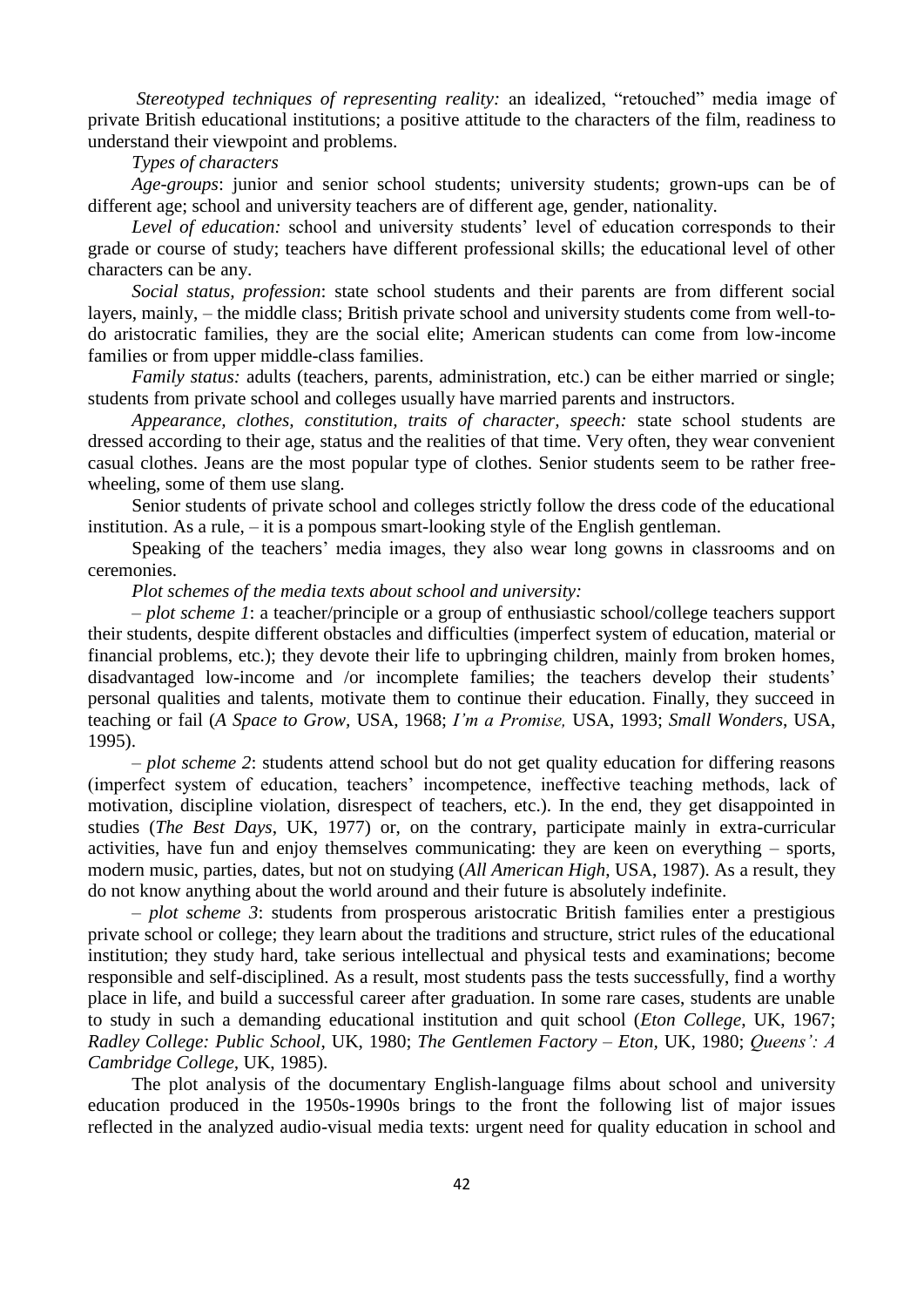*Stereotyped techniques of representing reality:* an idealized, "retouched" media image of private British educational institutions; a positive attitude to the characters of the film, readiness to understand their viewpoint and problems.

*Types of characters*

*Age-groups*: junior and senior school students; university students; grown-ups can be of different age; school and university teachers are of different age, gender, nationality.

*Level of education:* school and university students' level of education corresponds to their grade or course of study; teachers have different professional skills; the educational level of other characters can be any.

*Social status, profession*: state school students and their parents are from different social layers, mainly, – the middle class; British private school and university students come from well-to-do aristocratic families, they are the social elite; American students can come from low-income families or from upper middle-class families.

*Family status:* adults (teachers, parents, administration, etc.) can be either married or single; students from private school and colleges usually have married parents and instructors.

*Appearance, clothes, constitution, traits of character, speech:* state school students are dressed according to their age, status and the realities of that time. Very often, they wear convenient casual clothes. Jeans are the most popular type of clothes. Senior students seem to be rather free-wheeling, some of them use slang.

Senior students of private school and colleges strictly follow the dress code of the educational institution. As a rule, – it is a pompous smart-looking style of the English gentleman.

Speaking of the teachers' media images, they also wear long gowns in classrooms and on ceremonies.

*Plot schemes of the media texts about school and university:*

– *plot scheme 1*: a teacher/principle or a group of enthusiastic school/college teachers support their students, despite different obstacles and difficulties (imperfect system of education, material or financial problems, etc.); they devote their life to upbringing children, mainly from broken homes, disadvantaged low-income and /or incomplete families; the teachers develop their students' personal qualities and talents, motivate them to continue their education. Finally, they succeed in teaching or fail (*A Space to Grow*, USA, 1968; *I'm a Promise,* USA, 1993; *Small Wonders*, USA, 1995).

– *plot scheme 2*: students attend school but do not get quality education for differing reasons (imperfect system of education, teachers' incompetence, ineffective teaching methods, lack of motivation, discipline violation, disrespect of teachers, etc.). In the end, they get disappointed in studies (*The Best Days*, UK, 1977) or, on the contrary, participate mainly in extra-curricular activities, have fun and enjoy themselves communicating: they are keen on everything – sports, modern music, parties, dates, but not on studying (*All American High*, USA, 1987). As a result, they do not know anything about the world around and their future is absolutely indefinite.

– *plot scheme 3*: students from prosperous aristocratic British families enter a prestigious private school or college; they learn about the traditions and structure, strict rules of the educational institution; they study hard, take serious intellectual and physical tests and examinations; become responsible and self-disciplined. As a result, most students pass the tests successfully, find a worthy place in life, and build a successful career after graduation. In some rare cases, students are unable to study in such a demanding educational institution and quit school (*Eton College*, UK, 1967; *Radley College: Public School*, UK, 1980; *The Gentlemen Factory – Eton*, UK, 1980; *Queens': A Cambridge College*, UK, 1985).

The plot analysis of the documentary English-language films about school and university education produced in the 1950s-1990s brings to the front the following list of major issues reflected in the analyzed audio-visual media texts: urgent need for quality education in school and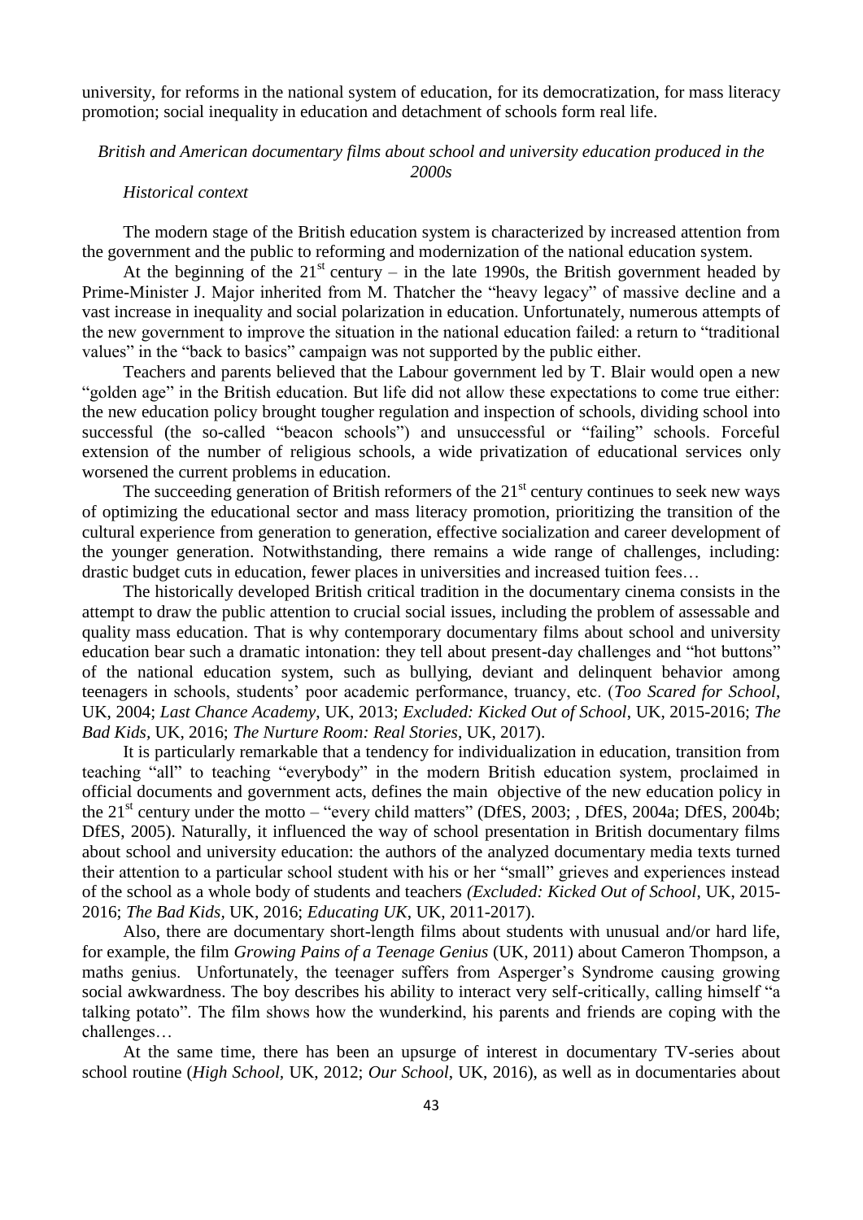university, for reforms in the national system of education, for its democratization, for mass literacy promotion; social inequality in education and detachment of schools form real life.

*British and American documentary films about school and university education produced in the 2000s*

*Historical context*

The modern stage of the British education system is characterized by increased attention from the government and the public to reforming and modernization of the national education system.

At the beginning of the 21st century – in the late 1990s, the British government headed by Prime-Minister J. Major inherited from M. Thatcher the "heavy legacy" of massive decline and a vast increase in inequality and social polarization in education. Unfortunately, numerous attempts of the new government to improve the situation in the national education failed: a return to "traditional values" in the "back to basics" campaign was not supported by the public either.

Teachers and parents believed that the Labour government led by T. Blair would open a new "golden age" in the British education. But life did not allow these expectations to come true either: the new education policy brought tougher regulation and inspection of schools, dividing school into successful (the so-called "beacon schools") and unsuccessful or "failing" schools. Forceful extension of the number of religious schools, a wide privatization of educational services only worsened the current problems in education.

The succeeding generation of British reformers of the 21st century continues to seek new ways of optimizing the educational sector and mass literacy promotion, prioritizing the transition of the cultural experience from generation to generation, effective socialization and career development of the younger generation. Notwithstanding, there remains a wide range of challenges, including: drastic budget cuts in education, fewer places in universities and increased tuition fees…

The historically developed British critical tradition in the documentary cinema consists in the attempt to draw the public attention to crucial social issues, including the problem of assessable and quality mass education. That is why contemporary documentary films about school and university education bear such a dramatic intonation: they tell about present-day challenges and "hot buttons" of the national education system, such as bullying, deviant and delinquent behavior among teenagers in schools, students' poor academic performance, truancy, etc. (*Too Scared for School*, UK, 2004; *Last Chance Academy*, UK, 2013; *Excluded: Kicked Out of School*, UK, 2015-2016; *The Bad Kids*, UK, 2016; *The Nurture Room: Real Stories*, UK, 2017).

It is particularly remarkable that a tendency for individualization in education, transition from teaching "all" to teaching "everybody" in the modern British education system, proclaimed in official documents and government acts, defines the main objective of the new education policy in the 21st century under the motto – "every child matters" (DfES, 2003; , DfES, 2004a; DfES, 2004b; DfES, 2005). Naturally, it influenced the way of school presentation in British documentary films about school and university education: the authors of the analyzed documentary media texts turned their attention to a particular school student with his or her "small" grieves and experiences instead of the school as a whole body of students and teachers *(Excluded: Kicked Out of School*, UK, 2015-2016; *The Bad Kids*, UK, 2016; *Educating UK*, UK, 2011-2017).

Also, there are documentary short-length films about students with unusual and/or hard life, for example, the film *Growing Pains of a Teenage Genius* (UK, 2011) about Cameron Thompson, a maths genius. Unfortunately, the teenager suffers from Asperger's Syndrome causing growing social awkwardness. The boy describes his ability to interact very self-critically, calling himself "a talking potato". The film shows how the wunderkind, his parents and friends are coping with the challenges…

At the same time, there has been an upsurge of interest in documentary TV-series about school routine (*High School*, UK, 2012; *Our School*, UK, 2016), as well as in documentaries about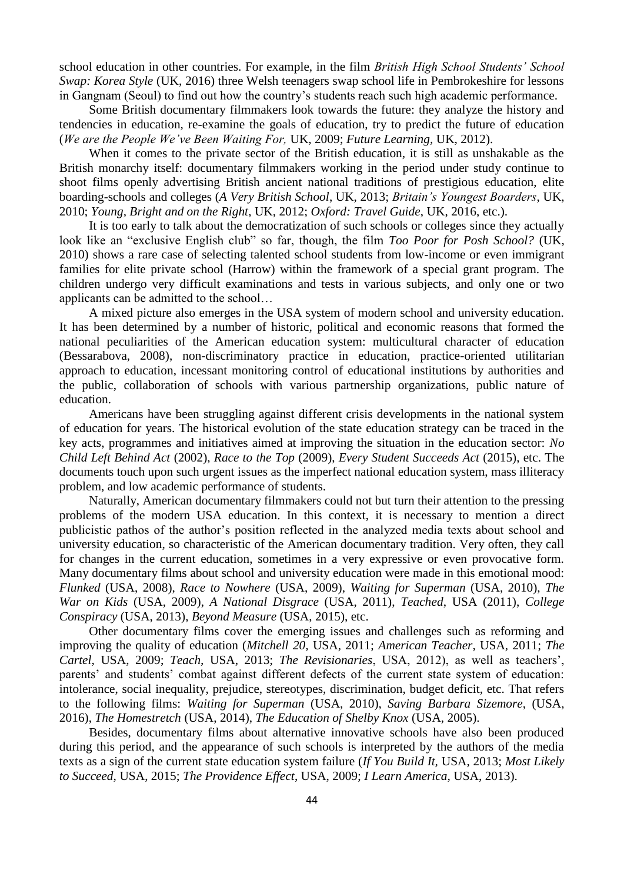school education in other countries. For example, in the film *British High School Students' School Swap: Korea Style* (UK, 2016) three Welsh teenagers swap school life in Pembrokeshire for lessons in Gangnam (Seoul) to find out how the country's students reach such high academic performance.

Some British documentary filmmakers look towards the future: they analyze the history and tendencies in education, re-examine the goals of education, try to predict the future of education (*We are the People We've Been Waiting For,* UK, 2009; *Future Learning*, UK, 2012).

When it comes to the private sector of the British education, it is still as unshakable as the British monarchy itself: documentary filmmakers working in the period under study continue to shoot films openly advertising British ancient national traditions of prestigious education, elite boarding-schools and colleges (*A Very British School*, UK, 2013; *Britain's Youngest Boarders*, UK, 2010; *Young, Bright and on the Right*, UK, 2012; *Oxford: Travel Guide*, UK, 2016, etc.).

It is too early to talk about the democratization of such schools or colleges since they actually look like an "exclusive English club" so far, though, the film *Too Poor for Posh School?* (UK, 2010) shows a rare case of selecting talented school students from low-income or even immigrant families for elite private school (Harrow) within the framework of a special grant program. The children undergo very difficult examinations and tests in various subjects, and only one or two applicants can be admitted to the school…

A mixed picture also emerges in the USA system of modern school and university education. It has been determined by a number of historic, political and economic reasons that formed the national peculiarities of the American education system: multicultural character of education (Bessarabova, 2008), non-discriminatory practice in education, practice-oriented utilitarian approach to education, incessant monitoring control of educational institutions by authorities and the public, collaboration of schools with various partnership organizations, public nature of education.

Americans have been struggling against different crisis developments in the national system of education for years. The historical evolution of the state education strategy can be traced in the key acts, programmes and initiatives aimed at improving the situation in the education sector: *No Child Left Behind Act* (2002), *Race to the Top* (2009), *Every Student Succeeds Act* (2015), etc. The documents touch upon such urgent issues as the imperfect national education system, mass illiteracy problem, and low academic performance of students.

Naturally, American documentary filmmakers could not but turn their attention to the pressing problems of the modern USA education. In this context, it is necessary to mention a direct publicistic pathos of the author's position reflected in the analyzed media texts about school and university education, so characteristic of the American documentary tradition. Very often, they call for changes in the current education, sometimes in a very expressive or even provocative form. Many documentary films about school and university education were made in this emotional mood: *Flunked* (USA, 2008), *Race to Nowhere* (USA, 2009), *Waiting for Superman* (USA, 2010), *The War on Kids* (USA, 2009), *A National Disgrace* (USA, 2011), *Teached*, USA (2011), *College Conspiracy* (USA, 2013), *Beyond Measure* (USA, 2015), etc.

Other documentary films cover the emerging issues and challenges such as reforming and improving the quality of education (*Mitchell 20*, USA, 2011; *American Teacher*, USA, 2011; *The Cartel*, USA, 2009; *Teach,* USA, 2013; *The Revisionaries*, USA, 2012), as well as teachers', parents' and students' combat against different defects of the current state system of education: intolerance, social inequality, prejudice, stereotypes, discrimination, budget deficit, etc. That refers to the following films: *Waiting for Superman* (USA, 2010), *Saving Barbara Sizemore*, (USA, 2016), *The Homestretch* (USA, 2014), *The Education of Shelby Knox* (USA, 2005).

Besides, documentary films about alternative innovative schools have also been produced during this period, and the appearance of such schools is interpreted by the authors of the media texts as a sign of the current state education system failure (*If You Build It*, USA, 2013; *Most Likely to Succeed*, USA, 2015; *The Providence Effect*, USA, 2009; *I Learn America*, USA, 2013).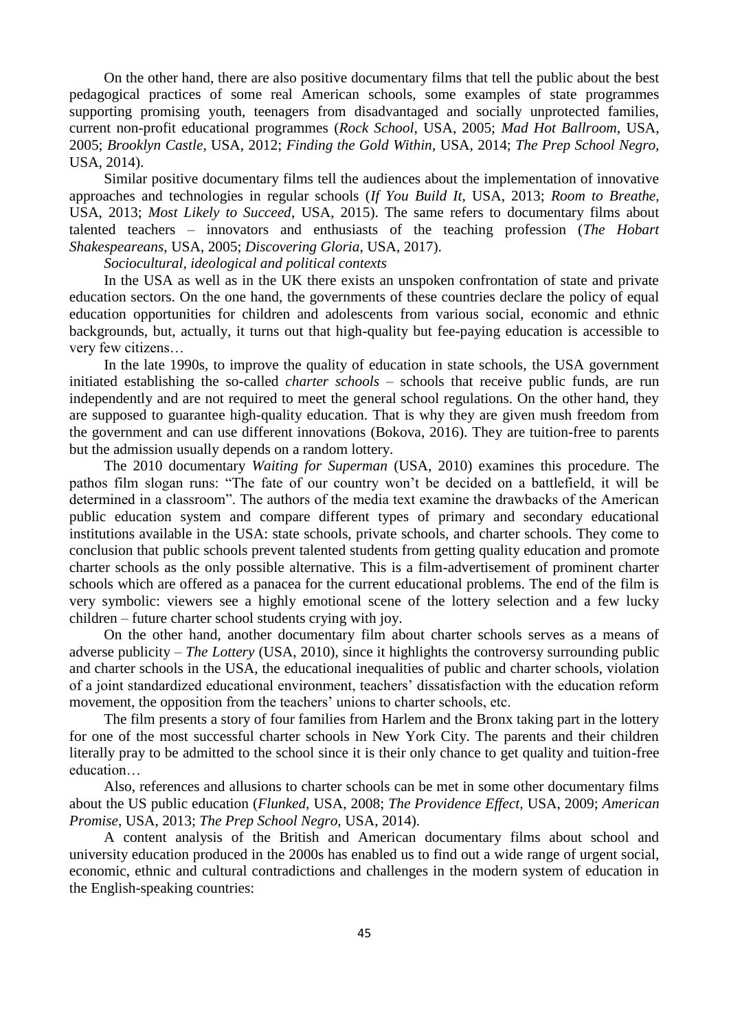On the other hand, there are also positive documentary films that tell the public about the best pedagogical practices of some real American schools, some examples of state programmes supporting promising youth, teenagers from disadvantaged and socially unprotected families, current non-profit educational programmes (*Rock School*, USA, 2005; *Mad Hot Ballroom*, USA, 2005; *Brooklyn Castle*, USA, 2012; *Finding the Gold Within*, USA, 2014; *The Prep School Negro*, USA, 2014).

Similar positive documentary films tell the audiences about the implementation of innovative approaches and technologies in regular schools (*If You Build It*, USA, 2013; *Room to Breathe*, USA, 2013; *Most Likely to Succeed*, USA, 2015). The same refers to documentary films about talented teachers – innovators and enthusiasts of the teaching profession (*The Hobart Shakespeareans*, USA, 2005; *Discovering Gloria*, USA, 2017).

*Sociocultural, ideological and political contexts*

In the USA as well as in the UK there exists an unspoken confrontation of state and private education sectors. On the one hand, the governments of these countries declare the policy of equal education opportunities for children and adolescents from various social, economic and ethnic backgrounds, but, actually, it turns out that high-quality but fee-paying education is accessible to very few citizens…

In the late 1990s, to improve the quality of education in state schools, the USA government initiated establishing the so-called *charter schools* – schools that receive public funds, are run independently and are not required to meet the general school regulations. On the other hand, they are supposed to guarantee high-quality education. That is why they are given mush freedom from the government and can use different innovations (Bokova, 2016). They are tuition-free to parents but the admission usually depends on a random lottery.

The 2010 documentary *Waiting for Superman* (USA, 2010) examines this procedure. The pathos film slogan runs: "The fate of our country won't be decided on a battlefield, it will be determined in a classroom". The authors of the media text examine the drawbacks of the American public education system and compare different types of primary and secondary educational institutions available in the USA: state schools, private schools, and charter schools. They come to conclusion that public schools prevent talented students from getting quality education and promote charter schools as the only possible alternative. This is a film-advertisement of prominent charter schools which are offered as a panacea for the current educational problems. The end of the film is very symbolic: viewers see a highly emotional scene of the lottery selection and a few lucky children – future charter school students crying with joy.

On the other hand, another documentary film about charter schools serves as a means of adverse publicity – *The Lottery* (USA, 2010), since it highlights the controversy surrounding public and charter schools in the USA, the educational inequalities of public and charter schools, violation of a joint standardized educational environment, teachers' dissatisfaction with the education reform movement, the opposition from the teachers' unions to charter schools, etc.

The film presents a story of four families from Harlem and the Bronx taking part in the lottery for one of the most successful charter schools in New York City. The parents and their children literally pray to be admitted to the school since it is their only chance to get quality and tuition-free education…

Also, references and allusions to charter schools can be met in some other documentary films about the US public education (*Flunked*, USA, 2008; *The Providence Effect*, USA, 2009; *American Promise*, USA, 2013; *The Prep School Negro*, USA, 2014).

A content analysis of the British and American documentary films about school and university education produced in the 2000s has enabled us to find out a wide range of urgent social, economic, ethnic and cultural contradictions and challenges in the modern system of education in the English-speaking countries: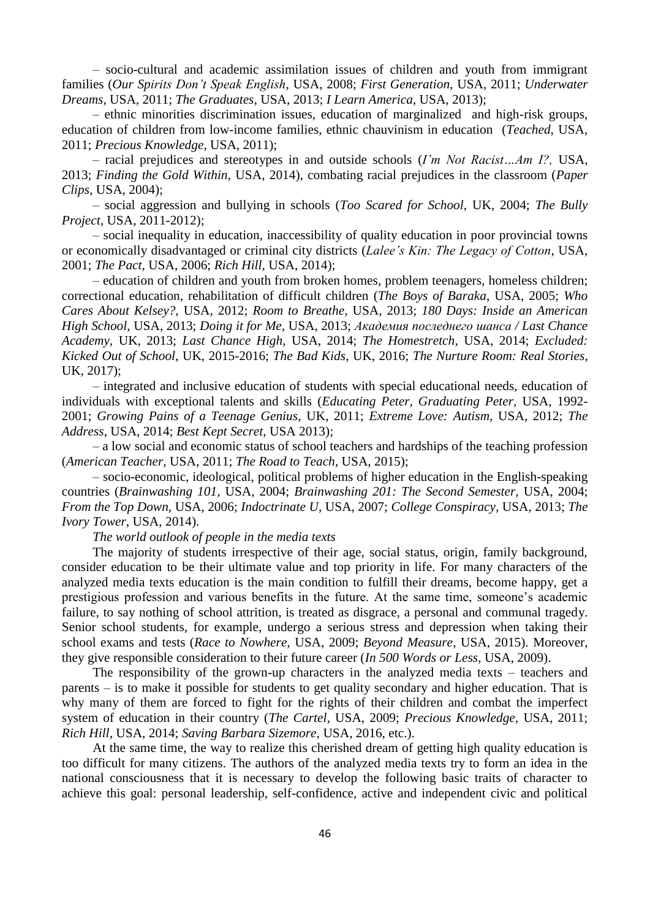– socio-cultural and academic assimilation issues of children and youth from immigrant families (*Our Spirits Don't Speak English*, USA, 2008; *First Generation*, USA, 2011; *Underwater Dreams*, USA, 2011; *The Graduates*, USA, 2013; *I Learn America*, USA, 2013);

– ethnic minorities discrimination issues, education of marginalized and high-risk groups, education of children from low-income families, ethnic chauvinism in education (*Teached*, USA, 2011; *Precious Knowledge*, USA, 2011);

– racial prejudices and stereotypes in and outside schools (*I'm Not Racist…Am I?*, USA, 2013; *Finding the Gold Within*, USA, 2014), combating racial prejudices in the classroom (*Paper Clips*, USA, 2004);

– social aggression and bullying in schools (*Too Scared for School*, UK, 2004; *The Bully Project*, USA, 2011-2012);

– social inequality in education, inaccessibility of quality education in poor provincial towns or economically disadvantaged or criminal city districts (*Lalee's Kin: The Legacy of Cotton*, USA, 2001; *The Pact*, USA, 2006; *Rich Hill*, USA, 2014);

– education of children and youth from broken homes, problem teenagers, homeless children; correctional education, rehabilitation of difficult children (*The Boys of Baraka*, USA, 2005; *Who Cares About Kelsey?*, USA, 2012; *Room to Breathe*, USA, 2013; *180 Days: Inside an American High School*, USA, 2013; *Doing it for Me*, USA, 2013; *Академия последнего шанса / Last Chance Academy*, UK, 2013; *Last Chance High*, USA, 2014; *The Homestretch*, USA, 2014; *Excluded: Kicked Out of School*, UK, 2015-2016; *The Bad Kids*, UK, 2016; *The Nurture Room: Real Stories*, UK, 2017);

– integrated and inclusive education of students with special educational needs, education of individuals with exceptional talents and skills (*Educating Peter, Graduating Peter*, USA, 1992-2001; *Growing Pains of a Teenage Genius*, UK, 2011; *Extreme Love: Autism*, USA, 2012; *The Address*, USA, 2014; *Best Kept Secret*, USA 2013);

– a low social and economic status of school teachers and hardships of the teaching profession (*American Teacher*, USA, 2011; *The Road to Teach*, USA, 2015);

– socio-economic, ideological, political problems of higher education in the English-speaking countries (*Brainwashing 101*, USA, 2004; *Brainwashing 201: The Second Semester*, USA, 2004; *From the Top Down*, USA, 2006; *Indoctrinate U*, USA, 2007; *College Conspiracy*, USA, 2013; *The Ivory Tower*, USA, 2014).

*The world outlook of people in the media texts*

The majority of students irrespective of their age, social status, origin, family background, consider education to be their ultimate value and top priority in life. For many characters of the analyzed media texts education is the main condition to fulfill their dreams, become happy, get a prestigious profession and various benefits in the future. At the same time, someone's academic failure, to say nothing of school attrition, is treated as disgrace, a personal and communal tragedy. Senior school students, for example, undergo a serious stress and depression when taking their school exams and tests (*Race to Nowhere*, USA, 2009; *Beyond Measure*, USA, 2015). Moreover, they give responsible consideration to their future career (*In 500 Words or Less*, USA, 2009).

The responsibility of the grown-up characters in the analyzed media texts – teachers and parents – is to make it possible for students to get quality secondary and higher education. That is why many of them are forced to fight for the rights of their children and combat the imperfect system of education in their country (*The Cartel*, USA, 2009; *Precious Knowledge*, USA, 2011; *Rich Hill*, USA, 2014; *Saving Barbara Sizemore*, USA, 2016, etc.).

At the same time, the way to realize this cherished dream of getting high quality education is too difficult for many citizens. The authors of the analyzed media texts try to form an idea in the national consciousness that it is necessary to develop the following basic traits of character to achieve this goal: personal leadership, self-confidence, active and independent civic and political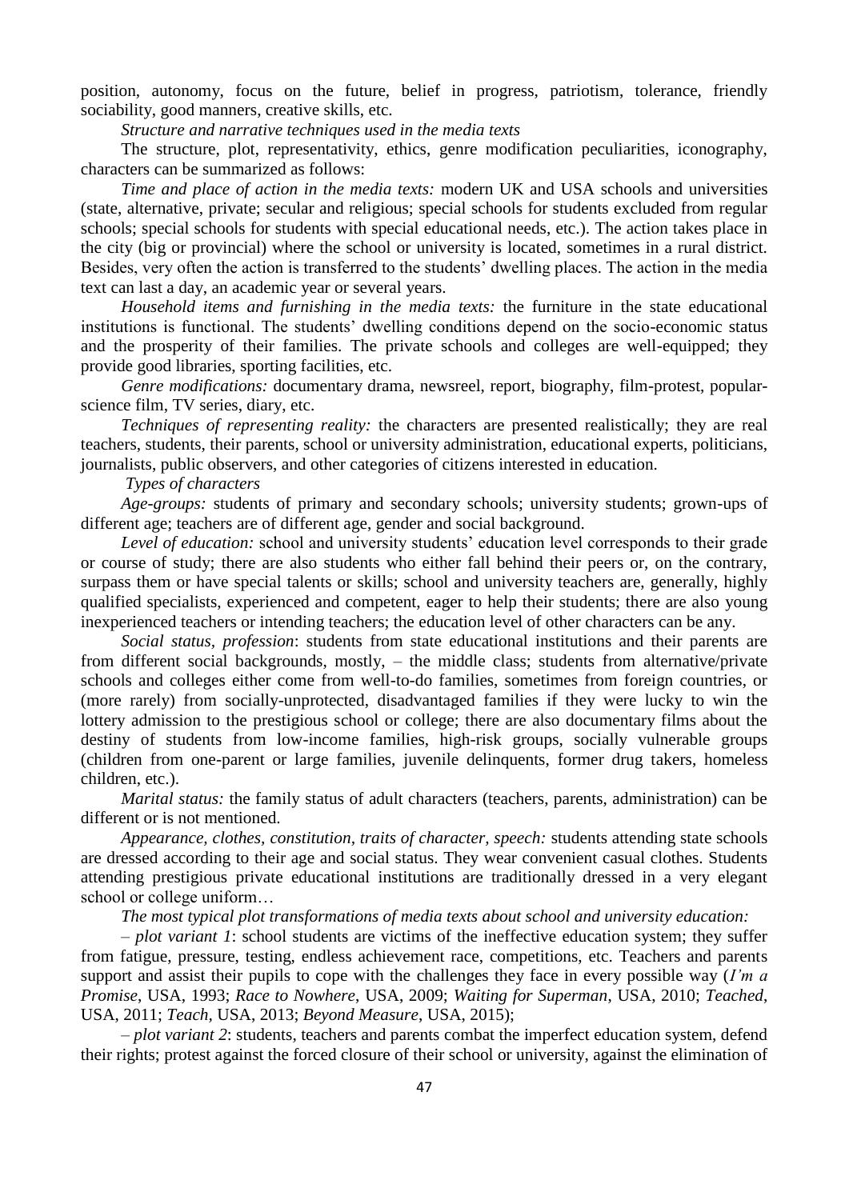position, autonomy, focus on the future, belief in progress, patriotism, tolerance, friendly sociability, good manners, creative skills, etc.

*Structure and narrative techniques used in the media texts*

The structure, plot, representativity, ethics, genre modification peculiarities, iconography, characters can be summarized as follows:

*Time and place of action in the media texts:* modern UK and USA schools and universities (state, alternative, private; secular and religious; special schools for students excluded from regular schools; special schools for students with special educational needs, etc.). The action takes place in the city (big or provincial) where the school or university is located, sometimes in a rural district. Besides, very often the action is transferred to the students' dwelling places. The action in the media text can last a day, an academic year or several years.

*Household items and furnishing in the media texts:* the furniture in the state educational institutions is functional. The students' dwelling conditions depend on the socio-economic status and the prosperity of their families. The private schools and colleges are well-equipped; they provide good libraries, sporting facilities, etc.

*Genre modifications:* documentary drama, newsreel, report, biography, film-protest, popular-science film, TV series, diary, etc.

*Techniques of representing reality:* the characters are presented realistically; they are real teachers, students, their parents, school or university administration, educational experts, politicians, journalists, public observers, and other categories of citizens interested in education.

*Types of characters*

*Age-groups:* students of primary and secondary schools; university students; grown-ups of different age; teachers are of different age, gender and social background.

*Level of education:* school and university students' education level corresponds to their grade or course of study; there are also students who either fall behind their peers or, on the contrary, surpass them or have special talents or skills; school and university teachers are, generally, highly qualified specialists, experienced and competent, eager to help their students; there are also young inexperienced teachers or intending teachers; the education level of other characters can be any.

*Social status, profession*: students from state educational institutions and their parents are from different social backgrounds, mostly, – the middle class; students from alternative/private schools and colleges either come from well-to-do families, sometimes from foreign countries, or (more rarely) from socially-unprotected, disadvantaged families if they were lucky to win the lottery admission to the prestigious school or college; there are also documentary films about the destiny of students from low-income families, high-risk groups, socially vulnerable groups (children from one-parent or large families, juvenile delinquents, former drug takers, homeless children, etc.).

*Marital status:* the family status of adult characters (teachers, parents, administration) can be different or is not mentioned.

*Appearance, clothes, constitution, traits of character, speech:* students attending state schools are dressed according to their age and social status. They wear convenient casual clothes. Students attending prestigious private educational institutions are traditionally dressed in a very elegant school or college uniform…

*The most typical plot transformations of media texts about school and university education:*

– *plot variant 1*: school students are victims of the ineffective education system; they suffer from fatigue, pressure, testing, endless achievement race, competitions, etc. Teachers and parents support and assist their pupils to cope with the challenges they face in every possible way (*I'm a Promise*, USA, 1993; *Race to Nowhere*, USA, 2009; *Waiting for Superman*, USA, 2010; *Teached*, USA, 2011; *Teach*, USA, 2013; *Beyond Measure*, USA, 2015);

– *plot variant 2*: students, teachers and parents combat the imperfect education system, defend their rights; protest against the forced closure of their school or university, against the elimination of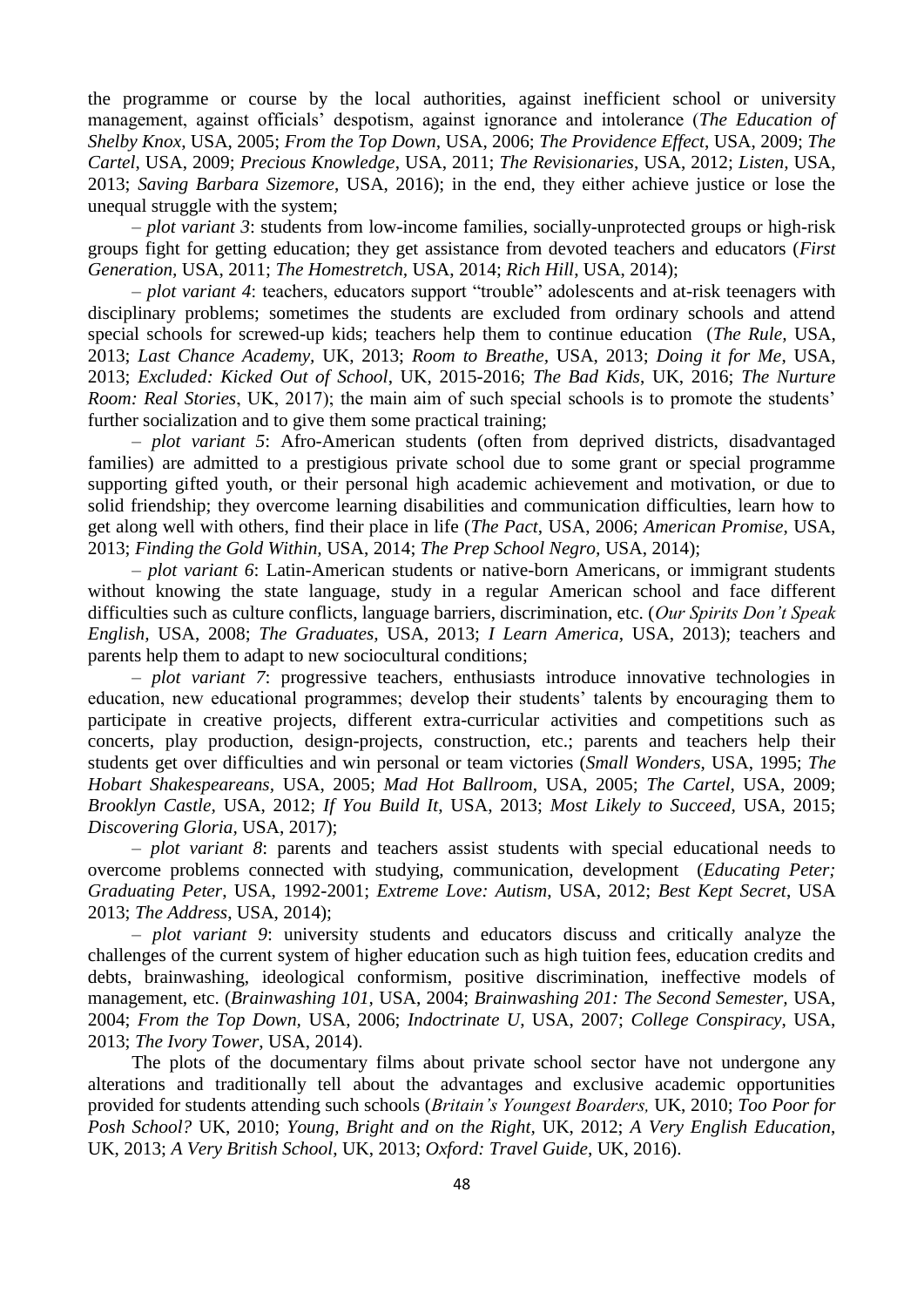the programme or course by the local authorities, against inefficient school or university management, against officials' despotism, against ignorance and intolerance (*The Education of Shelby Knox*, USA, 2005; *From the Top Down*, USA, 2006; *The Providence Effect*, USA, 2009; *The Cartel*, USA, 2009; *Precious Knowledge*, USA, 2011; *The Revisionaries*, USA, 2012; *Listen*, USA, 2013; *Saving Barbara Sizemore*, USA, 2016); in the end, they either achieve justice or lose the unequal struggle with the system;

– *plot variant 3*: students from low-income families, socially-unprotected groups or high-risk groups fight for getting education; they get assistance from devoted teachers and educators (*First Generation*, USA, 2011; *The Homestretch*, USA, 2014; *Rich Hill*, USA, 2014);

– *plot variant 4*: teachers, educators support "trouble" adolescents and at-risk teenagers with disciplinary problems; sometimes the students are excluded from ordinary schools and attend special schools for screwed-up kids; teachers help them to continue education (*The Rule*, USA, 2013; *Last Chance Academy*, UK, 2013; *Room to Breathe*, USA, 2013; *Doing it for Me*, USA, 2013; *Excluded: Kicked Out of School*, UK, 2015-2016; *The Bad Kids*, UK, 2016; *The Nurture Room: Real Stories*, UK, 2017); the main aim of such special schools is to promote the students' further socialization and to give them some practical training;

– *plot variant 5*: Afro-American students (often from deprived districts, disadvantaged families) are admitted to a prestigious private school due to some grant or special programme supporting gifted youth, or their personal high academic achievement and motivation, or due to solid friendship; they overcome learning disabilities and communication difficulties, learn how to get along well with others, find their place in life (*The Pact*, USA, 2006; *American Promise*, USA, 2013; *Finding the Gold Within*, USA, 2014; *The Prep School Negro*, USA, 2014);

– *plot variant 6*: Latin-American students or native-born Americans, or immigrant students without knowing the state language, study in a regular American school and face different difficulties such as culture conflicts, language barriers, discrimination, etc. (*Our Spirits Don't Speak English*, USA, 2008; *The Graduates*, USA, 2013; *I Learn America*, USA, 2013); teachers and parents help them to adapt to new sociocultural conditions;

– *plot variant 7*: progressive teachers, enthusiasts introduce innovative technologies in education, new educational programmes; develop their students' talents by encouraging them to participate in creative projects, different extra-curricular activities and competitions such as concerts, play production, design-projects, construction, etc.; parents and teachers help their students get over difficulties and win personal or team victories (*Small Wonders*, USA, 1995; *The Hobart Shakespeareans*, USA, 2005; *Mad Hot Ballroom*, USA, 2005; *The Cartel*, USA, 2009; *Brooklyn Castle*, USA, 2012; *If You Build It*, USA, 2013; *Most Likely to Succeed*, USA, 2015; *Discovering Gloria*, USA, 2017);

– *plot variant 8*: parents and teachers assist students with special educational needs to overcome problems connected with studying, communication, development (*Educating Peter; Graduating Peter*, USA, 1992-2001; *Extreme Love: Autism*, USA, 2012; *Best Kept Secret*, USA 2013; *The Address*, USA, 2014);

– *plot variant 9*: university students and educators discuss and critically analyze the challenges of the current system of higher education such as high tuition fees, education credits and debts, brainwashing, ideological conformism, positive discrimination, ineffective models of management, etc. (*Brainwashing 101*, USA, 2004; *Brainwashing 201: The Second Semester*, USA, 2004; *From the Top Down*, USA, 2006; *Indoctrinate U*, USA, 2007; *College Conspiracy*, USA, 2013; *The Ivory Tower*, USA, 2014).

The plots of the documentary films about private school sector have not undergone any alterations and traditionally tell about the advantages and exclusive academic opportunities provided for students attending such schools (*Britain's Youngest Boarders*, UK, 2010; *Too Poor for Posh School?* UK, 2010; *Young, Bright and on the Right*, UK, 2012; *A Very English Education*, UK, 2013; *A Very British School*, UK, 2013; *Oxford: Travel Guide*, UK, 2016).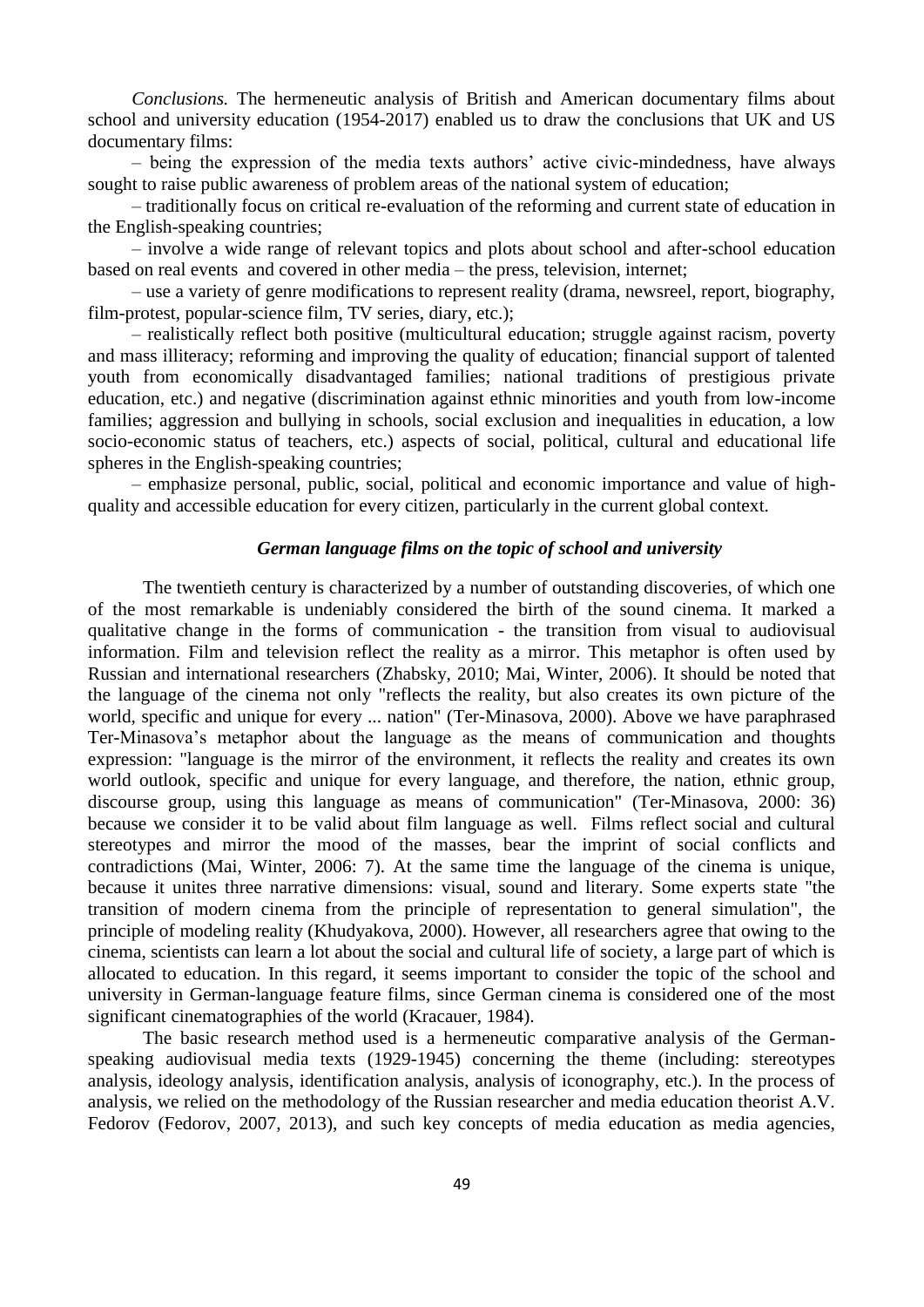*Conclusions.* The hermeneutic analysis of British and American documentary films about school and university education (1954-2017) enabled us to draw the conclusions that UK and US documentary films:

– being the expression of the media texts authors' active civic-mindedness, have always sought to raise public awareness of problem areas of the national system of education;

– traditionally focus on critical re-evaluation of the reforming and current state of education in the English-speaking countries;

– involve a wide range of relevant topics and plots about school and after-school education based on real events and covered in other media – the press, television, internet;

– use a variety of genre modifications to represent reality (drama, newsreel, report, biography, film-protest, popular-science film, TV series, diary, etc.);

– realistically reflect both positive (multicultural education; struggle against racism, poverty and mass illiteracy; reforming and improving the quality of education; financial support of talented youth from economically disadvantaged families; national traditions of prestigious private education, etc.) and negative (discrimination against ethnic minorities and youth from low-income families; aggression and bullying in schools, social exclusion and inequalities in education, a low socio-economic status of teachers, etc.) aspects of social, political, cultural and educational life spheres in the English-speaking countries;

– emphasize personal, public, social, political and economic importance and value of high-quality and accessible education for every citizen, particularly in the current global context.

### *German language films on the topic of school and university*

The twentieth century is characterized by a number of outstanding discoveries, of which one of the most remarkable is undeniably considered the birth of the sound cinema. It marked a qualitative change in the forms of communication - the transition from visual to audiovisual information. Film and television reflect the reality as a mirror. This metaphor is often used by Russian and international researchers (Zhabsky, 2010; Mai, Winter, 2006). It should be noted that the language of the cinema not only "reflects the reality, but also creates its own picture of the world, specific and unique for every ... nation" (Ter-Minasova, 2000). Above we have paraphrased Ter-Minasova's metaphor about the language as the means of communication and thoughts expression: "language is the mirror of the environment, it reflects the reality and creates its own world outlook, specific and unique for every language, and therefore, the nation, ethnic group, discourse group, using this language as means of communication" (Ter-Minasova, 2000: 36) because we consider it to be valid about film language as well. Films reflect social and cultural stereotypes and mirror the mood of the masses, bear the imprint of social conflicts and contradictions (Mai, Winter, 2006: 7). At the same time the language of the cinema is unique, because it unites three narrative dimensions: visual, sound and literary. Some experts state "the transition of modern cinema from the principle of representation to general simulation", the principle of modeling reality (Khudyakova, 2000). However, all researchers agree that owing to the cinema, scientists can learn a lot about the social and cultural life of society, a large part of which is allocated to education. In this regard, it seems important to consider the topic of the school and university in German-language feature films, since German cinema is considered one of the most significant cinematographies of the world (Kracauer, 1984).

The basic research method used is a hermeneutic comparative analysis of the German-speaking audiovisual media texts (1929-1945) concerning the theme (including: stereotypes analysis, ideology analysis, identification analysis, analysis of iconography, etc.). In the process of analysis, we relied on the methodology of the Russian researcher and media education theorist A.V. Fedorov (Fedorov, 2007, 2013), and such key concepts of media education as media agencies,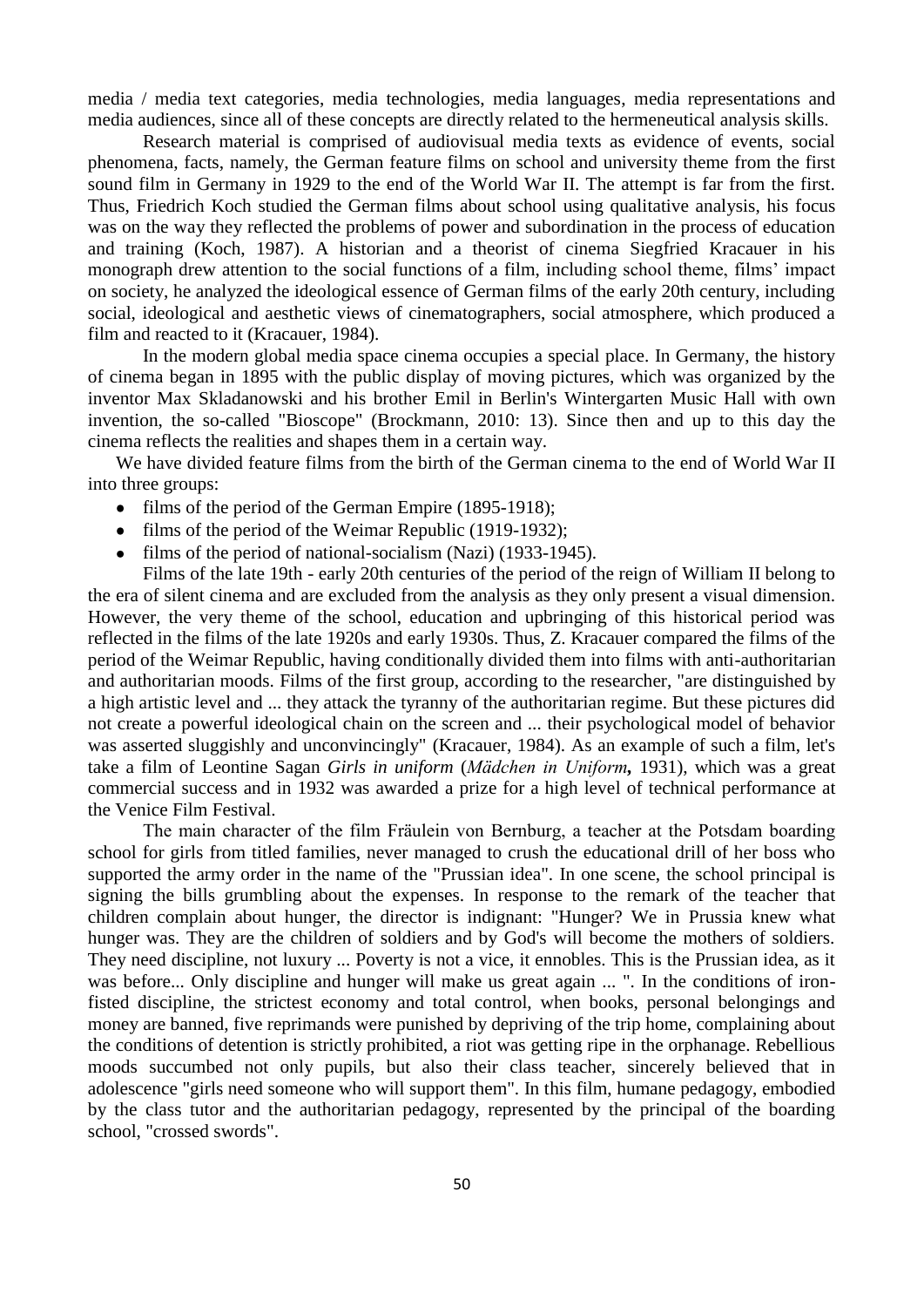media / media text categories, media technologies, media languages, media representations and media audiences, since all of these concepts are directly related to the hermeneutical analysis skills.

Research material is comprised of audiovisual media texts as evidence of events, social phenomena, facts, namely, the German feature films on school and university theme from the first sound film in Germany in 1929 to the end of the World War II. The attempt is far from the first. Thus, Friedrich Koch studied the German films about school using qualitative analysis, his focus was on the way they reflected the problems of power and subordination in the process of education and training (Koch, 1987). A historian and a theorist of cinema Siegfried Kracauer in his monograph drew attention to the social functions of a film, including school theme, films' impact on society, he analyzed the ideological essence of German films of the early 20th century, including social, ideological and aesthetic views of cinematographers, social atmosphere, which produced a film and reacted to it (Kracauer, 1984).

In the modern global media space cinema occupies a special place. In Germany, the history of cinema began in 1895 with the public display of moving pictures, which was organized by the inventor Max Skladanowski and his brother Emil in Berlin's Wintergarten Music Hall with own invention, the so-called "Bioscope" (Brockmann, 2010: 13). Since then and up to this day the cinema reflects the realities and shapes them in a certain way.

We have divided feature films from the birth of the German cinema to the end of World War II into three groups:

- films of the period of the German Empire (1895-1918);
- films of the period of the Weimar Republic (1919-1932);
- films of the period of national-socialism (Nazi) (1933-1945).

Films of the late 19th - early 20th centuries of the period of the reign of William II belong to the era of silent cinema and are excluded from the analysis as they only present a visual dimension. However, the very theme of the school, education and upbringing of this historical period was reflected in the films of the late 1920s and early 1930s. Thus, Z. Kracauer compared the films of the period of the Weimar Republic, having conditionally divided them into films with anti-authoritarian and authoritarian moods. Films of the first group, according to the researcher, "are distinguished by a high artistic level and ... they attack the tyranny of the authoritarian regime. But these pictures did not create a powerful ideological chain on the screen and ... their psychological model of behavior was asserted sluggishly and unconvincingly" (Kracauer, 1984). As an example of such a film, let's take a film of Leontine Sagan *Girls in uniform* (*Mädchen in Uniform***,** 1931), which was a great commercial success and in 1932 was awarded a prize for a high level of technical performance at the Venice Film Festival.

The main character of the film Fräulein von Bernburg, a teacher at the Potsdam boarding school for girls from titled families, never managed to crush the educational drill of her boss who supported the army order in the name of the "Prussian idea". In one scene, the school principal is signing the bills grumbling about the expenses. In response to the remark of the teacher that children complain about hunger, the director is indignant: "Hunger? We in Prussia knew what hunger was. They are the children of soldiers and by God's will become the mothers of soldiers. They need discipline, not luxury ... Poverty is not a vice, it ennobles. This is the Prussian idea, as it was before... Only discipline and hunger will make us great again ... ". In the conditions of iron-fisted discipline, the strictest economy and total control, when books, personal belongings and money are banned, five reprimands were punished by depriving of the trip home, complaining about the conditions of detention is strictly prohibited, a riot was getting ripe in the orphanage. Rebellious moods succumbed not only pupils, but also their class teacher, sincerely believed that in adolescence "girls need someone who will support them". In this film, humane pedagogy, embodied by the class tutor and the authoritarian pedagogy, represented by the principal of the boarding school, "crossed swords".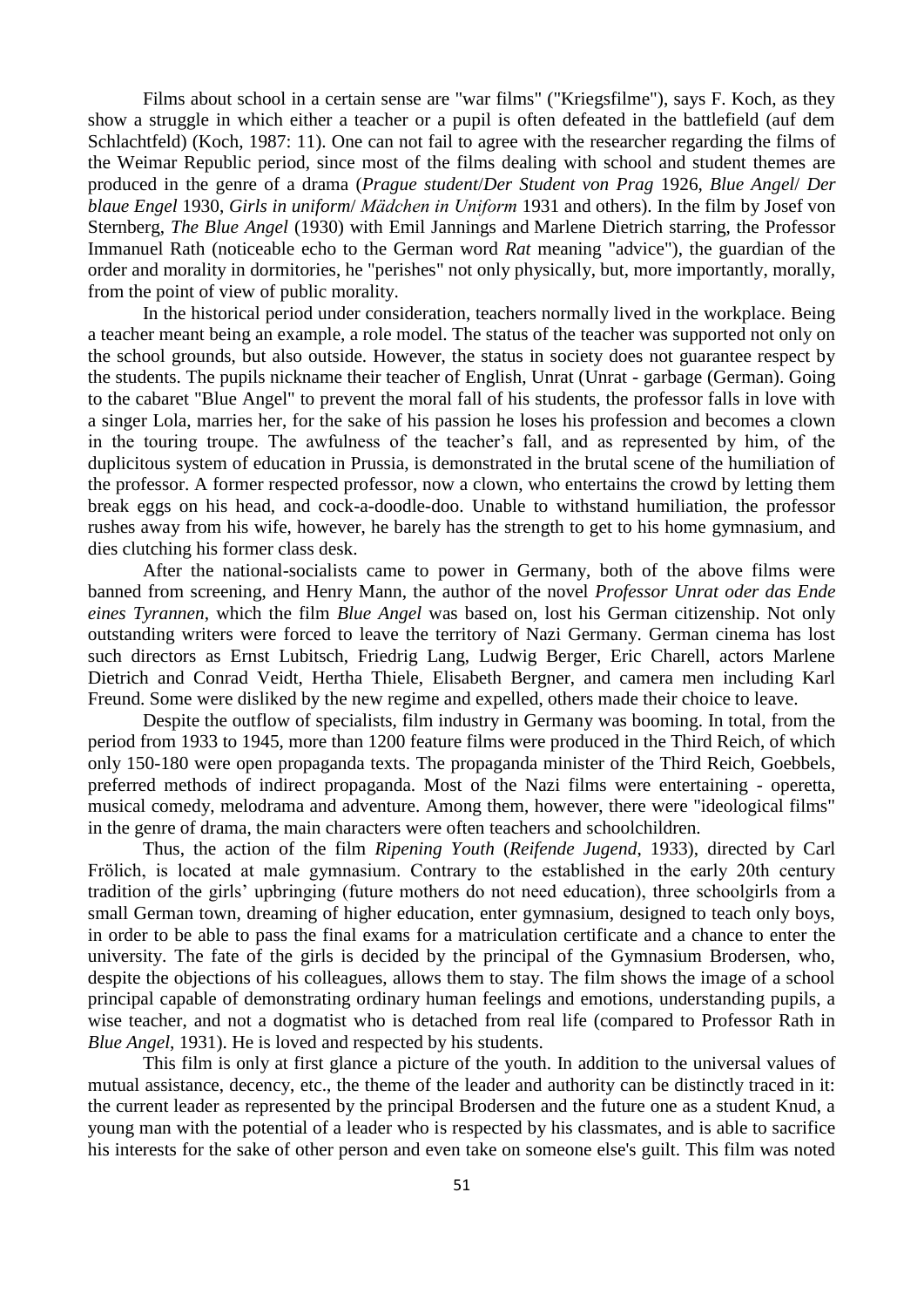Films about school in a certain sense are "war films" ("Kriegsfilme"), says F. Koch, as they show a struggle in which either a teacher or a pupil is often defeated in the battlefield (auf dem Schlachtfeld) (Koch, 1987: 11). One can not fail to agree with the researcher regarding the films of the Weimar Republic period, since most of the films dealing with school and student themes are produced in the genre of a drama (*Prague student*/*Der Student von Prag* 1926, *Blue Angel*/ *Der blaue Engel* 1930, *Girls in uniform*/ *Mädchen in Uniform* 1931 and others). In the film by Josef von Sternberg, *The Blue Angel* (1930) with Emil Jannings and Marlene Dietrich starring, the Professor Immanuel Rath (noticeable echo to the German word *Rat* meaning "advice"), the guardian of the order and morality in dormitories, he "perishes" not only physically, but, more importantly, morally, from the point of view of public morality.

In the historical period under consideration, teachers normally lived in the workplace. Being a teacher meant being an example, a role model. The status of the teacher was supported not only on the school grounds, but also outside. However, the status in society does not guarantee respect by the students. The pupils nickname their teacher of English, Unrat (Unrat - garbage (German). Going to the cabaret "Blue Angel" to prevent the moral fall of his students, the professor falls in love with a singer Lola, marries her, for the sake of his passion he loses his profession and becomes a clown in the touring troupe. The awfulness of the teacher's fall, and as represented by him, of the duplicitous system of education in Prussia, is demonstrated in the brutal scene of the humiliation of the professor. A former respected professor, now a clown, who entertains the crowd by letting them break eggs on his head, and cock-a-doodle-doo. Unable to withstand humiliation, the professor rushes away from his wife, however, he barely has the strength to get to his home gymnasium, and dies clutching his former class desk.

After the national-socialists came to power in Germany, both of the above films were banned from screening, and Henry Mann, the author of the novel *Professor Unrat oder das Ende eines Tyrannen*, which the film *Blue Angel* was based on, lost his German citizenship. Not only outstanding writers were forced to leave the territory of Nazi Germany. German cinema has lost such directors as Ernst Lubitsch, Friedrig Lang, Ludwig Berger, Eric Charell, actors Marlene Dietrich and Conrad Veidt, Hertha Thiele, Elisabeth Bergner, and camera men including Karl Freund. Some were disliked by the new regime and expelled, others made their choice to leave.

Despite the outflow of specialists, film industry in Germany was booming. In total, from the period from 1933 to 1945, more than 1200 feature films were produced in the Third Reich, of which only 150-180 were open propaganda texts. The propaganda minister of the Third Reich, Goebbels, preferred methods of indirect propaganda. Most of the Nazi films were entertaining - operetta, musical comedy, melodrama and adventure. Among them, however, there were "ideological films" in the genre of drama, the main characters were often teachers and schoolchildren.

Thus, the action of the film *Ripening Youth* (*Reifende Jugend*, 1933), directed by Carl Frölich, is located at male gymnasium. Contrary to the established in the early 20th century tradition of the girls' upbringing (future mothers do not need education), three schoolgirls from a small German town, dreaming of higher education, enter gymnasium, designed to teach only boys, in order to be able to pass the final exams for a matriculation certificate and a chance to enter the university. The fate of the girls is decided by the principal of the Gymnasium Brodersen, who, despite the objections of his colleagues, allows them to stay. The film shows the image of a school principal capable of demonstrating ordinary human feelings and emotions, understanding pupils, a wise teacher, and not a dogmatist who is detached from real life (compared to Professor Rath in *Blue Angel*, 1931). He is loved and respected by his students.

This film is only at first glance a picture of the youth. In addition to the universal values of mutual assistance, decency, etc., the theme of the leader and authority can be distinctly traced in it: the current leader as represented by the principal Brodersen and the future one as a student Knud, a young man with the potential of a leader who is respected by his classmates, and is able to sacrifice his interests for the sake of other person and even take on someone else's guilt. This film was noted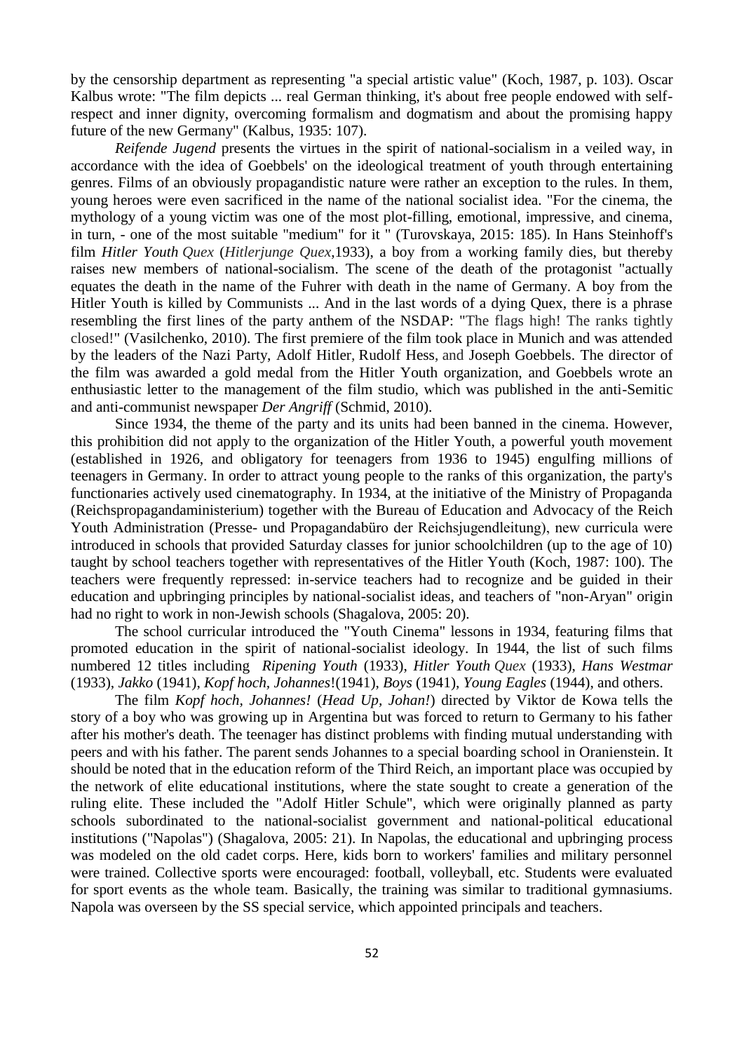by the censorship department as representing "a special artistic value" (Koch, 1987, p. 103). Oscar Kalbus wrote: "The film depicts ... real German thinking, it's about free people endowed with self-respect and inner dignity, overcoming formalism and dogmatism and about the promising happy future of the new Germany" (Kalbus, 1935: 107).

*Reifende Jugend* presents the virtues in the spirit of national-socialism in a veiled way, in accordance with the idea of Goebbels' on the ideological treatment of youth through entertaining genres. Films of an obviously propagandistic nature were rather an exception to the rules. In them, young heroes were even sacrificed in the name of the national socialist idea. "For the cinema, the mythology of a young victim was one of the most plot-filling, emotional, impressive, and cinema, in turn, - one of the most suitable "medium" for it " (Turovskaya, 2015: 185). In Hans Steinhoff's film *Hitler Youth Quex* (*Hitlerjunge Quex*,1933), a boy from a working family dies, but thereby raises new members of national-socialism. The scene of the death of the protagonist "actually equates the death in the name of the Fuhrer with death in the name of Germany. A boy from the Hitler Youth is killed by Communists ... And in the last words of a dying Quex, there is a phrase resembling the first lines of the party anthem of the NSDAP: "The flags high! The ranks tightly closed!" (Vasilchenko, 2010). The first premiere of the film took place in Munich and was attended by the leaders of the Nazi Party, Adolf Hitler, Rudolf Hess, and Joseph Goebbels. The director of the film was awarded a gold medal from the Hitler Youth organization, and Goebbels wrote an enthusiastic letter to the management of the film studio, which was published in the anti-Semitic and anti-communist newspaper *Der Angriff* (Schmid, 2010).

Since 1934, the theme of the party and its units had been banned in the cinema. However, this prohibition did not apply to the organization of the Hitler Youth, a powerful youth movement (established in 1926, and obligatory for teenagers from 1936 to 1945) engulfing millions of teenagers in Germany. In order to attract young people to the ranks of this organization, the party's functionaries actively used cinematography. In 1934, at the initiative of the Ministry of Propaganda (Reichspropagandaministerium) together with the Bureau of Education and Advocacy of the Reich Youth Administration (Presse- und Propagandabüro der Reichsjugendleitung), new curricula were introduced in schools that provided Saturday classes for junior schoolchildren (up to the age of 10) taught by school teachers together with representatives of the Hitler Youth (Koch, 1987: 100). The teachers were frequently repressed: in-service teachers had to recognize and be guided in their education and upbringing principles by national-socialist ideas, and teachers of "non-Aryan" origin had no right to work in non-Jewish schools (Shagalova, 2005: 20).

The school curricular introduced the "Youth Cinema" lessons in 1934, featuring films that promoted education in the spirit of national-socialist ideology. In 1944, the list of such films numbered 12 titles including *Ripening Youth* (1933), *Hitler Youth Quex* (1933), *Hans Westmar* (1933), *Jakko* (1941), *Kopf hoch, Johannes*!(1941), *Boys* (1941), *Young Eagles* (1944), and others.

The film *Kopf hoch, Johannes!* (*Head Up, Johan!*) directed by Viktor de Kowa tells the story of a boy who was growing up in Argentina but was forced to return to Germany to his father after his mother's death. The teenager has distinct problems with finding mutual understanding with peers and with his father. The parent sends Johannes to a special boarding school in Oranienstein. It should be noted that in the education reform of the Third Reich, an important place was occupied by the network of elite educational institutions, where the state sought to create a generation of the ruling elite. These included the "Adolf Hitler Schule", which were originally planned as party schools subordinated to the national-socialist government and national-political educational institutions ("Napolas") (Shagalova, 2005: 21). In Napolas, the educational and upbringing process was modeled on the old cadet corps. Here, kids born to workers' families and military personnel were trained. Collective sports were encouraged: football, volleyball, etc. Students were evaluated for sport events as the whole team. Basically, the training was similar to traditional gymnasiums. Napola was overseen by the SS special service, which appointed principals and teachers.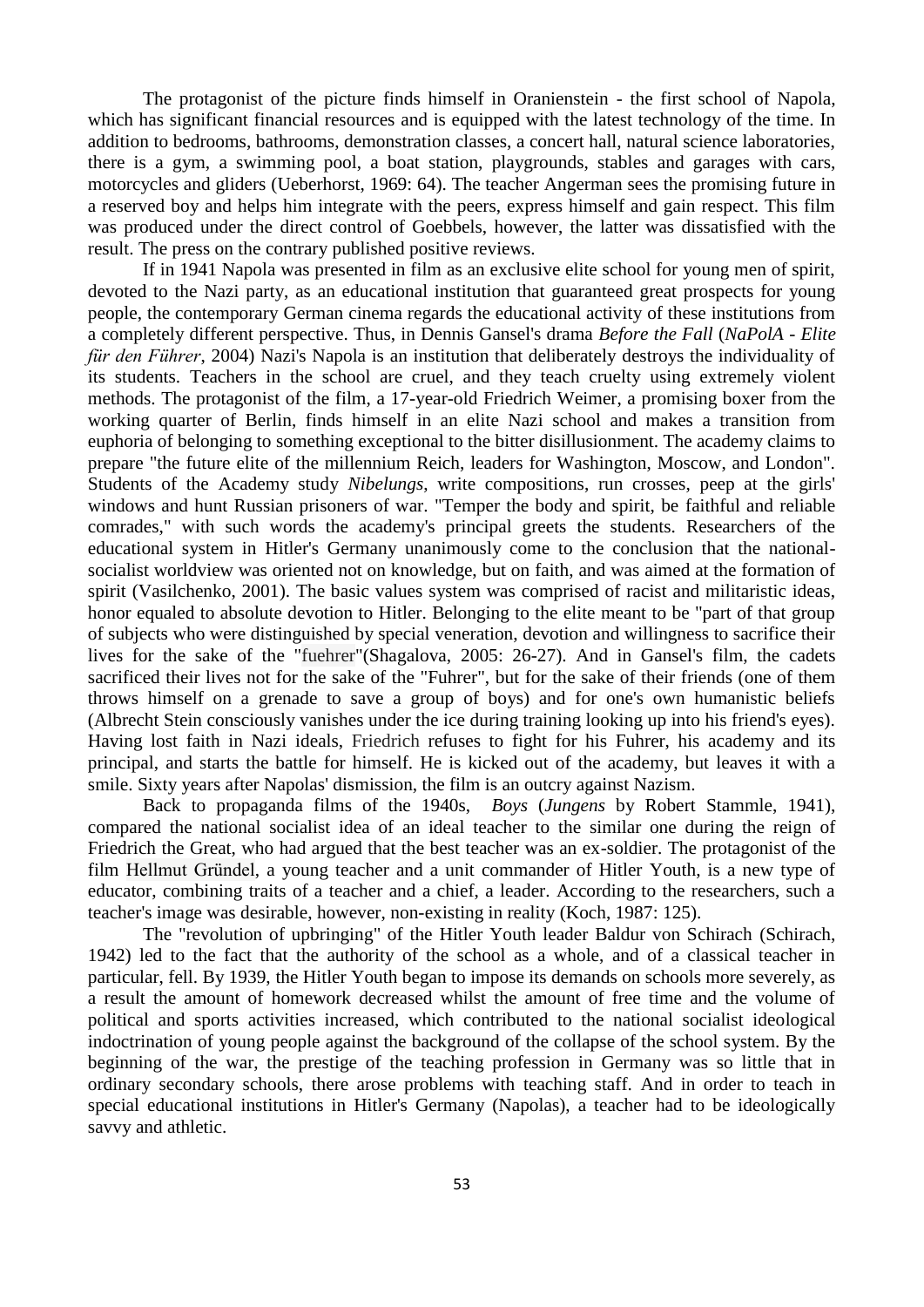The protagonist of the picture finds himself in Oranienstein - the first school of Napola, which has significant financial resources and is equipped with the latest technology of the time. In addition to bedrooms, bathrooms, demonstration classes, a concert hall, natural science laboratories, there is a gym, a swimming pool, a boat station, playgrounds, stables and garages with cars, motorcycles and gliders (Ueberhorst, 1969: 64). The teacher Angerman sees the promising future in a reserved boy and helps him integrate with the peers, express himself and gain respect. This film was produced under the direct control of Goebbels, however, the latter was dissatisfied with the result. The press on the contrary published positive reviews.

If in 1941 Napola was presented in film as an exclusive elite school for young men of spirit, devoted to the Nazi party, as an educational institution that guaranteed great prospects for young people, the contemporary German cinema regards the educational activity of these institutions from a completely different perspective. Thus, in Dennis Gansel's drama *Before the Fall* (*NaPolA - Elite für den Führer*, 2004) Nazi's Napola is an institution that deliberately destroys the individuality of its students. Teachers in the school are cruel, and they teach cruelty using extremely violent methods. The protagonist of the film, a 17-year-old Friedrich Weimer, a promising boxer from the working quarter of Berlin, finds himself in an elite Nazi school and makes a transition from euphoria of belonging to something exceptional to the bitter disillusionment. The academy claims to prepare "the future elite of the millennium Reich, leaders for Washington, Moscow, and London". Students of the Academy study *Nibelungs*, write compositions, run crosses, peep at the girls' windows and hunt Russian prisoners of war. "Temper the body and spirit, be faithful and reliable comrades," with such words the academy's principal greets the students. Researchers of the educational system in Hitler's Germany unanimously come to the conclusion that the national-socialist worldview was oriented not on knowledge, but on faith, and was aimed at the formation of spirit (Vasilchenko, 2001). The basic values system was comprised of racist and militaristic ideas, honor equaled to absolute devotion to Hitler. Belonging to the elite meant to be "part of that group of subjects who were distinguished by special veneration, devotion and willingness to sacrifice their lives for the sake of the "fuehrer"(Shagalova, 2005: 26-27). And in Gansel's film, the cadets sacrificed their lives not for the sake of the "Fuhrer", but for the sake of their friends (one of them throws himself on a grenade to save a group of boys) and for one's own humanistic beliefs (Albrecht Stein consciously vanishes under the ice during training looking up into his friend's eyes). Having lost faith in Nazi ideals, Friedrich refuses to fight for his Fuhrer, his academy and its principal, and starts the battle for himself. He is kicked out of the academy, but leaves it with a smile. Sixty years after Napolas' dismission, the film is an outcry against Nazism.

Back to propaganda films of the 1940s, *Boys* (*Jungens* by Robert Stammle, 1941), compared the national socialist idea of an ideal teacher to the similar one during the reign of Friedrich the Great, who had argued that the best teacher was an ex-soldier. The protagonist of the film Hellmut Gründel, a young teacher and a unit commander of Hitler Youth, is a new type of educator, combining traits of a teacher and a chief, a leader. According to the researchers, such a teacher's image was desirable, however, non-existing in reality (Koch, 1987: 125).

The "revolution of upbringing" of the Hitler Youth leader Baldur von Schirach (Schirach, 1942) led to the fact that the authority of the school as a whole, and of a classical teacher in particular, fell. By 1939, the Hitler Youth began to impose its demands on schools more severely, as a result the amount of homework decreased whilst the amount of free time and the volume of political and sports activities increased, which contributed to the national socialist ideological indoctrination of young people against the background of the collapse of the school system. By the beginning of the war, the prestige of the teaching profession in Germany was so little that in ordinary secondary schools, there arose problems with teaching staff. And in order to teach in special educational institutions in Hitler's Germany (Napolas), a teacher had to be ideologically savvy and athletic.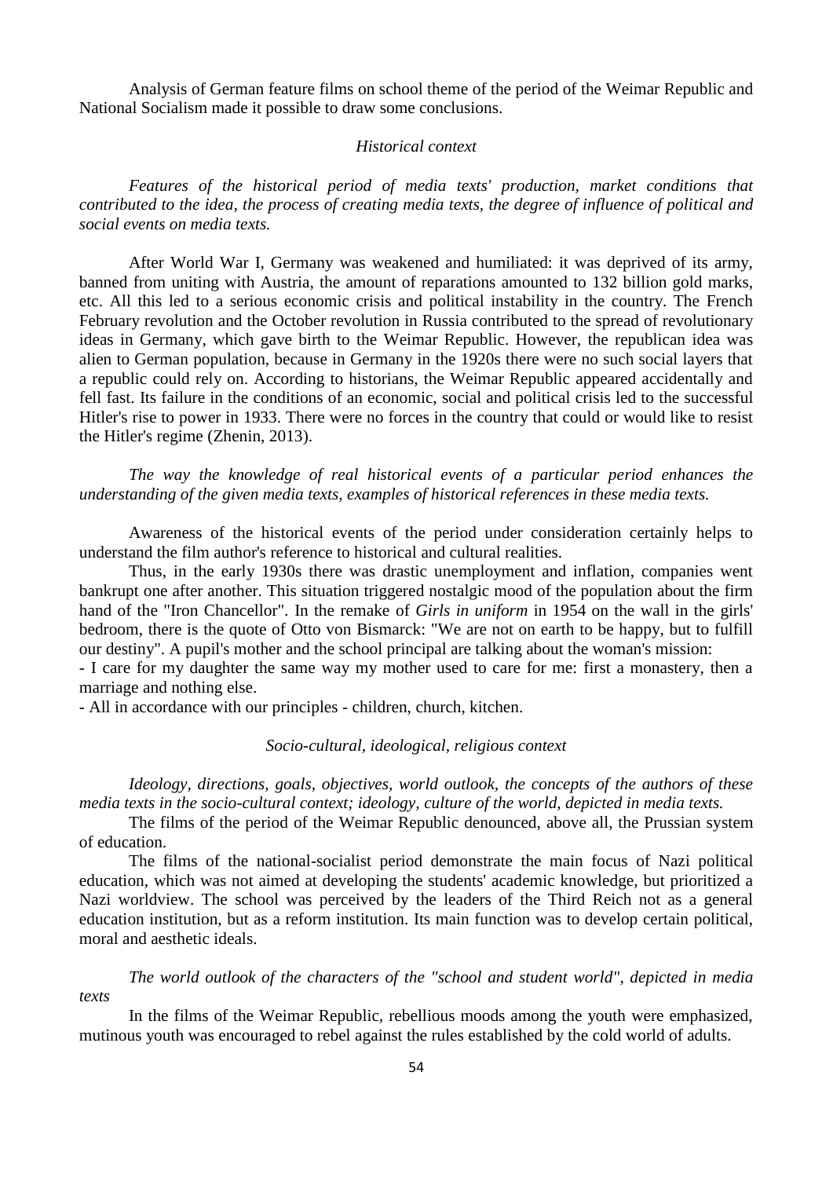Analysis of German feature films on school theme of the period of the Weimar Republic and National Socialism made it possible to draw some conclusions.

*Historical context*

*Features of the historical period of media texts' production, market conditions that contributed to the idea, the process of creating media texts, the degree of influence of political and social events on media texts.*

After World War I, Germany was weakened and humiliated: it was deprived of its army, banned from uniting with Austria, the amount of reparations amounted to 132 billion gold marks, etc. All this led to a serious economic crisis and political instability in the country. The French February revolution and the October revolution in Russia contributed to the spread of revolutionary ideas in Germany, which gave birth to the Weimar Republic. However, the republican idea was alien to German population, because in Germany in the 1920s there were no such social layers that a republic could rely on. According to historians, the Weimar Republic appeared accidentally and fell fast. Its failure in the conditions of an economic, social and political crisis led to the successful Hitler's rise to power in 1933. There were no forces in the country that could or would like to resist the Hitler's regime (Zhenin, 2013).

*The way the knowledge of real historical events of a particular period enhances the understanding of the given media texts, examples of historical references in these media texts.*

Awareness of the historical events of the period under consideration certainly helps to understand the film author's reference to historical and cultural realities.

Thus, in the early 1930s there was drastic unemployment and inflation, companies went bankrupt one after another. This situation triggered nostalgic mood of the population about the firm hand of the "Iron Chancellor". In the remake of *Girls in uniform* in 1954 on the wall in the girls' bedroom, there is the quote of Otto von Bismarck: "We are not on earth to be happy, but to fulfill our destiny". A pupil's mother and the school principal are talking about the woman's mission:

- I care for my daughter the same way my mother used to care for me: first a monastery, then a marriage and nothing else.
- All in accordance with our principles - children, church, kitchen.

*Socio-cultural, ideological, religious context*

*Ideology, directions, goals, objectives, world outlook, the concepts of the authors of these media texts in the socio-cultural context; ideology, culture of the world, depicted in media texts.*

The films of the period of the Weimar Republic denounced, above all, the Prussian system of education.

The films of the national-socialist period demonstrate the main focus of Nazi political education, which was not aimed at developing the students' academic knowledge, but prioritized a Nazi worldview. The school was perceived by the leaders of the Third Reich not as a general education institution, but as a reform institution. Its main function was to develop certain political, moral and aesthetic ideals.

*The world outlook of the characters of the "school and student world", depicted in media texts*

In the films of the Weimar Republic, rebellious moods among the youth were emphasized, mutinous youth was encouraged to rebel against the rules established by the cold world of adults.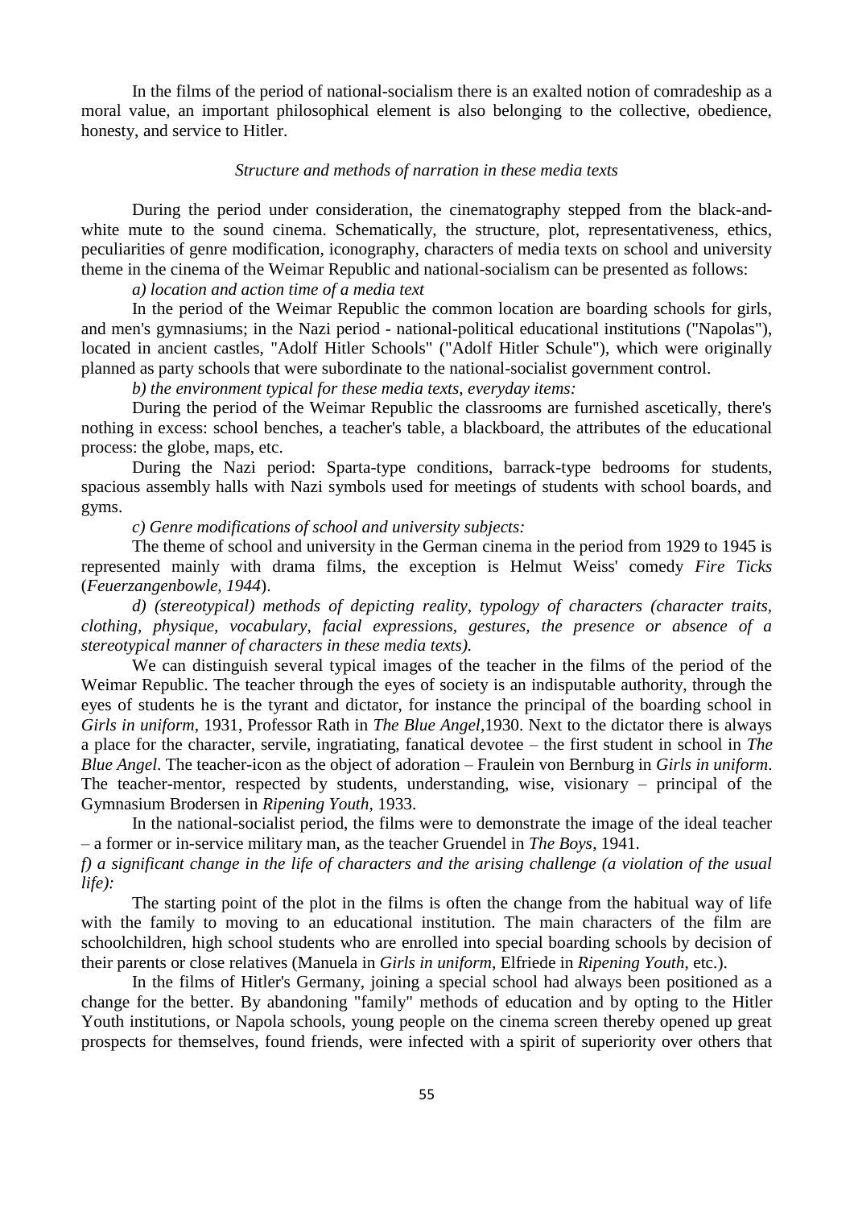In the films of the period of national-socialism there is an exalted notion of comradeship as a moral value, an important philosophical element is also belonging to the collective, obedience, honesty, and service to Hitler.

*Structure and methods of narration in these media texts*

During the period under consideration, the cinematography stepped from the black-and-white mute to the sound cinema. Schematically, the structure, plot, representativeness, ethics, peculiarities of genre modification, iconography, characters of media texts on school and university theme in the cinema of the Weimar Republic and national-socialism can be presented as follows:

*a) location and action time of a media text*

In the period of the Weimar Republic the common location are boarding schools for girls, and men's gymnasiums; in the Nazi period - national-political educational institutions ("Napolas"), located in ancient castles, "Adolf Hitler Schools" ("Adolf Hitler Schule"), which were originally planned as party schools that were subordinate to the national-socialist government control.

*b) the environment typical for these media texts, everyday items:*

During the period of the Weimar Republic the classrooms are furnished ascetically, there's nothing in excess: school benches, a teacher's table, a blackboard, the attributes of the educational process: the globe, maps, etc.

During the Nazi period: Sparta-type conditions, barrack-type bedrooms for students, spacious assembly halls with Nazi symbols used for meetings of students with school boards, and gyms.

*c) Genre modifications of school and university subjects:*

The theme of school and university in the German cinema in the period from 1929 to 1945 is represented mainly with drama films, the exception is Helmut Weiss' comedy *Fire Ticks* (*Feuerzangenbowle, 1944*).

*d) (stereotypical) methods of depicting reality, typology of characters (character traits, clothing, physique, vocabulary, facial expressions, gestures, the presence or absence of a stereotypical manner of characters in these media texts).*

We can distinguish several typical images of the teacher in the films of the period of the Weimar Republic. The teacher through the eyes of society is an indisputable authority, through the eyes of students he is the tyrant and dictator, for instance the principal of the boarding school in *Girls in uniform*, 1931, Professor Rath in *The Blue Angel*,1930. Next to the dictator there is always a place for the character, servile, ingratiating, fanatical devotee – the first student in school in *The Blue Angel*. The teacher-icon as the object of adoration – Fraulein von Bernburg in *Girls in uniform*. The teacher-mentor, respected by students, understanding, wise, visionary – principal of the Gymnasium Brodersen in *Ripening Youth*, 1933.

In the national-socialist period, the films were to demonstrate the image of the ideal teacher – a former or in-service military man, as the teacher Gruendel in *The Boys*, 1941.

*f) a significant change in the life of characters and the arising challenge (a violation of the usual life):*

The starting point of the plot in the films is often the change from the habitual way of life with the family to moving to an educational institution. The main characters of the film are schoolchildren, high school students who are enrolled into special boarding schools by decision of their parents or close relatives (Manuela in *Girls in uniform*, Elfriede in *Ripening Youth*, etc.).

In the films of Hitler's Germany, joining a special school had always been positioned as a change for the better. By abandoning "family" methods of education and by opting to the Hitler Youth institutions, or Napola schools, young people on the cinema screen thereby opened up great prospects for themselves, found friends, were infected with a spirit of superiority over others that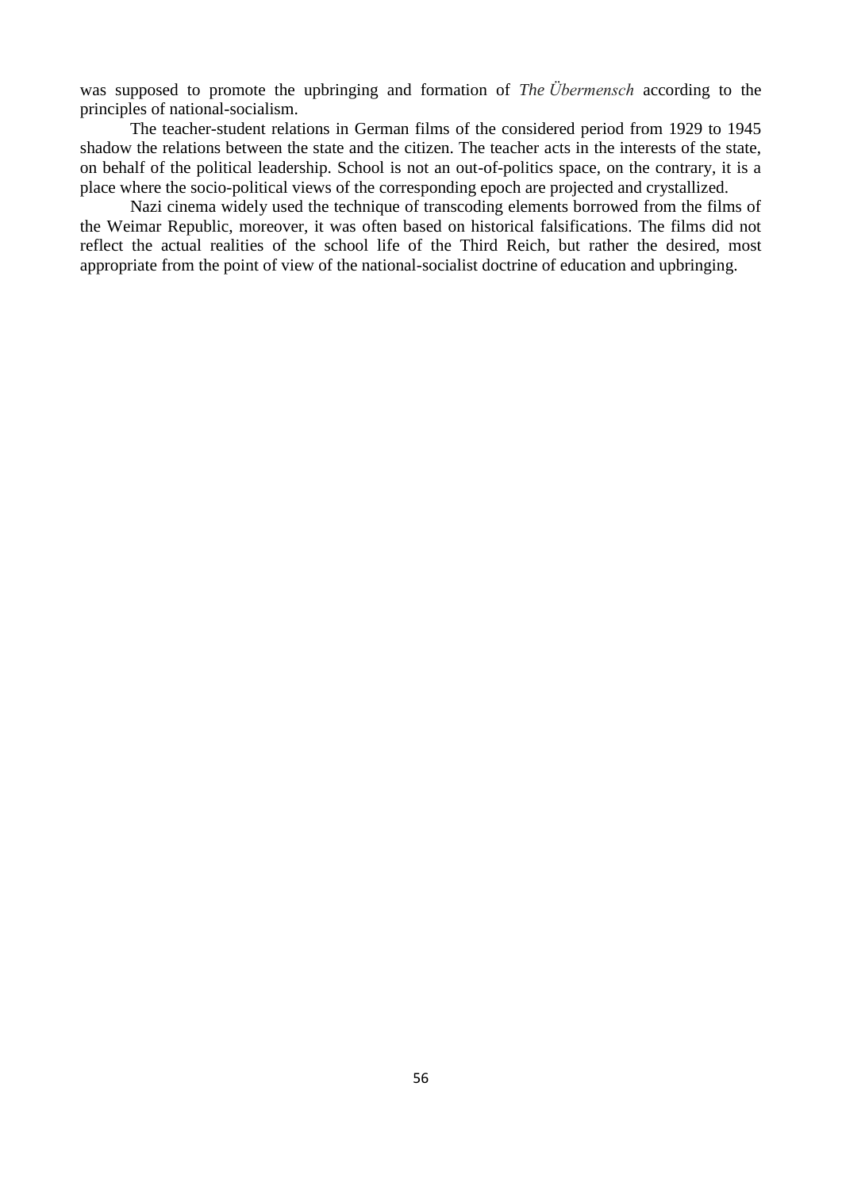was supposed to promote the upbringing and formation of *The Übermensch* according to the principles of national-socialism.

The teacher-student relations in German films of the considered period from 1929 to 1945 shadow the relations between the state and the citizen. The teacher acts in the interests of the state, on behalf of the political leadership. School is not an out-of-politics space, on the contrary, it is a place where the socio-political views of the corresponding epoch are projected and crystallized.

Nazi cinema widely used the technique of transcoding elements borrowed from the films of the Weimar Republic, moreover, it was often based on historical falsifications. The films did not reflect the actual realities of the school life of the Third Reich, but rather the desired, most appropriate from the point of view of the national-socialist doctrine of education and upbringing.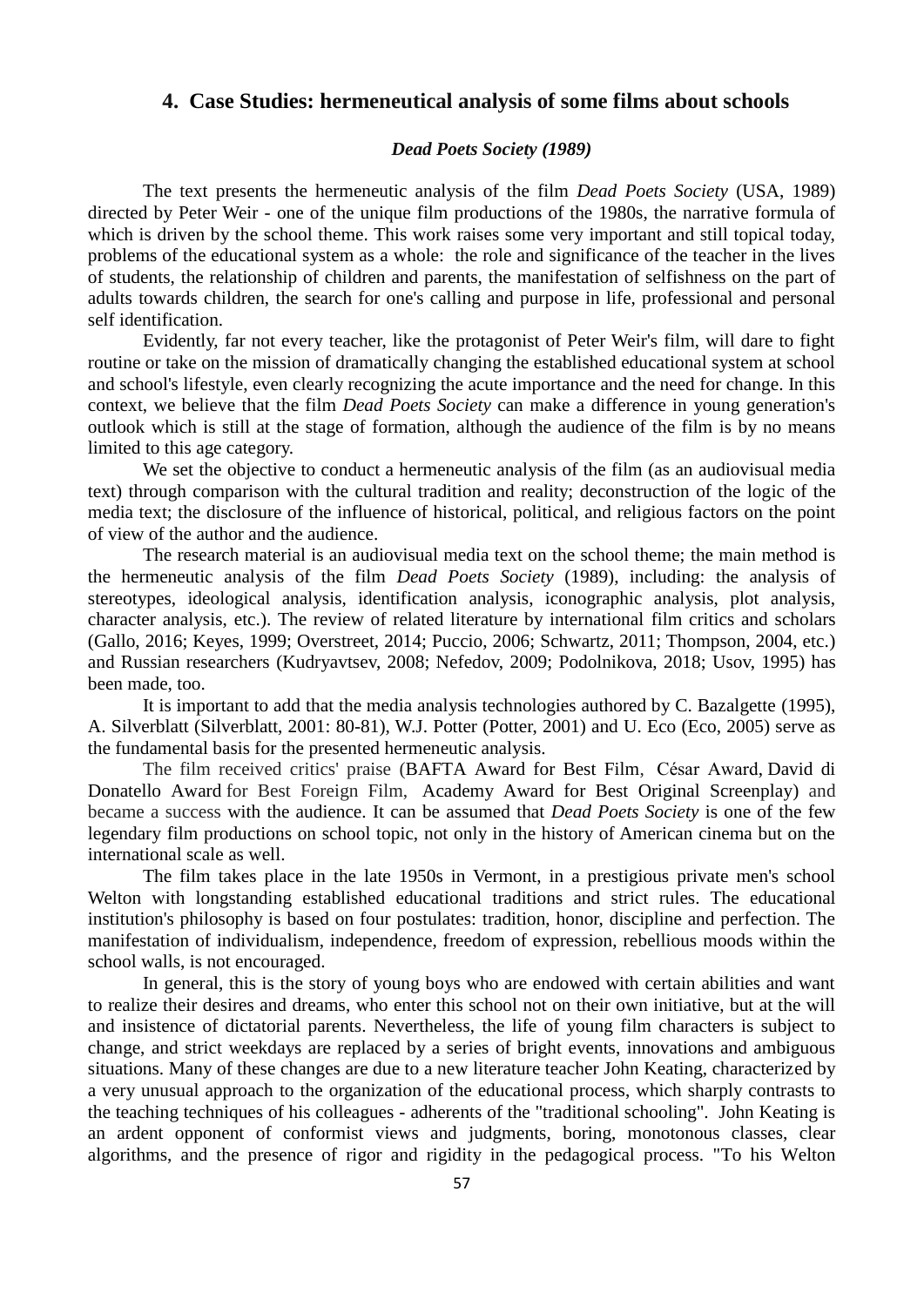## 4. Case Studies: hermeneutical analysis of some films about schools

### *Dead Poets Society (1989)*

The text presents the hermeneutic analysis of the film *Dead Poets Society* (USA, 1989) directed by Peter Weir - one of the unique film productions of the 1980s, the narrative formula of which is driven by the school theme. This work raises some very important and still topical today, problems of the educational system as a whole: the role and significance of the teacher in the lives of students, the relationship of children and parents, the manifestation of selfishness on the part of adults towards children, the search for one's calling and purpose in life, professional and personal self identification.

Evidently, far not every teacher, like the protagonist of Peter Weir's film, will dare to fight routine or take on the mission of dramatically changing the established educational system at school and school's lifestyle, even clearly recognizing the acute importance and the need for change. In this context, we believe that the film *Dead Poets Society* can make a difference in young generation's outlook which is still at the stage of formation, although the audience of the film is by no means limited to this age category.

We set the objective to conduct a hermeneutic analysis of the film (as an audiovisual media text) through comparison with the cultural tradition and reality; deconstruction of the logic of the media text; the disclosure of the influence of historical, political, and religious factors on the point of view of the author and the audience.

The research material is an audiovisual media text on the school theme; the main method is the hermeneutic analysis of the film *Dead Poets Society* (1989), including: the analysis of stereotypes, ideological analysis, identification analysis, iconographic analysis, plot analysis, character analysis, etc.). The review of related literature by international film critics and scholars (Gallo, 2016; Keyes, 1999; Overstreet, 2014; Puccio, 2006; Schwartz, 2011; Thompson, 2004, etc.) and Russian researchers (Kudryavtsev, 2008; Nefedov, 2009; Podolnikova, 2018; Usov, 1995) has been made, too.

It is important to add that the media analysis technologies authored by C. Bazalgette (1995), A. Silverblatt (Silverblatt, 2001: 80-81), W.J. Potter (Potter, 2001) and U. Eco (Eco, 2005) serve as the fundamental basis for the presented hermeneutic analysis.

The film received critics' praise (BAFTA Award for Best Film, César Award, David di Donatello Award for Best Foreign Film, Academy Award for Best Original Screenplay) and became a success with the audience. It can be assumed that *Dead Poets Society* is one of the few legendary film productions on school topic, not only in the history of American cinema but on the international scale as well.

The film takes place in the late 1950s in Vermont, in a prestigious private men's school Welton with longstanding established educational traditions and strict rules. The educational institution's philosophy is based on four postulates: tradition, honor, discipline and perfection. The manifestation of individualism, independence, freedom of expression, rebellious moods within the school walls, is not encouraged.

In general, this is the story of young boys who are endowed with certain abilities and want to realize their desires and dreams, who enter this school not on their own initiative, but at the will and insistence of dictatorial parents. Nevertheless, the life of young film characters is subject to change, and strict weekdays are replaced by a series of bright events, innovations and ambiguous situations. Many of these changes are due to a new literature teacher John Keating, characterized by a very unusual approach to the organization of the educational process, which sharply contrasts to the teaching techniques of his colleagues - adherents of the "traditional schooling". John Keating is an ardent opponent of conformist views and judgments, boring, monotonous classes, clear algorithms, and the presence of rigor and rigidity in the pedagogical process. "To his Welton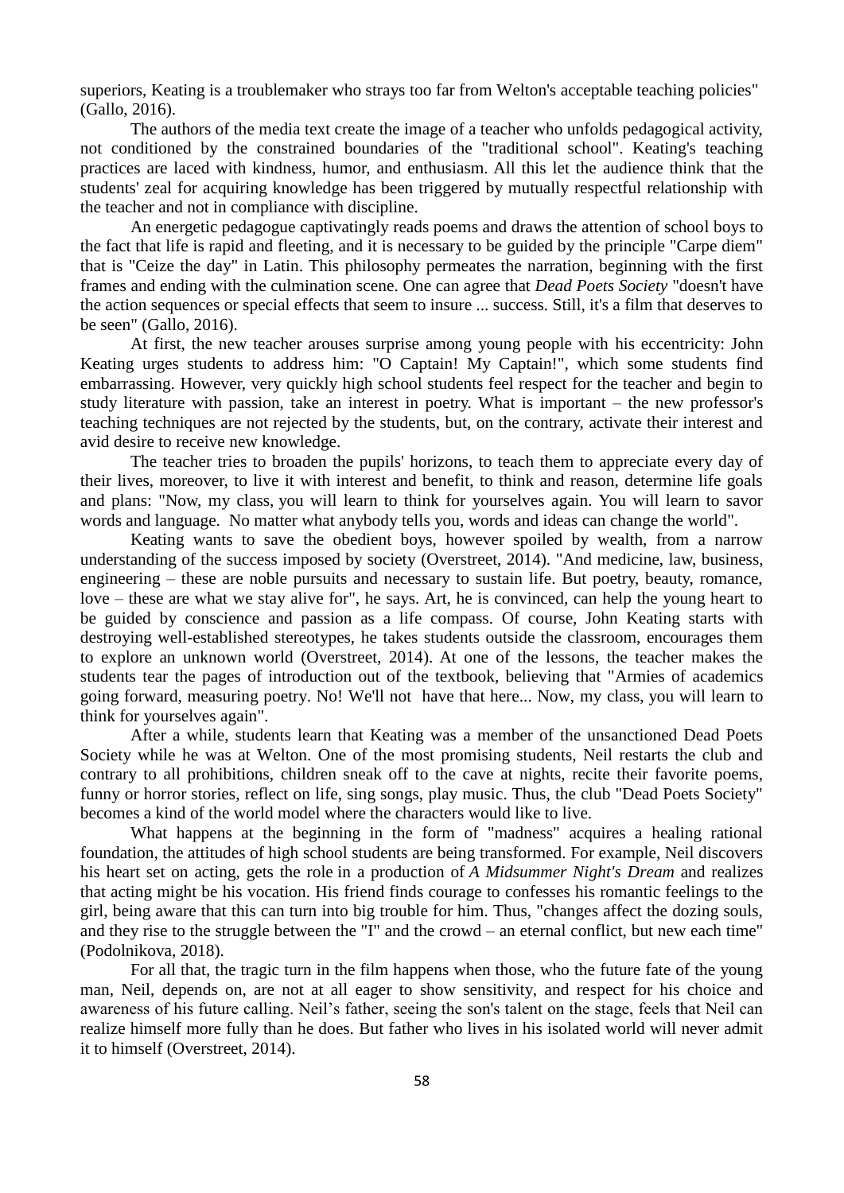superiors, Keating is a troublemaker who strays too far from Welton's acceptable teaching policies" (Gallo, 2016).

The authors of the media text create the image of a teacher who unfolds pedagogical activity, not conditioned by the constrained boundaries of the "traditional school". Keating's teaching practices are laced with kindness, humor, and enthusiasm. All this let the audience think that the students' zeal for acquiring knowledge has been triggered by mutually respectful relationship with the teacher and not in compliance with discipline.

An energetic pedagogue captivatingly reads poems and draws the attention of school boys to the fact that life is rapid and fleeting, and it is necessary to be guided by the principle "Carpe diem" that is "Ceize the day" in Latin. This philosophy permeates the narration, beginning with the first frames and ending with the culmination scene. One can agree that *Dead Poets Society* "doesn't have the action sequences or special effects that seem to insure ... success. Still, it's a film that deserves to be seen" (Gallo, 2016).

At first, the new teacher arouses surprise among young people with his eccentricity: John Keating urges students to address him: "O Captain! My Captain!", which some students find embarrassing. However, very quickly high school students feel respect for the teacher and begin to study literature with passion, take an interest in poetry. What is important – the new professor's teaching techniques are not rejected by the students, but, on the contrary, activate their interest and avid desire to receive new knowledge.

The teacher tries to broaden the pupils' horizons, to teach them to appreciate every day of their lives, moreover, to live it with interest and benefit, to think and reason, determine life goals and plans: "Now, my class, you will learn to think for yourselves again. You will learn to savor words and language. No matter what anybody tells you, words and ideas can change the world".

Keating wants to save the obedient boys, however spoiled by wealth, from a narrow understanding of the success imposed by society (Overstreet, 2014). "And medicine, law, business, engineering – these are noble pursuits and necessary to sustain life. But poetry, beauty, romance, love – these are what we stay alive for", he says. Art, he is convinced, can help the young heart to be guided by conscience and passion as a life compass. Of course, John Keating starts with destroying well-established stereotypes, he takes students outside the classroom, encourages them to explore an unknown world (Overstreet, 2014). At one of the lessons, the teacher makes the students tear the pages of introduction out of the textbook, believing that "Armies of academics going forward, measuring poetry. No! We'll not have that here... Now, my class, you will learn to think for yourselves again".

After a while, students learn that Keating was a member of the unsanctioned Dead Poets Society while he was at Welton. One of the most promising students, Neil restarts the club and contrary to all prohibitions, children sneak off to the cave at nights, recite their favorite poems, funny or horror stories, reflect on life, sing songs, play music. Thus, the club "Dead Poets Society" becomes a kind of the world model where the characters would like to live.

What happens at the beginning in the form of "madness" acquires a healing rational foundation, the attitudes of high school students are being transformed. For example, Neil discovers his heart set on acting, gets the role in a production of *A Midsummer Night's Dream* and realizes that acting might be his vocation. His friend finds courage to confesses his romantic feelings to the girl, being aware that this can turn into big trouble for him. Thus, "changes affect the dozing souls, and they rise to the struggle between the "I" and the crowd – an eternal conflict, but new each time" (Podolnikova, 2018).

For all that, the tragic turn in the film happens when those, who the future fate of the young man, Neil, depends on, are not at all eager to show sensitivity, and respect for his choice and awareness of his future calling. Neil's father, seeing the son's talent on the stage, feels that Neil can realize himself more fully than he does. But father who lives in his isolated world will never admit it to himself (Overstreet, 2014).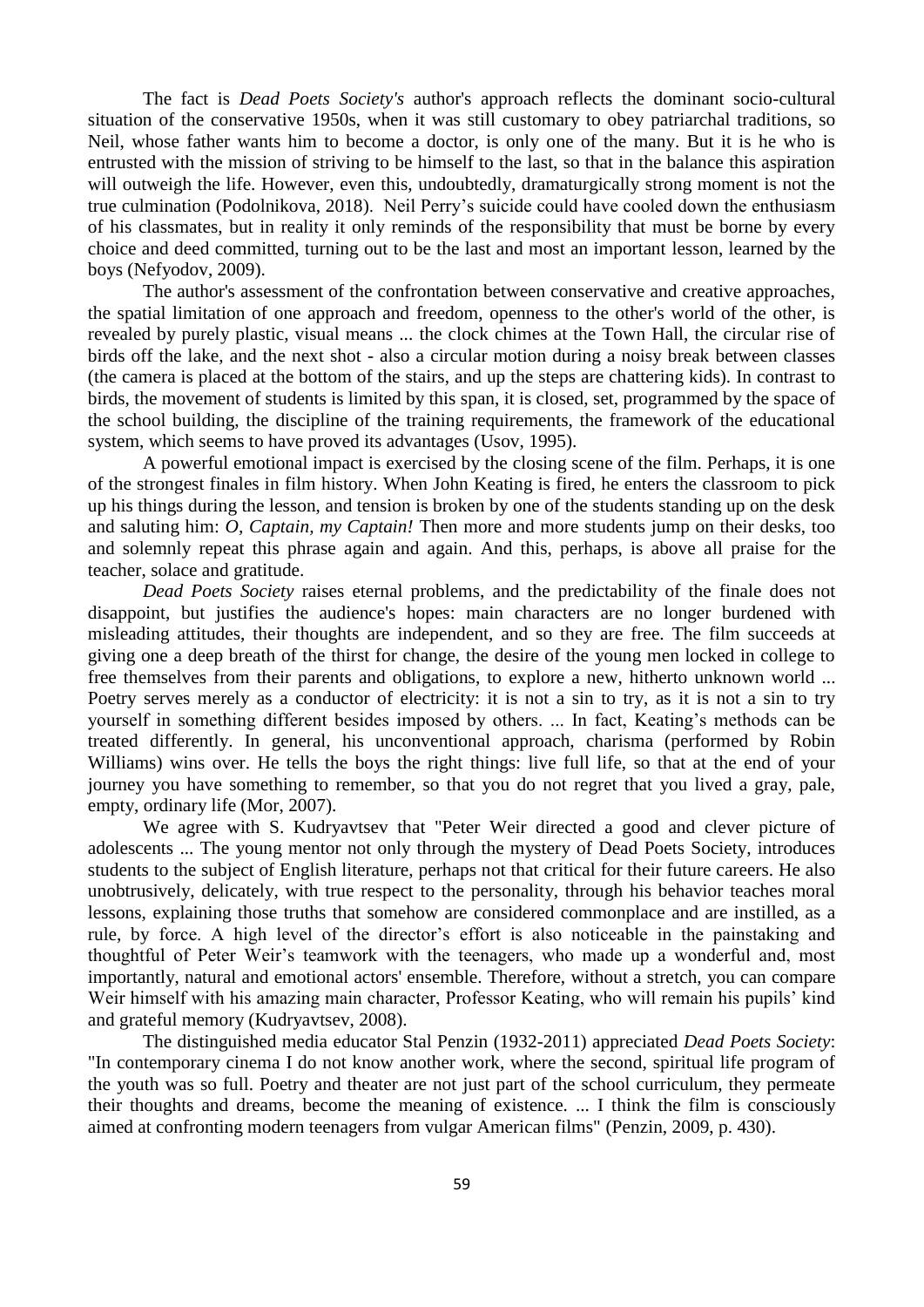The fact is *Dead Poets Society's* author's approach reflects the dominant socio-cultural situation of the conservative 1950s, when it was still customary to obey patriarchal traditions, so Neil, whose father wants him to become a doctor, is only one of the many. But it is he who is entrusted with the mission of striving to be himself to the last, so that in the balance this aspiration will outweigh the life. However, even this, undoubtedly, dramaturgically strong moment is not the true culmination (Podolnikova, 2018). Neil Perry's suicide could have cooled down the enthusiasm of his classmates, but in reality it only reminds of the responsibility that must be borne by every choice and deed committed, turning out to be the last and most an important lesson, learned by the boys (Nefyodov, 2009).

The author's assessment of the confrontation between conservative and creative approaches, the spatial limitation of one approach and freedom, openness to the other's world of the other, is revealed by purely plastic, visual means ... the clock chimes at the Town Hall, the circular rise of birds off the lake, and the next shot - also a circular motion during a noisy break between classes (the camera is placed at the bottom of the stairs, and up the steps are chattering kids). In contrast to birds, the movement of students is limited by this span, it is closed, set, programmed by the space of the school building, the discipline of the training requirements, the framework of the educational system, which seems to have proved its advantages (Usov, 1995).

A powerful emotional impact is exercised by the closing scene of the film. Perhaps, it is one of the strongest finales in film history. When John Keating is fired, he enters the classroom to pick up his things during the lesson, and tension is broken by one of the students standing up on the desk and saluting him: *O, Captain, my Captain!* Then more and more students jump on their desks, too and solemnly repeat this phrase again and again. And this, perhaps, is above all praise for the teacher, solace and gratitude.

*Dead Poets Society* raises eternal problems, and the predictability of the finale does not disappoint, but justifies the audience's hopes: main characters are no longer burdened with misleading attitudes, their thoughts are independent, and so they are free. The film succeeds at giving one a deep breath of the thirst for change, the desire of the young men locked in college to free themselves from their parents and obligations, to explore a new, hitherto unknown world ... Poetry serves merely as a conductor of electricity: it is not a sin to try, as it is not a sin to try yourself in something different besides imposed by others. ... In fact, Keating's methods can be treated differently. In general, his unconventional approach, charisma (performed by Robin Williams) wins over. He tells the boys the right things: live full life, so that at the end of your journey you have something to remember, so that you do not regret that you lived a gray, pale, empty, ordinary life (Mor, 2007).

We agree with S. Kudryavtsev that "Peter Weir directed a good and clever picture of adolescents ... The young mentor not only through the mystery of Dead Poets Society, introduces students to the subject of English literature, perhaps not that critical for their future careers. He also unobtrusively, delicately, with true respect to the personality, through his behavior teaches moral lessons, explaining those truths that somehow are considered commonplace and are instilled, as a rule, by force. A high level of the director's effort is also noticeable in the painstaking and thoughtful of Peter Weir's teamwork with the teenagers, who made up a wonderful and, most importantly, natural and emotional actors' ensemble. Therefore, without a stretch, you can compare Weir himself with his amazing main character, Professor Keating, who will remain his pupils' kind and grateful memory (Kudryavtsev, 2008).

The distinguished media educator Stal Penzin (1932-2011) appreciated *Dead Poets Society*: "In contemporary cinema I do not know another work, where the second, spiritual life program of the youth was so full. Poetry and theater are not just part of the school curriculum, they permeate their thoughts and dreams, become the meaning of existence. ... I think the film is consciously aimed at confronting modern teenagers from vulgar American films" (Penzin, 2009, p. 430).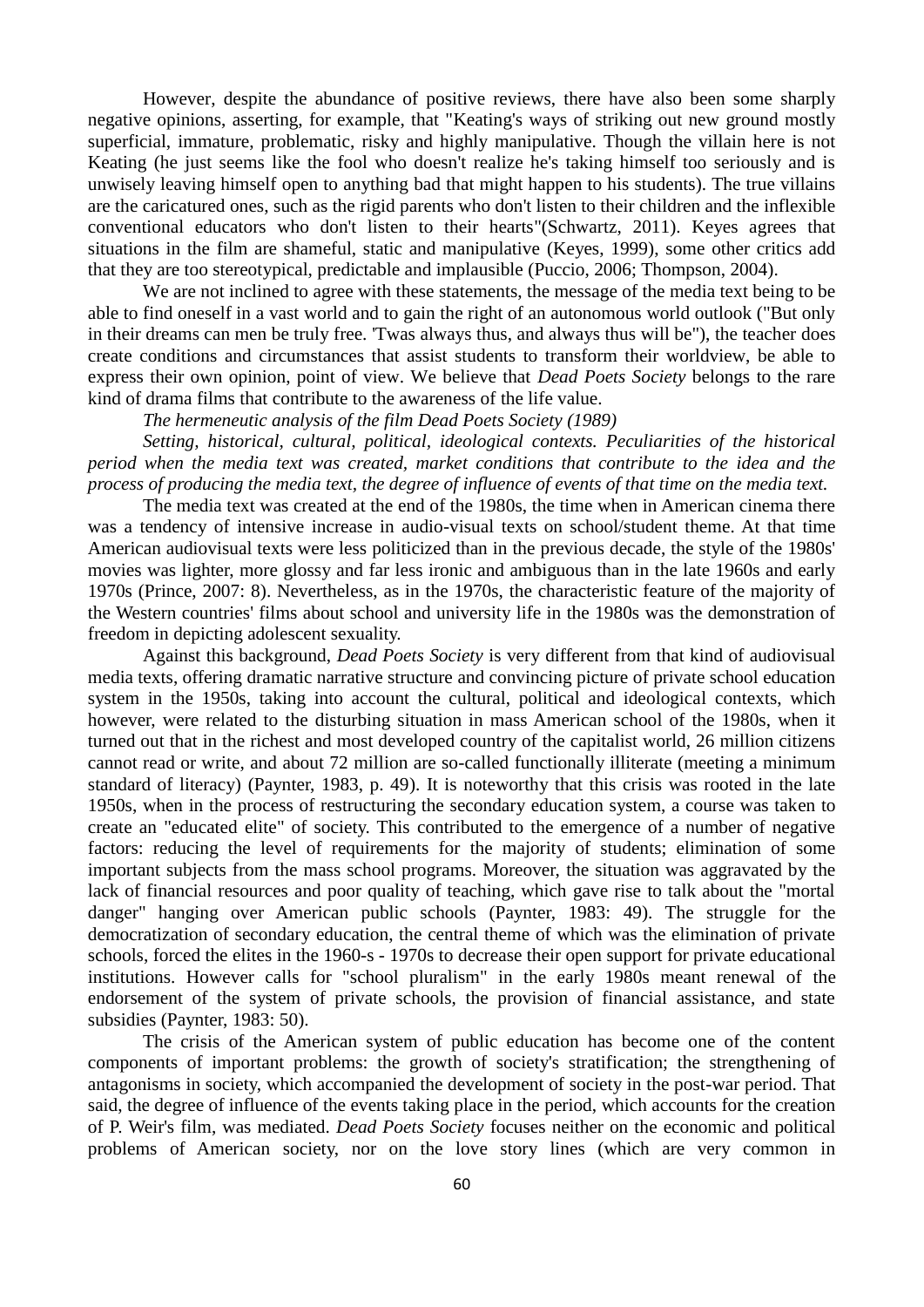However, despite the abundance of positive reviews, there have also been some sharply negative opinions, asserting, for example, that "Keating's ways of striking out new ground mostly superficial, immature, problematic, risky and highly manipulative. Though the villain here is not Keating (he just seems like the fool who doesn't realize he's taking himself too seriously and is unwisely leaving himself open to anything bad that might happen to his students). The true villains are the caricatured ones, such as the rigid parents who don't listen to their children and the inflexible conventional educators who don't listen to their hearts"(Schwartz, 2011). Keyes agrees that situations in the film are shameful, static and manipulative (Keyes, 1999), some other critics add that they are too stereotypical, predictable and implausible (Puccio, 2006; Thompson, 2004).

We are not inclined to agree with these statements, the message of the media text being to be able to find oneself in a vast world and to gain the right of an autonomous world outlook ("But only in their dreams can men be truly free. 'Twas always thus, and always thus will be"), the teacher does create conditions and circumstances that assist students to transform their worldview, be able to express their own opinion, point of view. We believe that *Dead Poets Society* belongs to the rare kind of drama films that contribute to the awareness of the life value.

*The hermeneutic analysis of the film Dead Poets Society (1989)*

*Setting, historical, cultural, political, ideological contexts. Peculiarities of the historical period when the media text was created, market conditions that contribute to the idea and the process of producing the media text, the degree of influence of events of that time on the media text.*

The media text was created at the end of the 1980s, the time when in American cinema there was a tendency of intensive increase in audio-visual texts on school/student theme. At that time American audiovisual texts were less politicized than in the previous decade, the style of the 1980s' movies was lighter, more glossy and far less ironic and ambiguous than in the late 1960s and early 1970s (Prince, 2007: 8). Nevertheless, as in the 1970s, the characteristic feature of the majority of the Western countries' films about school and university life in the 1980s was the demonstration of freedom in depicting adolescent sexuality.

Against this background, *Dead Poets Society* is very different from that kind of audiovisual media texts, offering dramatic narrative structure and convincing picture of private school education system in the 1950s, taking into account the cultural, political and ideological contexts, which however, were related to the disturbing situation in mass American school of the 1980s, when it turned out that in the richest and most developed country of the capitalist world, 26 million citizens cannot read or write, and about 72 million are so-called functionally illiterate (meeting a minimum standard of literacy) (Paynter, 1983, p. 49). It is noteworthy that this crisis was rooted in the late 1950s, when in the process of restructuring the secondary education system, a course was taken to create an "educated elite" of society. This contributed to the emergence of a number of negative factors: reducing the level of requirements for the majority of students; elimination of some important subjects from the mass school programs. Moreover, the situation was aggravated by the lack of financial resources and poor quality of teaching, which gave rise to talk about the "mortal danger" hanging over American public schools (Paynter, 1983: 49). The struggle for the democratization of secondary education, the central theme of which was the elimination of private schools, forced the elites in the 1960-s - 1970s to decrease their open support for private educational institutions. However calls for "school pluralism" in the early 1980s meant renewal of the endorsement of the system of private schools, the provision of financial assistance, and state subsidies (Paynter, 1983: 50).

The crisis of the American system of public education has become one of the content components of important problems: the growth of society's stratification; the strengthening of antagonisms in society, which accompanied the development of society in the post-war period. That said, the degree of influence of the events taking place in the period, which accounts for the creation of P. Weir's film, was mediated. *Dead Poets Society* focuses neither on the economic and political problems of American society, nor on the love story lines (which are very common in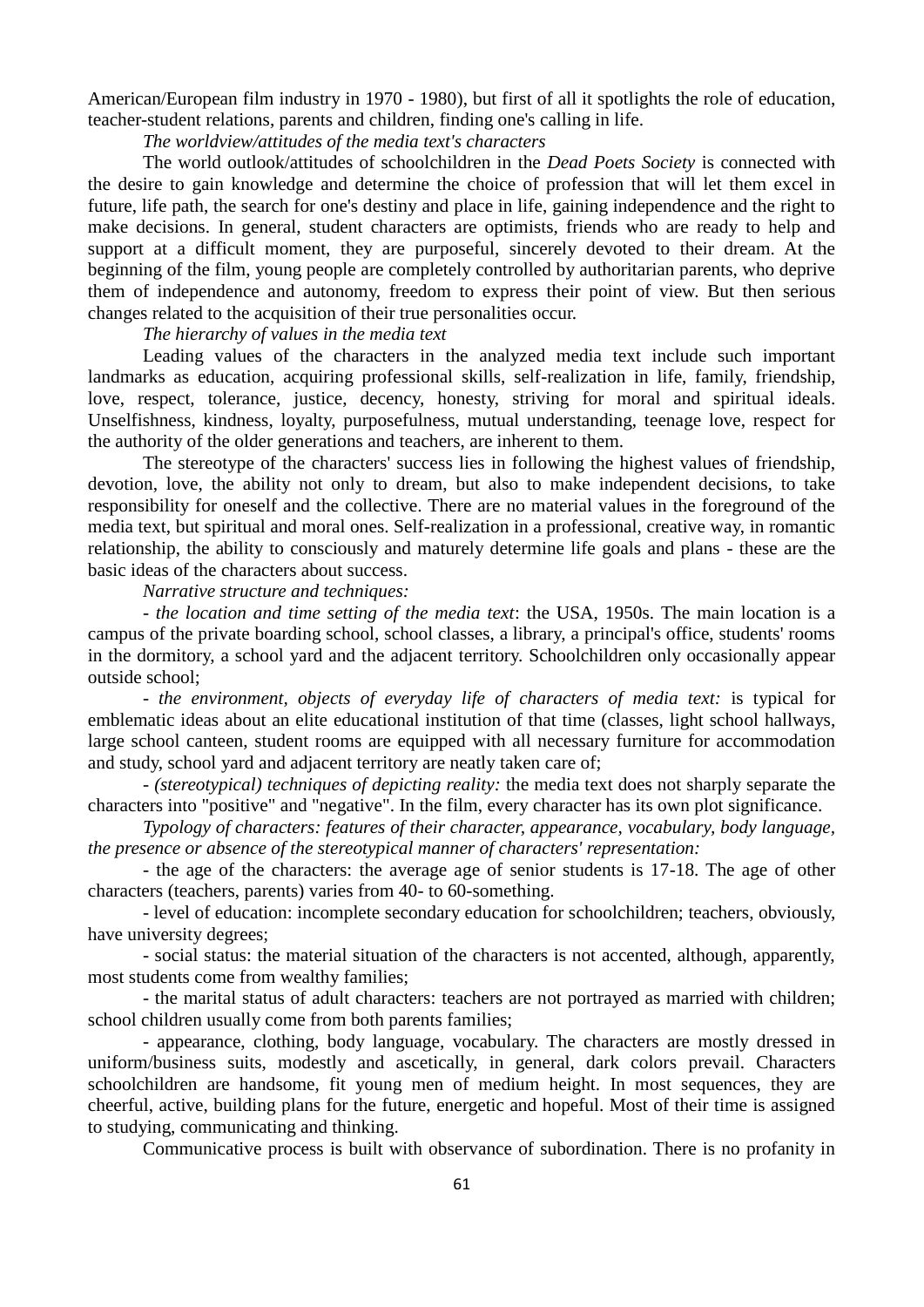American/European film industry in 1970 - 1980), but first of all it spotlights the role of education, teacher-student relations, parents and children, finding one's calling in life.

*The worldview/attitudes of the media text's characters*

The world outlook/attitudes of schoolchildren in the *Dead Poets Society* is connected with the desire to gain knowledge and determine the choice of profession that will let them excel in future, life path, the search for one's destiny and place in life, gaining independence and the right to make decisions. In general, student characters are optimists, friends who are ready to help and support at a difficult moment, they are purposeful, sincerely devoted to their dream. At the beginning of the film, young people are completely controlled by authoritarian parents, who deprive them of independence and autonomy, freedom to express their point of view. But then serious changes related to the acquisition of their true personalities occur.

*The hierarchy of values in the media text*

Leading values of the characters in the analyzed media text include such important landmarks as education, acquiring professional skills, self-realization in life, family, friendship, love, respect, tolerance, justice, decency, honesty, striving for moral and spiritual ideals. Unselfishness, kindness, loyalty, purposefulness, mutual understanding, teenage love, respect for the authority of the older generations and teachers, are inherent to them.

The stereotype of the characters' success lies in following the highest values of friendship, devotion, love, the ability not only to dream, but also to make independent decisions, to take responsibility for oneself and the collective. There are no material values in the foreground of the media text, but spiritual and moral ones. Self-realization in a professional, creative way, in romantic relationship, the ability to consciously and maturely determine life goals and plans - these are the basic ideas of the characters about success.

*Narrative structure and techniques:*

- *the location and time setting of the media text*: the USA, 1950s. The main location is a campus of the private boarding school, school classes, a library, a principal's office, students' rooms in the dormitory, a school yard and the adjacent territory. Schoolchildren only occasionally appear outside school;

- *the environment, objects of everyday life of characters of media text:* is typical for emblematic ideas about an elite educational institution of that time (classes, light school hallways, large school canteen, student rooms are equipped with all necessary furniture for accommodation and study, school yard and adjacent territory are neatly taken care of;

- *(stereotypical) techniques of depicting reality:* the media text does not sharply separate the characters into "positive" and "negative". In the film, every character has its own plot significance.

*Typology of characters: features of their character, appearance, vocabulary, body language, the presence or absence of the stereotypical manner of characters' representation:*

- the age of the characters: the average age of senior students is 17-18. The age of other characters (teachers, parents) varies from 40- to 60-something.

- level of education: incomplete secondary education for schoolchildren; teachers, obviously, have university degrees;

- social status: the material situation of the characters is not accented, although, apparently, most students come from wealthy families;

- the marital status of adult characters: teachers are not portrayed as married with children; school children usually come from both parents families;

- appearance, clothing, body language, vocabulary. The characters are mostly dressed in uniform/business suits, modestly and ascetically, in general, dark colors prevail. Characters schoolchildren are handsome, fit young men of medium height. In most sequences, they are cheerful, active, building plans for the future, energetic and hopeful. Most of their time is assigned to studying, communicating and thinking.

Communicative process is built with observance of subordination. There is no profanity in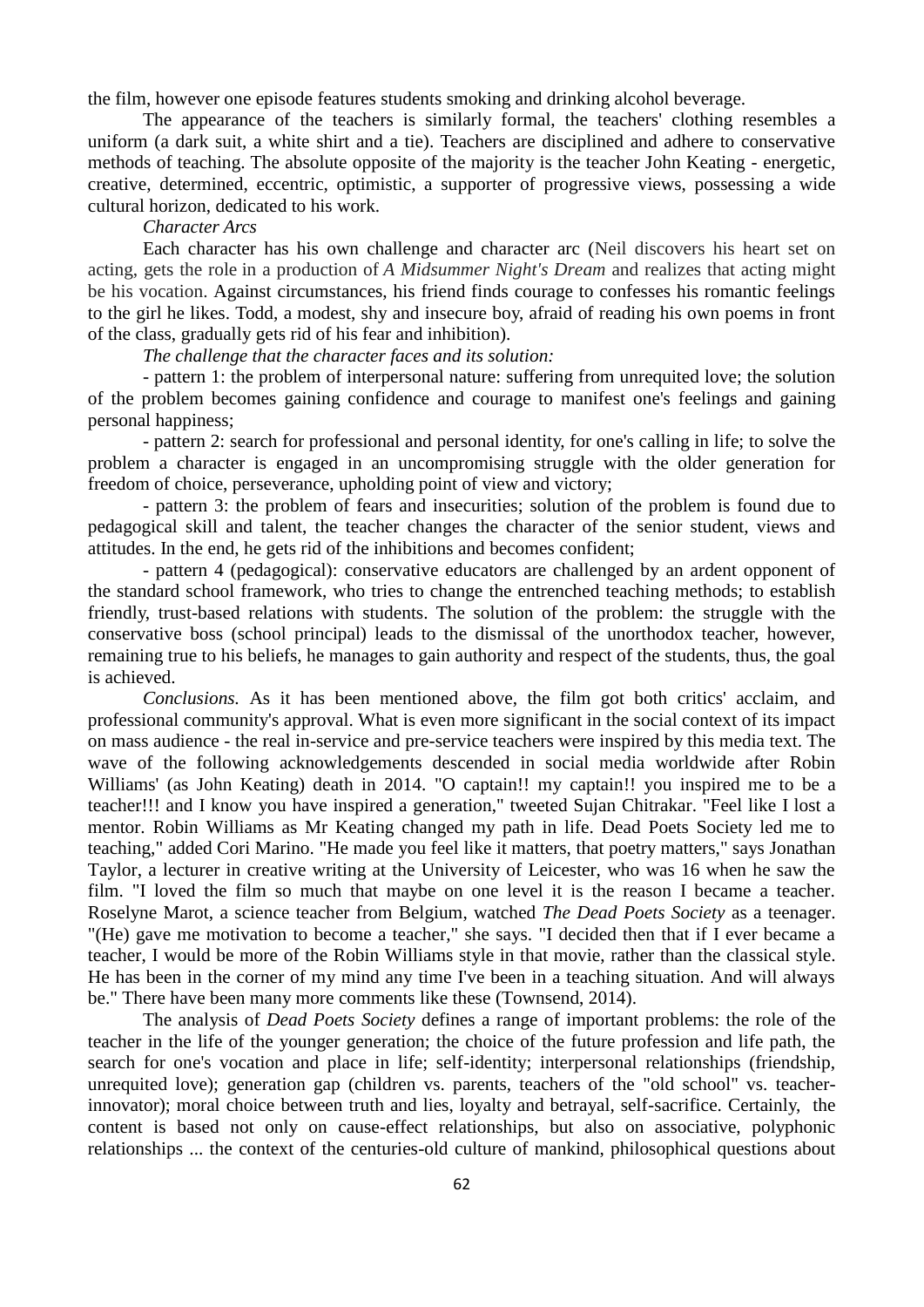the film, however one episode features students smoking and drinking alcohol beverage.

The appearance of the teachers is similarly formal, the teachers' clothing resembles a uniform (a dark suit, a white shirt and a tie). Teachers are disciplined and adhere to conservative methods of teaching. The absolute opposite of the majority is the teacher John Keating - energetic, creative, determined, eccentric, optimistic, a supporter of progressive views, possessing a wide cultural horizon, dedicated to his work.

*Character Arcs*

Each character has his own challenge and character arc (Neil discovers his heart set on acting, gets the role in a production of *A Midsummer Night's Dream* and realizes that acting might be his vocation. Against circumstances, his friend finds courage to confesses his romantic feelings to the girl he likes. Todd, a modest, shy and insecure boy, afraid of reading his own poems in front of the class, gradually gets rid of his fear and inhibition).

*The challenge that the character faces and its solution:*

- pattern 1: the problem of interpersonal nature: suffering from unrequited love; the solution of the problem becomes gaining confidence and courage to manifest one's feelings and gaining personal happiness;

- pattern 2: search for professional and personal identity, for one's calling in life; to solve the problem a character is engaged in an uncompromising struggle with the older generation for freedom of choice, perseverance, upholding point of view and victory;

- pattern 3: the problem of fears and insecurities; solution of the problem is found due to pedagogical skill and talent, the teacher changes the character of the senior student, views and attitudes. In the end, he gets rid of the inhibitions and becomes confident;

- pattern 4 (pedagogical): conservative educators are challenged by an ardent opponent of the standard school framework, who tries to change the entrenched teaching methods; to establish friendly, trust-based relations with students. The solution of the problem: the struggle with the conservative boss (school principal) leads to the dismissal of the unorthodox teacher, however, remaining true to his beliefs, he manages to gain authority and respect of the students, thus, the goal is achieved.

*Conclusions.* As it has been mentioned above, the film got both critics' acclaim, and professional community's approval. What is even more significant in the social context of its impact on mass audience - the real in-service and pre-service teachers were inspired by this media text. The wave of the following acknowledgements descended in social media worldwide after Robin Williams' (as John Keating) death in 2014. "O captain!! my captain!! you inspired me to be a teacher!!! and I know you have inspired a generation," tweeted Sujan Chitrakar. "Feel like I lost a mentor. Robin Williams as Mr Keating changed my path in life. Dead Poets Society led me to teaching," added Cori Marino. "He made you feel like it matters, that poetry matters," says Jonathan Taylor, a lecturer in creative writing at the University of Leicester, who was 16 when he saw the film. "I loved the film so much that maybe on one level it is the reason I became a teacher. Roselyne Marot, a science teacher from Belgium, watched *The Dead Poets Society* as a teenager. "(He) gave me motivation to become a teacher," she says. "I decided then that if I ever became a teacher, I would be more of the Robin Williams style in that movie, rather than the classical style. He has been in the corner of my mind any time I've been in a teaching situation. And will always be." There have been many more comments like these (Townsend, 2014).

The analysis of *Dead Poets Society* defines a range of important problems: the role of the teacher in the life of the younger generation; the choice of the future profession and life path, the search for one's vocation and place in life; self-identity; interpersonal relationships (friendship, unrequited love); generation gap (children vs. parents, teachers of the "old school" vs. teacher-innovator); moral choice between truth and lies, loyalty and betrayal, self-sacrifice. Certainly, the content is based not only on cause-effect relationships, but also on associative, polyphonic relationships ... the context of the centuries-old culture of mankind, philosophical questions about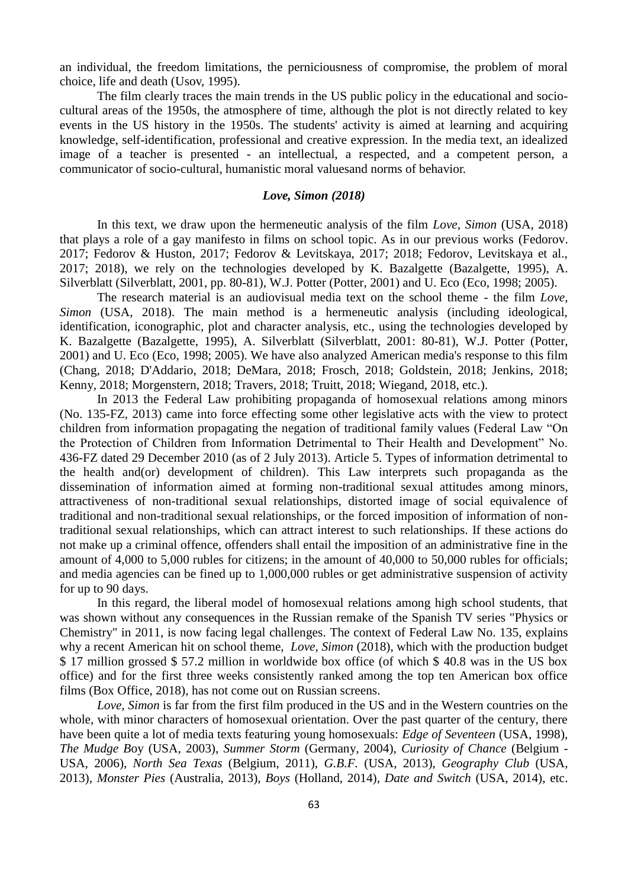an individual, the freedom limitations, the perniciousness of compromise, the problem of moral choice, life and death (Usov, 1995).

The film clearly traces the main trends in the US public policy in the educational and socio-cultural areas of the 1950s, the atmosphere of time, although the plot is not directly related to key events in the US history in the 1950s. The students' activity is aimed at learning and acquiring knowledge, self-identification, professional and creative expression. In the media text, an idealized image of a teacher is presented - an intellectual, a respected, and a competent person, a communicator of socio-cultural, humanistic moral valuesand norms of behavior.

### *Love, Simon (2018)*

In this text, we draw upon the hermeneutic analysis of the film *Love, Simon* (USA, 2018) that plays a role of a gay manifesto in films on school topic. As in our previous works (Fedorov. 2017; Fedorov & Huston, 2017; Fedorov & Levitskaya, 2017; 2018; Fedorov, Levitskaya et al., 2017; 2018), we rely on the technologies developed by K. Bazalgette (Bazalgette, 1995), A. Silverblatt (Silverblatt, 2001, pp. 80-81), W.J. Potter (Potter, 2001) and U. Eco (Eco, 1998; 2005).

The research material is an audiovisual media text on the school theme - the film *Love, Simon* (USA, 2018). The main method is a hermeneutic analysis (including ideological, identification, iconographic, plot and character analysis, etc., using the technologies developed by K. Bazalgette (Bazalgette, 1995), A. Silverblatt (Silverblatt, 2001: 80-81), W.J. Potter (Potter, 2001) and U. Eco (Eco, 1998; 2005). We have also analyzed American media's response to this film (Chang, 2018; D'Addario, 2018; DeMara, 2018; Frosch, 2018; Goldstein, 2018; Jenkins, 2018; Kenny, 2018; Morgenstern, 2018; Travers, 2018; Truitt, 2018; Wiegand, 2018, etc.).

In 2013 the Federal Law prohibiting propaganda of homosexual relations among minors (No. 135-FZ, 2013) came into force effecting some other legislative acts with the view to protect children from information propagating the negation of traditional family values (Federal Law "On the Protection of Children from Information Detrimental to Their Health and Development" No. 436-FZ dated 29 December 2010 (as of 2 July 2013). Article 5. Types of information detrimental to the health and(or) development of children). This Law interprets such propaganda as the dissemination of information aimed at forming non-traditional sexual attitudes among minors, attractiveness of non-traditional sexual relationships, distorted image of social equivalence of traditional and non-traditional sexual relationships, or the forced imposition of information of non-traditional sexual relationships, which can attract interest to such relationships. If these actions do not make up a criminal offence, offenders shall entail the imposition of an administrative fine in the amount of 4,000 to 5,000 rubles for citizens; in the amount of 40,000 to 50,000 rubles for officials; and media agencies can be fined up to 1,000,000 rubles or get administrative suspension of activity for up to 90 days.

In this regard, the liberal model of homosexual relations among high school students, that was shown without any consequences in the Russian remake of the Spanish TV series "Physics or Chemistry" in 2011, is now facing legal challenges. The context of Federal Law No. 135, explains why a recent American hit on school theme, *Love, Simon* (2018), which with the production budget $ 17 million grossed $ 57.2 million in worldwide box office (of which $ 40.8 was in the US box office) and for the first three weeks consistently ranked among the top ten American box office films (Box Office, 2018), has not come out on Russian screens.

*Love, Simon* is far from the first film produced in the US and in the Western countries on the whole, with minor characters of homosexual orientation. Over the past quarter of the century, there have been quite a lot of media texts featuring young homosexuals: *Edge of Seventeen* (USA, 1998), *The Mudge B*oy (USA, 2003), *Summer Storm* (Germany, 2004), *Curiosity of Chance* (Belgium - USA, 2006), *North Sea Texas* (Belgium, 2011), *G.B.F.* (USA, 2013), *Geography Club* (USA, 2013), *Monster Pies* (Australia, 2013), *Boys* (Holland, 2014), *Date and Switch* (USA, 2014), etc.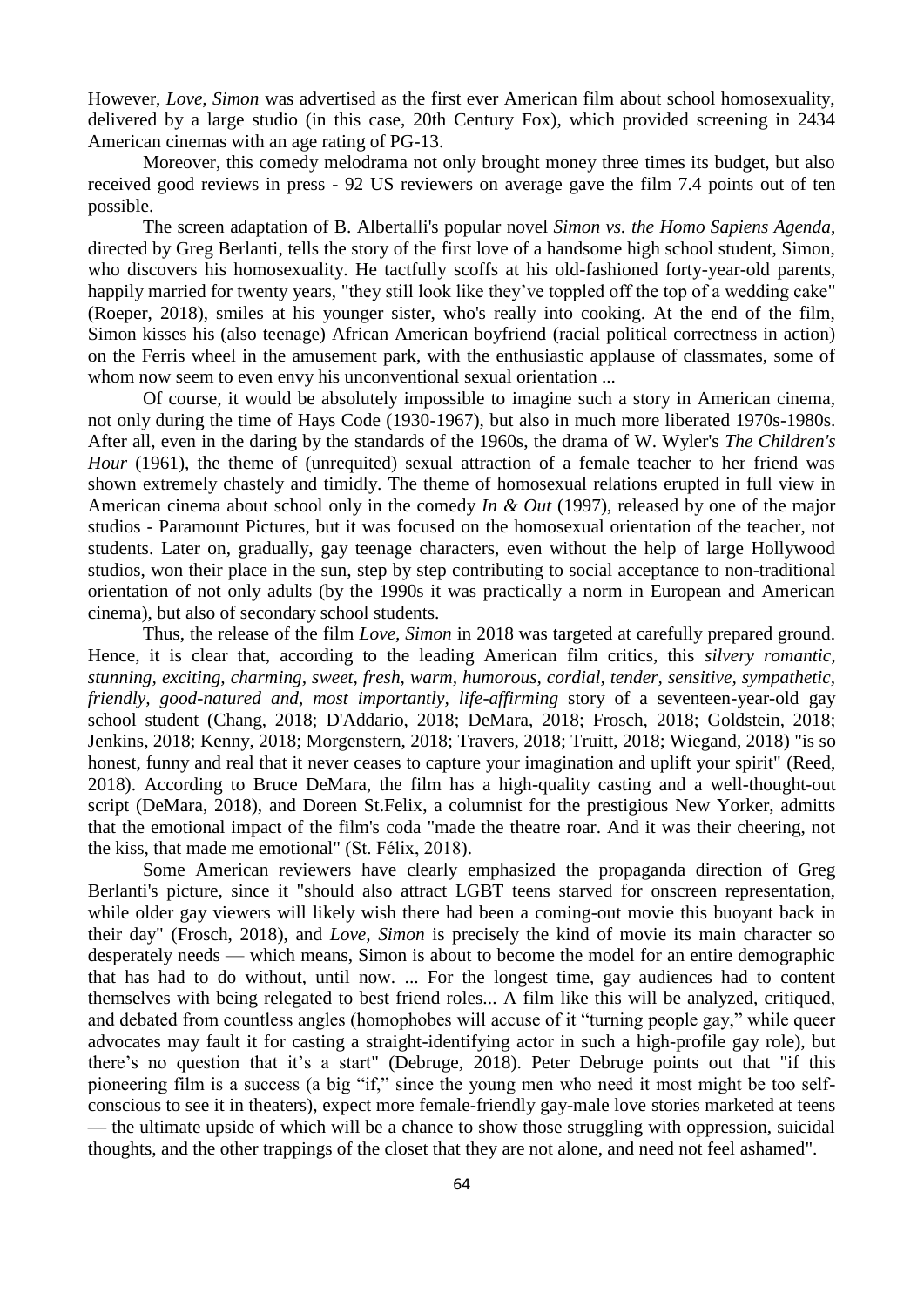However, *Love, Simon* was advertised as the first ever American film about school homosexuality, delivered by a large studio (in this case, 20th Century Fox), which provided screening in 2434 American cinemas with an age rating of PG-13.

Moreover, this comedy melodrama not only brought money three times its budget, but also received good reviews in press - 92 US reviewers on average gave the film 7.4 points out of ten possible.

The screen adaptation of B. Albertalli's popular novel *Simon vs. the Homo Sapiens Agenda*, directed by Greg Berlanti, tells the story of the first love of a handsome high school student, Simon, who discovers his homosexuality. He tactfully scoffs at his old-fashioned forty-year-old parents, happily married for twenty years, "they still look like they've toppled off the top of a wedding cake" (Roeper, 2018), smiles at his younger sister, who's really into cooking. At the end of the film, Simon kisses his (also teenage) African American boyfriend (racial political correctness in action) on the Ferris wheel in the amusement park, with the enthusiastic applause of classmates, some of whom now seem to even envy his unconventional sexual orientation ...

Of course, it would be absolutely impossible to imagine such a story in American cinema, not only during the time of Hays Code (1930-1967), but also in much more liberated 1970s-1980s. After all, even in the daring by the standards of the 1960s, the drama of W. Wyler's *The Children's Hour* (1961), the theme of (unrequited) sexual attraction of a female teacher to her friend was shown extremely chastely and timidly. The theme of homosexual relations erupted in full view in American cinema about school only in the comedy *In & Out* (1997), released by one of the major studios - Paramount Pictures, but it was focused on the homosexual orientation of the teacher, not students. Later on, gradually, gay teenage characters, even without the help of large Hollywood studios, won their place in the sun, step by step contributing to social acceptance to non-traditional orientation of not only adults (by the 1990s it was practically a norm in European and American cinema), but also of secondary school students.

Thus, the release of the film *Love, Simon* in 2018 was targeted at carefully prepared ground. Hence, it is clear that, according to the leading American film critics, this *silvery romantic, stunning, exciting, charming, sweet, fresh, warm, humorous, cordial, tender, sensitive, sympathetic, friendly, good-natured and, most importantly, life-affirming* story of a seventeen-year-old gay school student (Chang, 2018; D'Addario, 2018; DeMara, 2018; Frosch, 2018; Goldstein, 2018; Jenkins, 2018; Kenny, 2018; Morgenstern, 2018; Travers, 2018; Truitt, 2018; Wiegand, 2018) "is so honest, funny and real that it never ceases to capture your imagination and uplift your spirit" (Reed, 2018). According to Bruce DeMara, the film has a high-quality casting and a well-thought-out script (DeMara, 2018), and Doreen St.Felix, a columnist for the prestigious New Yorker, admitts that the emotional impact of the film's coda "made the theatre roar. And it was their cheering, not the kiss, that made me emotional" (St. Félix, 2018).

Some American reviewers have clearly emphasized the propaganda direction of Greg Berlanti's picture, since it "should also attract LGBT teens starved for onscreen representation, while older gay viewers will likely wish there had been a coming-out movie this buoyant back in their day" (Frosch, 2018), and *Love, Simon* is precisely the kind of movie its main character so desperately needs — which means, Simon is about to become the model for an entire demographic that has had to do without, until now. ... For the longest time, gay audiences had to content themselves with being relegated to best friend roles... A film like this will be analyzed, critiqued, and debated from countless angles (homophobes will accuse of it "turning people gay," while queer advocates may fault it for casting a straight-identifying actor in such a high-profile gay role), but there's no question that it's a start" (Debruge, 2018). Peter Debruge points out that "if this pioneering film is a success (a big "if," since the young men who need it most might be too self-conscious to see it in theaters), expect more female-friendly gay-male love stories marketed at teens — the ultimate upside of which will be a chance to show those struggling with oppression, suicidal thoughts, and the other trappings of the closet that they are not alone, and need not feel ashamed".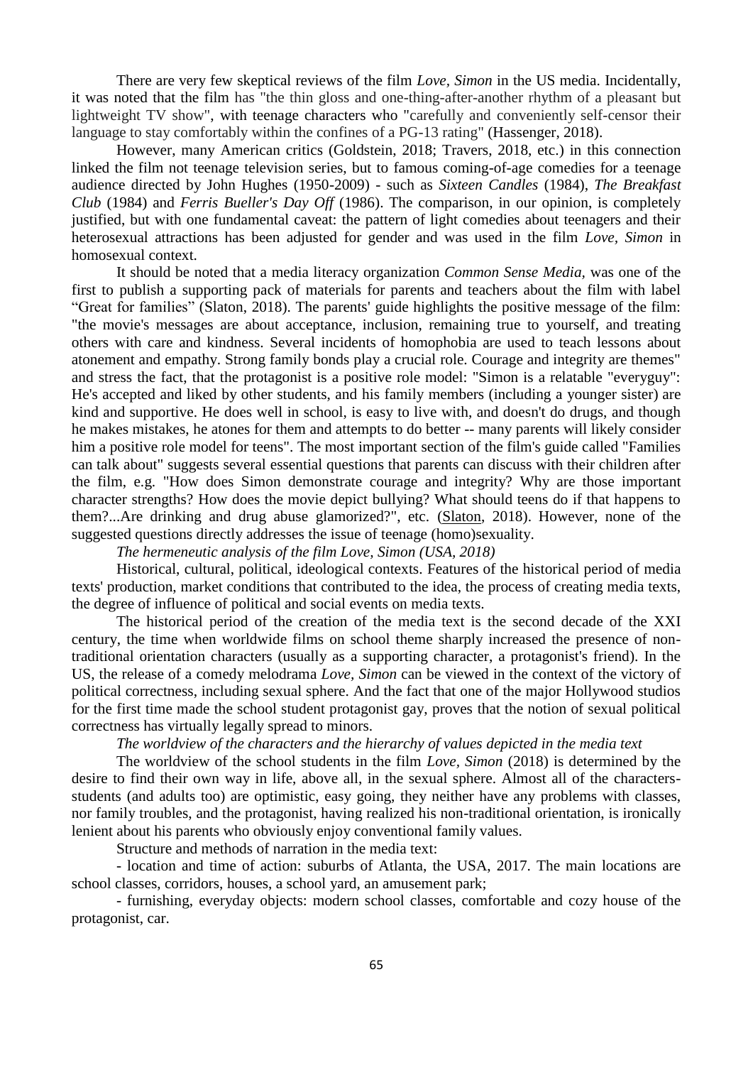There are very few skeptical reviews of the film *Love, Simon* in the US media. Incidentally, it was noted that the film has "the thin gloss and one-thing-after-another rhythm of a pleasant but lightweight TV show", with teenage characters who "carefully and conveniently self-censor their language to stay comfortably within the confines of a PG-13 rating" (Hassenger, 2018).

However, many American critics (Goldstein, 2018; Travers, 2018, etc.) in this connection linked the film not teenage television series, but to famous coming-of-age comedies for a teenage audience directed by John Hughes (1950-2009) - such as *Sixteen Candles* (1984), *The Breakfast Club* (1984) and *Ferris Bueller's Day Off* (1986). The comparison, in our opinion, is completely justified, but with one fundamental caveat: the pattern of light comedies about teenagers and their heterosexual attractions has been adjusted for gender and was used in the film *Love, Simon* in homosexual context.

It should be noted that a media literacy organization *Common Sense Media*, was one of the first to publish a supporting pack of materials for parents and teachers about the film with label "Great for families" (Slaton, 2018). The parents' guide highlights the positive message of the film: "the movie's messages are about acceptance, inclusion, remaining true to yourself, and treating others with care and kindness. Several incidents of homophobia are used to teach lessons about atonement and empathy. Strong family bonds play a crucial role. Courage and integrity are themes" and stress the fact, that the protagonist is a positive role model: "Simon is a relatable "everyguy": He's accepted and liked by other students, and his family members (including a younger sister) are kind and supportive. He does well in school, is easy to live with, and doesn't do drugs, and though he makes mistakes, he atones for them and attempts to do better -- many parents will likely consider him a positive role model for teens". The most important section of the film's guide called "Families can talk about" suggests several essential questions that parents can discuss with their children after the film, e.g. "How does Simon demonstrate courage and integrity? Why are those important character strengths? How does the movie depict bullying? What should teens do if that happens to them?...Are drinking and drug abuse glamorized?", etc. (Slaton, 2018). However, none of the suggested questions directly addresses the issue of teenage (homo)sexuality.

*The hermeneutic analysis of the film Love, Simon (USA, 2018)*

Historical, cultural, political, ideological contexts. Features of the historical period of media texts' production, market conditions that contributed to the idea, the process of creating media texts, the degree of influence of political and social events on media texts.

The historical period of the creation of the media text is the second decade of the XXI century, the time when worldwide films on school theme sharply increased the presence of non-traditional orientation characters (usually as a supporting character, a protagonist's friend). In the US, the release of a comedy melodrama *Love, Simon* can be viewed in the context of the victory of political correctness, including sexual sphere. And the fact that one of the major Hollywood studios for the first time made the school student protagonist gay, proves that the notion of sexual political correctness has virtually legally spread to minors.

*The worldview of the characters and the hierarchy of values depicted in the media text*

The worldview of the school students in the film *Love, Simon* (2018) is determined by the desire to find their own way in life, above all, in the sexual sphere. Almost all of the characters-students (and adults too) are optimistic, easy going, they neither have any problems with classes, nor family troubles, and the protagonist, having realized his non-traditional orientation, is ironically lenient about his parents who obviously enjoy conventional family values.

Structure and methods of narration in the media text:

- location and time of action: suburbs of Atlanta, the USA, 2017. The main locations are school classes, corridors, houses, a school yard, an amusement park;

- furnishing, everyday objects: modern school classes, comfortable and cozy house of the protagonist, car.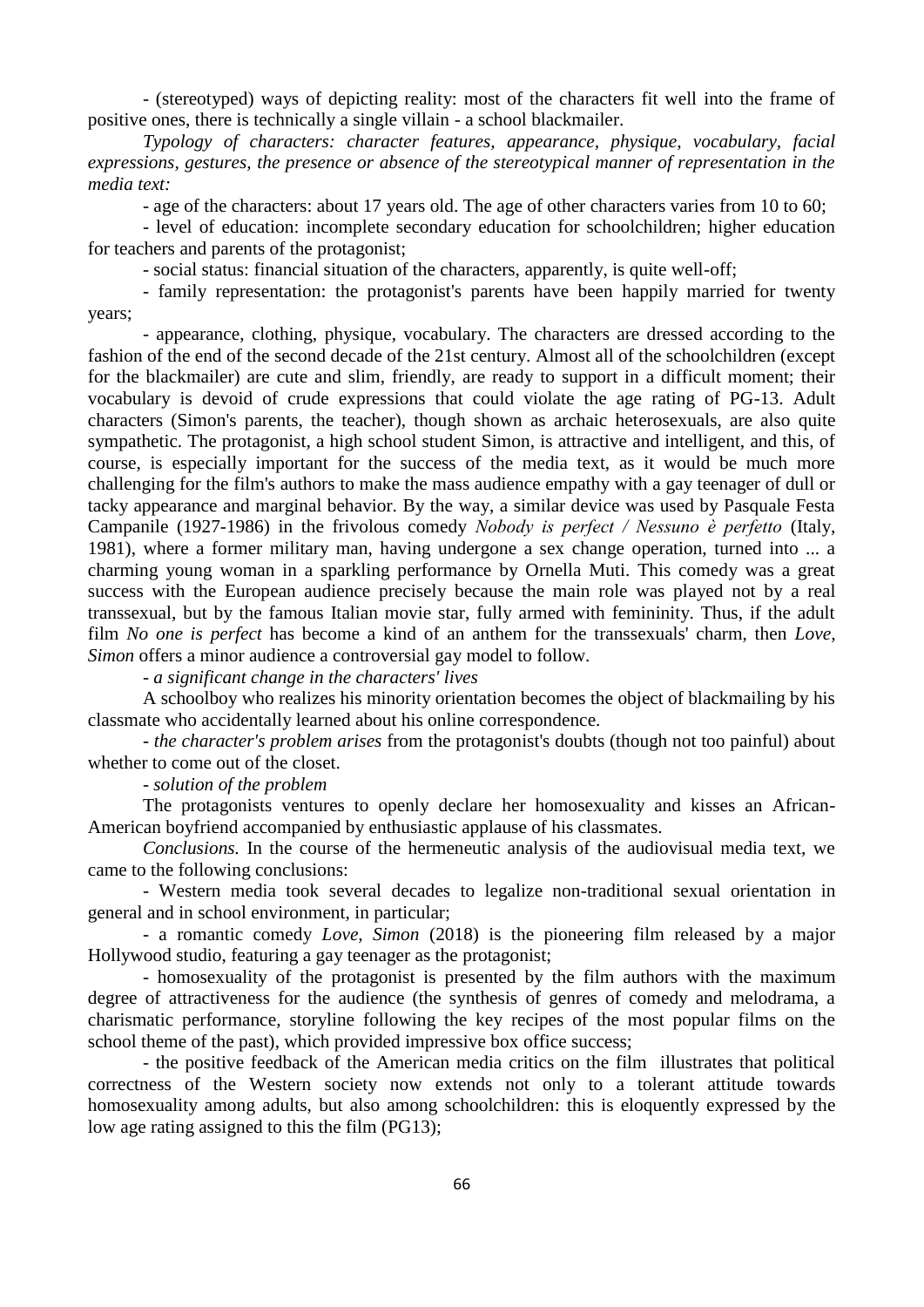- (stereotyped) ways of depicting reality: most of the characters fit well into the frame of positive ones, there is technically a single villain - a school blackmailer.

*Typology of characters: character features, appearance, physique, vocabulary, facial expressions, gestures, the presence or absence of the stereotypical manner of representation in the media text:*

- age of the characters: about 17 years old. The age of other characters varies from 10 to 60;

- level of education: incomplete secondary education for schoolchildren; higher education for teachers and parents of the protagonist;

- social status: financial situation of the characters, apparently, is quite well-off;

- family representation: the protagonist's parents have been happily married for twenty years;

- appearance, clothing, physique, vocabulary. The characters are dressed according to the fashion of the end of the second decade of the 21st century. Almost all of the schoolchildren (except for the blackmailer) are cute and slim, friendly, are ready to support in a difficult moment; their vocabulary is devoid of crude expressions that could violate the age rating of PG-13. Adult characters (Simon's parents, the teacher), though shown as archaic heterosexuals, are also quite sympathetic. The protagonist, a high school student Simon, is attractive and intelligent, and this, of course, is especially important for the success of the media text, as it would be much more challenging for the film's authors to make the mass audience empathy with a gay teenager of dull or tacky appearance and marginal behavior. By the way, a similar device was used by Pasquale Festa Campanile (1927-1986) in the frivolous comedy *Nobody is perfect / Nessuno è perfetto* (Italy, 1981), where a former military man, having undergone a sex change operation, turned into ... a charming young woman in a sparkling performance by Ornella Muti. This comedy was a great success with the European audience precisely because the main role was played not by a real transsexual, but by the famous Italian movie star, fully armed with femininity. Thus, if the adult film *No one is perfect* has become a kind of an anthem for the transsexuals' charm, then *Love, Simon* offers a minor audience a controversial gay model to follow.

- *a significant change in the characters' lives*

A schoolboy who realizes his minority orientation becomes the object of blackmailing by his classmate who accidentally learned about his online correspondence.

- *the character's problem arises* from the protagonist's doubts (though not too painful) about whether to come out of the closet.

- *solution of the problem*

The protagonists ventures to openly declare her homosexuality and kisses an African-American boyfriend accompanied by enthusiastic applause of his classmates.

*Conclusions.* In the course of the hermeneutic analysis of the audiovisual media text, we came to the following conclusions:

- Western media took several decades to legalize non-traditional sexual orientation in general and in school environment, in particular;

- a romantic comedy *Love, Simon* (2018) is the pioneering film released by a major Hollywood studio, featuring a gay teenager as the protagonist;

- homosexuality of the protagonist is presented by the film authors with the maximum degree of attractiveness for the audience (the synthesis of genres of comedy and melodrama, a charismatic performance, storyline following the key recipes of the most popular films on the school theme of the past), which provided impressive box office success;

- the positive feedback of the American media critics on the film illustrates that political correctness of the Western society now extends not only to a tolerant attitude towards homosexuality among adults, but also among schoolchildren: this is eloquently expressed by the low age rating assigned to this the film (PG13);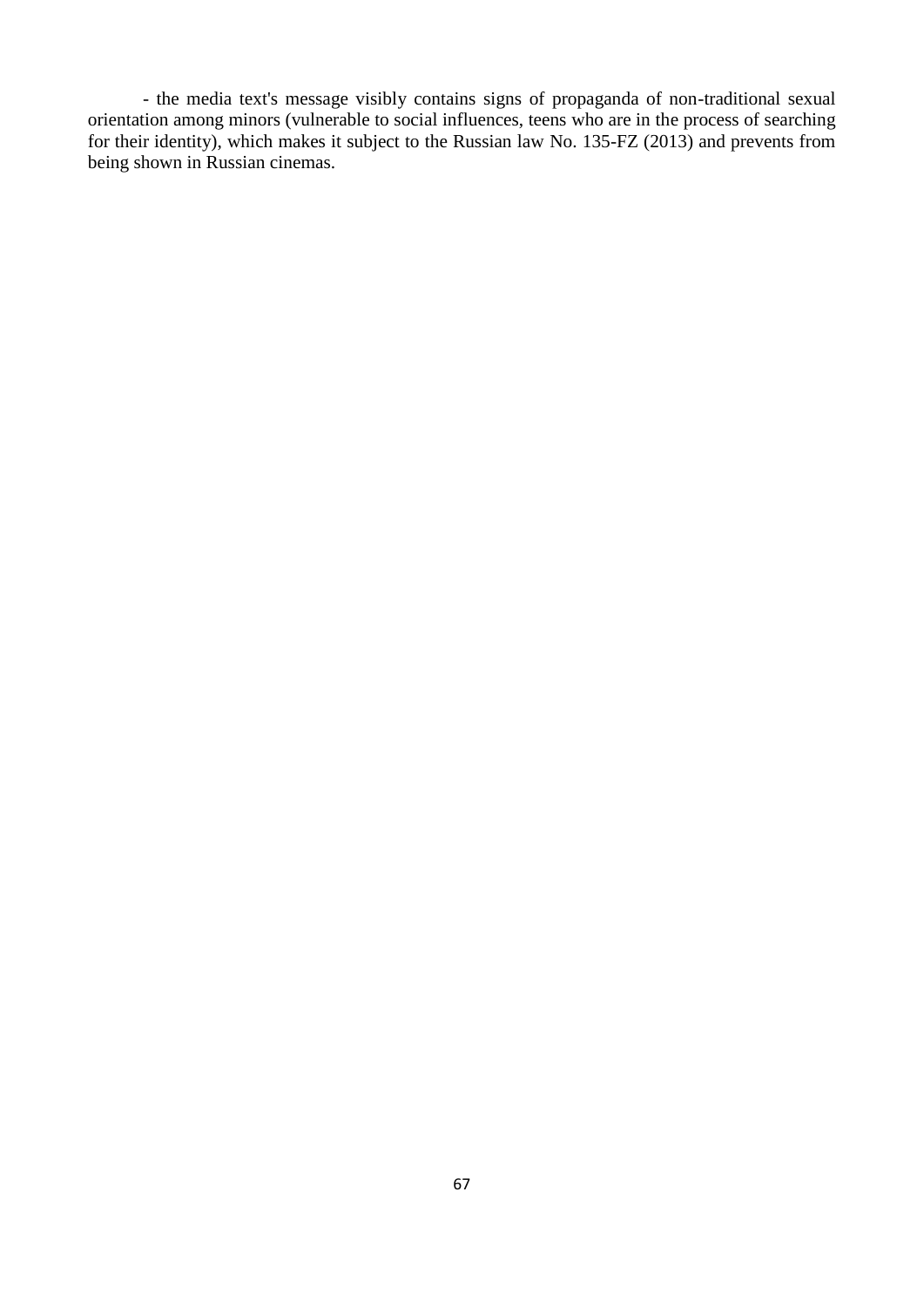- the media text's message visibly contains signs of propaganda of non-traditional sexual orientation among minors (vulnerable to social influences, teens who are in the process of searching for their identity), which makes it subject to the Russian law No. 135-FZ (2013) and prevents from being shown in Russian cinemas.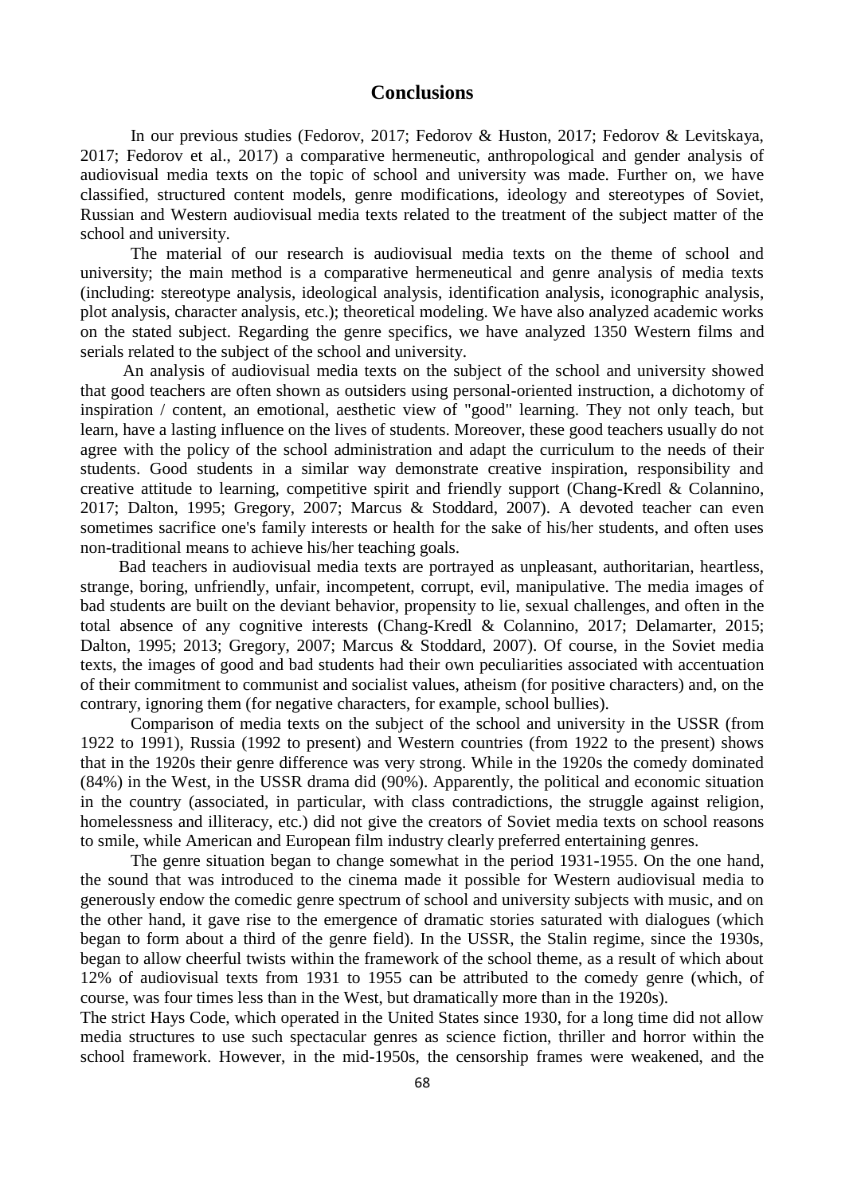## Conclusions

In our previous studies (Fedorov, 2017; Fedorov & Huston, 2017; Fedorov & Levitskaya, 2017; Fedorov et al., 2017) a comparative hermeneutic, anthropological and gender analysis of audiovisual media texts on the topic of school and university was made. Further on, we have classified, structured content models, genre modifications, ideology and stereotypes of Soviet, Russian and Western audiovisual media texts related to the treatment of the subject matter of the school and university.

The material of our research is audiovisual media texts on the theme of school and university; the main method is a comparative hermeneutical and genre analysis of media texts (including: stereotype analysis, ideological analysis, identification analysis, iconographic analysis, plot analysis, character analysis, etc.); theoretical modeling. We have also analyzed academic works on the stated subject. Regarding the genre specifics, we have analyzed 1350 Western films and serials related to the subject of the school and university.

An analysis of audiovisual media texts on the subject of the school and university showed that good teachers are often shown as outsiders using personal-oriented instruction, a dichotomy of inspiration / content, an emotional, aesthetic view of "good" learning. They not only teach, but learn, have a lasting influence on the lives of students. Moreover, these good teachers usually do not agree with the policy of the school administration and adapt the curriculum to the needs of their students. Good students in a similar way demonstrate creative inspiration, responsibility and creative attitude to learning, competitive spirit and friendly support (Chang-Kredl & Colannino, 2017; Dalton, 1995; Gregory, 2007; Marcus & Stoddard, 2007). A devoted teacher can even sometimes sacrifice one's family interests or health for the sake of his/her students, and often uses non-traditional means to achieve his/her teaching goals.

Bad teachers in audiovisual media texts are portrayed as unpleasant, authoritarian, heartless, strange, boring, unfriendly, unfair, incompetent, corrupt, evil, manipulative. The media images of bad students are built on the deviant behavior, propensity to lie, sexual challenges, and often in the total absence of any cognitive interests (Chang-Kredl & Colannino, 2017; Delamarter, 2015; Dalton, 1995; 2013; Gregory, 2007; Marcus & Stoddard, 2007). Of course, in the Soviet media texts, the images of good and bad students had their own peculiarities associated with accentuation of their commitment to communist and socialist values, atheism (for positive characters) and, on the contrary, ignoring them (for negative characters, for example, school bullies).

Comparison of media texts on the subject of the school and university in the USSR (from 1922 to 1991), Russia (1992 to present) and Western countries (from 1922 to the present) shows that in the 1920s their genre difference was very strong. While in the 1920s the comedy dominated (84%) in the West, in the USSR drama did (90%). Apparently, the political and economic situation in the country (associated, in particular, with class contradictions, the struggle against religion, homelessness and illiteracy, etc.) did not give the creators of Soviet media texts on school reasons to smile, while American and European film industry clearly preferred entertaining genres.

The genre situation began to change somewhat in the period 1931-1955. On the one hand, the sound that was introduced to the cinema made it possible for Western audiovisual media to generously endow the comedic genre spectrum of school and university subjects with music, and on the other hand, it gave rise to the emergence of dramatic stories saturated with dialogues (which began to form about a third of the genre field). In the USSR, the Stalin regime, since the 1930s, began to allow cheerful twists within the framework of the school theme, as a result of which about 12% of audiovisual texts from 1931 to 1955 can be attributed to the comedy genre (which, of course, was four times less than in the West, but dramatically more than in the 1920s).

The strict Hays Code, which operated in the United States since 1930, for a long time did not allow media structures to use such spectacular genres as science fiction, thriller and horror within the school framework. However, in the mid-1950s, the censorship frames were weakened, and the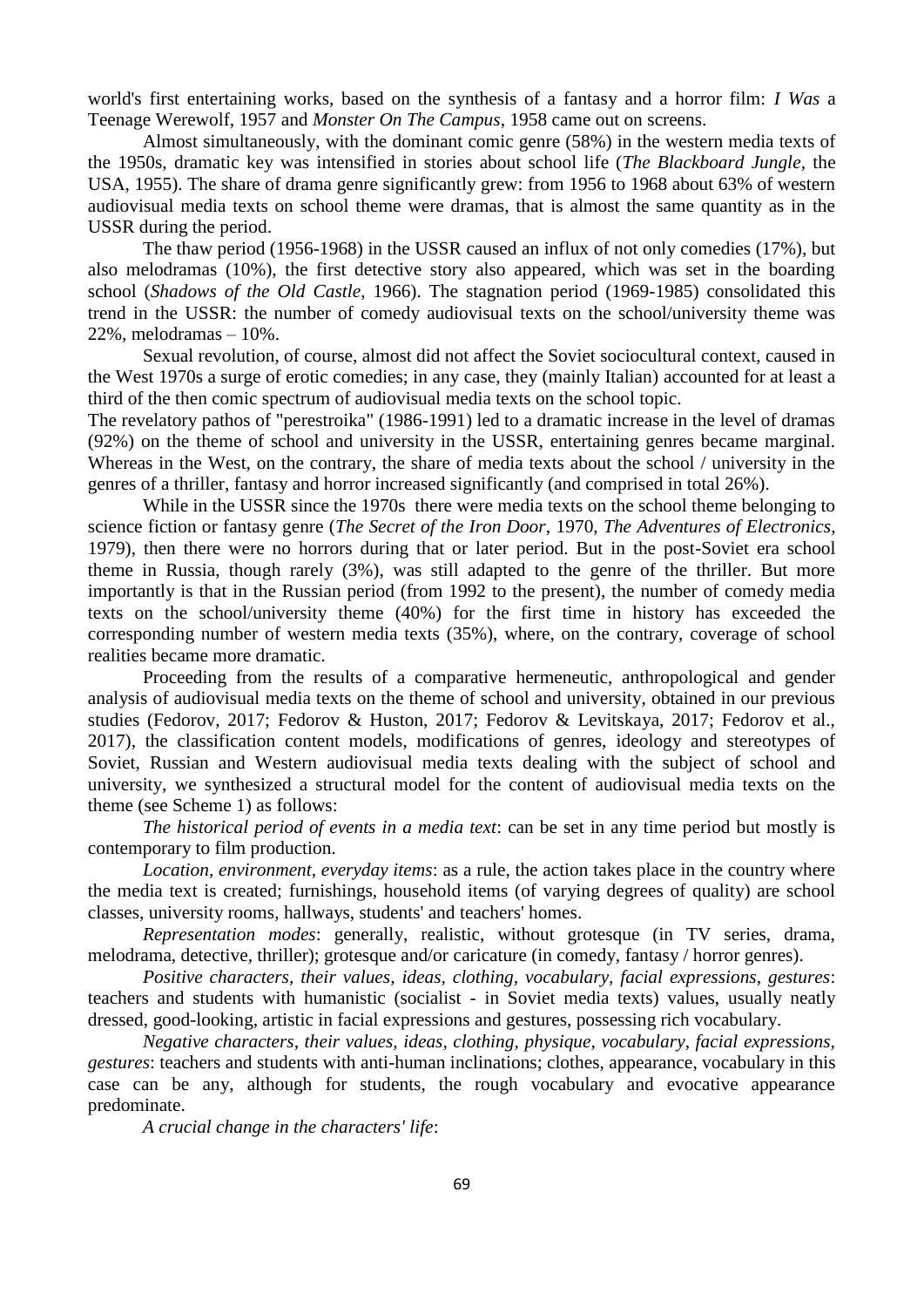world's first entertaining works, based on the synthesis of a fantasy and a horror film: *I Was* a Teenage Werewolf, 1957 and *Monster On The Campus*, 1958 came out on screens.

Almost simultaneously, with the dominant comic genre (58%) in the western media texts of the 1950s, dramatic key was intensified in stories about school life (*The Blackboard Jungle*, the USA, 1955). The share of drama genre significantly grew: from 1956 to 1968 about 63% of western audiovisual media texts on school theme were dramas, that is almost the same quantity as in the USSR during the period.

The thaw period (1956-1968) in the USSR caused an influx of not only comedies (17%), but also melodramas (10%), the first detective story also appeared, which was set in the boarding school (*Shadows of the Old Castle*, 1966). The stagnation period (1969-1985) consolidated this trend in the USSR: the number of comedy audiovisual texts on the school/university theme was 22%, melodramas – 10%.

Sexual revolution, of course, almost did not affect the Soviet sociocultural context, caused in the West 1970s a surge of erotic comedies; in any case, they (mainly Italian) accounted for at least a third of the then comic spectrum of audiovisual media texts on the school topic.

The revelatory pathos of "perestroika" (1986-1991) led to a dramatic increase in the level of dramas (92%) on the theme of school and university in the USSR, entertaining genres became marginal. Whereas in the West, on the contrary, the share of media texts about the school / university in the genres of a thriller, fantasy and horror increased significantly (and comprised in total 26%).

While in the USSR since the 1970s there were media texts on the school theme belonging to science fiction or fantasy genre (*The Secret of the Iron Door*, 1970, *The Adventures of Electronics*, 1979), then there were no horrors during that or later period. But in the post-Soviet era school theme in Russia, though rarely (3%), was still adapted to the genre of the thriller. But more importantly is that in the Russian period (from 1992 to the present), the number of comedy media texts on the school/university theme (40%) for the first time in history has exceeded the corresponding number of western media texts (35%), where, on the contrary, coverage of school realities became more dramatic.

Proceeding from the results of a comparative hermeneutic, anthropological and gender analysis of audiovisual media texts on the theme of school and university, obtained in our previous studies (Fedorov, 2017; Fedorov & Huston, 2017; Fedorov & Levitskaya, 2017; Fedorov et al., 2017), the classification content models, modifications of genres, ideology and stereotypes of Soviet, Russian and Western audiovisual media texts dealing with the subject of school and university, we synthesized a structural model for the content of audiovisual media texts on the theme (see Scheme 1) as follows:

*The historical period of events in a media text*: can be set in any time period but mostly is contemporary to film production.

*Location, environment, everyday items*: as a rule, the action takes place in the country where the media text is created; furnishings, household items (of varying degrees of quality) are school classes, university rooms, hallways, students' and teachers' homes.

*Representation modes*: generally, realistic, without grotesque (in TV series, drama, melodrama, detective, thriller); grotesque and/or caricature (in comedy, fantasy / horror genres).

*Positive characters, their values, ideas, clothing, vocabulary, facial expressions, gestures*: teachers and students with humanistic (socialist - in Soviet media texts) values, usually neatly dressed, good-looking, artistic in facial expressions and gestures, possessing rich vocabulary.

*Negative characters, their values, ideas, clothing, physique, vocabulary, facial expressions, gestures*: teachers and students with anti-human inclinations; clothes, appearance, vocabulary in this case can be any, although for students, the rough vocabulary and evocative appearance predominate.

*A crucial change in the characters' life*: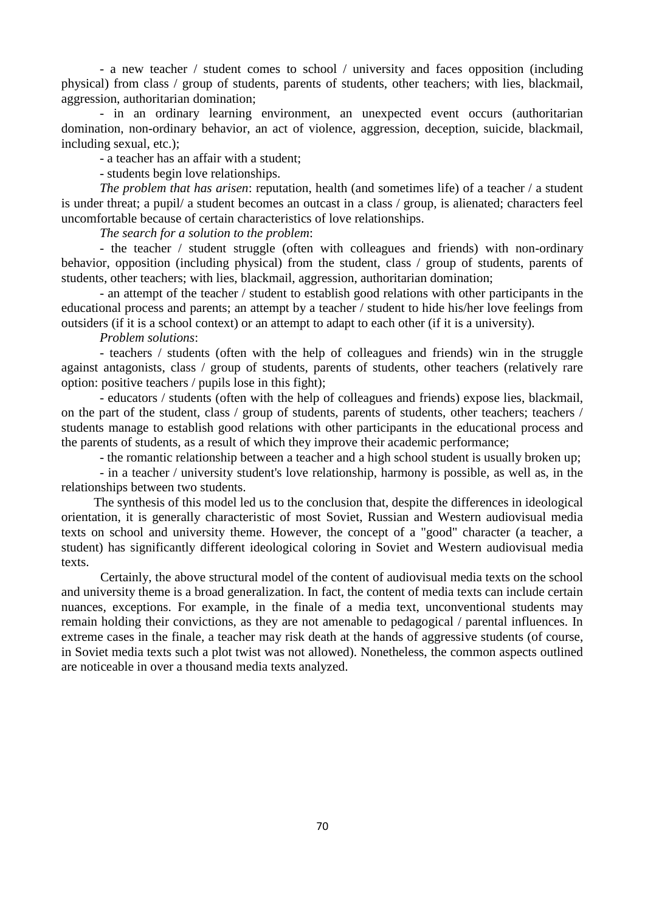- a new teacher / student comes to school / university and faces opposition (including physical) from class / group of students, parents of students, other teachers; with lies, blackmail, aggression, authoritarian domination;

- in an ordinary learning environment, an unexpected event occurs (authoritarian domination, non-ordinary behavior, an act of violence, aggression, deception, suicide, blackmail, including sexual, etc.);

- a teacher has an affair with a student;

- students begin love relationships.

*The problem that has arisen*: reputation, health (and sometimes life) of a teacher / a student is under threat; a pupil/ a student becomes an outcast in a class / group, is alienated; characters feel uncomfortable because of certain characteristics of love relationships.

*The search for a solution to the problem*:

- the teacher / student struggle (often with colleagues and friends) with non-ordinary behavior, opposition (including physical) from the student, class / group of students, parents of students, other teachers; with lies, blackmail, aggression, authoritarian domination;

- an attempt of the teacher / student to establish good relations with other participants in the educational process and parents; an attempt by a teacher / student to hide his/her love feelings from outsiders (if it is a school context) or an attempt to adapt to each other (if it is a university).

*Problem solutions*:

- teachers / students (often with the help of colleagues and friends) win in the struggle against antagonists, class / group of students, parents of students, other teachers (relatively rare option: positive teachers / pupils lose in this fight);

- educators / students (often with the help of colleagues and friends) expose lies, blackmail, on the part of the student, class / group of students, parents of students, other teachers; teachers / students manage to establish good relations with other participants in the educational process and the parents of students, as a result of which they improve their academic performance;

- the romantic relationship between a teacher and a high school student is usually broken up;

- in a teacher / university student's love relationship, harmony is possible, as well as, in the relationships between two students.

The synthesis of this model led us to the conclusion that, despite the differences in ideological orientation, it is generally characteristic of most Soviet, Russian and Western audiovisual media texts on school and university theme. However, the concept of a "good" character (a teacher, a student) has significantly different ideological coloring in Soviet and Western audiovisual media texts.

Certainly, the above structural model of the content of audiovisual media texts on the school and university theme is a broad generalization. In fact, the content of media texts can include certain nuances, exceptions. For example, in the finale of a media text, unconventional students may remain holding their convictions, as they are not amenable to pedagogical / parental influences. In extreme cases in the finale, a teacher may risk death at the hands of aggressive students (of course, in Soviet media texts such a plot twist was not allowed). Nonetheless, the common aspects outlined are noticeable in over a thousand media texts analyzed.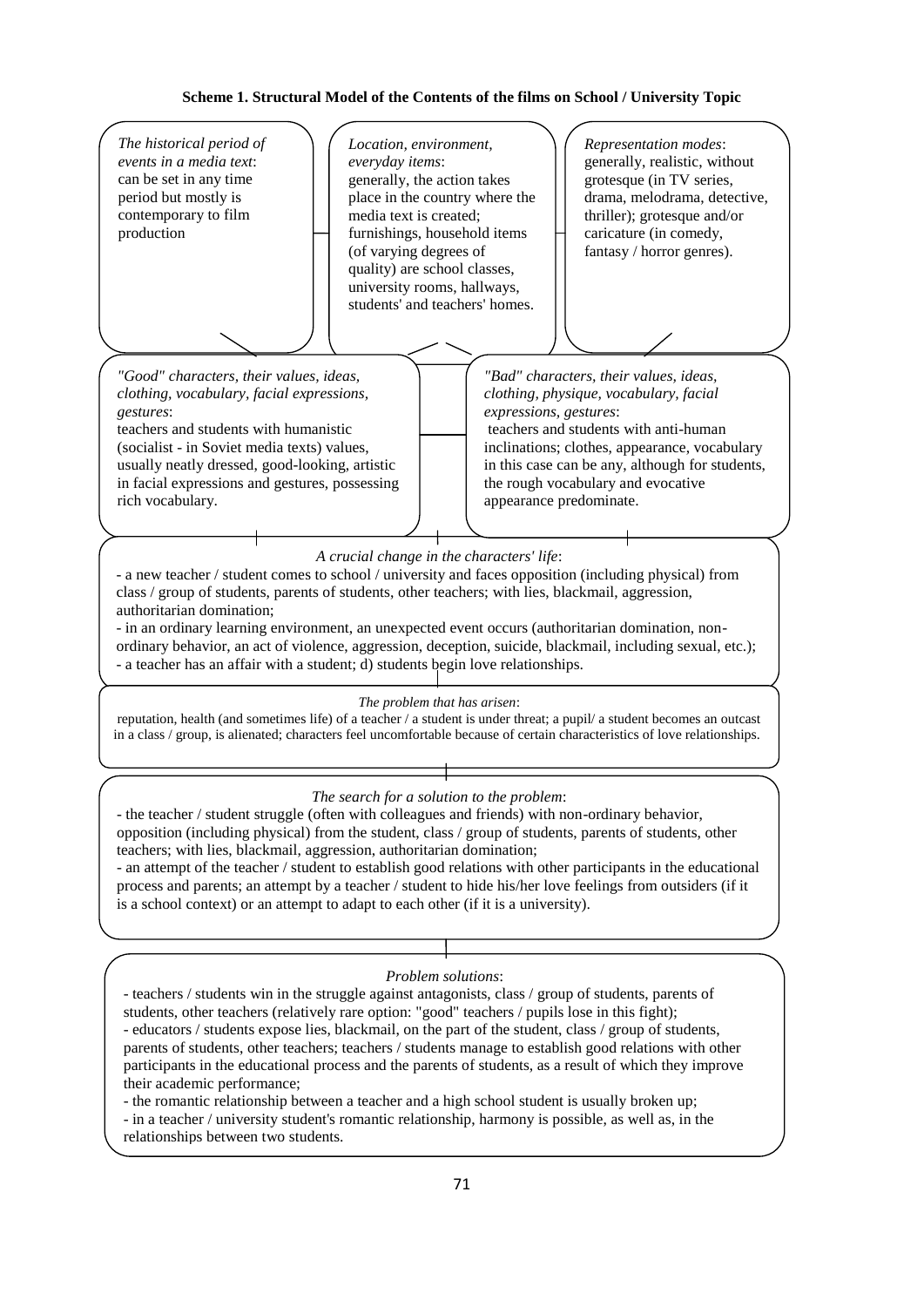**Scheme 1. Structural Model of the Contents of the films on School / University Topic**

*The historical period of events in a media text*:
can be set in any time period but mostly is contemporary to film production

*Location, environment, everyday items*:
generally, the action takes place in the country where the media text is created; furnishings, household items (of varying degrees of quality) are school classes, university rooms, hallways, students' and teachers' homes.

*Representation modes*:
generally, realistic, without grotesque (in TV series, drama, melodrama, detective, thriller); grotesque and/or caricature (in comedy, fantasy / horror genres).

*"Good" characters, their values, ideas, clothing, vocabulary, facial expressions, gestures*:
teachers and students with humanistic (socialist - in Soviet media texts) values, usually neatly dressed, good-looking, artistic in facial expressions and gestures, possessing rich vocabulary.

*"Bad" characters, their values, ideas, clothing, physique, vocabulary, facial expressions, gestures*:
teachers and students with anti-human inclinations; clothes, appearance, vocabulary in this case can be any, although for students, the rough vocabulary and evocative appearance predominate.

*A crucial change in the characters' life*:
- a new teacher / student comes to school / university and faces opposition (including physical) from class / group of students, parents of students, other teachers; with lies, blackmail, aggression, authoritarian domination;
- in an ordinary learning environment, an unexpected event occurs (authoritarian domination, non-ordinary behavior, an act of violence, aggression, deception, suicide, blackmail, including sexual, etc.);
- a teacher has an affair with a student; d) students begin love relationships.

*The problem that has arisen*:
reputation, health (and sometimes life) of a teacher / a student is under threat; a pupil/ a student becomes an outcast in a class / group, is alienated; characters feel uncomfortable because of certain characteristics of love relationships.

*The search for a solution to the problem*:
- the teacher / student struggle (often with colleagues and friends) with non-ordinary behavior, opposition (including physical) from the student, class / group of students, parents of students, other teachers; with lies, blackmail, aggression, authoritarian domination;
- an attempt of the teacher / student to establish good relations with other participants in the educational process and parents; an attempt by a teacher / student to hide his/her love feelings from outsiders (if it is a school context) or an attempt to adapt to each other (if it is a university).

*Problem solutions*:
- teachers / students win in the struggle against antagonists, class / group of students, parents of students, other teachers (relatively rare option: "good" teachers / pupils lose in this fight);
- educators / students expose lies, blackmail, on the part of the student, class / group of students, parents of students, other teachers; teachers / students manage to establish good relations with other participants in the educational process and the parents of students, as a result of which they improve their academic performance;
- the romantic relationship between a teacher and a high school student is usually broken up;
- in a teacher / university student's romantic relationship, harmony is possible, as well as, in the relationships between two students.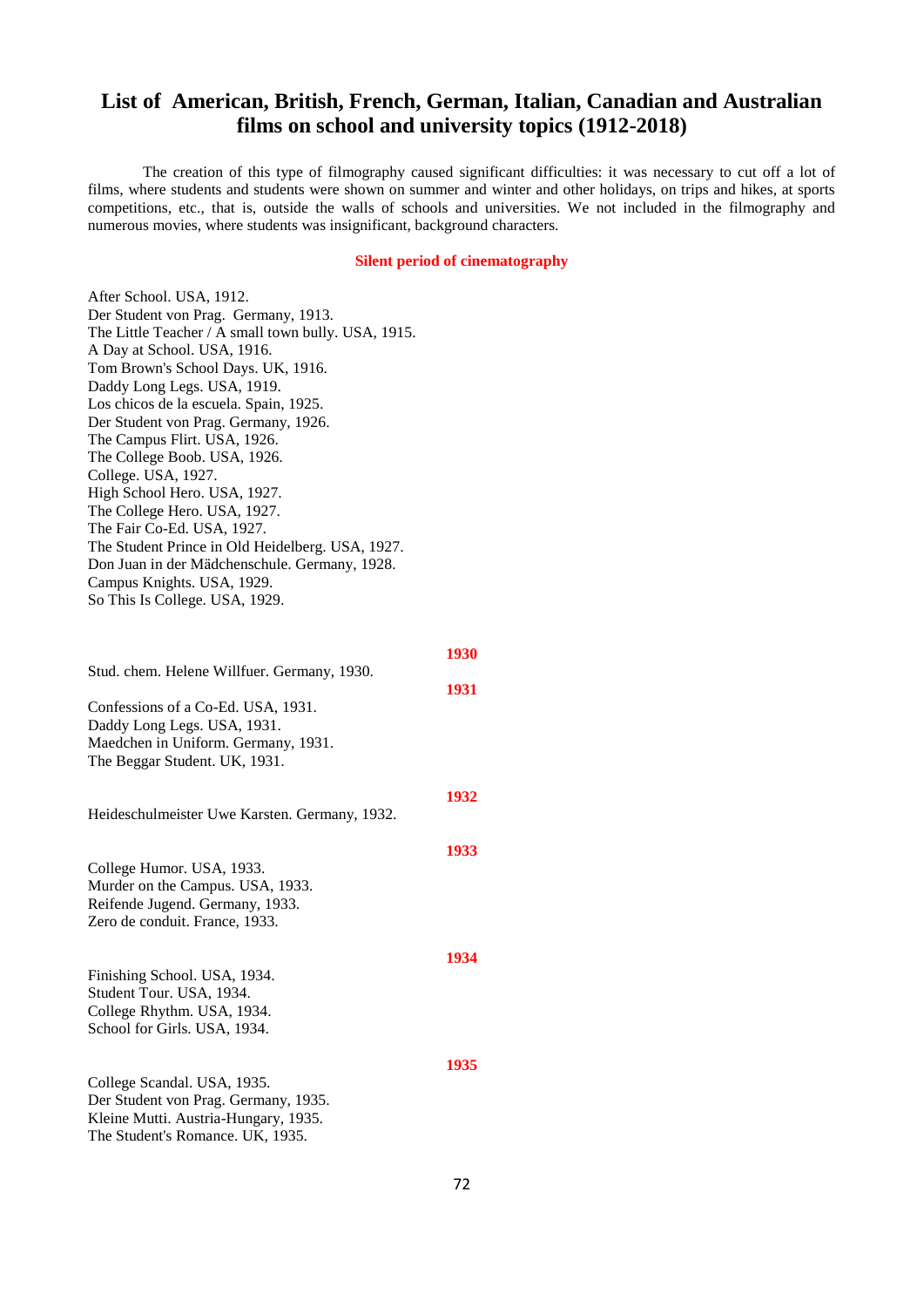# List of American, British, French, German, Italian, Canadian and Australian films on school and university topics (1912-2018)

The creation of this type of filmography caused significant difficulties: it was necessary to cut off a lot of films, where students and students were shown on summer and winter and other holidays, on trips and hikes, at sports competitions, etc., that is, outside the walls of schools and universities. We not included in the filmography and numerous movies, where students was insignificant, background characters.

## Silent period of cinematography

After School. USA, 1912.
Der Student von Prag. Germany, 1913.
The Little Teacher / A small town bully. USA, 1915.
A Day at School. USA, 1916.
Tom Brown's School Days. UK, 1916.
Daddy Long Legs. USA, 1919.
Los chicos de la escuela. Spain, 1925.
Der Student von Prag. Germany, 1926.
The Campus Flirt. USA, 1926.
The College Boob. USA, 1926.
College. USA, 1927.
High School Hero. USA, 1927.
The College Hero. USA, 1927.
The Fair Co-Ed. USA, 1927.
The Student Prince in Old Heidelberg. USA, 1927.
Don Juan in der Mädchenschule. Germany, 1928.
Campus Knights. USA, 1929.
So This Is College. USA, 1929.

### 1930

Stud. chem. Helene Willfuer. Germany, 1930.

### 1931

Confessions of a Co-Ed. USA, 1931.
Daddy Long Legs. USA, 1931.
Maedchen in Uniform. Germany, 1931.
The Beggar Student. UK, 1931.

### 1932

Heideschulmeister Uwe Karsten. Germany, 1932.

### 1933

College Humor. USA, 1933.
Murder on the Campus. USA, 1933.
Reifende Jugend. Germany, 1933.
Zero de conduit. France, 1933.

### 1934

Finishing School. USA, 1934.
Student Tour. USA, 1934.
College Rhythm. USA, 1934.
School for Girls. USA, 1934.

### 1935

College Scandal. USA, 1935.
Der Student von Prag. Germany, 1935.
Kleine Mutti. Austria-Hungary, 1935.
The Student's Romance. UK, 1935.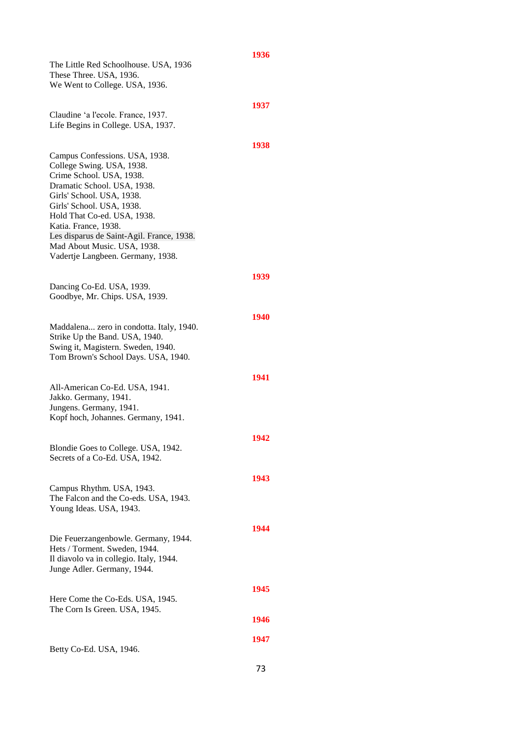**1936**

The Little Red Schoolhouse. USA, 1936
These Three. USA, 1936.
We Went to College. USA, 1936.

**1937**

Claudine 'a l'ecole. France, 1937.
Life Begins in College. USA, 1937.

**1938**

Campus Confessions. USA, 1938.
College Swing. USA, 1938.
Crime School. USA, 1938.
Dramatic School. USA, 1938.
Girls' School. USA, 1938.
Girls' School. USA, 1938.
Hold That Co-ed. USA, 1938.
Katia. France, 1938.
Les disparus de Saint-Agil. France, 1938.
Mad About Music. USA, 1938.
Vadertje Langbeen. Germany, 1938.

**1939**

Dancing Co-Ed. USA, 1939.
Goodbye, Mr. Chips. USA, 1939.

**1940**

Maddalena... zero in condotta. Italy, 1940.
Strike Up the Band. USA, 1940.
Swing it, Magistern. Sweden, 1940.
Tom Brown's School Days. USA, 1940.

**1941**

All-American Co-Ed. USA, 1941.
Jakko. Germany, 1941.
Jungens. Germany, 1941.
Kopf hoch, Johannes. Germany, 1941.

**1942**

Blondie Goes to College. USA, 1942.
Secrets of a Co-Ed. USA, 1942.

**1943**

Campus Rhythm. USA, 1943.
The Falcon and the Co-eds. USA, 1943.
Young Ideas. USA, 1943.

**1944**

Die Feuerzangenbowle. Germany, 1944.
Hets / Torment. Sweden, 1944.
Il diavolo va in collegio. Italy, 1944.
Junge Adler. Germany, 1944.

**1945**

Here Come the Co-Eds. USA, 1945.
The Corn Is Green. USA, 1945.

**1946**

**1947**

Betty Co-Ed. USA, 1946.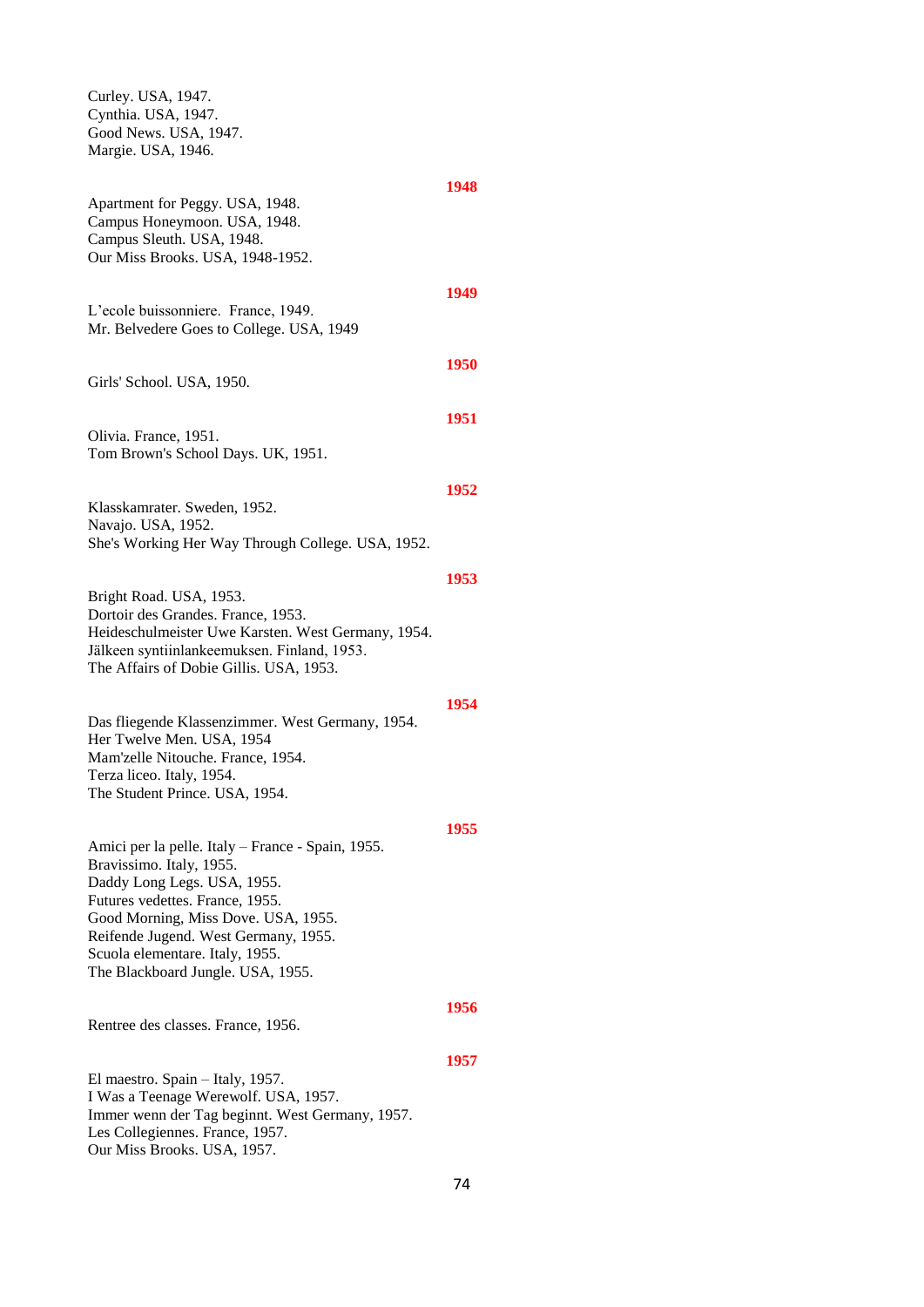Curley. USA, 1947.
Cynthia. USA, 1947.
Good News. USA, 1947.
Margie. USA, 1946.

**1948**

Apartment for Peggy. USA, 1948.
Campus Honeymoon. USA, 1948.
Campus Sleuth. USA, 1948.
Our Miss Brooks. USA, 1948-1952.

**1949**

L'ecole buissonniere. France, 1949.
Mr. Belvedere Goes to College. USA, 1949

**1950**

Girls' School. USA, 1950.

**1951**

Olivia. France, 1951.
Tom Brown's School Days. UK, 1951.

**1952**

Klasskamrater. Sweden, 1952.
Navajo. USA, 1952.
She's Working Her Way Through College. USA, 1952.

**1953**

Bright Road. USA, 1953.
Dortoir des Grandes. France, 1953.
Heideschulmeister Uwe Karsten. West Germany, 1954.
Jälkeen syntiinlankeemuksen. Finland, 1953.
The Affairs of Dobie Gillis. USA, 1953.

**1954**

Das fliegende Klassenzimmer. West Germany, 1954.
Her Twelve Men. USA, 1954
Mam'zelle Nitouche. France, 1954.
Terza liceo. Italy, 1954.
The Student Prince. USA, 1954.

**1955**

Amici per la pelle. Italy – France - Spain, 1955.
Bravissimo. Italy, 1955.
Daddy Long Legs. USA, 1955.
Futures vedettes. France, 1955.
Good Morning, Miss Dove. USA, 1955.
Reifende Jugend. West Germany, 1955.
Scuola elementare. Italy, 1955.
The Blackboard Jungle. USA, 1955.

**1956**

Rentree des classes. France, 1956.

**1957**

El maestro. Spain – Italy, 1957.
I Was a Teenage Werewolf. USA, 1957.
Immer wenn der Tag beginnt. West Germany, 1957.
Les Collegiennes. France, 1957.
Our Miss Brooks. USA, 1957.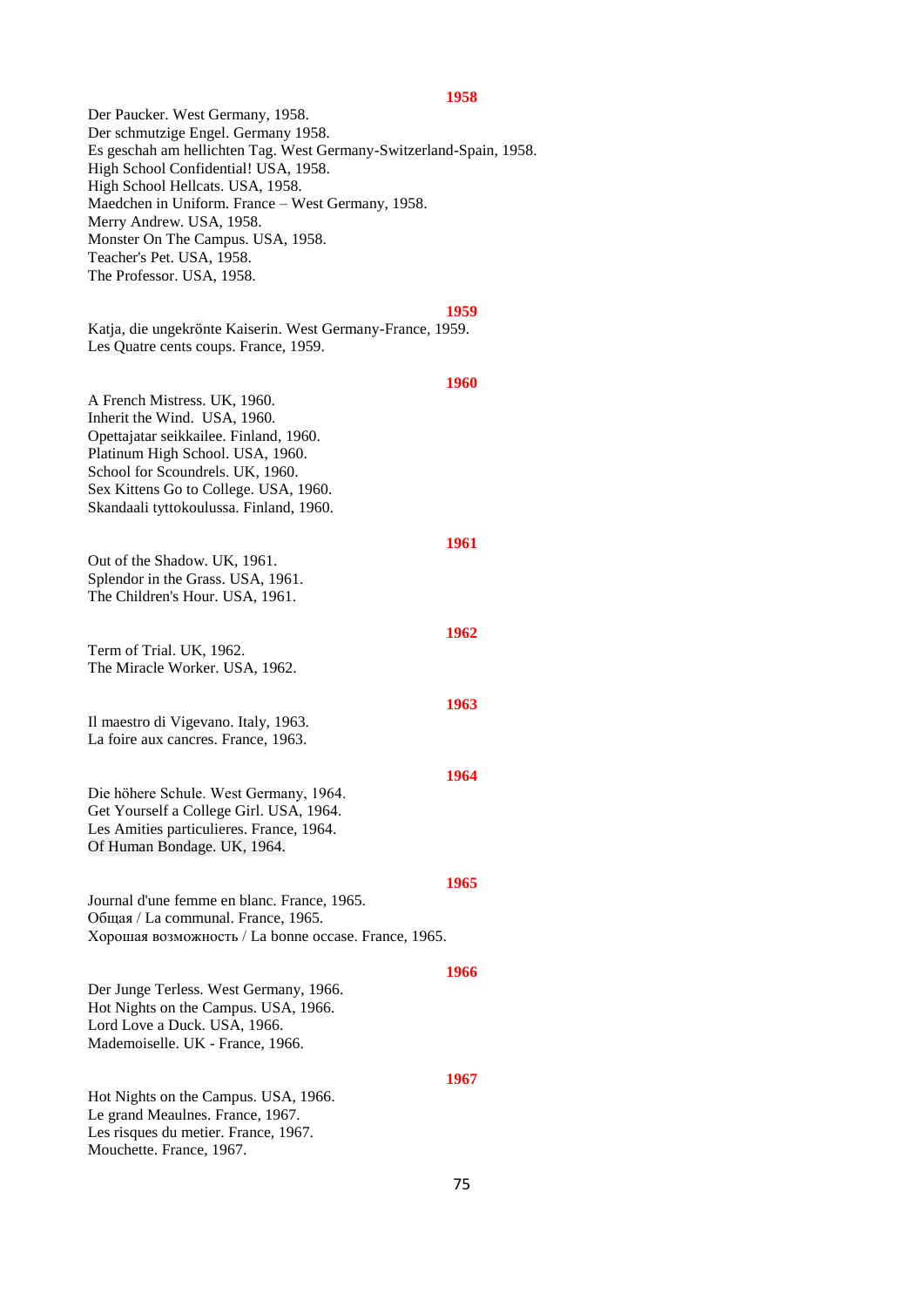## 1958

Der Paucker. West Germany, 1958.
Der schmutzige Engel. Germany 1958.
Es geschah am hellichten Tag. West Germany-Switzerland-Spain, 1958.
High School Confidential! USA, 1958.
High School Hellcats. USA, 1958.
Maedchen in Uniform. France – West Germany, 1958.
Merry Andrew. USA, 1958.
Monster On The Campus. USA, 1958.
Teacher's Pet. USA, 1958.
The Professor. USA, 1958.

## 1959

Katja, die ungekrönte Kaiserin. West Germany-France, 1959.
Les Quatre cents coups. France, 1959.

## 1960

A French Mistress. UK, 1960.
Inherit the Wind. USA, 1960.
Opettajatar seikkailee. Finland, 1960.
Platinum High School. USA, 1960.
School for Scoundrels. UK, 1960.
Sex Kittens Go to College. USA, 1960.
Skandaali tyttokoulussa. Finland, 1960.

## 1961

Out of the Shadow. UK, 1961.
Splendor in the Grass. USA, 1961.
The Children's Hour. USA, 1961.

## 1962

Term of Trial. UK, 1962.
The Miracle Worker. USA, 1962.

## 1963

Il maestro di Vigevano. Italy, 1963.
La foire aux cancres. France, 1963.

## 1964

Die höhere Schule. West Germany, 1964.
Get Yourself a College Girl. USA, 1964.
Les Amities particulieres. France, 1964.
Of Human Bondage. UK, 1964.

## 1965

Journal d'une femme en blanc. France, 1965.
Общая / La communal. France, 1965.
Хорошая возможность / La bonne occase. France, 1965.

## 1966

Der Junge Terless. West Germany, 1966.
Hot Nights on the Campus. USA, 1966.
Lord Love a Duck. USA, 1966.
Mademoiselle. UK - France, 1966.

## 1967

Hot Nights on the Campus. USA, 1966.
Le grand Meaulnes. France, 1967.
Les risques du metier. France, 1967.
Mouchette. France, 1967.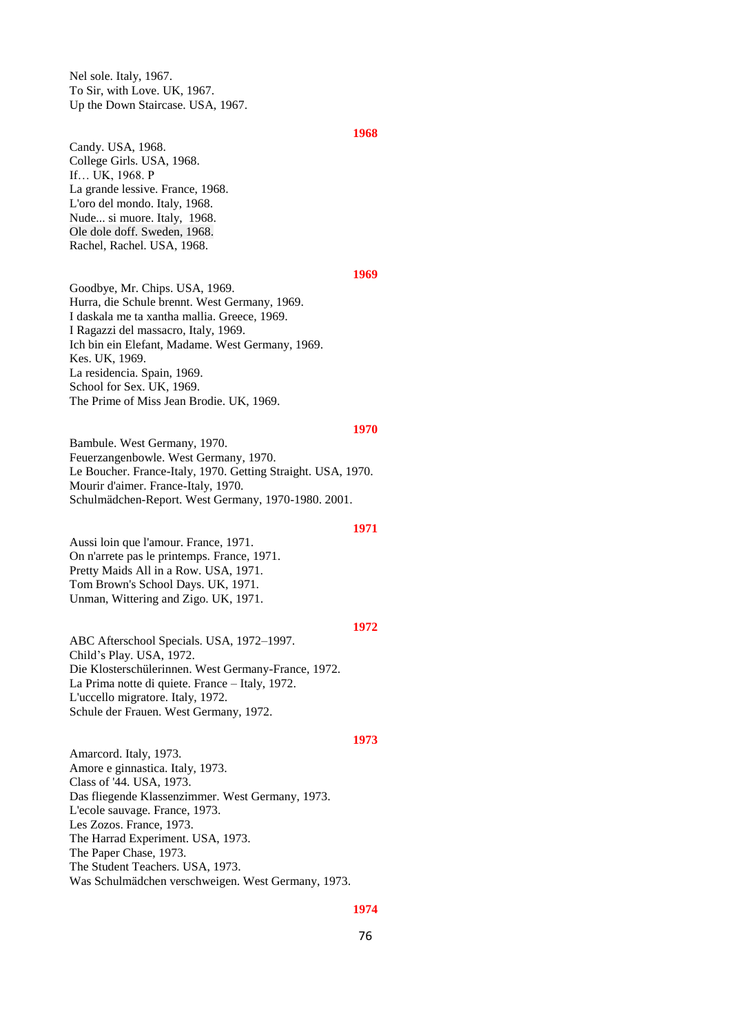Nel sole. Italy, 1967.
To Sir, with Love. UK, 1967.
Up the Down Staircase. USA, 1967.

**1968**

Candy. USA, 1968.
College Girls. USA, 1968.
If… UK, 1968. P
La grande lessive. France, 1968.
L'oro del mondo. Italy, 1968.
Nude... si muore. Italy, 1968.
Ole dole doff. Sweden, 1968.
Rachel, Rachel. USA, 1968.

**1969**

Goodbye, Mr. Chips. USA, 1969.
Hurra, die Schule brennt. West Germany, 1969.
I daskala me ta xantha mallia. Greece, 1969.
I Ragazzi del massacro, Italy, 1969.
Ich bin ein Elefant, Madame. West Germany, 1969.
Kes. UK, 1969.
La residencia. Spain, 1969.
School for Sex. UK, 1969.
The Prime of Miss Jean Brodie. UK, 1969.

**1970**

Bambule. West Germany, 1970.
Feuerzangenbowle. West Germany, 1970.
Le Boucher. France-Italy, 1970. Getting Straight. USA, 1970.
Mourir d'aimer. France-Italy, 1970.
Schulmädchen-Report. West Germany, 1970-1980. 2001.

**1971**

Aussi loin que l'amour. France, 1971.
On n'arrete pas le printemps. France, 1971.
Pretty Maids All in a Row. USA, 1971.
Tom Brown's School Days. UK, 1971.
Unman, Wittering and Zigo. UK, 1971.

**1972**

ABC Afterschool Specials. USA, 1972–1997.
Child's Play. USA, 1972.
Die Klosterschülerinnen. West Germany-France, 1972.
La Prima notte di quiete. France – Italy, 1972.
L'uccello migratore. Italy, 1972.
Schule der Frauen. West Germany, 1972.

**1973**

Amarcord. Italy, 1973.
Amore e ginnastica. Italy, 1973.
Class of '44. USA, 1973.
Das fliegende Klassenzimmer. West Germany, 1973.
L'ecole sauvage. France, 1973.
Les Zozos. France, 1973.
The Harrad Experiment. USA, 1973.
The Paper Chase, 1973.
The Student Teachers. USA, 1973.
Was Schulmädchen verschweigen. West Germany, 1973.

**1974**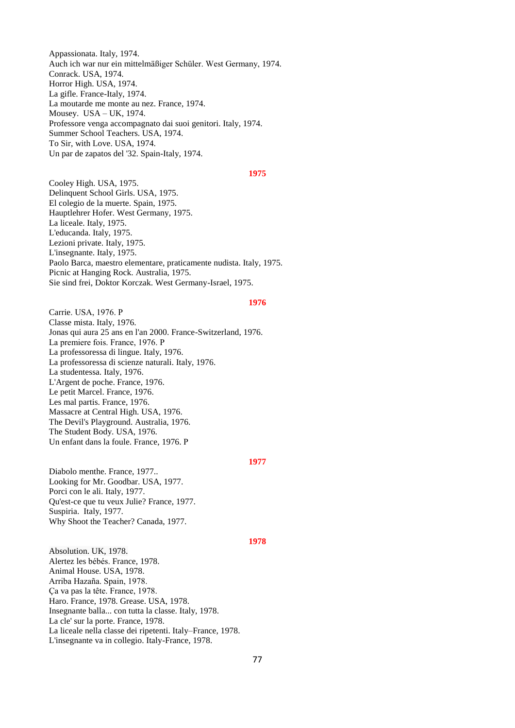Appassionata. Italy, 1974.
Auch ich war nur ein mittelmäßiger Schüler. West Germany, 1974.
Conrack. USA, 1974.
Horror High. USA, 1974.
La gifle. France-Italy, 1974.
La moutarde me monte au nez. France, 1974.
Mousey. USA – UK, 1974.
Professore venga accompagnato dai suoi genitori. Italy, 1974.
Summer School Teachers. USA, 1974.
To Sir, with Love. USA, 1974.
Un par de zapatos del '32. Spain-Italy, 1974.

**1975**

Cooley High. USA, 1975.
Delinquent School Girls. USA, 1975.
El colegio de la muerte. Spain, 1975.
Hauptlehrer Hofer. West Germany, 1975.
La liceale. Italy, 1975.
L'educanda. Italy, 1975.
Lezioni private. Italy, 1975.
L'insegnante. Italy, 1975.
Paolo Barca, maestro elementare, praticamente nudista. Italy, 1975.
Picnic at Hanging Rock. Australia, 1975.
Sie sind frei, Doktor Korczak. West Germany-Israel, 1975.

**1976**

Carrie. USA, 1976. P
Classe mista. Italy, 1976.
Jonas qui aura 25 ans en l'an 2000. France-Switzerland, 1976.
La premiere fois. France, 1976. P
La professoressa di lingue. Italy, 1976.
La professoressa di scienze naturali. Italy, 1976.
La studentessa. Italy, 1976.
L'Argent de poche. France, 1976.
Le petit Marcel. France, 1976.
Les mal partis. France, 1976.
Massacre at Central High. USA, 1976.
The Devil's Playground. Australia, 1976.
The Student Body. USA, 1976.
Un enfant dans la foule. France, 1976. P

**1977**

Diabolo menthe. France, 1977..
Looking for Mr. Goodbar. USA, 1977.
Porci con le ali. Italy, 1977.
Qu'est-ce que tu veux Julie? France, 1977.
Suspiria. Italy, 1977.
Why Shoot the Teacher? Canada, 1977.

**1978**

Absolution. UK, 1978.
Alertez les bébés. France, 1978.
Animal House. USA, 1978.
Arriba Hazaña. Spain, 1978.
Ça va pas la tête. France, 1978.
Haro. France, 1978. Grease. USA, 1978.
Insegnante balla... con tutta la classe. Italy, 1978.
La cle' sur la porte. France, 1978.
La liceale nella classe dei ripetenti. Italy–France, 1978.
L'insegnante va in collegio. Italy-France, 1978.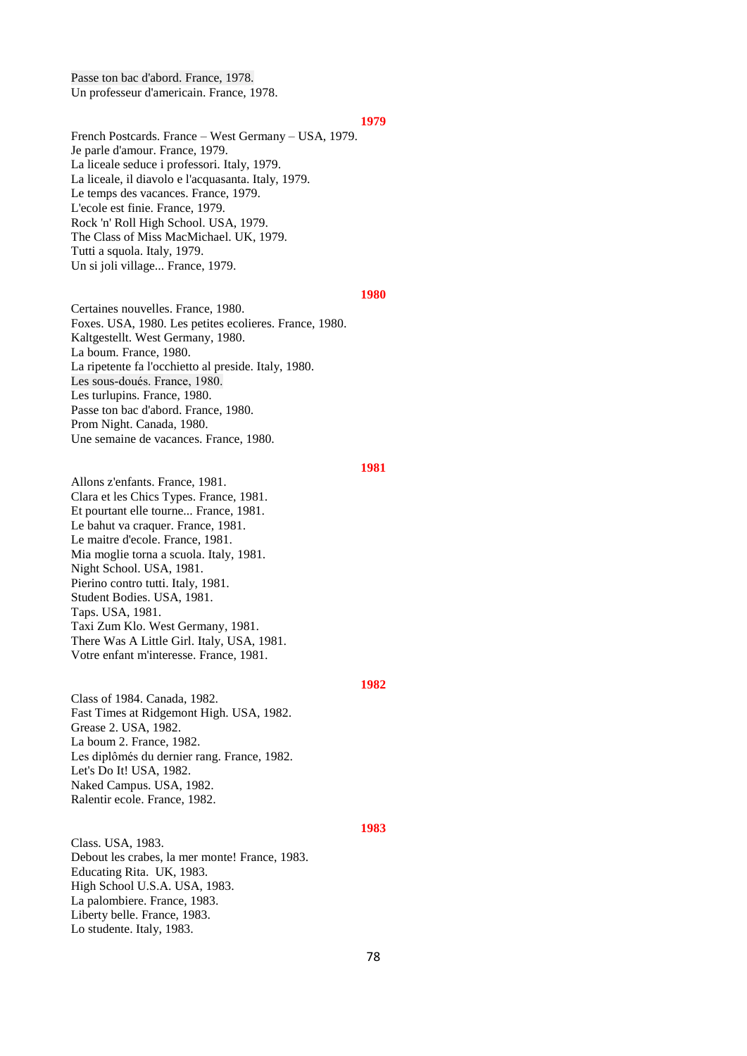Passe ton bac d'abord. France, 1978.
Un professeur d'americain. France, 1978.

**1979**

French Postcards. France – West Germany – USA, 1979.
Je parle d'amour. France, 1979.
La liceale seduce i professori. Italy, 1979.
La liceale, il diavolo e l'acquasanta. Italy, 1979.
Le temps des vacances. France, 1979.
L'ecole est finie. France, 1979.
Rock 'n' Roll High School. USA, 1979.
The Class of Miss MacMichael. UK, 1979.
Tutti a squola. Italy, 1979.
Un si joli village... France, 1979.

**1980**

Certaines nouvelles. France, 1980.
Foxes. USA, 1980. Les petites ecolieres. France, 1980.
Kaltgestellt. West Germany, 1980.
La boum. France, 1980.
La ripetente fa l'occhietto al preside. Italy, 1980.
Les sous-doués. France, 1980.
Les turlupins. France, 1980.
Passe ton bac d'abord. France, 1980.
Prom Night. Canada, 1980.
Une semaine de vacances. France, 1980.

**1981**

Allons z'enfants. France, 1981.
Clara et les Chics Types. France, 1981.
Et pourtant elle tourne... France, 1981.
Le bahut va craquer. France, 1981.
Le maitre d'ecole. France, 1981.
Mia moglie torna a scuola. Italy, 1981.
Night School. USA, 1981.
Pierino contro tutti. Italy, 1981.
Student Bodies. USA, 1981.
Taps. USA, 1981.
Taxi Zum Klo. West Germany, 1981.
There Was A Little Girl. Italy, USA, 1981.
Votre enfant m'interesse. France, 1981.

**1982**

Class of 1984. Canada, 1982.
Fast Times at Ridgemont High. USA, 1982.
Grease 2. USA, 1982.
La boum 2. France, 1982.
Les diplômés du dernier rang. France, 1982.
Let's Do It! USA, 1982.
Naked Campus. USA, 1982.
Ralentir ecole. France, 1982.

**1983**

Class. USA, 1983.
Debout les crabes, la mer monte! France, 1983.
Educating Rita. UK, 1983.
High School U.S.A. USA, 1983.
La palombiere. France, 1983.
Liberty belle. France, 1983.
Lo studente. Italy, 1983.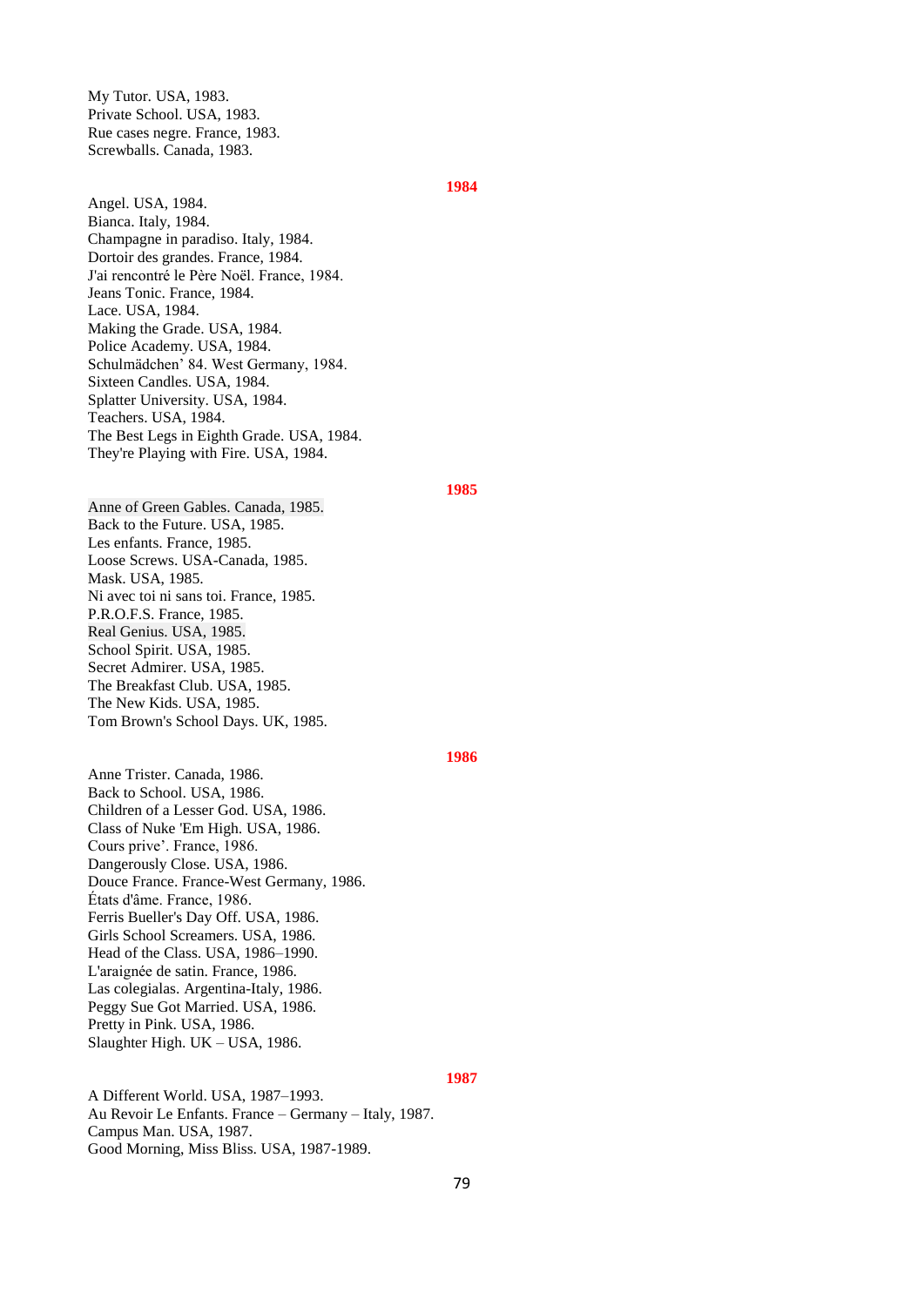My Tutor. USA, 1983.
Private School. USA, 1983.
Rue cases negre. France, 1983.
Screwballs. Canada, 1983.

**1984**

Angel. USA, 1984.
Bianca. Italy, 1984.
Champagne in paradiso. Italy, 1984.
Dortoir des grandes. France, 1984.
J'ai rencontré le Père Noël. France, 1984.
Jeans Tonic. France, 1984.
Lace. USA, 1984.
Making the Grade. USA, 1984.
Police Academy. USA, 1984.
Schulmädchen' 84. West Germany, 1984.
Sixteen Candles. USA, 1984.
Splatter University. USA, 1984.
Teachers. USA, 1984.
The Best Legs in Eighth Grade. USA, 1984.
They're Playing with Fire. USA, 1984.

**1985**

Anne of Green Gables. Canada, 1985.
Back to the Future. USA, 1985.
Les enfants. France, 1985.
Loose Screws. USA-Canada, 1985.
Mask. USA, 1985.
Ni avec toi ni sans toi. France, 1985.
P.R.O.F.S. France, 1985.
Real Genius. USA, 1985.
School Spirit. USA, 1985.
Secret Admirer. USA, 1985.
The Breakfast Club. USA, 1985.
The New Kids. USA, 1985.
Tom Brown's School Days. UK, 1985.

**1986**

Anne Trister. Canada, 1986.
Back to School. USA, 1986.
Children of a Lesser God. USA, 1986.
Class of Nuke 'Em High. USA, 1986.
Cours prive'. France, 1986.
Dangerously Close. USA, 1986.
Douce France. France-West Germany, 1986.
États d'âme. France, 1986.
Ferris Bueller's Day Off. USA, 1986.
Girls School Screamers. USA, 1986.
Head of the Class. USA, 1986–1990.
L'araignée de satin. France, 1986.
Las colegialas. Argentina-Italy, 1986.
Peggy Sue Got Married. USA, 1986.
Pretty in Pink. USA, 1986.
Slaughter High. UK – USA, 1986.

**1987**

A Different World. USA, 1987–1993.
Au Revoir Le Enfants. France – Germany – Italy, 1987.
Campus Man. USA, 1987.
Good Morning, Miss Bliss. USA, 1987-1989.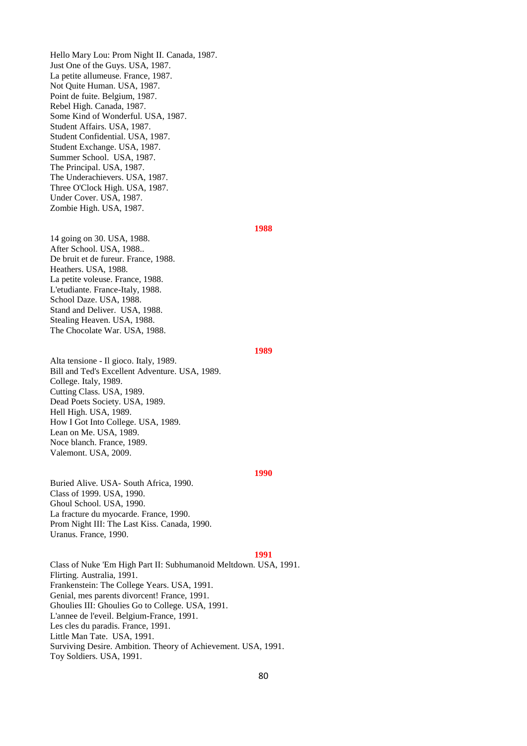Hello Mary Lou: Prom Night II. Canada, 1987.
Just One of the Guys. USA, 1987.
La petite allumeuse. France, 1987.
Not Quite Human. USA, 1987.
Point de fuite. Belgium, 1987.
Rebel High. Canada, 1987.
Some Kind of Wonderful. USA, 1987.
Student Affairs. USA, 1987.
Student Confidential. USA, 1987.
Student Exchange. USA, 1987.
Summer School. USA, 1987.
The Principal. USA, 1987.
The Underachievers. USA, 1987.
Three O'Clock High. USA, 1987.
Under Cover. USA, 1987.
Zombie High. USA, 1987.

**1988**

14 going on 30. USA, 1988.
After School. USA, 1988..
De bruit et de fureur. France, 1988.
Heathers. USA, 1988.
La petite voleuse. France, 1988.
L'etudiante. France-Italy, 1988.
School Daze. USA, 1988.
Stand and Deliver. USA, 1988.
Stealing Heaven. USA, 1988.
The Chocolate War. USA, 1988.

**1989**

Alta tensione - Il gioco. Italy, 1989.
Bill and Ted's Excellent Adventure. USA, 1989.
College. Italy, 1989.
Cutting Class. USA, 1989.
Dead Poets Society. USA, 1989.
Hell High. USA, 1989.
How I Got Into College. USA, 1989.
Lean on Me. USA, 1989.
Noce blanch. France, 1989.
Valemont. USA, 2009.

**1990**

Buried Alive. USA- South Africa, 1990.
Class of 1999. USA, 1990.
Ghoul School. USA, 1990.
La fracture du myocarde. France, 1990.
Prom Night III: The Last Kiss. Canada, 1990.
Uranus. France, 1990.

**1991**

Class of Nuke 'Em High Part II: Subhumanoid Meltdown. USA, 1991.
Flirting. Australia, 1991.
Frankenstein: The College Years. USA, 1991.
Genial, mes parents divorcent! France, 1991.
Ghoulies III: Ghoulies Go to College. USA, 1991.
L'annee de l'eveil. Belgium-France, 1991.
Les cles du paradis. France, 1991.
Little Man Tate. USA, 1991.
Surviving Desire. Ambition. Theory of Achievement. USA, 1991.
Toy Soldiers. USA, 1991.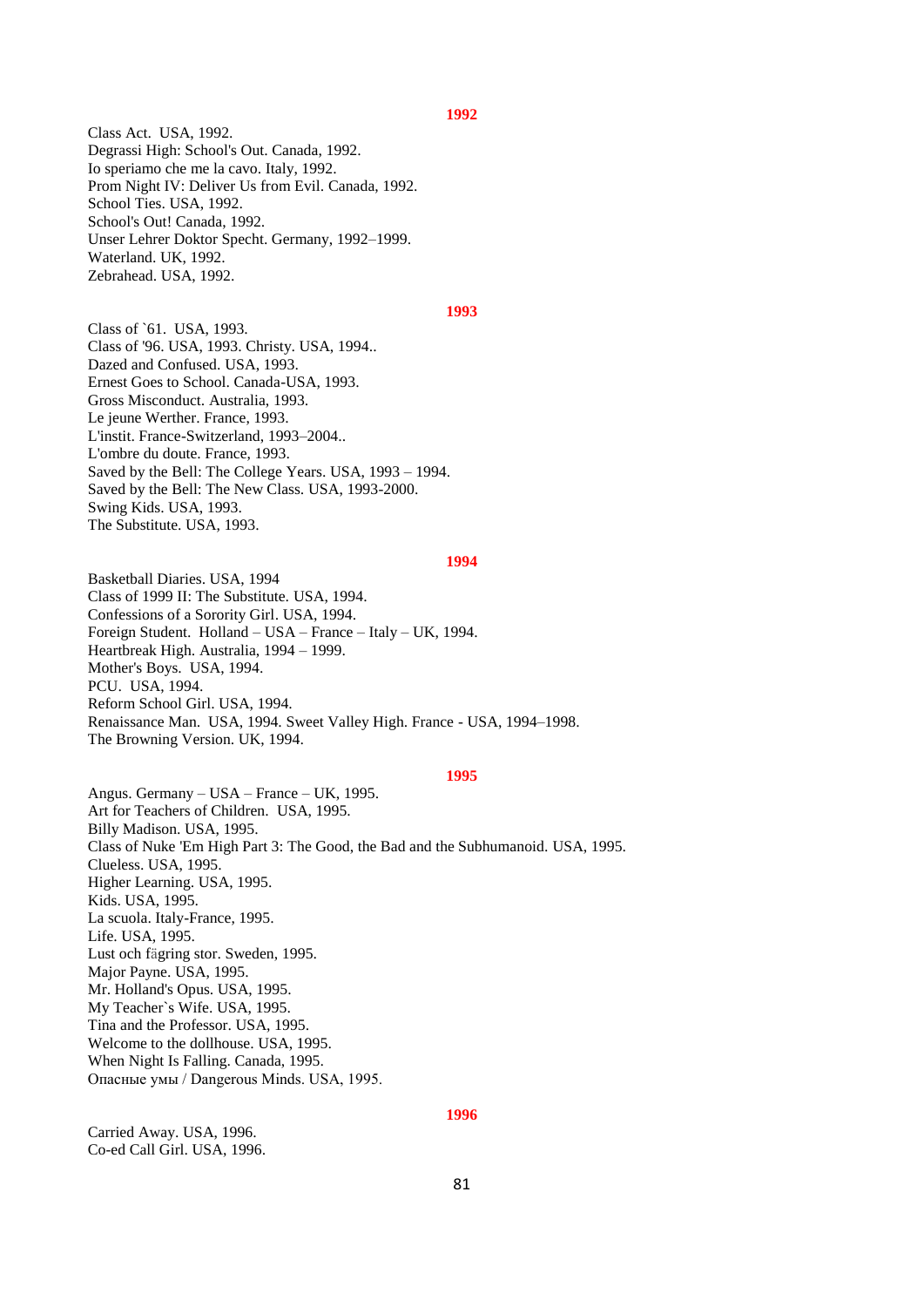## 1992

Class Act. USA, 1992.
Degrassi High: School's Out. Canada, 1992.
Io speriamo che me la cavo. Italy, 1992.
Prom Night IV: Deliver Us from Evil. Canada, 1992.
School Ties. USA, 1992.
School's Out! Canada, 1992.
Unser Lehrer Doktor Specht. Germany, 1992–1999.
Waterland. UK, 1992.
Zebrahead. USA, 1992.

## 1993

Class of `61. USA, 1993.
Class of '96. USA, 1993. Christy. USA, 1994..
Dazed and Confused. USA, 1993.
Ernest Goes to School. Canada-USA, 1993.
Gross Misconduct. Australia, 1993.
Le jeune Werther. France, 1993.
L'instit. France-Switzerland, 1993–2004..
L'ombre du doute. France, 1993.
Saved by the Bell: The College Years. USA, 1993 – 1994.
Saved by the Bell: The New Class. USA, 1993-2000.
Swing Kids. USA, 1993.
The Substitute. USA, 1993.

## 1994

Basketball Diaries. USA, 1994
Class of 1999 II: The Substitute. USA, 1994.
Confessions of a Sorority Girl. USA, 1994.
Foreign Student. Holland – USA – France – Italy – UK, 1994.
Heartbreak High. Australia, 1994 – 1999.
Mother's Boys. USA, 1994.
PCU. USA, 1994.
Reform School Girl. USA, 1994.
Renaissance Man. USA, 1994. Sweet Valley High. France - USA, 1994–1998.
The Browning Version. UK, 1994.

## 1995

Angus. Germany – USA – France – UK, 1995.
Art for Teachers of Children. USA, 1995.
Billy Madison. USA, 1995.
Class of Nuke 'Em High Part 3: The Good, the Bad and the Subhumanoid. USA, 1995.
Clueless. USA, 1995.
Higher Learning. USA, 1995.
Kids. USA, 1995.
La scuola. Italy-France, 1995.
Life. USA, 1995.
Lust och fägring stor. Sweden, 1995.
Major Payne. USA, 1995.
Mr. Holland's Opus. USA, 1995.
My Teacher`s Wife. USA, 1995.
Tina and the Professor. USA, 1995.
Welcome to the dollhouse. USA, 1995.
When Night Is Falling. Canada, 1995.
Опасные умы / Dangerous Minds. USA, 1995.

## 1996

Carried Away. USA, 1996.
Co-ed Call Girl. USA, 1996.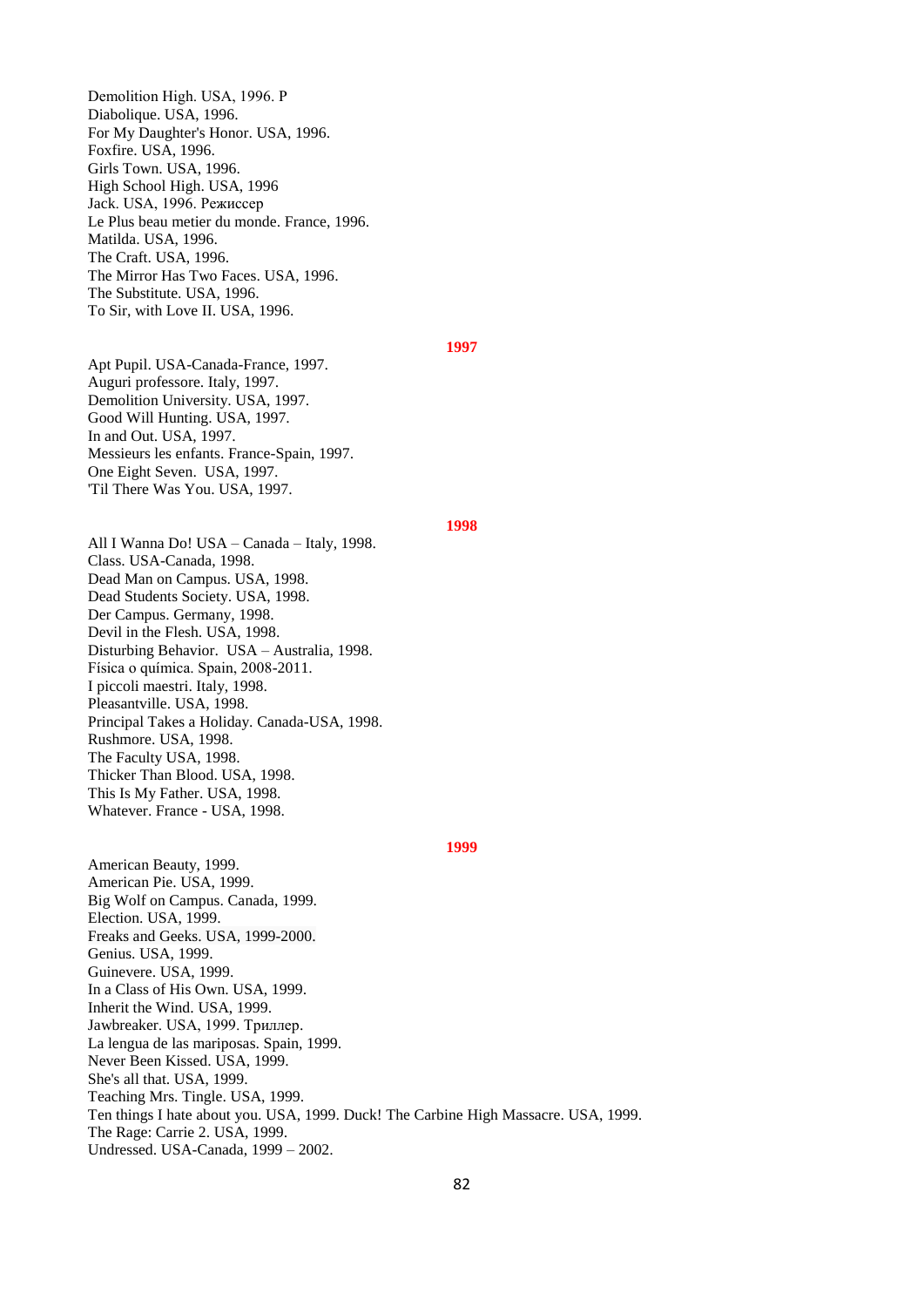Demolition High. USA, 1996. P
Diabolique. USA, 1996.
For My Daughter's Honor. USA, 1996.
Foxfire. USA, 1996.
Girls Town. USA, 1996.
High School High. USA, 1996
Jack. USA, 1996. Режиссер
Le Plus beau metier du monde. France, 1996.
Matilda. USA, 1996.
The Craft. USA, 1996.
The Mirror Has Two Faces. USA, 1996.
The Substitute. USA, 1996.
To Sir, with Love II. USA, 1996.

**1997**

Apt Pupil. USA-Canada-France, 1997.
Auguri professore. Italy, 1997.
Demolition University. USA, 1997.
Good Will Hunting. USA, 1997.
In and Out. USA, 1997.
Messieurs les enfants. France-Spain, 1997.
One Eight Seven. USA, 1997.
'Til There Was You. USA, 1997.

**1998**

All I Wanna Do! USA – Canada – Italy, 1998.
Class. USA-Canada, 1998.
Dead Man on Campus. USA, 1998.
Dead Students Society. USA, 1998.
Der Campus. Germany, 1998.
Devil in the Flesh. USA, 1998.
Disturbing Behavior. USA – Australia, 1998.
Física o química. Spain, 2008-2011.
I piccoli maestri. Italy, 1998.
Pleasantville. USA, 1998.
Principal Takes a Holiday. Canada-USA, 1998.
Rushmore. USA, 1998.
The Faculty USA, 1998.
Thicker Than Blood. USA, 1998.
This Is My Father. USA, 1998.
Whatever. France - USA, 1998.

**1999**

American Beauty, 1999.
American Pie. USA, 1999.
Big Wolf on Campus. Canada, 1999.
Election. USA, 1999.
Freaks and Geeks. USA, 1999-2000.
Genius. USA, 1999.
Guinevere. USA, 1999.
In a Class of His Own. USA, 1999.
Inherit the Wind. USA, 1999.
Jawbreaker. USA, 1999. Триллер.
La lengua de las mariposas. Spain, 1999.
Never Been Kissed. USA, 1999.
She's all that. USA, 1999.
Teaching Mrs. Tingle. USA, 1999.
Ten things I hate about you. USA, 1999. Duck! The Carbine High Massacre. USA, 1999.
The Rage: Carrie 2. USA, 1999.
Undressed. USA-Canada, 1999 – 2002.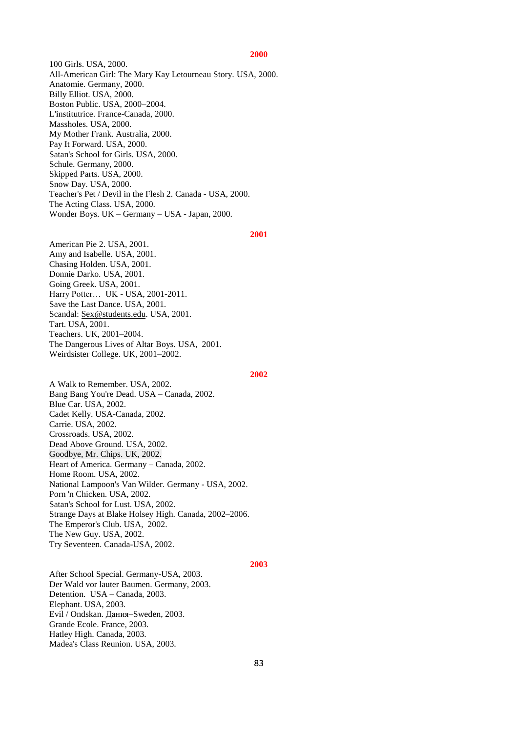**2000**

100 Girls. USA, 2000.
All-American Girl: The Mary Kay Letourneau Story. USA, 2000.
Anatomie. Germany, 2000.
Billy Elliot. USA, 2000.
Boston Public. USA, 2000–2004.
L'institutrice. France-Canada, 2000.
Massholes. USA, 2000.
My Mother Frank. Australia, 2000.
Pay It Forward. USA, 2000.
Satan's School for Girls. USA, 2000.
Schule. Germany, 2000.
Skipped Parts. USA, 2000.
Snow Day. USA, 2000.
Teacher's Pet / Devil in the Flesh 2. Canada - USA, 2000.
The Acting Class. USA, 2000.
Wonder Boys. UK – Germany – USA - Japan, 2000.

**2001**

American Pie 2. USA, 2001.
Amy and Isabelle. USA, 2001.
Chasing Holden. USA, 2001.
Donnie Darko. USA, 2001.
Going Greek. USA, 2001.
Harry Potter… UK - USA, 2001-2011.
Save the Last Dance. USA, 2001.
Scandal: Sex@students.edu. USA, 2001.
Tart. USA, 2001.
Teachers. UK, 2001–2004.
The Dangerous Lives of Altar Boys. USA, 2001.
Weirdsister College. UK, 2001–2002.

**2002**

A Walk to Remember. USA, 2002.
Bang Bang You're Dead. USA – Canada, 2002.
Blue Car. USA, 2002.
Cadet Kelly. USA-Canada, 2002.
Carrie. USA, 2002.
Crossroads. USA, 2002.
Dead Above Ground. USA, 2002.
Goodbye, Mr. Chips. UK, 2002.
Heart of America. Germany – Canada, 2002.
Home Room. USA, 2002.
National Lampoon's Van Wilder. Germany - USA, 2002.
Porn 'n Chicken. USA, 2002.
Satan's School for Lust. USA, 2002.
Strange Days at Blake Holsey High. Canada, 2002–2006.
The Emperor's Club. USA, 2002.
The New Guy. USA, 2002.
Try Seventeen. Canada-USA, 2002.

**2003**

After School Special. Germany-USA, 2003.
Der Wald vor lauter Baumen. Germany, 2003.
Detention. USA – Canada, 2003.
Elephant. USA, 2003.
Evil / Ondskan. Дания–Sweden, 2003.
Grande Ecole. France, 2003.
Hatley High. Canada, 2003.
Madea's Class Reunion. USA, 2003.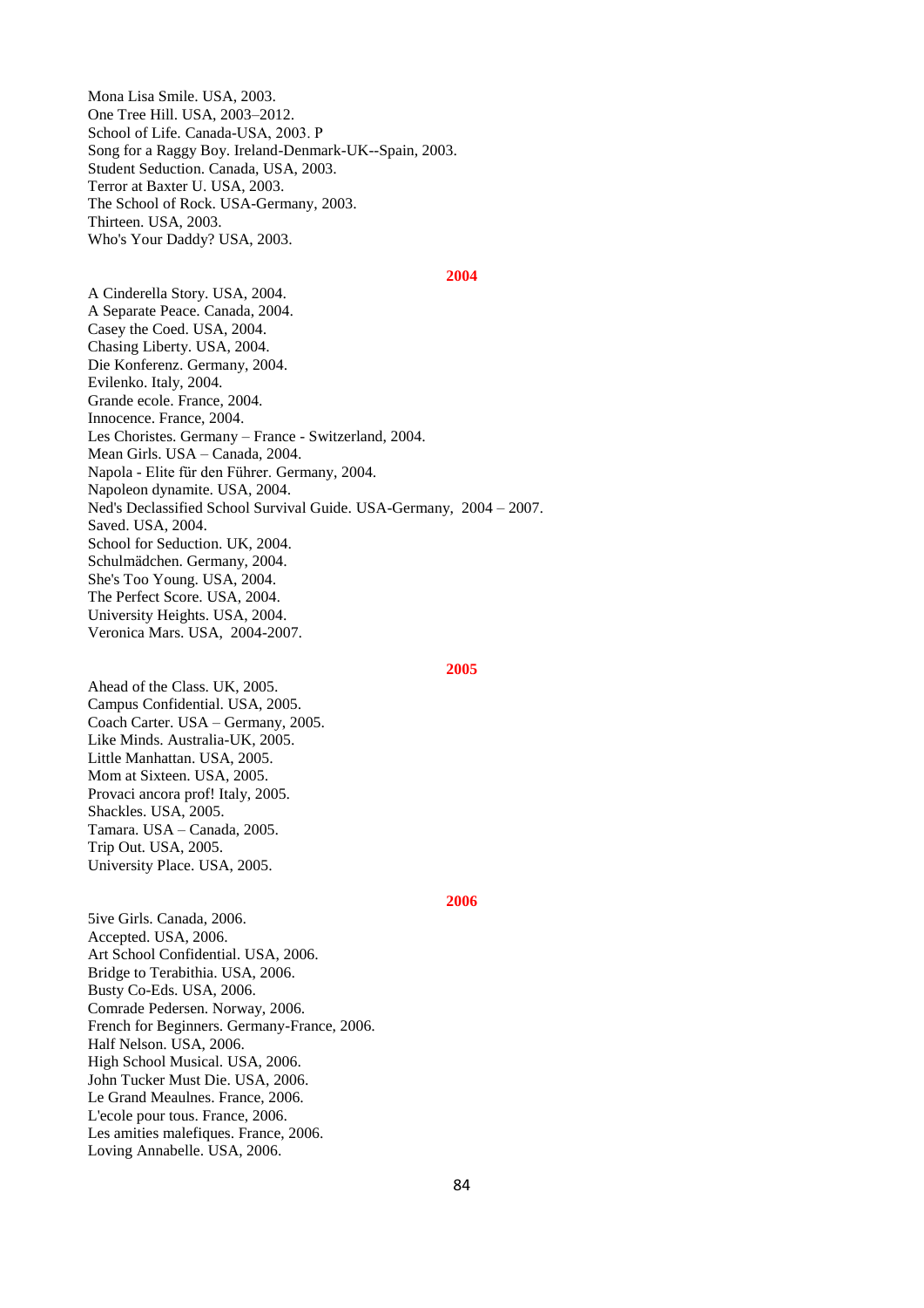Mona Lisa Smile. USA, 2003.
One Tree Hill. USA, 2003–2012.
School of Life. Canada-USA, 2003. P
Song for a Raggy Boy. Ireland-Denmark-UK--Spain, 2003.
Student Seduction. Canada, USA, 2003.
Terror at Baxter U. USA, 2003.
The School of Rock. USA-Germany, 2003.
Thirteen. USA, 2003.
Who's Your Daddy? USA, 2003.

## 2004

A Cinderella Story. USA, 2004.
A Separate Peace. Canada, 2004.
Casey the Coed. USA, 2004.
Chasing Liberty. USA, 2004.
Die Konferenz. Germany, 2004.
Evilenko. Italy, 2004.
Grande ecole. France, 2004.
Innocence. France, 2004.
Les Choristes. Germany – France - Switzerland, 2004.
Mean Girls. USA – Canada, 2004.
Napola - Elite für den Führer. Germany, 2004.
Napoleon dynamite. USA, 2004.
Ned's Declassified School Survival Guide. USA-Germany, 2004 – 2007.
Saved. USA, 2004.
School for Seduction. UK, 2004.
Schulmädchen. Germany, 2004.
She's Too Young. USA, 2004.
The Perfect Score. USA, 2004.
University Heights. USA, 2004.
Veronica Mars. USA, 2004-2007.

## 2005

Ahead of the Class. UK, 2005.
Campus Confidential. USA, 2005.
Coach Carter. USA – Germany, 2005.
Like Minds. Australia-UK, 2005.
Little Manhattan. USA, 2005.
Mom at Sixteen. USA, 2005.
Provaci ancora prof! Italy, 2005.
Shackles. USA, 2005.
Tamara. USA – Canada, 2005.
Trip Out. USA, 2005.
University Place. USA, 2005.

## 2006

5ive Girls. Canada, 2006.
Accepted. USA, 2006.
Art School Confidential. USA, 2006.
Bridge to Terabithia. USA, 2006.
Busty Co-Eds. USA, 2006.
Comrade Pedersen. Norway, 2006.
French for Beginners. Germany-France, 2006.
Half Nelson. USA, 2006.
High School Musical. USA, 2006.
John Tucker Must Die. USA, 2006.
Le Grand Meaulnes. France, 2006.
L'ecole pour tous. France, 2006.
Les amities malefiques. France, 2006.
Loving Annabelle. USA, 2006.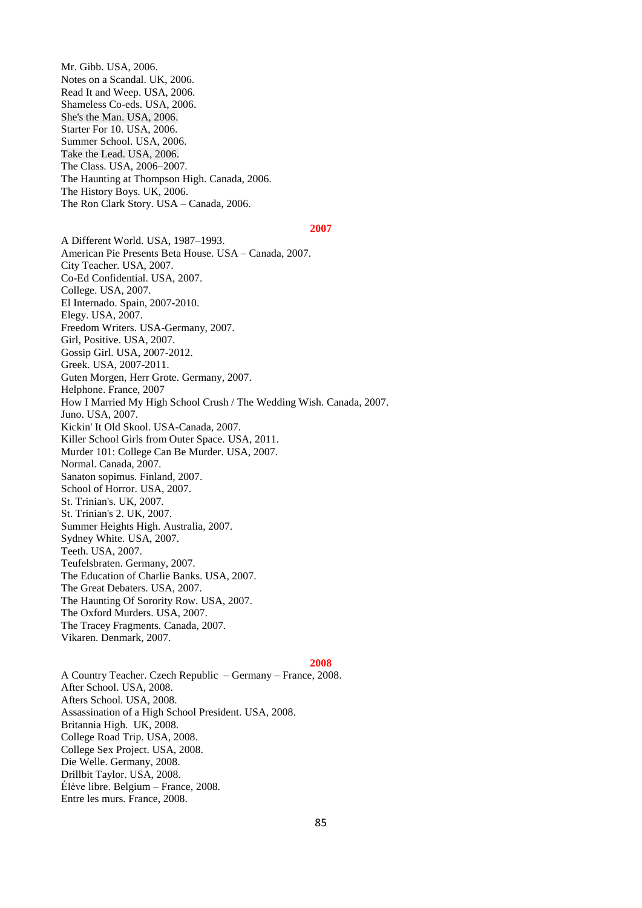Mr. Gibb. USA, 2006.
Notes on a Scandal. UK, 2006.
Read It and Weep. USA, 2006.
Shameless Co-eds. USA, 2006.
She's the Man. USA, 2006.
Starter For 10. USA, 2006.
Summer School. USA, 2006.
Take the Lead. USA, 2006.
The Class. USA, 2006–2007.
The Haunting at Thompson High. Canada, 2006.
The History Boys. UK, 2006.
The Ron Clark Story. USA – Canada, 2006.

## 2007

A Different World. USA, 1987–1993.
American Pie Presents Beta House. USA – Canada, 2007.
City Teacher. USA, 2007.
Co-Ed Confidential. USA, 2007.
College. USA, 2007.
El Internado. Spain, 2007-2010.
Elegy. USA, 2007.
Freedom Writers. USA-Germany, 2007.
Girl, Positive. USA, 2007.
Gossip Girl. USA, 2007-2012.
Greek. USA, 2007-2011.
Guten Morgen, Herr Grote. Germany, 2007.
Helphone. France, 2007
How I Married My High School Crush / The Wedding Wish. Canada, 2007.
Juno. USA, 2007.
Kickin' It Old Skool. USA-Canada, 2007.
Killer School Girls from Outer Space. USA, 2011.
Murder 101: College Can Be Murder. USA, 2007.
Normal. Canada, 2007.
Sanaton sopimus. Finland, 2007.
School of Horror. USA, 2007.
St. Trinian's. UK, 2007.
St. Trinian's 2. UK, 2007.
Summer Heights High. Australia, 2007.
Sydney White. USA, 2007.
Teeth. USA, 2007.
Teufelsbraten. Germany, 2007.
The Education of Charlie Banks. USA, 2007.
The Great Debaters. USA, 2007.
The Haunting Of Sorority Row. USA, 2007.
The Oxford Murders. USA, 2007.
The Tracey Fragments. Canada, 2007.
Vikaren. Denmark, 2007.

## 2008

A Country Teacher. Czech Republic – Germany – France, 2008.
After School. USA, 2008.
Afters School. USA, 2008.
Assassination of a High School President. USA, 2008.
Britannia High. UK, 2008.
College Road Trip. USA, 2008.
College Sex Project. USA, 2008.
Die Welle. Germany, 2008.
Drillbit Taylor. USA, 2008.
Élève libre. Belgium – France, 2008.
Entre les murs. France, 2008.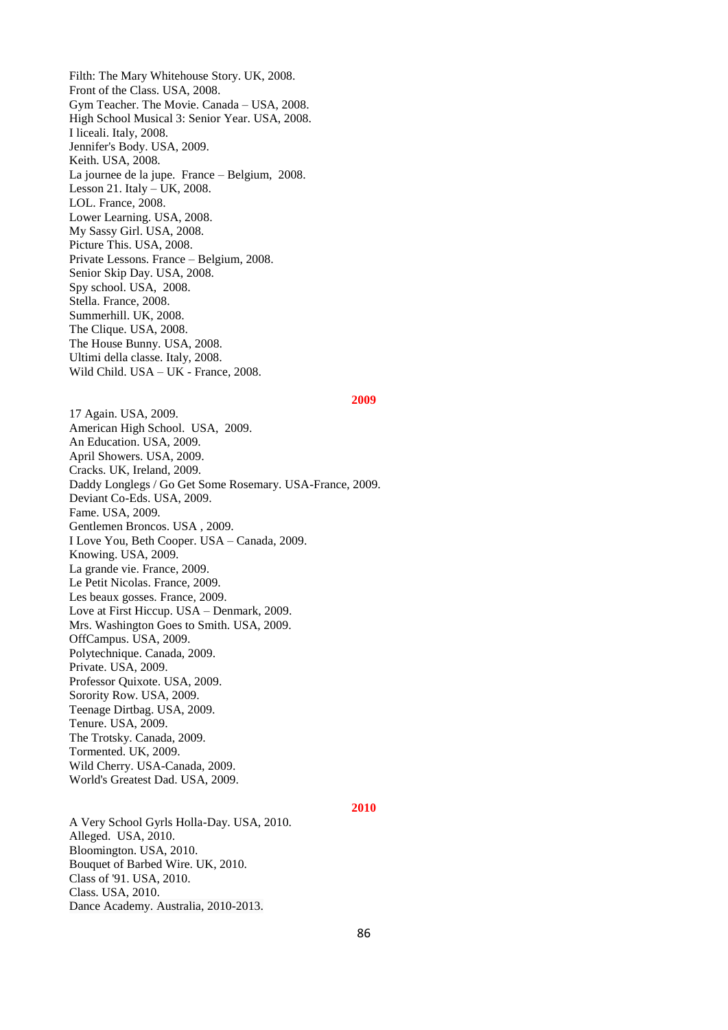Filth: The Mary Whitehouse Story. UK, 2008.
Front of the Class. USA, 2008.
Gym Teacher. The Movie. Canada – USA, 2008.
High School Musical 3: Senior Year. USA, 2008.
I liceali. Italy, 2008.
Jennifer's Body. USA, 2009.
Keith. USA, 2008.
La journee de la jupe. France – Belgium, 2008.
Lesson 21. Italy – UK, 2008.
LOL. France, 2008.
Lower Learning. USA, 2008.
My Sassy Girl. USA, 2008.
Picture This. USA, 2008.
Private Lessons. France – Belgium, 2008.
Senior Skip Day. USA, 2008.
Spy school. USA, 2008.
Stella. France, 2008.
Summerhill. UK, 2008.
The Clique. USA, 2008.
The House Bunny. USA, 2008.
Ultimi della classe. Italy, 2008.
Wild Child. USA – UK - France, 2008.

**2009**

17 Again. USA, 2009.
American High School. USA, 2009.
An Education. USA, 2009.
April Showers. USA, 2009.
Cracks. UK, Ireland, 2009.
Daddy Longlegs / Go Get Some Rosemary. USA-France, 2009.
Deviant Co-Eds. USA, 2009.
Fame. USA, 2009.
Gentlemen Broncos. USA , 2009.
I Love You, Beth Cooper. USA – Canada, 2009.
Knowing. USA, 2009.
La grande vie. France, 2009.
Le Petit Nicolas. France, 2009.
Les beaux gosses. France, 2009.
Love at First Hiccup. USA – Denmark, 2009.
Mrs. Washington Goes to Smith. USA, 2009.
OffCampus. USA, 2009.
Polytechnique. Canada, 2009.
Private. USA, 2009.
Professor Quixote. USA, 2009.
Sorority Row. USA, 2009.
Teenage Dirtbag. USA, 2009.
Tenure. USA, 2009.
The Trotsky. Canada, 2009.
Tormented. UK, 2009.
Wild Cherry. USA-Canada, 2009.
World's Greatest Dad. USA, 2009.

**2010**

A Very School Gyrls Holla-Day. USA, 2010.
Alleged. USA, 2010.
Bloomington. USA, 2010.
Bouquet of Barbed Wire. UK, 2010.
Class of '91. USA, 2010.
Class. USA, 2010.
Dance Academy. Australia, 2010-2013.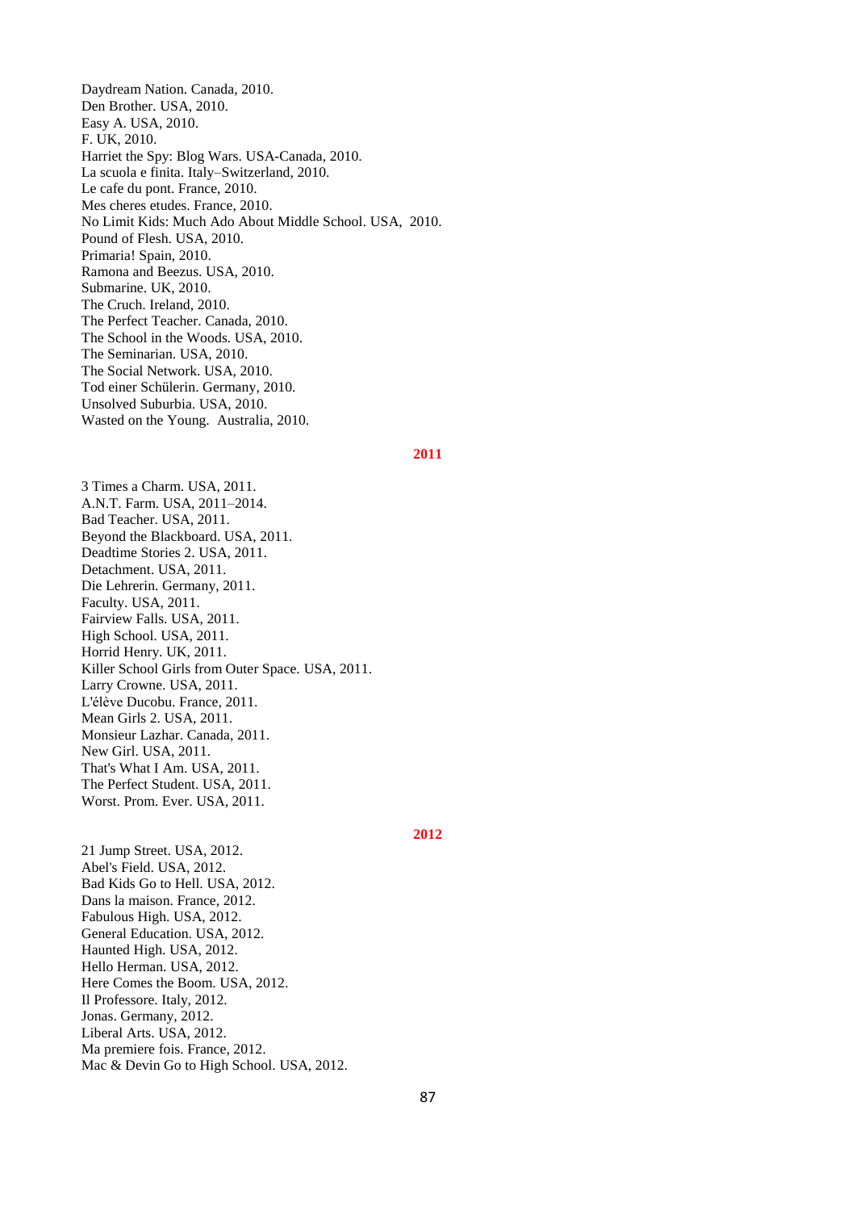Daydream Nation. Canada, 2010.
Den Brother. USA, 2010.
Easy A. USA, 2010.
F. UK, 2010.
Harriet the Spy: Blog Wars. USA-Canada, 2010.
La scuola e finita. Italy–Switzerland, 2010.
Le cafe du pont. France, 2010.
Mes cheres etudes. France, 2010.
No Limit Kids: Much Ado About Middle School. USA, 2010.
Pound of Flesh. USA, 2010.
Primaria! Spain, 2010.
Ramona and Beezus. USA, 2010.
Submarine. UK, 2010.
The Cruch. Ireland, 2010.
The Perfect Teacher. Canada, 2010.
The School in the Woods. USA, 2010.
The Seminarian. USA, 2010.
The Social Network. USA, 2010.
Tod einer Schülerin. Germany, 2010.
Unsolved Suburbia. USA, 2010.
Wasted on the Young. Australia, 2010.

**2011**

3 Times a Charm. USA, 2011.
A.N.T. Farm. USA, 2011–2014.
Bad Teacher. USA, 2011.
Beyond the Blackboard. USA, 2011.
Deadtime Stories 2. USA, 2011.
Detachment. USA, 2011.
Die Lehrerin. Germany, 2011.
Faculty. USA, 2011.
Fairview Falls. USA, 2011.
High School. USA, 2011.
Horrid Henry. UK, 2011.
Killer School Girls from Outer Space. USA, 2011.
Larry Crowne. USA, 2011.
L'élève Ducobu. France, 2011.
Mean Girls 2. USA, 2011.
Monsieur Lazhar. Canada, 2011.
New Girl. USA, 2011.
That's What I Am. USA, 2011.
The Perfect Student. USA, 2011.
Worst. Prom. Ever. USA, 2011.

**2012**

21 Jump Street. USA, 2012.
Abel's Field. USA, 2012.
Bad Kids Go to Hell. USA, 2012.
Dans la maison. France, 2012.
Fabulous High. USA, 2012.
General Education. USA, 2012.
Haunted High. USA, 2012.
Hello Herman. USA, 2012.
Here Comes the Boom. USA, 2012.
Il Professore. Italy, 2012.
Jonas. Germany, 2012.
Liberal Arts. USA, 2012.
Ma premiere fois. France, 2012.
Mac & Devin Go to High School. USA, 2012.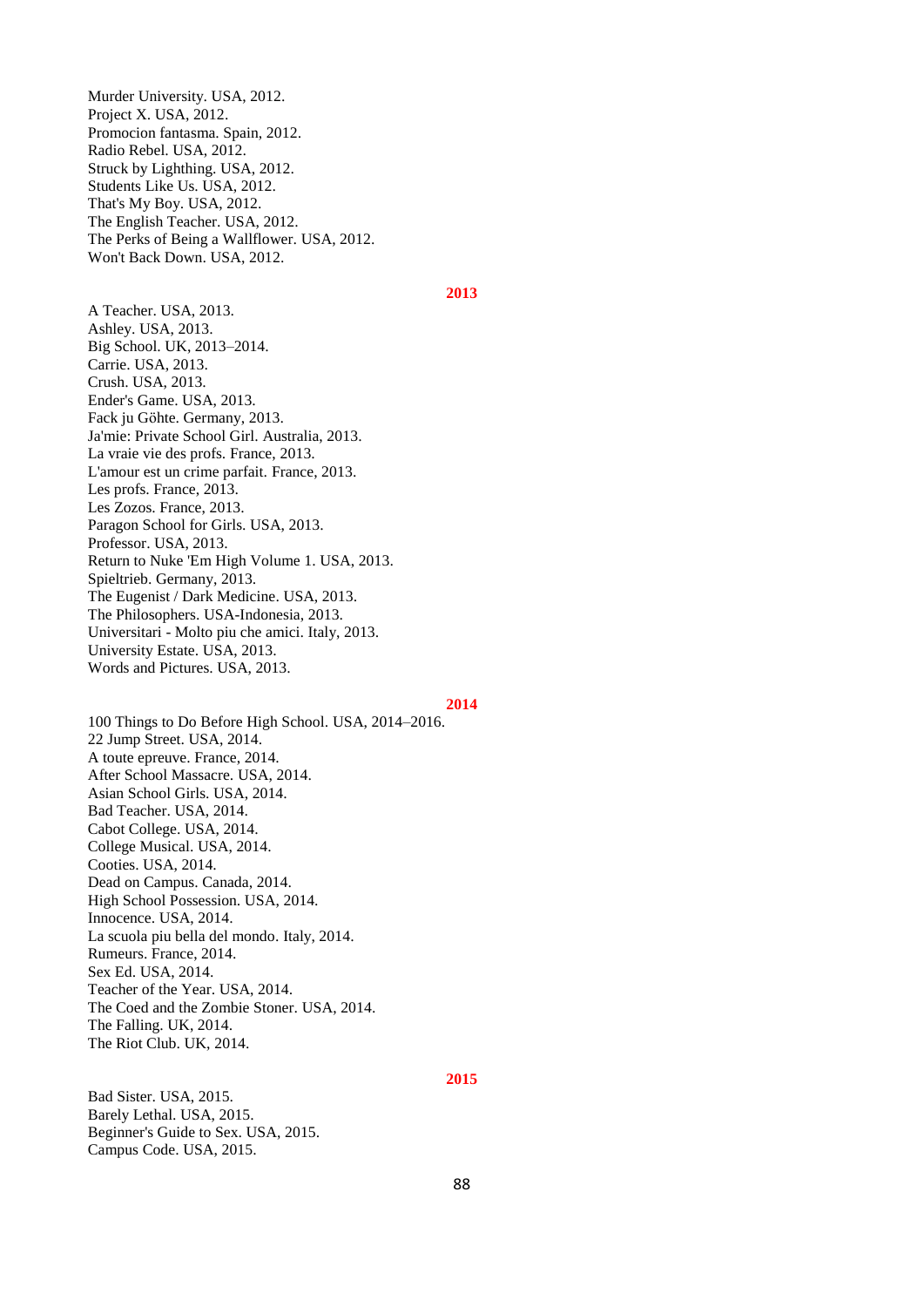Murder University. USA, 2012.
Project X. USA, 2012.
Promocion fantasma. Spain, 2012.
Radio Rebel. USA, 2012.
Struck by Lighthing. USA, 2012.
Students Like Us. USA, 2012.
That's My Boy. USA, 2012.
The English Teacher. USA, 2012.
The Perks of Being a Wallflower. USA, 2012.
Won't Back Down. USA, 2012.

**2013**

A Teacher. USA, 2013.
Ashley. USA, 2013.
Big School. UK, 2013–2014.
Carrie. USA, 2013.
Crush. USA, 2013.
Ender's Game. USA, 2013.
Fack ju Göhte. Germany, 2013.
Ja'mie: Private School Girl. Australia, 2013.
La vraie vie des profs. France, 2013.
L'amour est un crime parfait. France, 2013.
Les profs. France, 2013.
Les Zozos. France, 2013.
Paragon School for Girls. USA, 2013.
Professor. USA, 2013.
Return to Nuke 'Em High Volume 1. USA, 2013.
Spieltrieb. Germany, 2013.
The Eugenist / Dark Medicine. USA, 2013.
The Philosophers. USA-Indonesia, 2013.
Universitari - Molto piu che amici. Italy, 2013.
University Estate. USA, 2013.
Words and Pictures. USA, 2013.

**2014**

100 Things to Do Before High School. USA, 2014–2016.
22 Jump Street. USA, 2014.
A toute epreuve. France, 2014.
After School Massacre. USA, 2014.
Asian School Girls. USA, 2014.
Bad Teacher. USA, 2014.
Cabot College. USA, 2014.
College Musical. USA, 2014.
Cooties. USA, 2014.
Dead on Campus. Canada, 2014.
High School Possession. USA, 2014.
Innocence. USA, 2014.
La scuola piu bella del mondo. Italy, 2014.
Rumeurs. France, 2014.
Sex Ed. USA, 2014.
Teacher of the Year. USA, 2014.
The Coed and the Zombie Stoner. USA, 2014.
The Falling. UK, 2014.
The Riot Club. UK, 2014.

**2015**

Bad Sister. USA, 2015.
Barely Lethal. USA, 2015.
Beginner's Guide to Sex. USA, 2015.
Campus Code. USA, 2015.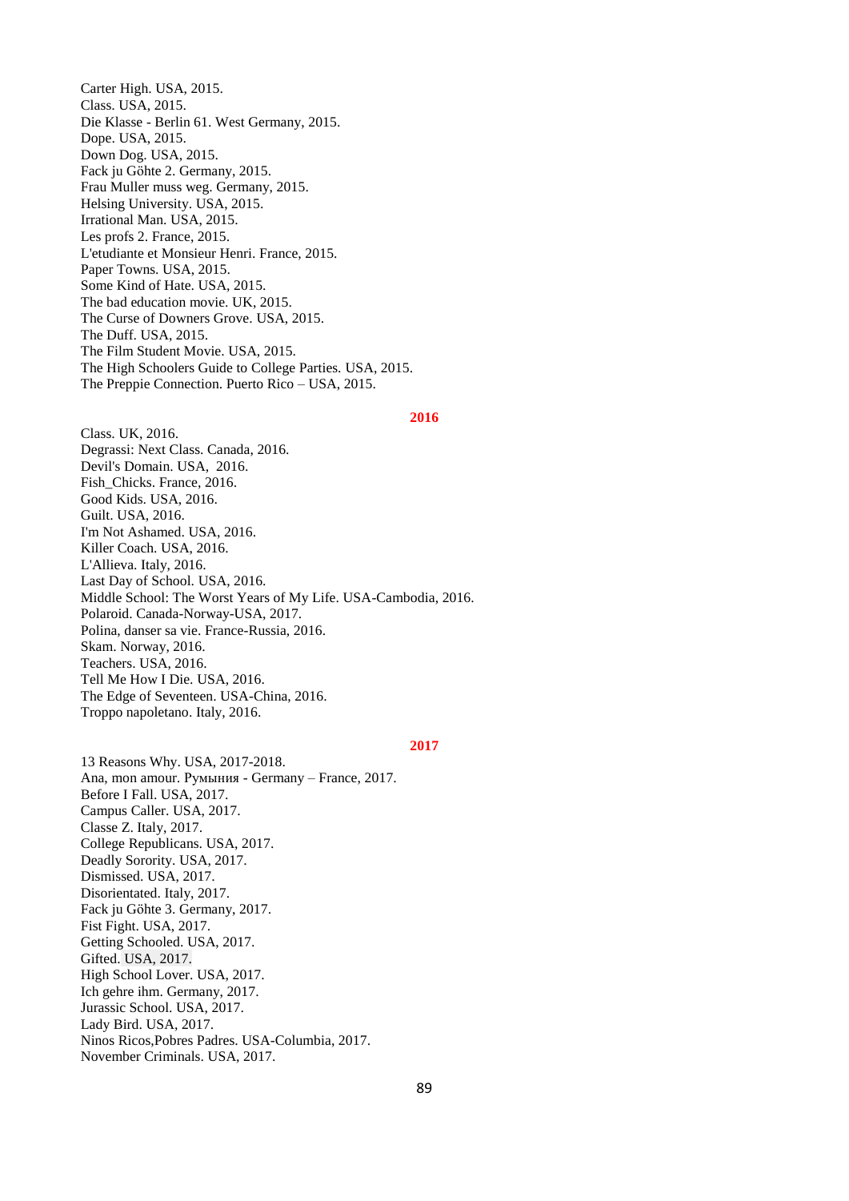Carter High. USA, 2015.
Class. USA, 2015.
Die Klasse - Berlin 61. West Germany, 2015.
Dope. USA, 2015.
Down Dog. USA, 2015.
Fack ju Göhte 2. Germany, 2015.
Frau Muller muss weg. Germany, 2015.
Helsing University. USA, 2015.
Irrational Man. USA, 2015.
Les profs 2. France, 2015.
L'etudiante et Monsieur Henri. France, 2015.
Paper Towns. USA, 2015.
Some Kind of Hate. USA, 2015.
The bad education movie. UK, 2015.
The Curse of Downers Grove. USA, 2015.
The Duff. USA, 2015.
The Film Student Movie. USA, 2015.
The High Schoolers Guide to College Parties. USA, 2015.
The Preppie Connection. Puerto Rico – USA, 2015.

**2016**

Class. UK, 2016.
Degrassi: Next Class. Canada, 2016.
Devil's Domain. USA, 2016.
Fish_Chicks. France, 2016.
Good Kids. USA, 2016.
Guilt. USA, 2016.
I'm Not Ashamed. USA, 2016.
Killer Coach. USA, 2016.
L'Allieva. Italy, 2016.
Last Day of School. USA, 2016.
Middle School: The Worst Years of My Life. USA-Cambodia, 2016.
Polaroid. Canada-Norway-USA, 2017.
Polina, danser sa vie. France-Russia, 2016.
Skam. Norway, 2016.
Teachers. USA, 2016.
Tell Me How I Die. USA, 2016.
The Edge of Seventeen. USA-China, 2016.
Troppo napoletano. Italy, 2016.

**2017**

13 Reasons Why. USA, 2017-2018.
Ana, mon amour. Румыния - Germany – France, 2017.
Before I Fall. USA, 2017.
Campus Caller. USA, 2017.
Classe Z. Italy, 2017.
College Republicans. USA, 2017.
Deadly Sorority. USA, 2017.
Dismissed. USA, 2017.
Disorientated. Italy, 2017.
Fack ju Göhte 3. Germany, 2017.
Fist Fight. USA, 2017.
Getting Schooled. USA, 2017.
Gifted. USA, 2017.
High School Lover. USA, 2017.
Ich gehre ihm. Germany, 2017.
Jurassic School. USA, 2017.
Lady Bird. USA, 2017.
Ninos Ricos,Pobres Padres. USA-Columbia, 2017.
November Criminals. USA, 2017.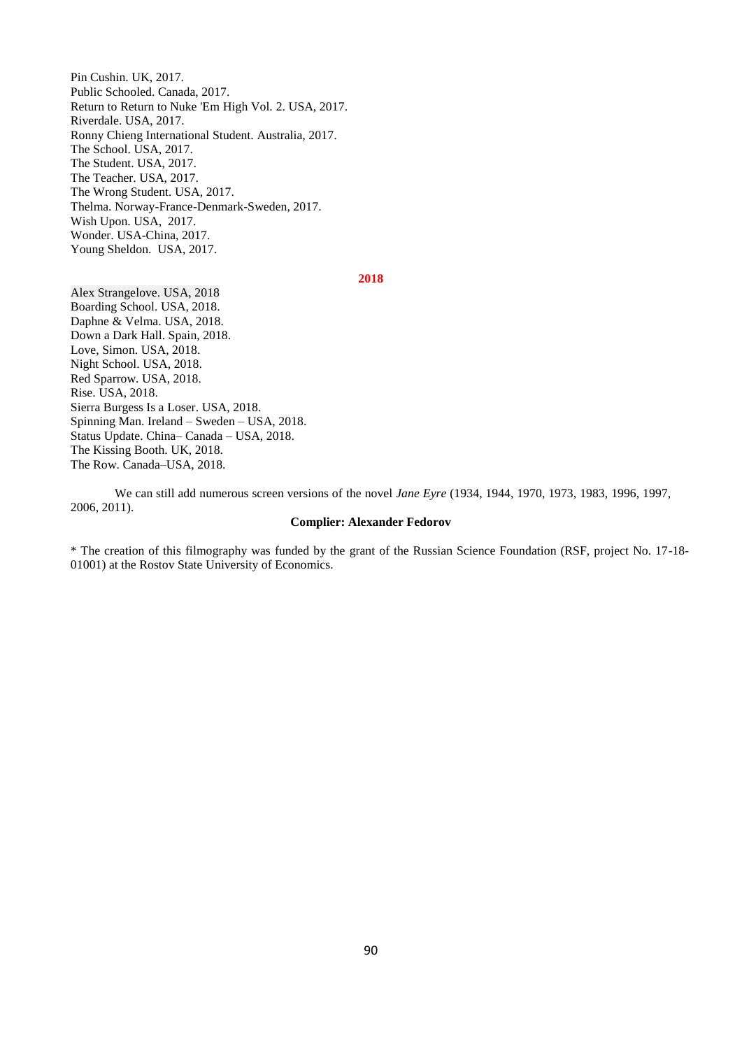Pin Cushin. UK, 2017.
Public Schooled. Canada, 2017.
Return to Return to Nuke 'Em High Vol. 2. USA, 2017.
Riverdale. USA, 2017.
Ronny Chieng International Student. Australia, 2017.
The School. USA, 2017.
The Student. USA, 2017.
The Teacher. USA, 2017.
The Wrong Student. USA, 2017.
Thelma. Norway-France-Denmark-Sweden, 2017.
Wish Upon. USA, 2017.
Wonder. USA-China, 2017.
Young Sheldon. USA, 2017.

**2018**

Alex Strangelove. USA, 2018
Boarding School. USA, 2018.
Daphne & Velma. USA, 2018.
Down a Dark Hall. Spain, 2018.
Love, Simon. USA, 2018.
Night School. USA, 2018.
Red Sparrow. USA, 2018.
Rise. USA, 2018.
Sierra Burgess Is a Loser. USA, 2018.
Spinning Man. Ireland – Sweden – USA, 2018.
Status Update. China– Canada – USA, 2018.
The Kissing Booth. UK, 2018.
The Row. Canada–USA, 2018.

We can still add numerous screen versions of the novel *Jane Eyre* (1934, 1944, 1970, 1973, 1983, 1996, 1997, 2006, 2011).

**Complier: Alexander Fedorov**

* The creation of this filmography was funded by the grant of the Russian Science Foundation (RSF, project No. 17-18-01001) at the Rostov State University of Economics.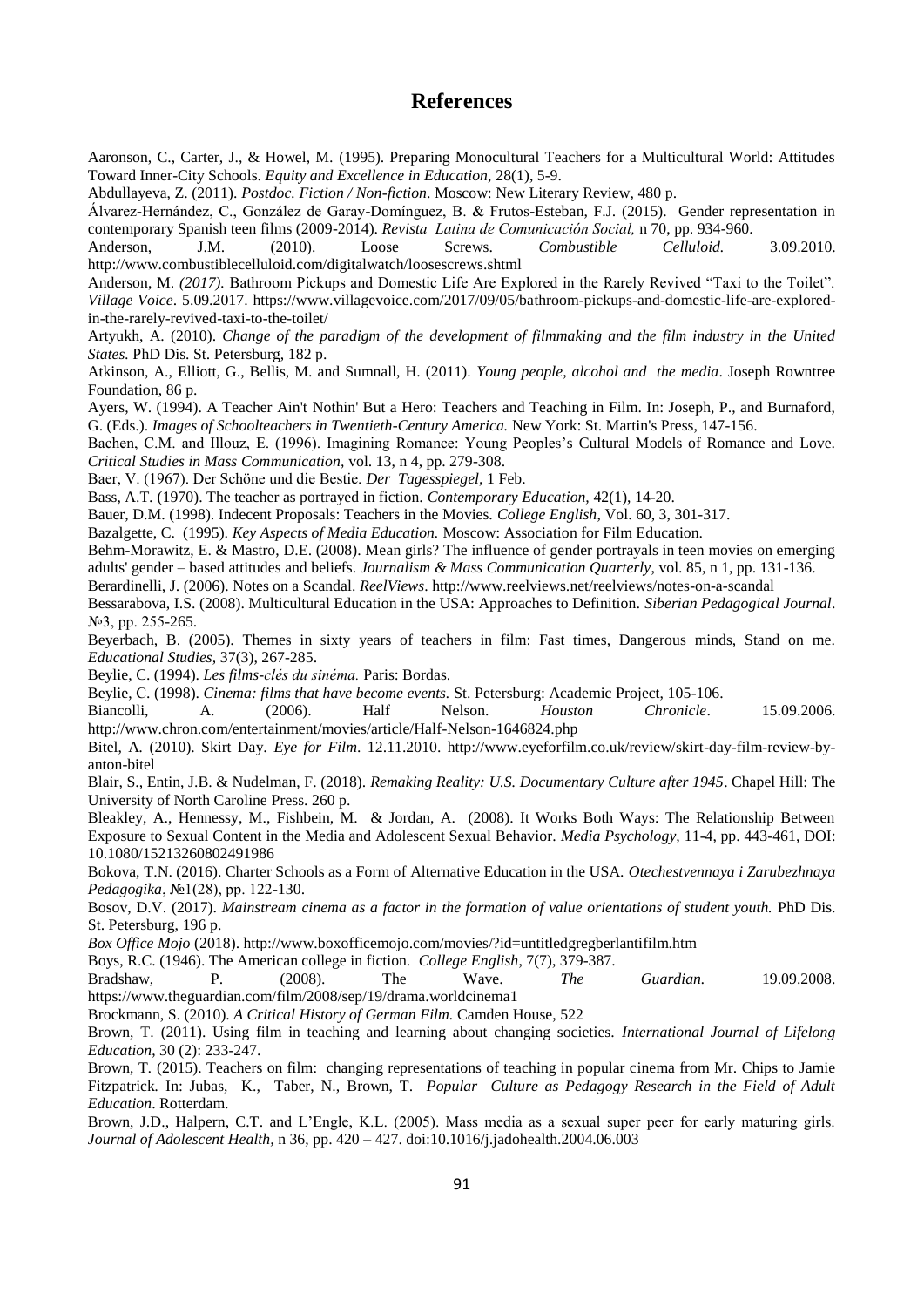# References

Aaronson, C., Carter, J., & Howel, M. (1995). Preparing Monocultural Teachers for a Multicultural World: Attitudes Toward Inner-City Schools. *Equity and Excellence in Education*, 28(1), 5-9.

Abdullayeva, Z. (2011). *Postdoc. Fiction / Non-fiction*. Moscow: New Literary Review, 480 p.

Álvarez-Hernández, C., González de Garay-Domínguez, B. & Frutos-Esteban, F.J. (2015). Gender representation in contemporary Spanish teen films (2009-2014). *Revista Latina de Comunicación Social,* n 70, pp. 934-960.

Anderson, J.M. (2010). Loose Screws. *Combustible Celluloid.* 3.09.2010. http://www.combustiblecelluloid.com/digitalwatch/loosescrews.shtml

Anderson, M. *(2017).* Bathroom Pickups and Domestic Life Are Explored in the Rarely Revived "Taxi to the Toilet". *Village Voice*. 5.09.2017. https://www.villagevoice.com/2017/09/05/bathroom-pickups-and-domestic-life-are-explored-in-the-rarely-revived-taxi-to-the-toilet/

Artyukh, A. (2010). *Change of the paradigm of the development of filmmaking and the film industry in the United States.* PhD Dis. St. Petersburg, 182 p.

Atkinson, A., Elliott, G., Bellis, M. and Sumnall, H. (2011). *Young people, alcohol and the media*. Joseph Rowntree Foundation, 86 p.

Ayers, W. (1994). A Teacher Ain't Nothin' But a Hero: Teachers and Teaching in Film. In: Joseph, P., and Burnaford, G. (Eds.). *Images of Schoolteachers in Twentieth-Century America.* New York: St. Martin's Press, 147-156.

Bachen, C.M. and Illouz, E. (1996). Imagining Romance: Young Peoples's Cultural Models of Romance and Love. *Critical Studies in Mass Communication*, vol. 13, n 4, pp. 279-308.

Baer, V. (1967). Der Schöne und die Bestie. *Der Tagesspiegel*, 1 Feb.

Bass, A.T. (1970). The teacher as portrayed in fiction. *Contemporary Education*, 42(1), 14-20.

Bauer, D.M. (1998). Indecent Proposals: Teachers in the Movies. *College English*, Vol. 60, 3, 301-317.

Bazalgette, C. (1995). *Key Aspects of Media Education.* Moscow: Association for Film Education.

Behm-Morawitz, E. & Mastro, D.E. (2008). Mean girls? The influence of gender portrayals in teen movies on emerging adults' gender – based attitudes and beliefs. *Journalism & Mass Communication Quarterly*, vol. 85, n 1, pp. 131-136.

Berardinelli, J. (2006). Notes on a Scandal. *ReelViews*. http://www.reelviews.net/reelviews/notes-on-a-scandal

Bessarabova, I.S. (2008). Multicultural Education in the USA: Approaches to Definition. *Siberian Pedagogical Journal*. №3, pp. 255-265.

Beyerbach, B. (2005). Themes in sixty years of teachers in film: Fast times, Dangerous minds, Stand on me. *Educational Studies*, 37(3), 267-285.

Beylie, C. (1994). *Les films-clés du sinéma.* Paris: Bordas.

Beylie, C. (1998). *Cinema: films that have become events.* St. Petersburg: Academic Project, 105-106.

Biancolli, A. (2006). Half Nelson. *Houston Chronicle*. 15.09.2006. http://www.chron.com/entertainment/movies/article/Half-Nelson-1646824.php

Bitel, A. (2010). Skirt Day. *Eye for Film*. 12.11.2010. http://www.eyeforfilm.co.uk/review/skirt-day-film-review-by-anton-bitel

Blair, S., Entin, J.B. & Nudelman, F. (2018). *Remaking Reality: U.S. Documentary Culture after 1945*. Chapel Hill: The University of North Caroline Press. 260 p.

Bleakley, A., Hennessy, M., Fishbein, M. & Jordan, A. (2008). It Works Both Ways: The Relationship Between Exposure to Sexual Content in the Media and Adolescent Sexual Behavior. *Media Psychology,* 11-4, pp. 443-461, DOI: 10.1080/15213260802491986

Bokova, T.N. (2016). Charter Schools as a Form of Alternative Education in the USA. *Otechestvennaya i Zarubezhnaya Pedagogika*, №1(28), pp. 122-130.

Bosov, D.V. (2017). *Mainstream cinema as a factor in the formation of value orientations of student youth.* PhD Dis. St. Petersburg, 196 p.

*Box Office Mojo* (2018). http://www.boxofficemojo.com/movies/?id=untitledgregberlantifilm.htm

Boys, R.C. (1946). The American college in fiction. *College English*, 7(7), 379-387.

Bradshaw, P. (2008). The Wave. *The Guardian.* 19.09.2008. https://www.theguardian.com/film/2008/sep/19/drama.worldcinema1

Brockmann, S. (2010). *A Critical History of German Film.* Camden House, 522

Brown, T. (2011). Using film in teaching and learning about changing societies. *International Journal of Lifelong Education*, 30 (2): 233-247.

Brown, T. (2015). Teachers on film: changing representations of teaching in popular cinema from Mr. Chips to Jamie Fitzpatrick. In: Jubas, K., Taber, N., Brown, T. *Popular Culture as Pedagogy Research in the Field of Adult Education*. Rotterdam.

Brown, J.D., Halpern, C.T. and L'Engle, K.L. (2005). Mass media as a sexual super peer for early maturing girls. *Journal of Adolescent Health,* n 36, pp. 420 – 427. doi:10.1016/j.jadohealth.2004.06.003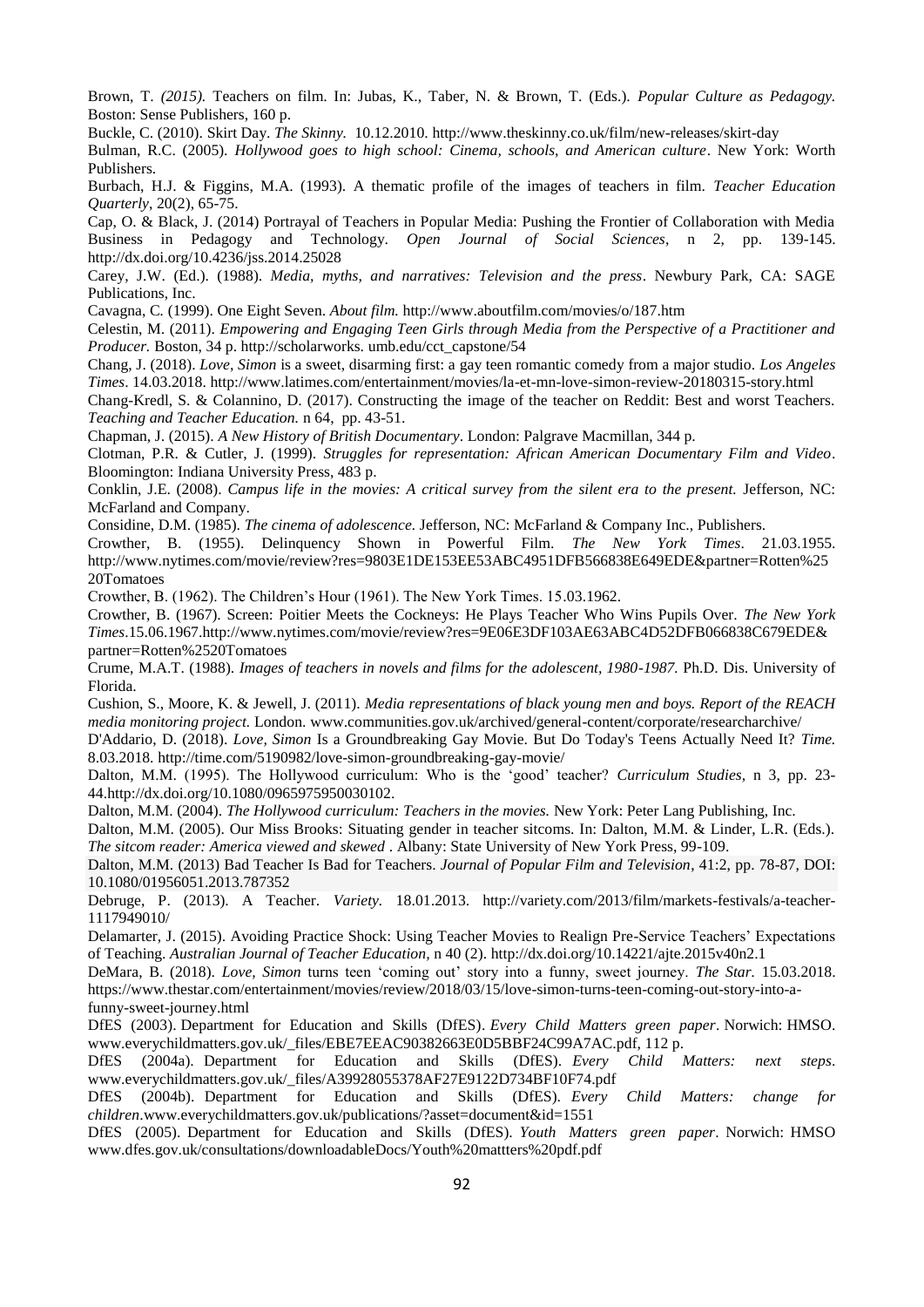Brown, T. *(2015).* Teachers on film. In: Jubas, K., Taber, N. & Brown, T. (Eds.). *Popular Culture as Pedagogy.* Boston: Sense Publishers, 160 p.

Buckle, C. (2010). Skirt Day. *The Skinny.* 10.12.2010. http://www.theskinny.co.uk/film/new-releases/skirt-day

Bulman, R.C. (2005). *Hollywood goes to high school: Cinema, schools, and American culture*. New York: Worth Publishers.

Burbach, H.J. & Figgins, M.A. (1993). A thematic profile of the images of teachers in film. *Teacher Education Quarterly*, 20(2), 65-75.

Cap, O. & Black, J. (2014) Portrayal of Teachers in Popular Media: Pushing the Frontier of Collaboration with Media Business in Pedagogy and Technology. *Open Journal of Social Sciences*, n 2, pp. 139-145. http://dx.doi.org/10.4236/jss.2014.25028

Carey, J.W. (Ed.). (1988). *Media, myths, and narratives: Television and the press*. Newbury Park, CA: SAGE Publications, Inc.

Cavagna, C. (1999). One Eight Seven. *About film.* http://www.aboutfilm.com/movies/o/187.htm

Celestin, M. (2011). *Empowering and Engaging Teen Girls through Media from the Perspective of a Practitioner and Producer.* Boston, 34 p. http://scholarworks. umb.edu/cct_capstone/54

Chang, J. (2018). *Love, Simon* is a sweet, disarming first: a gay teen romantic comedy from a major studio. *Los Angeles Times*. 14.03.2018. http://www.latimes.com/entertainment/movies/la-et-mn-love-simon-review-20180315-story.html

Chang-Kredl, S. & Colannino, D. (2017). Constructing the image of the teacher on Reddit: Best and worst Teachers. *Teaching and Teacher Education.* n 64, pp. 43-51.

Chapman, J. (2015). *A New History of British Documentary*. London: Palgrave Macmillan, 344 p.

Clotman, P.R. & Cutler, J. (1999). *Struggles for representation: African American Documentary Film and Video*. Bloomington: Indiana University Press, 483 p.

Conklin, J.E. (2008). *Campus life in the movies: A critical survey from the silent era to the present.* Jefferson, NC: McFarland and Company.

Considine, D.M. (1985). *The cinema of adolescence.* Jefferson, NC: McFarland & Company Inc., Publishers.

Crowther, B. (1955). Delinquency Shown in Powerful Film. *The New York Times*. 21.03.1955. http://www.nytimes.com/movie/review?res=9803E1DE153EE53ABC4951DFB566838E649EDE&partner=Rotten%25 20Tomatoes

Crowther, B. (1962). The Children's Hour (1961). The New York Times. 15.03.1962.

Crowther, B. (1967). Screen: Poitier Meets the Cockneys: He Plays Teacher Who Wins Pupils Over. *The New York Times*.15.06.1967.http://www.nytimes.com/movie/review?res=9E06E3DF103AE63ABC4D52DFB066838C679EDE& partner=Rotten%2520Tomatoes

Crume, M.A.T. (1988). *Images of teachers in novels and films for the adolescent, 1980-1987.* Ph.D. Dis. University of Florida.

Cushion, S., Moore, K. & Jewell, J. (2011). *Media representations of black young men and boys. Report of the REACH media monitoring project.* London. www.communities.gov.uk/archived/general-content/corporate/researcharchive/

D'Addario, D. (2018). *Love, Simon* Is a Groundbreaking Gay Movie. But Do Today's Teens Actually Need It? *Time.* 8.03.2018. http://time.com/5190982/love-simon-groundbreaking-gay-movie/

Dalton, M.M. (1995). The Hollywood curriculum: Who is the 'good' teacher? *Curriculum Studies,* n 3, pp. 23-44.http://dx.doi.org/10.1080/0965975950030102.

Dalton, M.M. (2004). *The Hollywood curriculum: Teachers in the movies.* New York: Peter Lang Publishing, Inc.

Dalton, M.M. (2005). Our Miss Brooks: Situating gender in teacher sitcoms. In: Dalton, M.M. & Linder, L.R. (Eds.). *The sitcom reader: America viewed and skewed* . Albany: State University of New York Press, 99-109.

Dalton, M.M. (2013) Bad Teacher Is Bad for Teachers. *Journal of Popular Film and Television*, 41:2, pp. 78-87, DOI: 10.1080/01956051.2013.787352

Debruge, P. (2013). A Teacher. *Variety.* 18.01.2013. http://variety.com/2013/film/markets-festivals/a-teacher-1117949010/

Delamarter, J. (2015). Avoiding Practice Shock: Using Teacher Movies to Realign Pre-Service Teachers' Expectations of Teaching. *Australian Journal of Teacher Education,* n 40 (2). http://dx.doi.org/10.14221/ajte.2015v40n2.1

DeMara, B. (2018). *Love, Simon* turns teen 'coming out' story into a funny, sweet journey. *The Star.* 15.03.2018. https://www.thestar.com/entertainment/movies/review/2018/03/15/love-simon-turns-teen-coming-out-story-into-a-funny-sweet-journey.html

DfES (2003). Department for Education and Skills (DfES). *Every Child Matters green paper*. Norwich: HMSO. www.everychildmatters.gov.uk/_files/EBE7EEAC90382663E0D5BBF24C99A7AC.pdf, 112 p.

DfES (2004a). Department for Education and Skills (DfES). *Every Child Matters: next steps*. www.everychildmatters.gov.uk/_files/A39928055378AF27E9122D734BF10F74.pdf

DfES (2004b). Department for Education and Skills (DfES). *Every Child Matters: change for children*.www.everychildmatters.gov.uk/publications/?asset=document&id=1551

DfES (2005). Department for Education and Skills (DfES). *Youth Matters green paper*. Norwich: HMSO www.dfes.gov.uk/consultations/downloadableDocs/Youth%20mattters%20pdf.pdf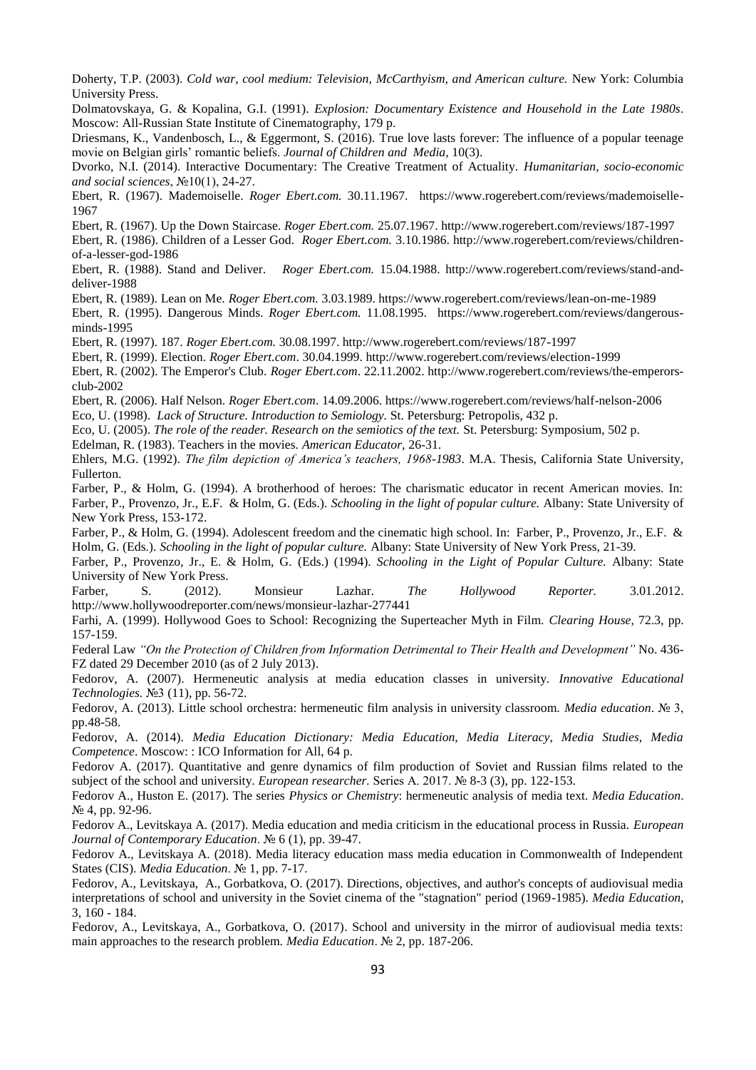Doherty, T.P. (2003). *Cold war, cool medium: Television, McCarthyism, and American culture.* New York: Columbia University Press.

Dolmatovskaya, G. & Kopalina, G.I. (1991). *Explosion: Documentary Existence and Household in the Late 1980s*. Moscow: All-Russian State Institute of Cinematography, 179 p.

Driesmans, K., Vandenbosch, L., & Eggermont, S. (2016). True love lasts forever: The influence of a popular teenage movie on Belgian girls' romantic beliefs. *Journal of Children and Media,* 10(3).

Dvorko, N.I. (2014). Interactive Documentary: The Creative Treatment of Actuality. *Humanitarian, socio-economic and social sciences*, №10(1), 24-27.

Ebert, R. (1967). Mademoiselle. *Roger Ebert.com.* 30.11.1967. https://www.rogerebert.com/reviews/mademoiselle-1967

Ebert, R. (1967). Up the Down Staircase. *Roger Ebert.com.* 25.07.1967. http://www.rogerebert.com/reviews/187-1997

Ebert, R. (1986). Children of a Lesser God. *Roger Ebert.com.* 3.10.1986. http://www.rogerebert.com/reviews/children-of-a-lesser-god-1986

Ebert, R. (1988). Stand and Deliver. *Roger Ebert.com.* 15.04.1988. http://www.rogerebert.com/reviews/stand-and-deliver-1988

Ebert, R. (1989). Lean on Me. *Roger Ebert.com*. 3.03.1989. https://www.rogerebert.com/reviews/lean-on-me-1989

Ebert, R. (1995). Dangerous Minds. *Roger Ebert.com.* 11.08.1995. https://www.rogerebert.com/reviews/dangerous-minds-1995

Ebert, R. (1997). 187. *Roger Ebert.com.* 30.08.1997. http://www.rogerebert.com/reviews/187-1997

Ebert, R. (1999). Election. *Roger Ebert.com*. 30.04.1999. http://www.rogerebert.com/reviews/election-1999

Ebert, R. (2002). The Emperor's Club. *Roger Ebert.com*. 22.11.2002. http://www.rogerebert.com/reviews/the-emperors-club-2002

Ebert, R. (2006). Half Nelson. *Roger Ebert.com*. 14.09.2006. https://www.rogerebert.com/reviews/half-nelson-2006

Eco, U. (1998). *Lack of Structure. Introduction to Semiology.* St. Petersburg: Petropolis, 432 p.

Eco, U. (2005). *The role of the reader. Research on the semiotics of the text.* St. Petersburg: Symposium, 502 p.

Edelman, R. (1983). Teachers in the movies. *American Educator,* 26-31.

Ehlers, M.G. (1992). *The film depiction of America's teachers, 1968-1983*. M.A. Thesis, California State University, Fullerton.

Farber, P., & Holm, G. (1994). A brotherhood of heroes: The charismatic educator in recent American movies. In: Farber, P., Provenzo, Jr., E.F. & Holm, G. (Eds.). *Schooling in the light of popular culture.* Albany: State University of New York Press, 153-172.

Farber, P., & Holm, G. (1994). Adolescent freedom and the cinematic high school. In: Farber, P., Provenzo, Jr., E.F. & Holm, G. (Eds.). *Schooling in the light of popular culture.* Albany: State University of New York Press, 21-39.

Farber, P., Provenzo, Jr., E. & Holm, G. (Eds.) (1994). *Schooling in the Light of Popular Culture.* Albany: State University of New York Press.

Farber, S. (2012). Monsieur Lazhar. *The Hollywood Reporter.* 3.01.2012. http://www.hollywoodreporter.com/news/monsieur-lazhar-277441

Farhi, A. (1999). Hollywood Goes to School: Recognizing the Superteacher Myth in Film. *Clearing House,* 72.3, pp. 157-159.

Federal Law *"On the Protection of Children from Information Detrimental to Their Health and Development"* No. 436-FZ dated 29 December 2010 (as of 2 July 2013).

Fedorov, A. (2007). Hermeneutic analysis at media education classes in university. *Innovative Educational Technologies.* №3 (11), pp. 56-72.

Fedorov, A. (2013). Little school orchestra: hermeneutic film analysis in university classroom. *Media education*. № 3, pp.48-58.

Fedorov, A. (2014). *Media Education Dictionary: Media Education, Media Literacy, Media Studies, Media Competence*. Moscow: : ICO Information for All, 64 p.

Fedorov A. (2017). Quantitative and genre dynamics of film production of Soviet and Russian films related to the subject of the school and university. *European researcher.* Series A. 2017. № 8-3 (3), pp. 122-153.

Fedorov A., Huston E. (2017). The series *Physics or Chemistry*: hermeneutic analysis of media text. *Media Education*. № 4, pp. 92-96.

Fedorov A., Levitskaya A. (2017). Media education and media criticism in the educational process in Russia. *European Journal of Contemporary Education*. № 6 (1), pp. 39-47.

Fedorov A., Levitskaya A. (2018). Media literacy education mass media education in Commonwealth of Independent States (CIS). *Media Education*. № 1, pp. 7-17.

Fedorov, A., Levitskaya, A., Gorbatkova, O. (2017). Directions, objectives, and author's concepts of audiovisual media interpretations of school and university in the Soviet cinema of the "stagnation" period (1969-1985). *Media Education*, 3, 160 - 184.

Fedorov, A., Levitskaya, A., Gorbatkova, O. (2017). School and university in the mirror of audiovisual media texts: main approaches to the research problem. *Media Education*. № 2, pp. 187-206.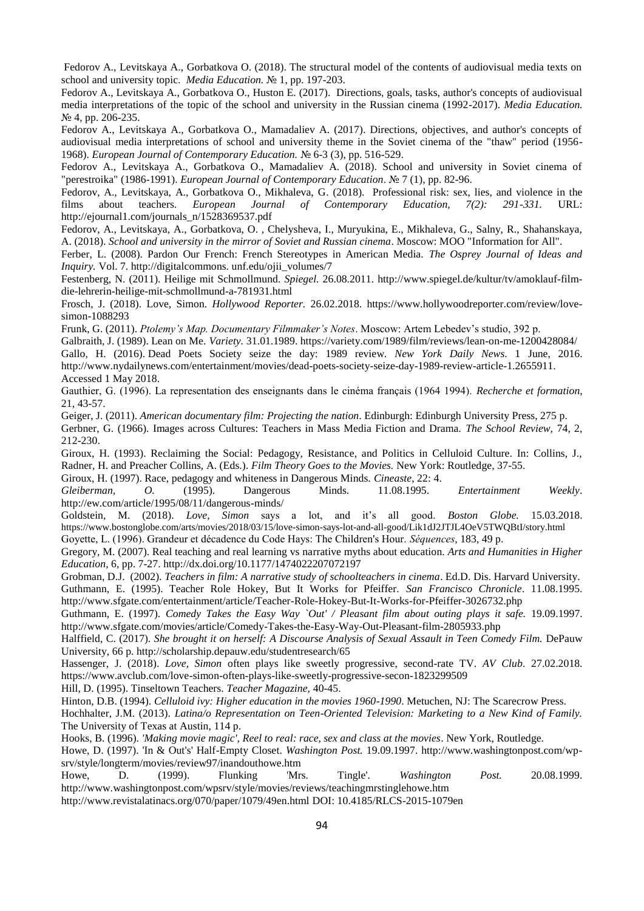Fedorov A., Levitskaya A., Gorbatkova O. (2018). The structural model of the contents of audiovisual media texts on school and university topic. *Media Education.* № 1, pp. 197-203.

Fedorov A., Levitskaya A., Gorbatkova O., Huston E. (2017). Directions, goals, tasks, author's concepts of audiovisual media interpretations of the topic of the school and university in the Russian cinema (1992-2017). *Media Education.* № 4, pp. 206-235.

Fedorov A., Levitskaya A., Gorbatkova O., Mamadaliev A. (2017). Directions, objectives, and author's concepts of audiovisual media interpretations of school and university theme in the Soviet cinema of the "thaw" period (1956-1968). *European Journal of Contemporary Education.* № 6-3 (3), pp. 516-529.

Fedorov A., Levitskaya A., Gorbatkova O., Mamadaliev A. (2018). School and university in Soviet cinema of "perestroika" (1986-1991). *European Journal of Contemporary Education*. № 7 (1), pp. 82-96.

Fedorov, A., Levitskaya, A., Gorbatkova O., Mikhaleva, G. (2018). Professional risk: sex, lies, and violence in the films about teachers. *European Journal of Contemporary Education, 7(2): 291-331.* URL: http://ejournal1.com/journals_n/1528369537.pdf

Fedorov, A., Levitskaya, A., Gorbatkova, O. , Chelysheva, I., Muryukina, E., Mikhaleva, G., Salny, R., Shahanskaya, A. (2018). *School and university in the mirror of Soviet and Russian cinema*. Moscow: MOO "Information for All".

Ferber, L. (2008). Pardon Our French: French Stereotypes in American Media. *The Osprey Journal of Ideas and Inquiry.* Vol. 7. http://digitalcommons. unf.edu/ojii_volumes/7

Festenberg, N. (2011). Heilige mit Schmollmund. *Spiegel.* 26.08.2011. http://www.spiegel.de/kultur/tv/amoklauf-film-die-lehrerin-heilige-mit-schmollmund-a-781931.html

Frosch, J. (2018). Love, Simon. *Hollywood Reporter.* 26.02.2018. https://www.hollywoodreporter.com/review/love-simon-1088293

Frunk, G. (2011). *Ptolemy's Map. Documentary Filmmaker's Notes*. Moscow: Artem Lebedev's studio, 392 p.

Galbraith, J. (1989). Lean on Me. *Variety.* 31.01.1989. https://variety.com/1989/film/reviews/lean-on-me-1200428084/

Gallo, H. (2016). Dead Poets Society seize the day: 1989 review. *New York Daily News.* 1 June, 2016. http://www.nydailynews.com/entertainment/movies/dead-poets-society-seize-day-1989-review-article-1.2655911. Accessed 1 May 2018.

Gauthier, G. (1996). La representation des enseignants dans le cinéma français (1964 1994). *Recherche et formation,* 21, 43-57.

Geiger, J. (2011). *American documentary film: Projecting the nation*. Edinburgh: Edinburgh University Press, 275 p.

Gerbner, G. (1966). Images across Cultures: Teachers in Mass Media Fiction and Drama. *The School Review,* 74, 2, 212-230.

Giroux, H. (1993). Reclaiming the Social: Pedagogy, Resistance, and Politics in Celluloid Culture. In: Collins, J., Radner, H. and Preacher Collins, A. (Eds.). *Film Theory Goes to the Movies.* New York: Routledge, 37-55.

Giroux, H. (1997). Race, pedagogy and whiteness in Dangerous Minds. *Cineaste*, 22: 4.

*Gleiberman, O.* (1995). Dangerous Minds. 11.08.1995. *Entertainment Weekly*. http://ew.com/article/1995/08/11/dangerous-minds/

Goldstein, M. (2018). *Love, Simon* says a lot, and it's all good. *Boston Globe.* 15.03.2018. https://www.bostonglobe.com/arts/movies/2018/03/15/love-simon-says-lot-and-all-good/Lik1dJ2JTJL4OeV5TWQBtI/story.html

Goyette, L. (1996). Grandeur et décadence du Code Hays: The Children's Hour. *Séquences*, 183, 49 p.

Gregory, M. (2007). Real teaching and real learning vs narrative myths about education. *Arts and Humanities in Higher Education*, 6, pp. 7-27. http://dx.doi.org/10.1177/1474022207072197

Grobman, D.J. (2002). *Teachers in film: A narrative study of schoolteachers in cinema*. Ed.D. Dis. Harvard University.

Guthmann, E. (1995). Teacher Role Hokey, But It Works for Pfeiffer. *San Francisco Chronicle*. 11.08.1995. http://www.sfgate.com/entertainment/article/Teacher-Role-Hokey-But-It-Works-for-Pfeiffer-3026732.php

Guthmann, E. (1997). *Comedy Takes the Easy Way `Out' / Pleasant film about outing plays it safe.* 19.09.1997. http://www.sfgate.com/movies/article/Comedy-Takes-the-Easy-Way-Out-Pleasant-film-2805933.php

Halffield, C. (2017). *She brought it on herself: A Discourse Analysis of Sexual Assault in Teen Comedy Film.* DePauw University, 66 p. http://scholarship.depauw.edu/studentresearch/65

Hassenger, J. (2018). *Love, Simon* often plays like sweetly progressive, second-rate TV. *AV Club*. 27.02.2018. https://www.avclub.com/love-simon-often-plays-like-sweetly-progressive-secon-1823299509

Hill, D. (1995). Tinseltown Teachers. *Teacher Magazine,* 40-45.

Hinton, D.B. (1994). *Celluloid ivy: Higher education in the movies 1960-1990*. Metuchen, NJ: The Scarecrow Press.

Hochhalter, J.M. (2013). *Latina/o Representation on Teen-Oriented Television: Marketing to a New Kind of Family.* The University of Texas at Austin, 114 p.

Hooks, B. (1996). *'Making movie magic', Reel to real: race, sex and class at the movies*. New York, Routledge.

Howe, D. (1997). 'In & Out's' Half-Empty Closet. *Washington Post.* 19.09.1997. http://www.washingtonpost.com/wp-srv/style/longterm/movies/review97/inandouthowe.htm

Howe, D. (1999). Flunking 'Mrs. Tingle'. *Washington Post.* 20.08.1999. http://www.washingtonpost.com/wpsrv/style/movies/reviews/teachingmrstinglehowe.htm

http://www.revistalatinacs.org/070/paper/1079/49en.html DOI: 10.4185/RLCS-2015-1079en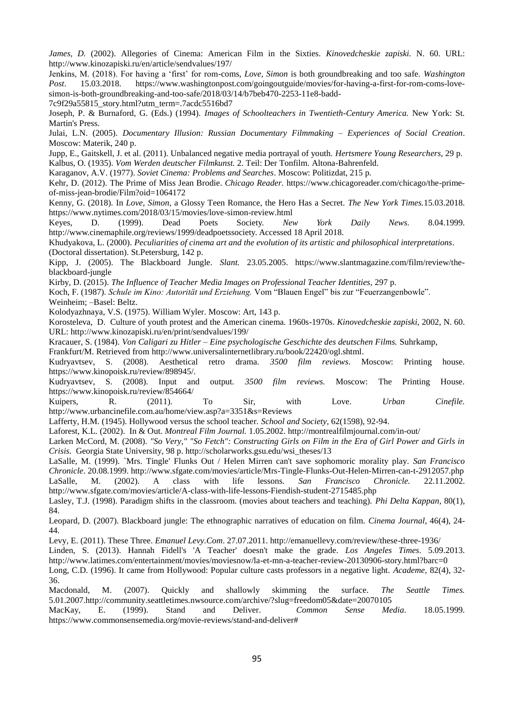*James, D.* (2002). Allegories of Cinema: American Film in the Sixties. *Kinovedcheskie zapiski.* N. 60. URL: http://www.kinozapiski.ru/en/article/sendvalues/197/

Jenkins, M. (2018). For having a 'first' for rom-coms, *Love, Simon* is both groundbreaking and too safe. *Washington Post*. 15.03.2018. https://www.washingtonpost.com/goingoutguide/movies/for-having-a-first-for-rom-coms-love-simon-is-both-groundbreaking-and-too-safe/2018/03/14/b7beb470-2253-11e8-badd-7c9f29a55815_story.html?utm_term=.7acdc5516bd7

Joseph, P. & Burnaford, G. (Eds.) (1994). *Images of Schoolteachers in Twentieth-Century America.* New York: St. Martin's Press.

Julai, L.N. (2005). *Documentary Illusion: Russian Documentary Filmmaking – Experiences of Social Creation*. Moscow: Materik, 240 p.

Jupp, E., Gaitskell, J. et al. (2011). Unbalanced negative media portrayal of youth. *Hertsmere Young Researchers*, 29 p.

Kalbus, O. (1935). *Vom Werden deutscher Filmkunst.* 2. Teil: Der Tonfilm. Altona-Bahrenfeld.

Karaganov, A.V. (1977). *Soviet Cinema: Problems and Searches*. Moscow: Politizdat, 215 p.

Kehr, D. (2012). The Prime of Miss Jean Brodie. *Chicago Reader.* https://www.chicagoreader.com/chicago/the-prime-of-miss-jean-brodie/Film?oid=1064172

Kenny, G. (2018). In *Love, Simon*, a Glossy Teen Romance, the Hero Has a Secret. *The New York Times.*15.03.2018. https://www.nytimes.com/2018/03/15/movies/love-simon-review.html

Keyes, D. (1999). Dead Poets Society. *New York Daily News*. 8.04.1999. http://www.cinemaphile.org/reviews/1999/deadpoetssociety. Accessed 18 April 2018.

Khudyakova, L. (2000). *Peculiarities of cinema art and the evolution of its artistic and philosophical interpretations*. (Doctoral dissertation). St.Petersburg, 142 p.

Kipp, J. (2005). The Blackboard Jungle. *Slant.* 23.05.2005. https://www.slantmagazine.com/film/review/the-blackboard-jungle

Kirby, D. (2015). *The Influence of Teacher Media Images on Professional Teacher Identities*, 297 p.

Koch, F. (1987). *Schule im Kino: Autorität und Erziehung.* Vom "Blauen Engel" bis zur "Feuerzangenbowle". Weinheim; –Basel: Beltz.

Kolodyazhnaya, V.S. (1975). William Wyler. Moscow: Art, 143 p.

Korosteleva, D. Culture of youth protest and the American cinema. 1960s-1970s. *Kinovedcheskie zapiski*, 2002, N. 60. URL: http://www.kinozapiski.ru/en/print/sendvalues/199/

Kracauer, S. (1984). *Von Caligari zu Hitler – Eine psychologische Geschichte des deutschen Films.* Suhrkamp, Frankfurt/M. Retrieved from http://www.universalinternetlibrary.ru/book/22420/ogl.shtml.

Kudryavtsev, S. (2008). Aesthetical retro drama. *3500 film reviews*. Moscow: Printing house. https://www.kinopoisk.ru/review/898945/.

Kudryavtsev, S. (2008). Input and output. *3500 film reviews.* Moscow: The Printing House. https://www.kinopoisk.ru/review/854664/

Kuipers, R. (2011). To Sir, with Love. *Urban Cinefile.* http://www.urbancinefile.com.au/home/view.asp?a=3351&s=Reviews

Lafferty, H.M. (1945). Hollywood versus the school teacher. *School and Society,* 62(1598), 92-94.

Laforest, K.L. (2002). In & Out. *Montreal Film Journal.* 1.05.2002. http://montrealfilmjournal.com/in-out/

Larken McCord, M. (2008). *"So Very," "So Fetch": Constructing Girls on Film in the Era of Girl Power and Girls in Crisis.* Georgia State University, 98 p. http://scholarworks.gsu.edu/wsi_theses/13

LaSalle, M. (1999). `Mrs. Tingle' Flunks Out / Helen Mirren can't save sophomoric morality play. *San Francisco Chronicle*. 20.08.1999. http://www.sfgate.com/movies/article/Mrs-Tingle-Flunks-Out-Helen-Mirren-can-t-2912057.php

LaSalle, M. (2002). A class with life lessons. *San Francisco Chronicle.* 22.11.2002. http://www.sfgate.com/movies/article/A-class-with-life-lessons-Fiendish-student-2715485.php

Lasley, T.J. (1998). Paradigm shifts in the classroom. (movies about teachers and teaching). *Phi Delta Kappan,* 80(1), 84.

Leopard, D. (2007). Blackboard jungle: The ethnographic narratives of education on film. *Cinema Journal*, 46(4), 24-44.

Levy, E. (2011). These Three. *Emanuel Levy.Com*. 27.07.2011. http://emanuellevy.com/review/these-three-1936/

Linden, S. (2013). Hannah Fidell's 'A Teacher' doesn't make the grade. *Los Angeles Times*. 5.09.2013. http://www.latimes.com/entertainment/movies/moviesnow/la-et-mn-a-teacher-review-20130906-story.html?barc=0

Long, C.D. (1996). It came from Hollywood: Popular culture casts professors in a negative light. *Academe*, 82(4), 32-36.

Macdonald, M. (2007). Quickly and shallowly skimming the surface. *The Seattle Times.* 5.01.2007.http://community.seattletimes.nwsource.com/archive/?slug=freedom05&date=20070105

MacKay, E. (1999). Stand and Deliver. *Common Sense Media*. 18.05.1999. https://www.commonsensemedia.org/movie-reviews/stand-and-deliver#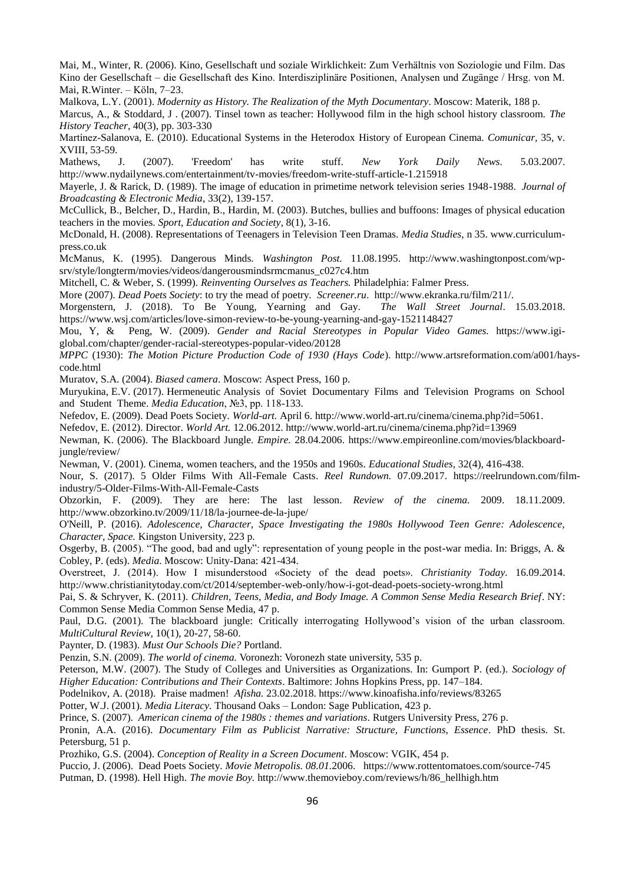Mai, M., Winter, R. (2006). Kino, Gesellschaft und soziale Wirklichkeit: Zum Verhältnis von Soziologie und Film. Das Kino der Gesellschaft – die Gesellschaft des Kino. Interdisziplinäre Positionen, Analysen und Zugänge / Hrsg. von M. Mai, R.Winter. – Köln, 7–23.

Malkova, L.Y. (2001). *Modernity as History. The Realization of the Myth Documentary*. Moscow: Materik, 188 p.

Marcus, A., & Stoddard, J . (2007). Tinsel town as teacher: Hollywood film in the high school history classroom. *The History Teacher*, 40(3), pp. 303-330

Martínez-Salanova, E. (2010). Educational Systems in the Heterodox History of European Cinema. *Comunicar*, 35, v. XVIII, 53-59.

Mathews, J. (2007). 'Freedom' has write stuff. *New York Daily News*. 5.03.2007. http://www.nydailynews.com/entertainment/tv-movies/freedom-write-stuff-article-1.215918

Mayerle, J. & Rarick, D. (1989). The image of education in primetime network television series 1948-1988. *Journal of Broadcasting & Electronic Media*, 33(2), 139-157.

McCullick, B., Belcher, D., Hardin, B., Hardin, M. (2003). Butches, bullies and buffoons: Images of physical education teachers in the movies. *Sport, Education and Society*, 8(1), 3-16.

McDonald, H. (2008). Representations of Teenagers in Television Teen Dramas. *Media Studies*, n 35. www.curriculum-press.co.uk

McManus, K. (1995). Dangerous Minds. *Washington Post.* 11.08.1995. http://www.washingtonpost.com/wp-srv/style/longterm/movies/videos/dangerousmindsrmcmanus_c027c4.htm

Mitchell, C. & Weber, S. (1999). *Reinventing Ourselves as Teachers.* Philadelphia: Falmer Press.

More (2007). *Dead Poets Society*: to try the mead of poetry. *Screener.ru*. http://www.ekranka.ru/film/211/.

Morgenstern, J. (2018). To Be Young, Yearning and Gay. *The Wall Street Journal*. 15.03.2018. https://www.wsj.com/articles/love-simon-review-to-be-young-yearning-and-gay-1521148427

Mou, Y, & Peng, W. (2009). *Gender and Racial Stereotypes in Popular Video Games.* https://www.igi-global.com/chapter/gender-racial-stereotypes-popular-video/20128

*MPPC* (1930): *The Motion Picture Production Code of 1930 (Hays Code*). http://www.artsreformation.com/a001/hays-code.html

Muratov, S.A. (2004). *Biased camera*. Moscow: Aspect Press, 160 p.

Muryukina, E.V. (2017). Hermeneutic Analysis of Soviet Documentary Films and Television Programs on School and Student Theme. *Media Education*, №3, pp. 118-133.

Nefedov, E. (2009). Dead Poets Society. *World-art.* April 6. http://www.world-art.ru/cinema/cinema.php?id=5061.

Nefedov, E. (2012). Director. *World Art.* 12.06.2012. http://www.world-art.ru/cinema/cinema.php?id=13969

Newman, K. (2006). The Blackboard Jungle. *Empire.* 28.04.2006. https://www.empireonline.com/movies/blackboard-jungle/review/

Newman, V. (2001). Cinema, women teachers, and the 1950s and 1960s. *Educational Studies*, 32(4), 416-438.

Nour, S. (2017). 5 Older Films With All-Female Casts. *Reel Rundown.* 07.09.2017. https://reelrundown.com/film-industry/5-Older-Films-With-All-Female-Casts

Obzorkin, F. (2009). They are here: The last lesson. *Review of the cinema.* 2009. 18.11.2009. http://www.obzorkino.tv/2009/11/18/la-journee-de-la-jupe/

O'Neill, P. (2016). *Adolescence, Character, Space Investigating the 1980s Hollywood Teen Genre: Adolescence, Character, Space.* Kingston University, 223 p.

Osgerby, B. (2005). "The good, bad and ugly": representation of young people in the post-war media. In: Briggs, A. & Cobley, P. (eds). *Media*. Moscow: Unity-Dana: 421-434.

Overstreet, J. (2014). How I misunderstood «Society of the dead poets». *Christianity Today.* 16.09.2014. http://www.christianitytoday.com/ct/2014/september-web-only/how-i-got-dead-poets-society-wrong.html

Pai, S. & Schryver, K. (2011). *Children, Teens, Media, and Body Image. A Common Sense Media Research Brief*. NY: Common Sense Media Common Sense Media, 47 p.

Paul, D.G. (2001). The blackboard jungle: Critically interrogating Hollywood's vision of the urban classroom. *MultiCultural Review*, 10(1), 20-27, 58-60.

Paynter, D. (1983). *Must Our Schools Die?* Portland.

Penzin, S.N. (2009). *The world of cinema.* Voronezh: Voronezh state university, 535 p.

Peterson, M.W. (2007). The Study of Colleges and Universities as Organizations. In: Gumport P. (ed.). *Sociology of Higher Education: Contributions and Their Contexts*. Baltimore: Johns Hopkins Press, pp. 147–184.

Podelnikov, A. (2018). Praise madmen! *Afisha.* 23.02.2018. https://www.kinoafisha.info/reviews/83265

Potter, W.J. (2001). *Media Literacy.* Thousand Oaks – London: Sage Publication, 423 p.

Prince, S. (2007). *American cinema of the 1980s : themes and variations*. Rutgers University Press, 276 p.

Pronin, A.A. (2016). *Documentary Film as Publicist Narrative: Structure, Functions, Essence*. PhD thesis. St. Petersburg, 51 p.

Prozhiko, G.S. (2004). *Conception of Reality in a Screen Document*. Moscow: VGIK, 454 p.

Puccio, J. (2006). Dead Poets Society. *Movie Metropolis. 08.01.*2006. https://www.rottentomatoes.com/source-745

Putman, D. (1998). Hell High. *The movie Boy.* http://www.themovieboy.com/reviews/h/86_hellhigh.htm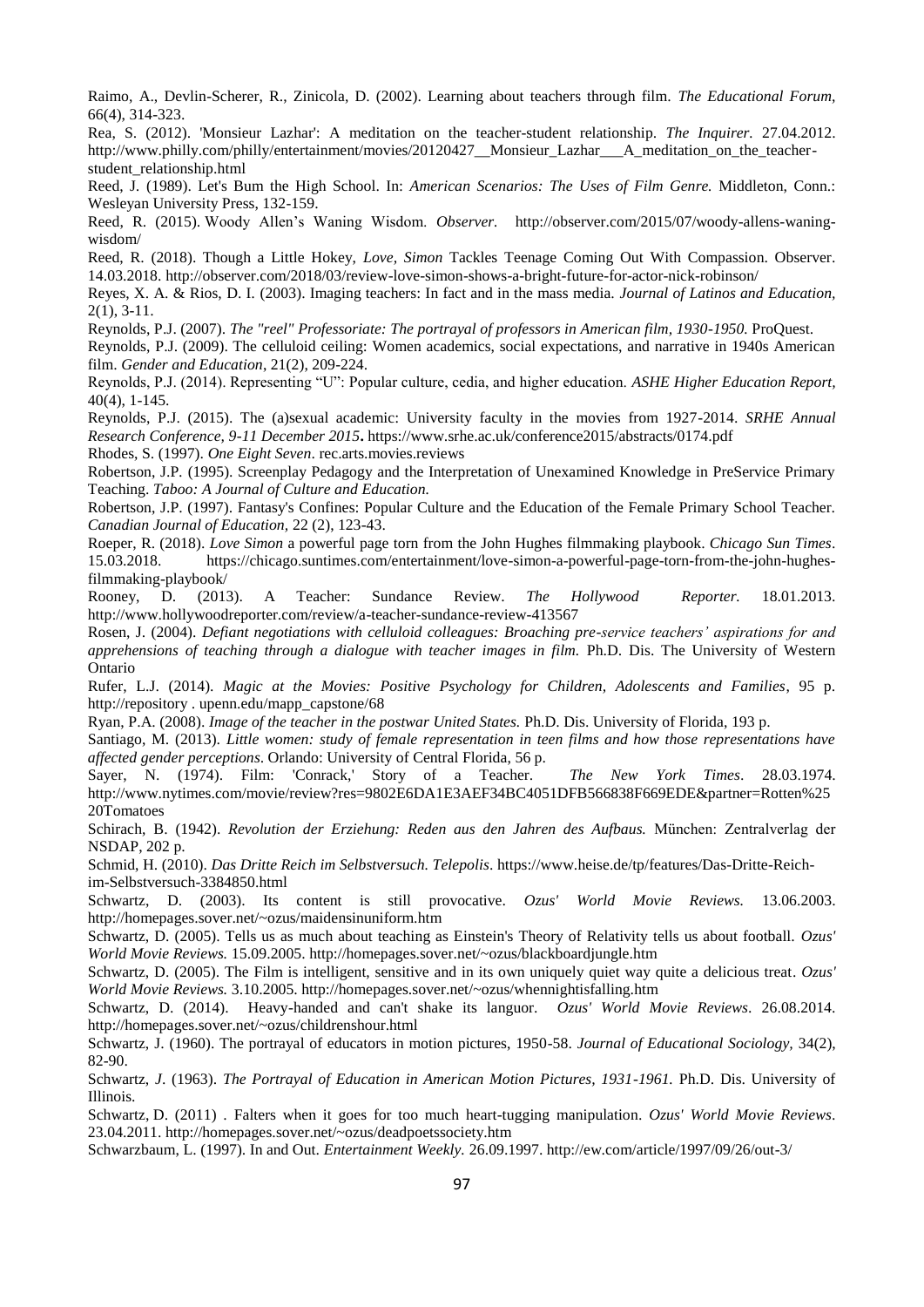Raimo, A., Devlin-Scherer, R., Zinicola, D. (2002). Learning about teachers through film. *The Educational Forum*, 66(4), 314-323.

Rea, S. (2012). 'Monsieur Lazhar': A meditation on the teacher-student relationship. *The Inquirer.* 27.04.2012. http://www.philly.com/philly/entertainment/movies/20120427__Monsieur_Lazhar___A_meditation_on_the_teacher-student_relationship.html

Reed, J. (1989). Let's Bum the High School. In: *American Scenarios: The Uses of Film Genre.* Middleton, Conn.: Wesleyan University Press, 132-159.

Reed, R. (2015). Woody Allen's Waning Wisdom. *Observer.* http://observer.com/2015/07/woody-allens-waning-wisdom/

Reed, R. (2018). Though a Little Hokey, *Love, Simon* Tackles Teenage Coming Out With Compassion. Observer. 14.03.2018. http://observer.com/2018/03/review-love-simon-shows-a-bright-future-for-actor-nick-robinson/

Reyes, X. A. & Rios, D. I. (2003). Imaging teachers: In fact and in the mass media. *Journal of Latinos and Education,* 2(1), 3-11.

Reynolds, P.J. (2007). *The "reel" Professoriate: The portrayal of professors in American film, 1930-1950.* ProQuest.

Reynolds, P.J. (2009). The celluloid ceiling: Women academics, social expectations, and narrative in 1940s American film. *Gender and Education*, 21(2), 209-224.

Reynolds, P.J. (2014). Representing "U": Popular culture, cedia, and higher education. *ASHE Higher Education Report,* 40(4), 1-145.

Reynolds, P.J. (2015). The (a)sexual academic: University faculty in the movies from 1927-2014. *SRHE Annual Research Conference, 9-11 December 2015***.** https://www.srhe.ac.uk/conference2015/abstracts/0174.pdf

Rhodes, S. (1997). *One Eight Seven*. rec.arts.movies.reviews

Robertson, J.P. (1995). Screenplay Pedagogy and the Interpretation of Unexamined Knowledge in PreService Primary Teaching. *Taboo: A Journal of Culture and Education.*

Robertson, J.P. (1997). Fantasy's Confines: Popular Culture and the Education of the Female Primary School Teacher. *Canadian Journal of Education,* 22 (2), 123-43.

Roeper, R. (2018). *Love Simon* a powerful page torn from the John Hughes filmmaking playbook. *Chicago Sun Times*. 15.03.2018. https://chicago.suntimes.com/entertainment/love-simon-a-powerful-page-torn-from-the-john-hughes-filmmaking-playbook/

Rooney, D. (2013). A Teacher: Sundance Review. *The Hollywood Reporter.* 18.01.2013. http://www.hollywoodreporter.com/review/a-teacher-sundance-review-413567

Rosen, J. (2004). *Defiant negotiations with celluloid colleagues: Broaching pre-service teachers' aspirations for and apprehensions of teaching through a dialogue with teacher images in film.* Ph.D. Dis. The University of Western Ontario

Rufer, L.J. (2014). *Magic at the Movies: Positive Psychology for Children, Adolescents and Families*, 95 p. http://repository . upenn.edu/mapp_capstone/68

Ryan, P.A. (2008). *Image of the teacher in the postwar United States.* Ph.D. Dis. University of Florida, 193 p.

Santiago, M. (2013). *Little women: study of female representation in teen films and how those representations have affected gender perceptions*. Orlando: University of Central Florida, 56 p.

Sayer, N. (1974). Film: 'Conrack,' Story of a Teacher. *The New York Times*. 28.03.1974. http://www.nytimes.com/movie/review?res=9802E6DA1E3AEF34BC4051DFB566838F669EDE&partner=Rotten%25 20Tomatoes

Schirach, B. (1942). *Revolution der Erziehung: Reden aus den Jahren des Aufbaus.* München: Zentralverlag der NSDAP, 202 p.

Schmid, H. (2010). *Das Dritte Reich im Selbstversuch. Telepolis*. https://www.heise.de/tp/features/Das-Dritte-Reich-im-Selbstversuch-3384850.html

Schwartz, D. (2003). Its content is still provocative. *Ozus' World Movie Reviews.* 13.06.2003. http://homepages.sover.net/~ozus/maidensinuniform.htm

Schwartz, D. (2005). Tells us as much about teaching as Einstein's Theory of Relativity tells us about football. *Ozus' World Movie Reviews.* 15.09.2005. http://homepages.sover.net/~ozus/blackboardjungle.htm

Schwartz, D. (2005). The Film is intelligent, sensitive and in its own uniquely quiet way quite a delicious treat. *Ozus' World Movie Reviews.* 3.10.2005. http://homepages.sover.net/~ozus/whennightisfalling.htm

Schwartz, D. (2014). Heavy-handed and can't shake its languor. *Ozus' World Movie Reviews*. 26.08.2014. http://homepages.sover.net/~ozus/childrenshour.html

Schwartz, J. (1960). The portrayal of educators in motion pictures, 1950-58. *Journal of Educational Sociology*, 34(2), 82-90.

Schwartz, J. (1963). *The Portrayal of Education in American Motion Pictures, 1931-1961.* Ph.D. Dis. University of Illinois.

Schwartz, D. (2011) . Falters when it goes for too much heart-tugging manipulation. *Ozus' World Movie Reviews*. 23.04.2011. http://homepages.sover.net/~ozus/deadpoetssociety.htm

Schwarzbaum, L. (1997). In and Out. *Entertainment Weekly.* 26.09.1997. http://ew.com/article/1997/09/26/out-3/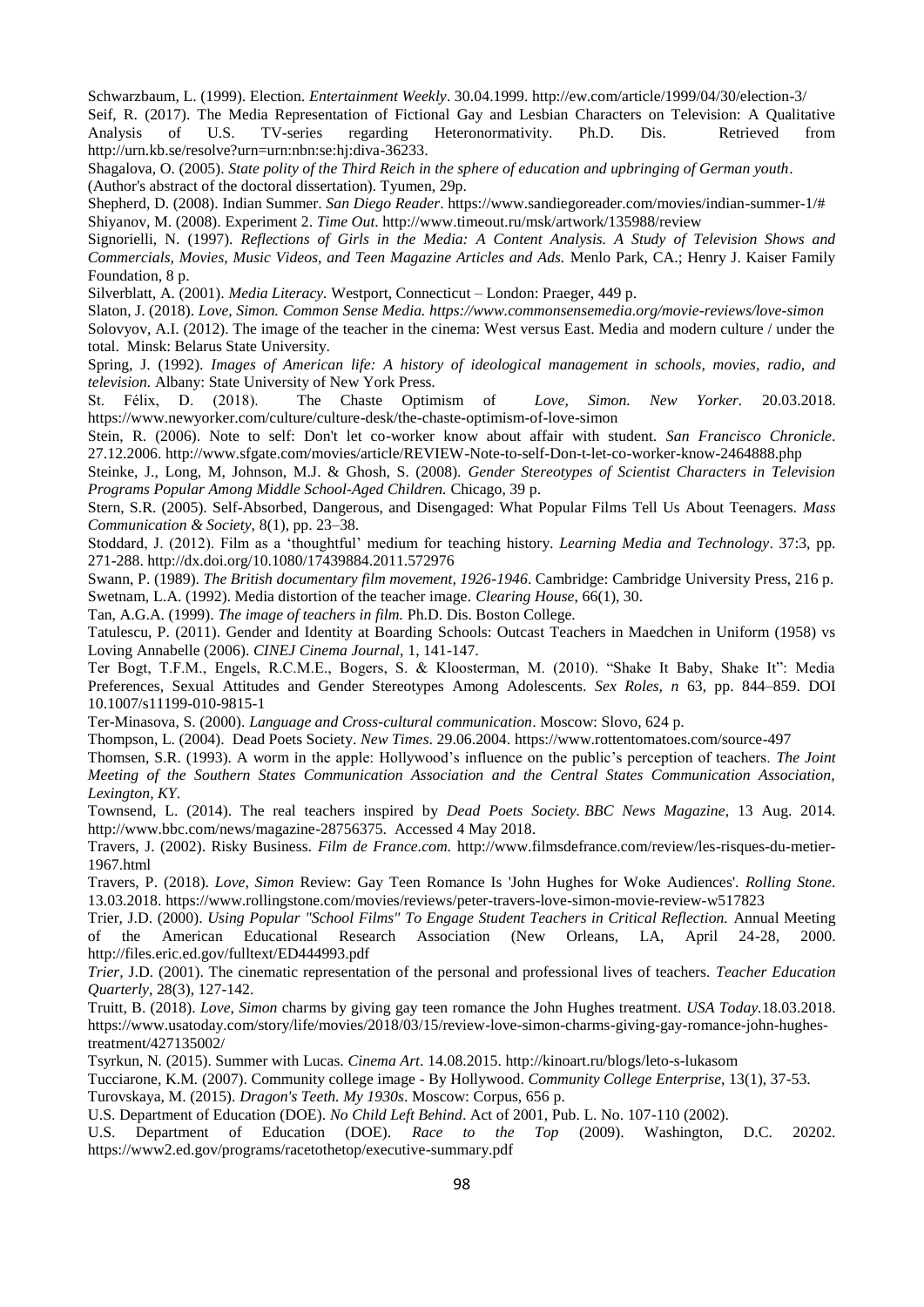Schwarzbaum, L. (1999). Election. *Entertainment Weekly*. 30.04.1999. http://ew.com/article/1999/04/30/election-3/

Seif, R. (2017). The Media Representation of Fictional Gay and Lesbian Characters on Television: A Qualitative Analysis of U.S. TV-series regarding Heteronormativity. Ph.D. Dis. Retrieved from http://urn.kb.se/resolve?urn=urn:nbn:se:hj:diva-36233.

Shagalova, O. (2005). *State polity of the Third Reich in the sphere of education and upbringing of German youth*. (Author's abstract of the doctoral dissertation). Tyumen, 29p.

Shepherd, D. (2008). Indian Summer. *San Diego Reader*. https://www.sandiegoreader.com/movies/indian-summer-1/#

Shiyanov, M. (2008). Experiment 2. *Time Out*. http://www.timeout.ru/msk/artwork/135988/review

Signorielli, N. (1997). *Reflections of Girls in the Media: A Content Analysis. A Study of Television Shows and Commercials, Movies, Music Videos, and Teen Magazine Articles and Ads.* Menlo Park, CA.; Henry J. Kaiser Family Foundation, 8 p.

Silverblatt, A. (2001). *Media Literacy.* Westport, Connecticut – London: Praeger, 449 p.

Slaton, J. (2018). *Love, Simon. Common Sense Media. https://www.commonsensemedia.org/movie-reviews/love-simon*

Solovyov, A.I. (2012). The image of the teacher in the cinema: West versus East. Media and modern culture / under the total. Minsk: Belarus State University.

Spring, J. (1992). *Images of American life: A history of ideological management in schools, movies, radio, and television.* Albany: State University of New York Press.

St. Félix, D. (2018). The Chaste Optimism of *Love, Simon. New Yorker.* 20.03.2018. https://www.newyorker.com/culture/culture-desk/the-chaste-optimism-of-love-simon

Stein, R. (2006). Note to self: Don't let co-worker know about affair with student. *San Francisco Chronicle*. 27.12.2006. http://www.sfgate.com/movies/article/REVIEW-Note-to-self-Don-t-let-co-worker-know-2464888.php

Steinke, J., Long, M, Johnson, M.J. & Ghosh, S. (2008). *Gender Stereotypes of Scientist Characters in Television Programs Popular Among Middle School-Aged Children.* Chicago, 39 p.

Stern, S.R. (2005). Self-Absorbed, Dangerous, and Disengaged: What Popular Films Tell Us About Teenagers. *Mass Communication & Society,* 8(1), pp. 23–38.

Stoddard, J. (2012). Film as a 'thoughtful' medium for teaching history. *Learning Media and Technology*. 37:3, pp. 271-288. http://dx.doi.org/10.1080/17439884.2011.572976

Swann, P. (1989). *The British documentary film movement, 1926-1946*. Cambridge: Cambridge University Press, 216 p.

Swetnam, L.A. (1992). Media distortion of the teacher image. *Clearing House*, 66(1), 30.

Tan, A.G.A. (1999). *The image of teachers in film.* Ph.D. Dis. Boston College.

Tatulescu, P. (2011). Gender and Identity at Boarding Schools: Outcast Teachers in Maedchen in Uniform (1958) vs Loving Annabelle (2006). *CINEJ Cinema Journal*, 1, 141-147.

Ter Bogt, T.F.M., Engels, R.C.M.E., Bogers, S. & Kloosterman, M. (2010). "Shake It Baby, Shake It": Media Preferences, Sexual Attitudes and Gender Stereotypes Among Adolescents. *Sex Roles, n* 63, pp. 844–859. DOI 10.1007/s11199-010-9815-1

Ter-Minasova, S. (2000). *Language and Cross-cultural communication*. Moscow: Slovo, 624 p.

Thompson, L. (2004). Dead Poets Society. *New Times*. 29.06.2004. https://www.rottentomatoes.com/source-497

Thomsen, S.R. (1993). A worm in the apple: Hollywood's influence on the public's perception of teachers. *The Joint Meeting of the Southern States Communication Association and the Central States Communication Association, Lexington, KY*.

Townsend, L. (2014). The real teachers inspired by *Dead Poets Society. BBC News Magazine*, 13 Aug. 2014. http://www.bbc.com/news/magazine-28756375. Accessed 4 May 2018.

Travers, J. (2002). Risky Business. *Film de France.com.* http://www.filmsdefrance.com/review/les-risques-du-metier-1967.html

Travers, P. (2018). *Love, Simon* Review: Gay Teen Romance Is 'John Hughes for Woke Audiences'. *Rolling Stone*. 13.03.2018. https://www.rollingstone.com/movies/reviews/peter-travers-love-simon-movie-review-w517823

Trier, J.D. (2000). *Using Popular "School Films" To Engage Student Teachers in Critical Reflection.* Annual Meeting of the American Educational Research Association (New Orleans, LA, April 24-28, 2000. http://files.eric.ed.gov/fulltext/ED444993.pdf

*Trier,* J.D. (2001). The cinematic representation of the personal and professional lives of teachers. *Teacher Education Quarterly*, 28(3), 127-142.

Truitt, B. (2018). *Love, Simon* charms by giving gay teen romance the John Hughes treatment. *USA Today.*18.03.2018. https://www.usatoday.com/story/life/movies/2018/03/15/review-love-simon-charms-giving-gay-romance-john-hughes-treatment/427135002/

Tsyrkun, N. (2015). Summer with Lucas. *Cinema Art*. 14.08.2015. http://kinoart.ru/blogs/leto-s-lukasom

Tucciarone, K.M. (2007). Community college image - By Hollywood. *Community College Enterprise*, 13(1), 37-53.

Turovskaya, M. (2015). *Dragon's Teeth. My 1930s*. Moscow: Corpus, 656 p.

U.S. Department of Education (DOE). *No Child Left Behind*. Act of 2001, Pub. L. No. 107-110 (2002).

U.S. Department of Education (DOE). *Race to the Top* (2009). Washington, D.C. 20202. https://www2.ed.gov/programs/racetothetop/executive-summary.pdf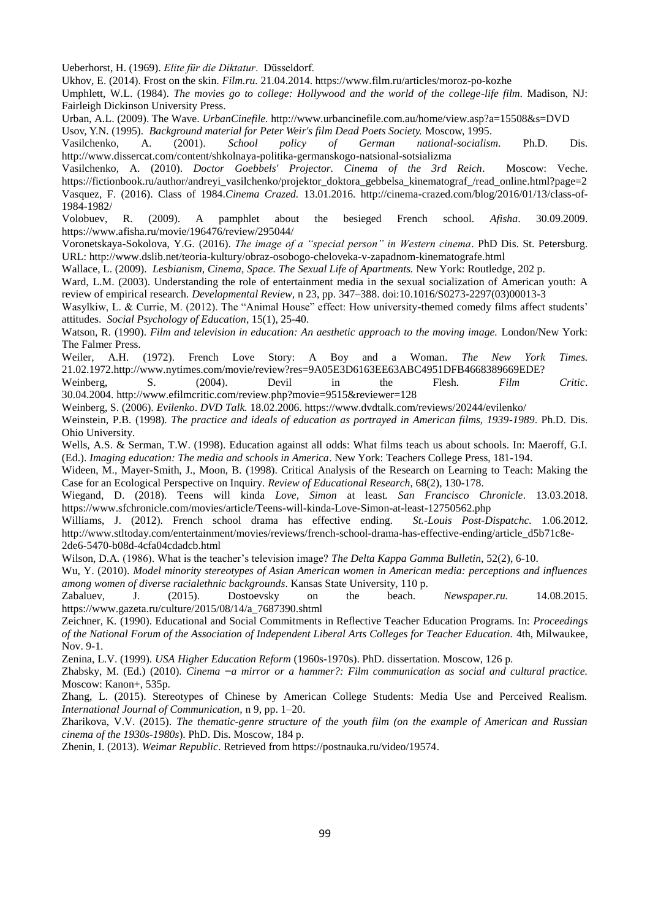Ueberhorst, H. (1969). *Elite für die Diktatur*. Düsseldorf.

Ukhov, E. (2014). Frost on the skin. *Film.ru.* 21.04.2014. https://www.film.ru/articles/moroz-po-kozhe

Umphlett, W.L. (1984). *The movies go to college: Hollywood and the world of the college-life film*. Madison, NJ: Fairleigh Dickinson University Press.

Urban, A.L. (2009). The Wave. *UrbanCinefile.* http://www.urbancinefile.com.au/home/view.asp?a=15508&s=DVD

Usov, Y.N. (1995). *Background material for Peter Weir's film Dead Poets Society.* Moscow, 1995.

Vasilchenko, A. (2001). *School policy of German national-socialism*. Ph.D. Dis. http://www.dissercat.com/content/shkolnaya-politika-germanskogo-natsional-sotsializma

Vasilchenko, A. (2010). *Doctor Goebbels' Projector. Cinema of the 3rd Reich*. Moscow: Veche. https://fictionbook.ru/author/andreyi_vasilchenko/projektor_doktora_gebbelsa_kinematograf_/read_online.html?page=2

Vasquez, F. (2016). Class of 1984.*Cinema Crazed.* 13.01.2016. http://cinema-crazed.com/blog/2016/01/13/class-of-1984-1982/

Volobuev, R. (2009). A pamphlet about the besieged French school. *Afisha*. 30.09.2009. https://www.afisha.ru/movie/196476/review/295044/

Voronetskaya-Sokolova, Y.G. (2016). *The image of a "special person" in Western cinema*. PhD Dis. St. Petersburg. URL: http://www.dslib.net/teoria-kultury/obraz-osobogo-cheloveka-v-zapadnom-kinematografe.html

Wallace, L. (2009). *Lesbianism, Cinema, Space. The Sexual Life of Apartments.* New York: Routledge, 202 p.

Ward, L.M. (2003). Understanding the role of entertainment media in the sexual socialization of American youth: A review of empirical research. *Developmental Review,* n 23, pp. 347–388. doi:10.1016/S0273-2297(03)00013-3

Wasylkiw, L. & Currie, M. (2012). The "Animal House" effect: How university-themed comedy films affect students' attitudes. *Social Psychology of Education*, 15(1), 25-40.

Watson, R. (1990). *Film and television in education: An aesthetic approach to the moving image.* London/New York: The Falmer Press.

Weiler, A.H. (1972). French Love Story: A Boy and a Woman. *The New York Times.* 21.02.1972.http://www.nytimes.com/movie/review?res=9A05E3D6163EE63ABC4951DFB4668389669EDE?

Weinberg, S. (2004). Devil in the Flesh. *Film Critic*. 30.04.2004. http://www.efilmcritic.com/review.php?movie=9515&reviewer=128

Weinberg, S. (2006). *Evilenko*. *DVD Talk.* 18.02.2006. https://www.dvdtalk.com/reviews/20244/evilenko/

Weinstein, P.B. (1998). *The practice and ideals of education as portrayed in American films, 1939-1989*. Ph.D. Dis. Ohio University.

Wells, A.S. & Serman, T.W. (1998). Education against all odds: What films teach us about schools. In: Maeroff, G.I. (Ed.). *Imaging education: The media and schools in America*. New York: Teachers College Press, 181-194.

Wideen, M., Mayer-Smith, J., Moon, B. (1998). Critical Analysis of the Research on Learning to Teach: Making the Case for an Ecological Perspective on Inquiry. *Review of Educational Research,* 68(2), 130-178.

Wiegand, D. (2018). Teens will kinda *Love, Simon* at least. *San Francisco Chronicle*. 13.03.2018. https://www.sfchronicle.com/movies/article/Teens-will-kinda-Love-Simon-at-least-12750562.php

Williams, J. (2012). French school drama has effective ending. *St.-Louis Post-Dispatchc.* 1.06.2012. http://www.stltoday.com/entertainment/movies/reviews/french-school-drama-has-effective-ending/article_d5b71c8e-2de6-5470-b08d-4cfa04cdadcb.html

Wilson, D.A. (1986). What is the teacher's television image? *The Delta Kappa Gamma Bulletin*, 52(2), 6-10.

Wu, Y. (2010). *Model minority stereotypes of Asian American women in American media: perceptions and influences among women of diverse racialethnic backgrounds*. Kansas State University, 110 p.

Zabaluev, J. (2015). Dostoevsky on the beach. *Newspaper.ru.* 14.08.2015. https://www.gazeta.ru/culture/2015/08/14/a_7687390.shtml

Zeichner, K. (1990). Educational and Social Commitments in Reflective Teacher Education Programs. In: *Proceedings of the National Forum of the Association of Independent Liberal Arts Colleges for Teacher Education.* 4th, Milwaukee, Nov. 9-1.

Zenina, L.V. (1999). *USA Higher Education Reform* (1960s-1970s). PhD. dissertation. Moscow, 126 p.

Zhabsky, M. (Ed.) (2010). *Cinema −a mirror or a hammer?: Film communication as social and cultural practice.* Moscow: Kanon+, 535p.

Zhang, L. (2015). Stereotypes of Chinese by American College Students: Media Use and Perceived Realism. *International Journal of Communication*, n 9, pp. 1–20.

Zharikova, V.V. (2015). *The thematic-genre structure of the youth film (on the example of American and Russian cinema of the 1930s-1980s*). PhD. Dis. Moscow, 184 p.

Zhenin, I. (2013). *Weimar Republic*. Retrieved from https://postnauka.ru/video/19574.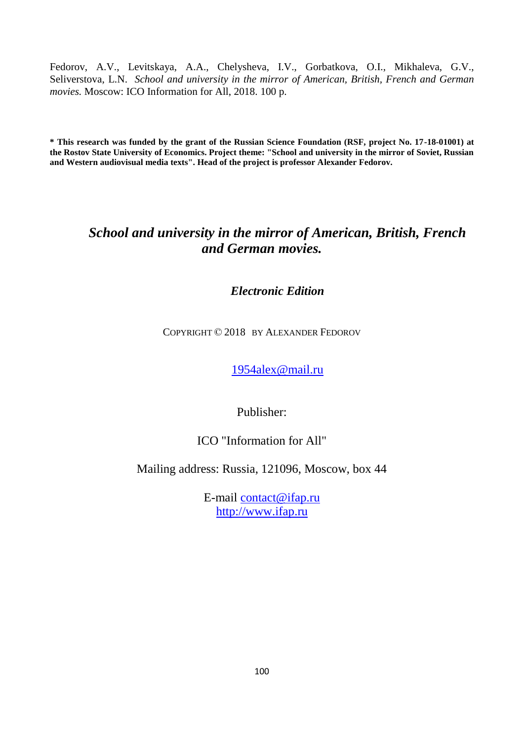Fedorov, A.V., Levitskaya, A.A., Chelysheva, I.V., Gorbatkova, O.I., Mikhaleva, G.V., Seliverstova, L.N. *School and university in the mirror of American, British, French and German movies.* Moscow: ICO Information for All, 2018. 100 p.

**\* This research was funded by the grant of the Russian Science Foundation (RSF, project No. 17-18-01001) at the Rostov State University of Economics. Project theme: "School and university in the mirror of Soviet, Russian and Western audiovisual media texts". Head of the project is professor Alexander Fedorov.**

# *School and university in the mirror of American, British, French and German movies.*

## *Electronic Edition*

COPYRIGHT © 2018 BY ALEXANDER FEDOROV

1954alex@mail.ru

Publisher:

ICO "Information for All"

Mailing address: Russia, 121096, Moscow, box 44

E-mail contact@ifap.ru
http://www.ifap.ru